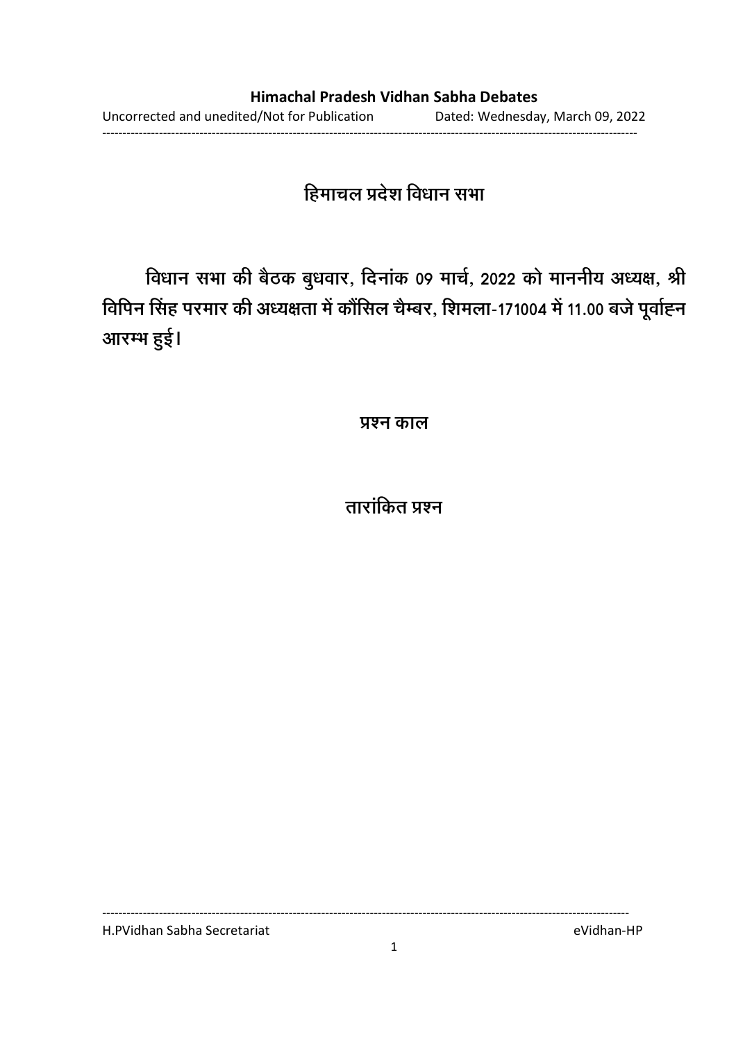# हिमाचल प्रदेश विधान सभा

विधान सभा की बैठक बुधवार, दिनांक 09 मार्च, 2022 को माननीय अध्यक्ष, श्री विपिन सिंह परमार की अध्यक्षता में कौंसिल चैम्बर, शिमला-171004 में 11.00 बजे पूर्वाह्न आरम्भ हुई।

## प्रश्न काल

## तारांकित प्रश्न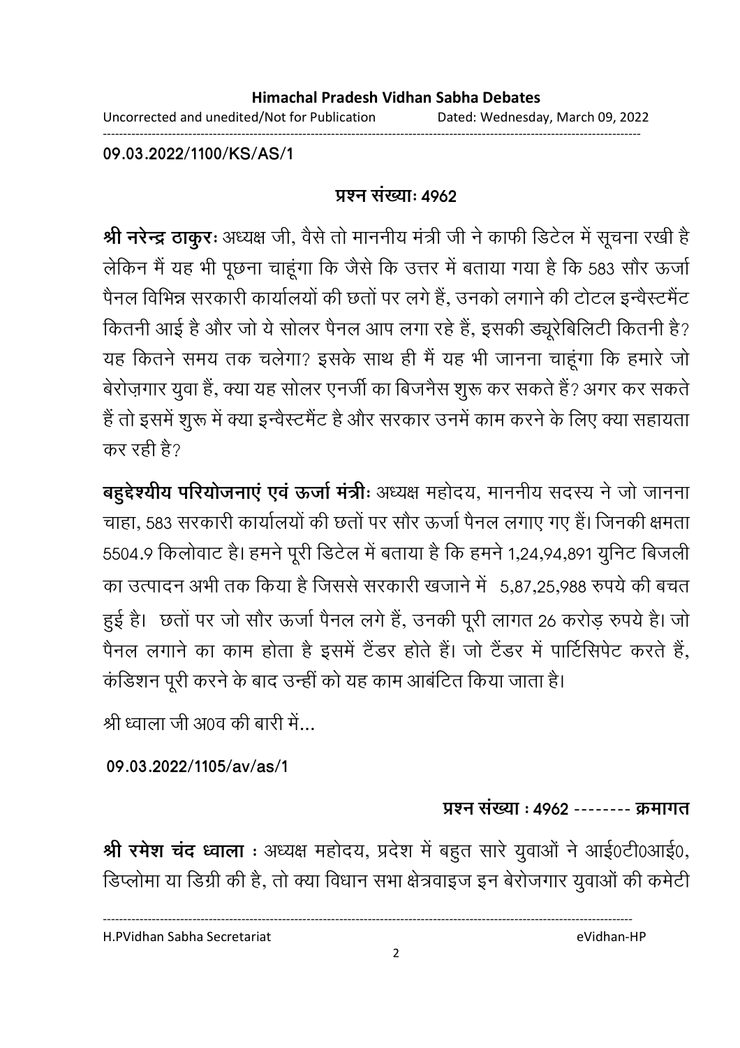09.03.2022/1100/KS/AS/1

**प्रश्न संख्याः 4962**

**श्री नरेन्द्र ठाकुरः** अध्यक्ष जी, वैसे तो माननीय मंत्री जी ने काफी डिटेल में सूचना रखी है लेकिन मैं यह भी पूछना चाहूंगा कि जैसे कि उत्तर में बताया गया है कि 583 सौर ऊर्जा पैनल विभिन्न सरकारी कार्यालयों की छतों पर लगे हैं, उनको लगाने की टोटल इन्वैस्टमैंट कितनी आई है और जो ये सोलर पैनल आप लगा रहे हैं, इसकी ड्यूरेबिलिटी कितनी है? यह कितने समय तक चलेगा? इसके साथ ही मैं यह भी जानना चाहूंगा कि हमारे जो बेरोज़गार युवा हैं, क्या यह सोलर एनर्जी का बिजनैस शुरू कर सकते हैं? अगर कर सकते हैं तो इसमें शुरू में क्या इन्वैस्टमैंट है और सरकार उनमें काम करने के लिए क्या सहायता कर रही है?

**बहुद्देश्यीय परियोजनाएं एवं ऊर्जा मंत्रीः** अध्यक्ष महोदय, माननीय सदस्य ने जो जानना चाहा, 583 सरकारी कार्यालयों की छतों पर सौर ऊर्जा पैनल लगाए गए हैं। जिनकी क्षमता 5504.9 किलोवाट है। हमने पूरी डिटेल में बताया है कि हमने 1,24,94,891 युनिट बिजली का उत्पादन अभी तक किया है जिससे सरकारी खजाने में 5,87,25,988 रुपये की बचत हुई है। छतों पर जो सौर ऊर्जा पैनल लगे हैं, उनकी पूरी लागत 26 करोड़ रुपये है। जो पैनल लगाने का काम होता है इसमें टैंडर होते हैं। जो टैंडर में पार्टिसिपेट करते हैं, कंडिशन पूरी करने के बाद उन्हीं को यह काम आबंटित किया जाता है।

श्री ध्वाला जी अ0व की बारी में...

09.03.2022/1105/av/as/1

**प्रश्न संख्या : 4962 -------- क्रमागत**

**श्री रमेश चंद ध्वाला :** अध्यक्ष महोदय, प्रदेश में बहुत सारे युवाओं ने आई0टी0आई0, डिप्लोमा या डिग्री की है, तो क्या विधान सभा क्षेत्रवाइज इन बेरोजगार युवाओं की कमेटी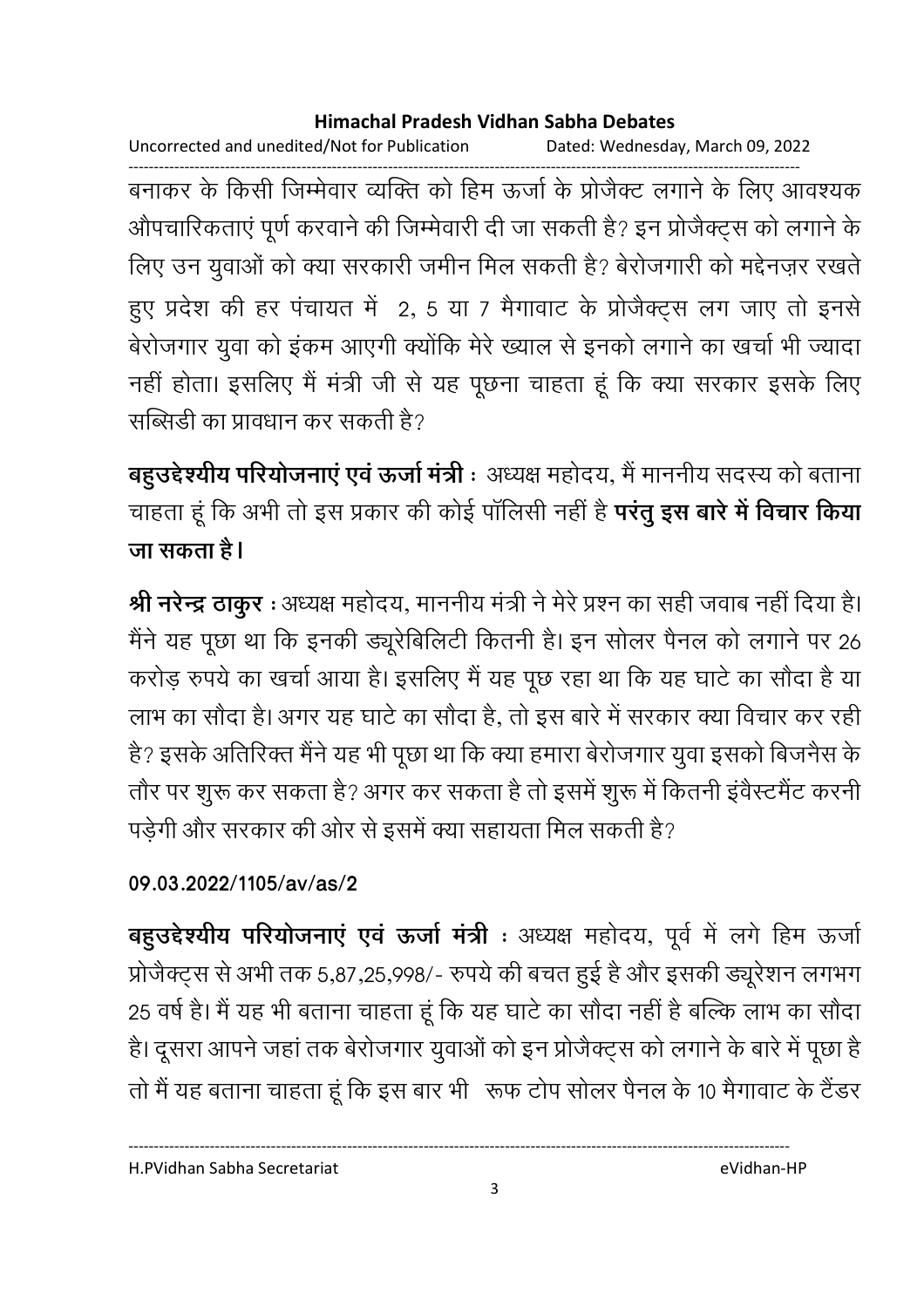बनाकर के किसी जिम्मेवार व्यक्ति को हिम ऊर्जा के प्रोजैक्ट लगाने के लिए आवश्यक औपचारिकताएं पूर्ण करवाने की जिम्मेवारी दी जा सकती है? इन प्रोजैक्ट्स को लगाने के लिए उन युवाओं को क्या सरकारी जमीन मिल सकती है? बेरोजगारी को मद्देनज़र रखते हुए प्रदेश की हर पंचायत में 2, 5 या 7 मैगावाट के प्रोजैक्ट्स लग जाए तो इनसे बेरोजगार युवा को इंकम आएगी क्योंकि मेरे ख्याल से इनको लगाने का खर्चा भी ज्यादा नहीं होता। इसलिए मैं मंत्री जी से यह पूछना चाहता हूं कि क्या सरकार इसके लिए सब्सिडी का प्रावधान कर सकती है?

**बहुउद्देश्यीय परियोजनाएं एवं ऊर्जा मंत्री** : अध्यक्ष महोदय, मैं माननीय सदस्य को बताना चाहता हूं कि अभी तो इस प्रकार की कोई पॉलिसी नहीं है **परंतु इस बारे में विचार किया जा सकता है।**

**श्री नरेन्द्र ठाकुर** : अध्यक्ष महोदय, माननीय मंत्री ने मेरे प्रश्न का सही जवाब नहीं दिया है। मैंने यह पूछा था कि इनकी ड्यूरेबिलिटी कितनी है। इन सोलर पैनल को लगाने पर 26 करोड़ रुपये का खर्चा आया है। इसलिए मैं यह पूछ रहा था कि यह घाटे का सौदा है या लाभ का सौदा है। अगर यह घाटे का सौदा है, तो इस बारे में सरकार क्या विचार कर रही है? इसके अतिरिक्त मैंने यह भी पूछा था कि क्या हमारा बेरोजगार युवा इसको बिजनैस के तौर पर शुरू कर सकता है? अगर कर सकता है तो इसमें शुरू में कितनी इंवैस्टमैंट करनी पड़ेगी और सरकार की ओर से इसमें क्या सहायता मिल सकती है?

**09.03.2022/1105/av/as/2**

**बहुउद्देश्यीय परियोजनाएं एवं ऊर्जा मंत्री** : अध्यक्ष महोदय, पूर्व में लगे हिम ऊर्जा प्रोजैक्ट्स से अभी तक 5,87,25,998/- रुपये की बचत हुई है और इसकी ड्यूरेशन लगभग 25 वर्ष है। मैं यह भी बताना चाहता हूं कि यह घाटे का सौदा नहीं है बल्कि लाभ का सौदा है। दूसरा आपने जहां तक बेरोजगार युवाओं को इन प्रोजैक्ट्स को लगाने के बारे में पूछा है तो मैं यह बताना चाहता हूं कि इस बार भी रूफ टोप सोलर पैनल के 10 मैगावाट के टैंडर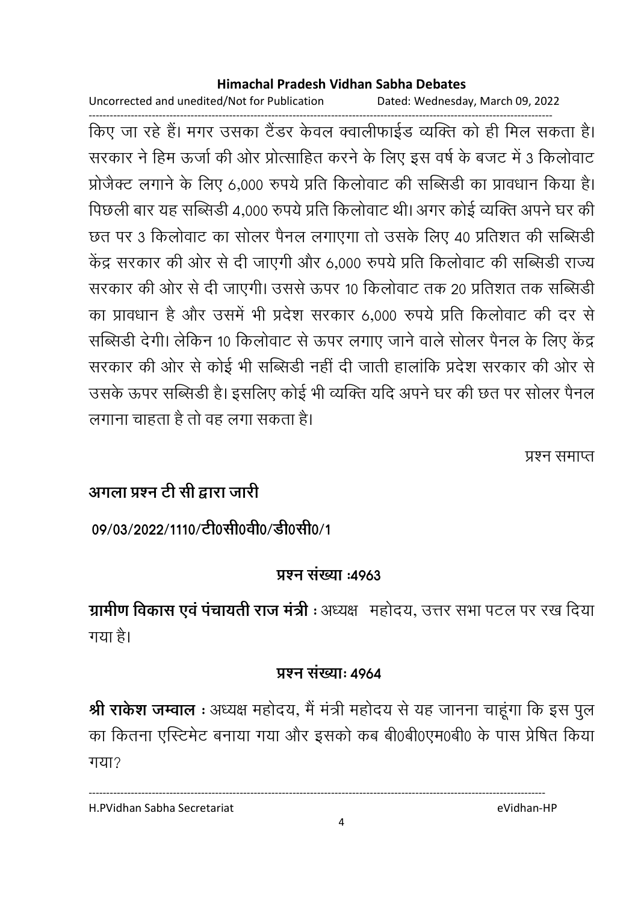किए जा रहे हैं। मगर उसका टैंडर केवल क्वालीफाईड व्यक्ति को ही मिल सकता है। सरकार ने हिम ऊर्जा की ओर प्रोत्साहित करने के लिए इस वर्ष के बजट में 3 किलोवाट प्रोजैक्ट लगाने के लिए 6,000 रुपये प्रति किलोवाट की सब्सिडी का प्रावधान किया है। पिछली बार यह सब्सिडी 4,000 रुपये प्रति किलोवाट थी। अगर कोई व्यक्ति अपने घर की छत पर 3 किलोवाट का सोलर पैनल लगाएगा तो उसके लिए 40 प्रतिशत की सब्सिडी केंद्र सरकार की ओर से दी जाएगी और 6,000 रुपये प्रति किलोवाट की सब्सिडी राज्य सरकार की ओर से दी जाएगी। उससे ऊपर 10 किलोवाट तक 20 प्रतिशत तक सब्सिडी का प्रावधान है और उसमें भी प्रदेश सरकार 6,000 रुपये प्रति किलोवाट की दर से सब्सिडी देगी। लेकिन 10 किलोवाट से ऊपर लगाए जाने वाले सोलर पैनल के लिए केंद्र सरकार की ओर से कोई भी सब्सिडी नहीं दी जाती हालांकि प्रदेश सरकार की ओर से उसके ऊपर सब्सिडी है। इसलिए कोई भी व्यक्ति यदि अपने घर की छत पर सोलर पैनल लगाना चाहता है तो वह लगा सकता है।

प्रश्न समाप्त

**अगला प्रश्न टी सी द्वारा जारी**

**09/03/2022/1110/टी0सी0वी0/डी0सी0/1**

**प्रश्न संख्या :4963**

**ग्रामीण विकास एवं पंचायती राज मंत्री :** अध्यक्ष महोदय, उत्तर सभा पटल पर रख दिया गया है।

**प्रश्न संख्याः 4964**

**श्री राकेश जम्वाल :** अध्यक्ष महोदय, मैं मंत्री महोदय से यह जानना चाहूंगा कि इस पुल का कितना एस्टिमेट बनाया गया और इसको कब बी0बी0एम0बी0 के पास प्रेषित किया गया?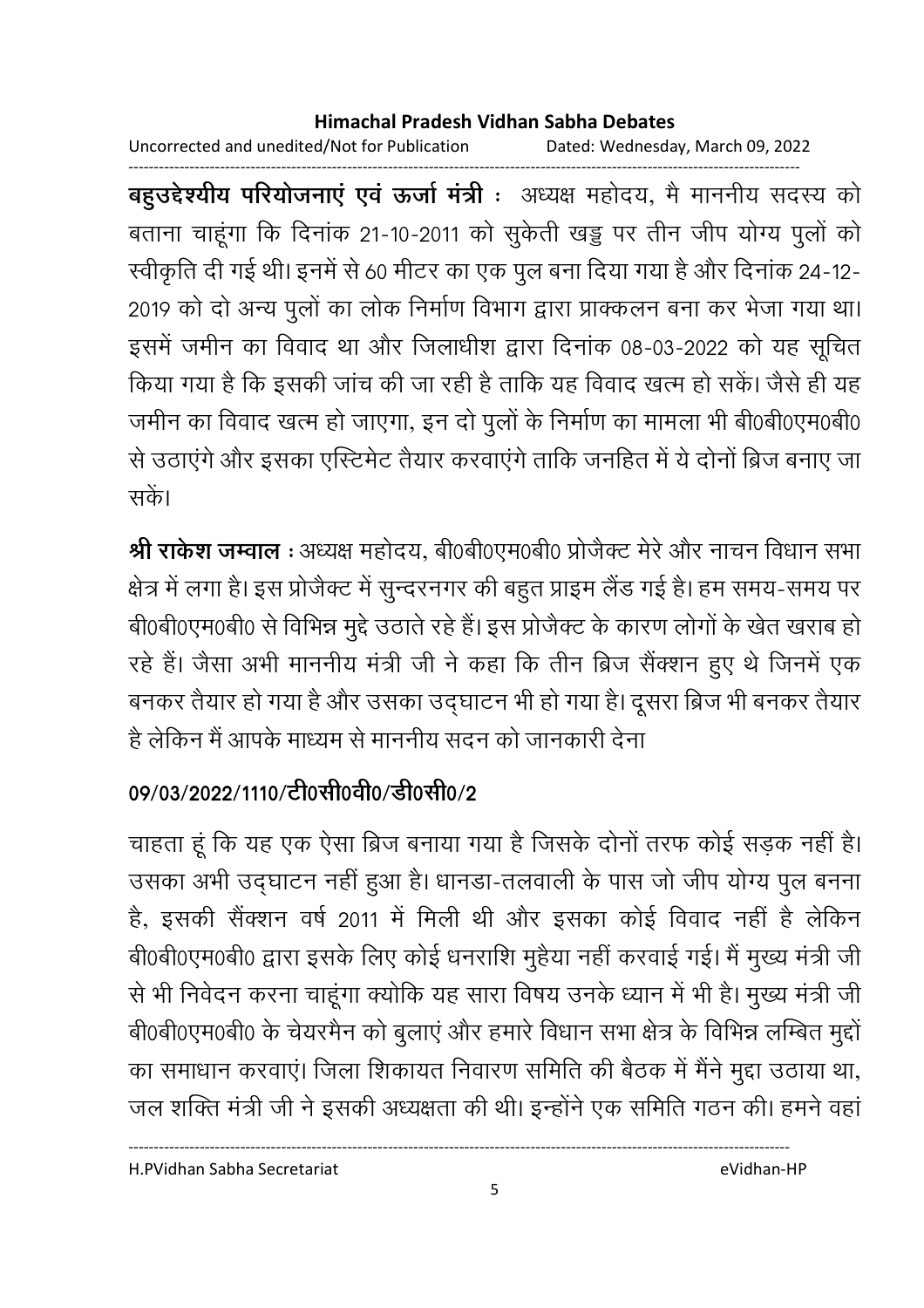**बहुउद्देश्यीय परियोजनाएं एवं ऊर्जा मंत्री** : अध्यक्ष महोदय, मै माननीय सदस्य को बताना चाहूंगा कि दिनांक 21-10-2011 को सुकेती खड्ड पर तीन जीप योग्य पुलों को स्वीकृति दी गई थी। इनमें से 60 मीटर का एक पुल बना दिया गया है और दिनांक 24-12-2019 को दो अन्य पुलों का लोक निर्माण विभाग द्वारा प्राक्कलन बना कर भेजा गया था। इसमें जमीन का विवाद था और जिलाधीश द्वारा दिनांक 08-03-2022 को यह सूचित किया गया है कि इसकी जांच की जा रही है ताकि यह विवाद खत्म हो सकें। जैसे ही यह जमीन का विवाद खत्म हो जाएगा, इन दो पुलों के निर्माण का मामला भी बी0बी0एम0बी0 से उठाएंगे और इसका एस्टिमेट तैयार करवाएंगे ताकि जनहित में ये दोनों ब्रिज बनाए जा सकें।

**श्री राकेश जम्वाल** : अध्यक्ष महोदय, बी0बी0एम0बी0 प्रोजैक्ट मेरे और नाचन विधान सभा क्षेत्र में लगा है। इस प्रोजैक्ट में सुन्दरनगर की बहुत प्राइम लैंड गई है। हम समय-समय पर बी0बी0एम0बी0 से विभिन्न मुद्दे उठाते रहे हैं। इस प्रोजैक्ट के कारण लोगों के खेत खराब हो रहे हैं। जैसा अभी माननीय मंत्री जी ने कहा कि तीन ब्रिज सैंक्शन हुए थे जिनमें एक बनकर तैयार हो गया है और उसका उद्घाटन भी हो गया है। दूसरा ब्रिज भी बनकर तैयार है लेकिन मैं आपके माध्यम से माननीय सदन को जानकारी देना

**09/03/2022/1110/टी0सी0वी0/डी0सी0/2**

चाहता हूं कि यह एक ऐसा ब्रिज बनाया गया है जिसके दोनों तरफ कोई सड़क नहीं है। उसका अभी उद्घाटन नहीं हुआ है। धानडा-तलवाली के पास जो जीप योग्य पुल बनना है, इसकी सैंक्शन वर्ष 2011 में मिली थी और इसका कोई विवाद नहीं है लेकिन बी0बी0एम0बी0 द्वारा इसके लिए कोई धनराशि मुहैया नहीं करवाई गई। मैं मुख्य मंत्री जी से भी निवेदन करना चाहूंगा क्योकि यह सारा विषय उनके ध्यान में भी है। मुख्य मंत्री जी बी0बी0एम0बी0 के चेयरमैन को बुलाएं और हमारे विधान सभा क्षेत्र के विभिन्न लम्बित मुद्दों का समाधान करवाएं। जिला शिकायत निवारण समिति की बैठक में मैंने मुद्दा उठाया था, जल शक्ति मंत्री जी ने इसकी अध्यक्षता की थी। इन्होंने एक समिति गठन की। हमने वहां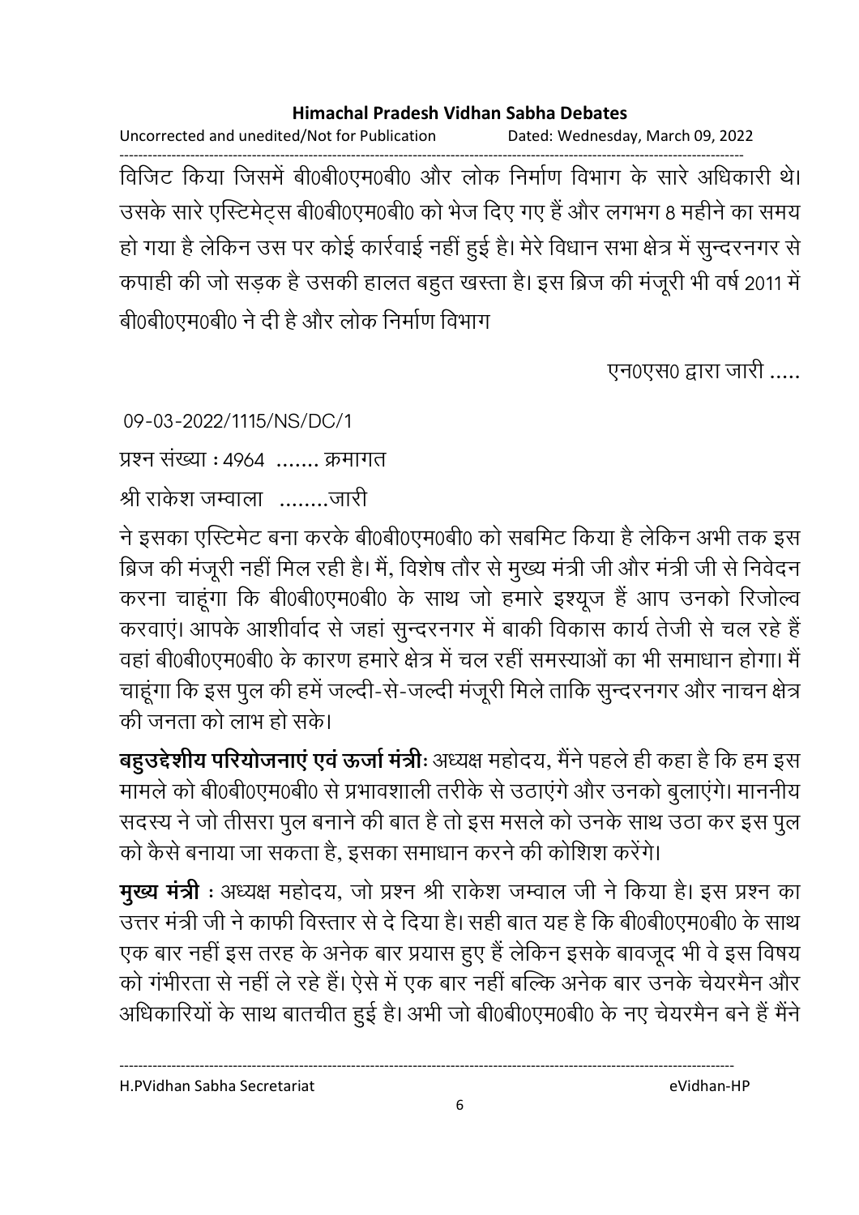विजिट किया जिसमें बी0बी0एम0बी0 और लोक निर्माण विभाग के सारे अधिकारी थे। उसके सारे एस्टिमेट्स बी0बी0एम0बी0 को भेज दिए गए हैं और लगभग 8 महीने का समय हो गया है लेकिन उस पर कोई कार्रवाई नहीं हुई है। मेरे विधान सभा क्षेत्र में सुन्दरनगर से कपाही की जो सड़क है उसकी हालत बहुत खस्ता है। इस ब्रिज की मंजूरी भी वर्ष 2011 में बी0बी0एम0बी0 ने दी है और लोक निर्माण विभाग

एन0एस0 द्वारा जारी .....

09-03-2022/1115/NS/DC/1

प्रश्न संख्या : 4964 ....... क्रमागत

श्री राकेश जम्वाला ........जारी

ने इसका एस्टिमेट बना करके बी0बी0एम0बी0 को सबमिट किया है लेकिन अभी तक इस ब्रिज की मंजूरी नहीं मिल रही है। मैं, विशेष तौर से मुख्य मंत्री जी और मंत्री जी से निवेदन करना चाहूंगा कि बी0बी0एम0बी0 के साथ जो हमारे इश्यूज हैं आप उनको रिजोल्व करवाएं। आपके आशीर्वाद से जहां सुन्दरनगर में बाकी विकास कार्य तेजी से चल रहे हैं वहां बी0बी0एम0बी0 के कारण हमारे क्षेत्र में चल रहीं समस्याओं का भी समाधान होगा। मैं चाहूंगा कि इस पुल की हमें जल्दी-से-जल्दी मंजूरी मिले ताकि सुन्दरनगर और नाचन क्षेत्र की जनता को लाभ हो सके।

**बहुउद्देशीय परियोजनाएं एवं ऊर्जा मंत्री**: अध्यक्ष महोदय, मैंने पहले ही कहा है कि हम इस मामले को बी0बी0एम0बी0 से प्रभावशाली तरीके से उठाएंगे और उनको बुलाएंगे। माननीय सदस्य ने जो तीसरा पुल बनाने की बात है तो इस मसले को उनके साथ उठा कर इस पुल को कैसे बनाया जा सकता है, इसका समाधान करने की कोशिश करेंगे।

**मुख्य मंत्री** : अध्यक्ष महोदय, जो प्रश्न श्री राकेश जम्वाल जी ने किया है। इस प्रश्न का उत्तर मंत्री जी ने काफी विस्तार से दे दिया है। सही बात यह है कि बी0बी0एम0बी0 के साथ एक बार नहीं इस तरह के अनेक बार प्रयास हुए हैं लेकिन इसके बावजूद भी वे इस विषय को गंभीरता से नहीं ले रहे हैं। ऐसे में एक बार नहीं बल्कि अनेक बार उनके चेयरमैन और अधिकारियों के साथ बातचीत हुई है। अभी जो बी0बी0एम0बी0 के नए चेयरमैन बने हैं मैंने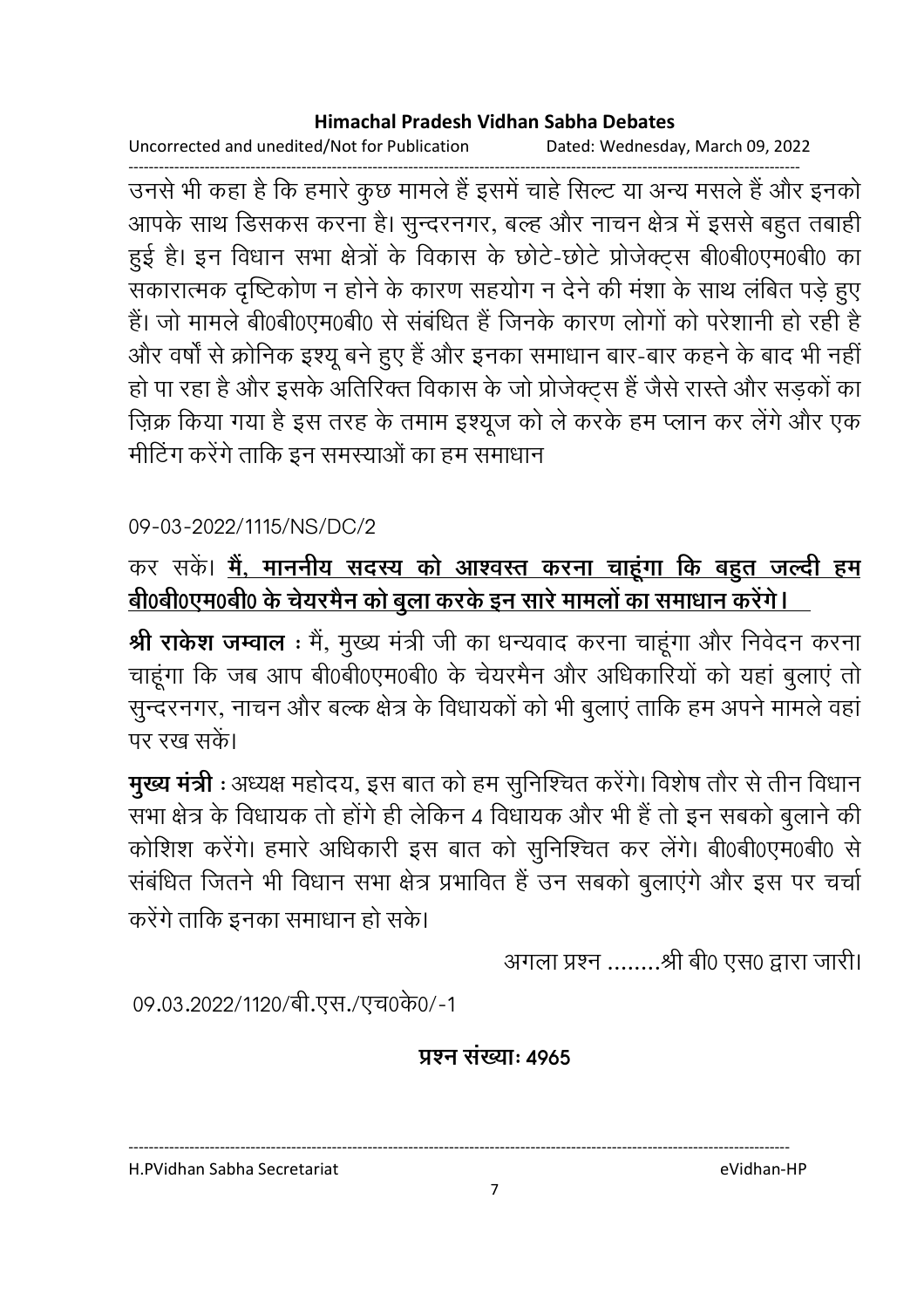उनसे भी कहा है कि हमारे कुछ मामले हैं इसमें चाहे सिल्ट या अन्य मसले हैं और इनको आपके साथ डिसकस करना है। सुन्दरनगर, बल्ह और नाचन क्षेत्र में इससे बहुत तबाही हुई है। इन विधान सभा क्षेत्रों के विकास के छोटे-छोटे प्रोजेक्ट्स बी0बी0एम0बी0 का सकारात्मक दृष्टिकोण न होने के कारण सहयोग न देने की मंशा के साथ लंबित पड़े हुए हैं। जो मामले बी0बी0एम0बी0 से संबंधित हैं जिनके कारण लोगों को परेशानी हो रही है और वर्षों से क्रोनिक इश्यू बने हुए हैं और इनका समाधान बार-बार कहने के बाद भी नहीं हो पा रहा है और इसके अतिरिक्त विकास के जो प्रोजेक्ट्स हैं जैसे रास्ते और सड़कों का ज़िक्र किया गया है इस तरह के तमाम इश्यूज को ले करके हम प्लान कर लेंगे और एक मीटिंग करेंगे ताकि इन समस्याओं का हम समाधान

09-03-2022/1115/NS/DC/2

कर सकें। **<u>मैं, माननीय सदस्य को आश्वस्त करना चाहूंगा कि बहुत जल्दी हम बी0बी0एम0बी0 के चेयरमैन को बुला करके इन सारे मामलों का समाधान करेंगे।</u>**

**श्री राकेश जम्वाल** : मैं, मुख्य मंत्री जी का धन्यवाद करना चाहूंगा और निवेदन करना चाहूंगा कि जब आप बी0बी0एम0बी0 के चेयरमैन और अधिकारियों को यहां बुलाएं तो सुन्दरनगर, नाचन और बल्क क्षेत्र के विधायकों को भी बुलाएं ताकि हम अपने मामले वहां पर रख सकें।

**मुख्य मंत्री** : अध्यक्ष महोदय, इस बात को हम सुनिश्चित करेंगे। विशेष तौर से तीन विधान सभा क्षेत्र के विधायक तो होंगे ही लेकिन 4 विधायक और भी हैं तो इन सबको बुलाने की कोशिश करेंगे। हमारे अधिकारी इस बात को सुनिश्चित कर लेंगे। बी0बी0एम0बी0 से संबंधित जितने भी विधान सभा क्षेत्र प्रभावित हैं उन सबको बुलाएंगे और इस पर चर्चा करेंगे ताकि इनका समाधान हो सके।

अगला प्रश्न ........श्री बी0 एस0 द्वारा जारी।

09.03.2022/1120/बी.एस./एच0के0/-1

**प्रश्न संख्याः 4965**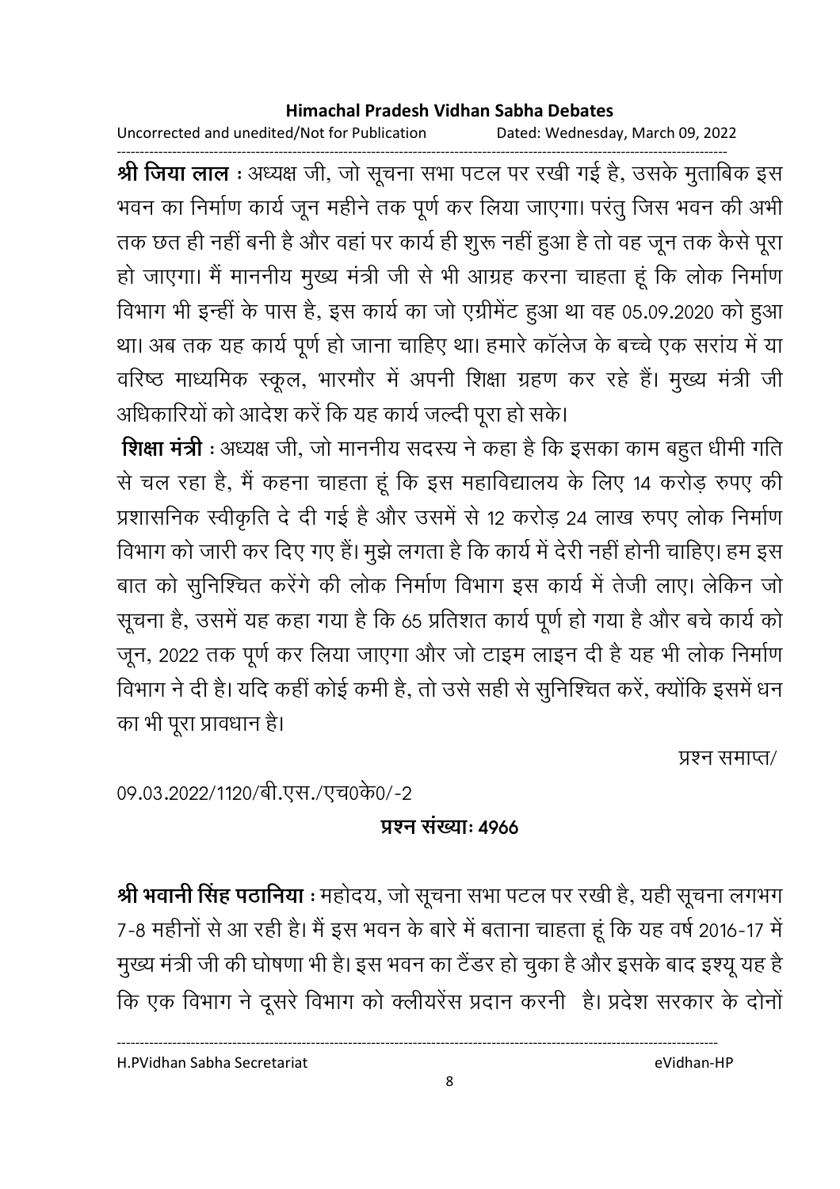**श्री जिया लाल** : अध्यक्ष जी, जो सूचना सभा पटल पर रखी गई है, उसके मुताबिक इस भवन का निर्माण कार्य जून महीने तक पूर्ण कर लिया जाएगा। परंतु जिस भवन की अभी तक छत ही नहीं बनी है और वहां पर कार्य ही शुरू नहीं हुआ है तो वह जून तक कैसे पूरा हो जाएगा। मैं माननीय मुख्य मंत्री जी से भी आग्रह करना चाहता हूं कि लोक निर्माण विभाग भी इन्हीं के पास है, इस कार्य का जो एग्रीमेंट हुआ था वह 05.09.2020 को हुआ था। अब तक यह कार्य पूर्ण हो जाना चाहिए था। हमारे कॉलेज के बच्चे एक सरांय में या वरिष्ठ माध्यमिक स्कूल, भारमौर में अपनी शिक्षा ग्रहण कर रहे हैं। मुख्य मंत्री जी अधिकारियों को आदेश करें कि यह कार्य जल्दी पूरा हो सके।

**शिक्षा मंत्री** : अध्यक्ष जी, जो माननीय सदस्य ने कहा है कि इसका काम बहुत धीमी गति से चल रहा है, मैं कहना चाहता हूं कि इस महाविद्यालय के लिए 14 करोड़ रुपए की प्रशासनिक स्वीकृति दे दी गई है और उसमें से 12 करोड़ 24 लाख रुपए लोक निर्माण विभाग को जारी कर दिए गए हैं। मुझे लगता है कि कार्य में देरी नहीं होनी चाहिए। हम इस बात को सुनिश्चित करेंगे की लोक निर्माण विभाग इस कार्य में तेजी लाए। लेकिन जो सूचना है, उसमें यह कहा गया है कि 65 प्रतिशत कार्य पूर्ण हो गया है और बचे कार्य को जून, 2022 तक पूर्ण कर लिया जाएगा और जो टाइम लाइन दी है यह भी लोक निर्माण विभाग ने दी है। यदि कहीं कोई कमी है, तो उसे सही से सुनिश्चित करें, क्योंकि इसमें धन का भी पूरा प्रावधान है।

प्रश्न समाप्त/

09.03.2022/1120/बी.एस./एच0के0/-2

**प्रश्न संख्याः 4966**

**श्री भवानी सिंह पठानिया** : महोदय, जो सूचना सभा पटल पर रखी है, यही सूचना लगभग 7-8 महीनों से आ रही है। मैं इस भवन के बारे में बताना चाहता हूं कि यह वर्ष 2016-17 में मुख्य मंत्री जी की घोषणा भी है। इस भवन का टैंडर हो चुका है और इसके बाद इश्यू यह है कि एक विभाग ने दूसरे विभाग को क्लीयरेंस प्रदान करनी है। प्रदेश सरकार के दोनों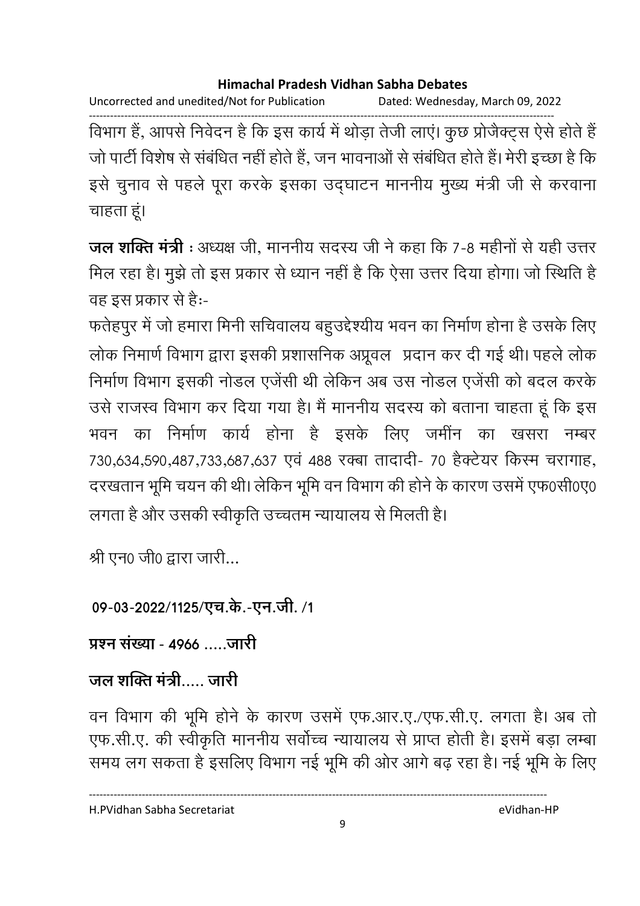विभाग हैं, आपसे निवेदन है कि इस कार्य में थोड़ा तेजी लाएं। कुछ प्रोजैक्ट्स ऐसे होते हैं जो पार्टी विशेष से संबंधित नहीं होते हैं, जन भावनाओं से संबंधित होते हैं। मेरी इच्छा है कि इसे चुनाव से पहले पूरा करके इसका उद्घाटन माननीय मुख्य मंत्री जी से करवाना चाहता हूं।

**जल शक्ति मंत्री** : अध्यक्ष जी, माननीय सदस्य जी ने कहा कि 7-8 महीनों से यही उत्तर मिल रहा है। मुझे तो इस प्रकार से ध्यान नहीं है कि ऐसा उत्तर दिया होगा। जो स्थिति है वह इस प्रकार से हैः-

फतेहपुर में जो हमारा मिनी सचिवालय बहुउद्देश्यीय भवन का निर्माण होना है उसके लिए लोक निमार्ण विभाग द्वारा इसकी प्रशासनिक अप्रूवल प्रदान कर दी गई थी। पहले लोक निर्माण विभाग इसकी नोडल एजेंसी थी लेकिन अब उस नोडल एजेंसी को बदल करके उसे राजस्व विभाग कर दिया गया है। मैं माननीय सदस्य को बताना चाहता हूं कि इस भवन का निर्माण कार्य होना है इसके लिए जमींन का खसरा नम्बर 730,634,590,487,733,687,637 एवं 488 रक्बा तादादी- 70 हैक्टेयर किस्म चरागाह, दरखतान भूमि चयन की थी। लेकिन भूमि वन विभाग की होने के कारण उसमें एफ0सी0ए0 लगता है और उसकी स्वीकृति उच्चतम न्यायालय से मिलती है।

श्री एन0 जी0 द्वारा जारी...

**09-03-2022/1125/एच.के.-एन.जी. /1**

**प्रश्न संख्या - 4966 .....जारी**

**जल शक्ति मंत्री..... जारी**

वन विभाग की भूमि होने के कारण उसमें एफ.आर.ए./एफ.सी.ए. लगता है। अब तो एफ.सी.ए. की स्वीकृति माननीय सर्वोच्च न्यायालय से प्राप्त होती है। इसमें बड़ा लम्बा समय लग सकता है इसलिए विभाग नई भूमि की ओर आगे बढ़ रहा है। नई भूमि के लिए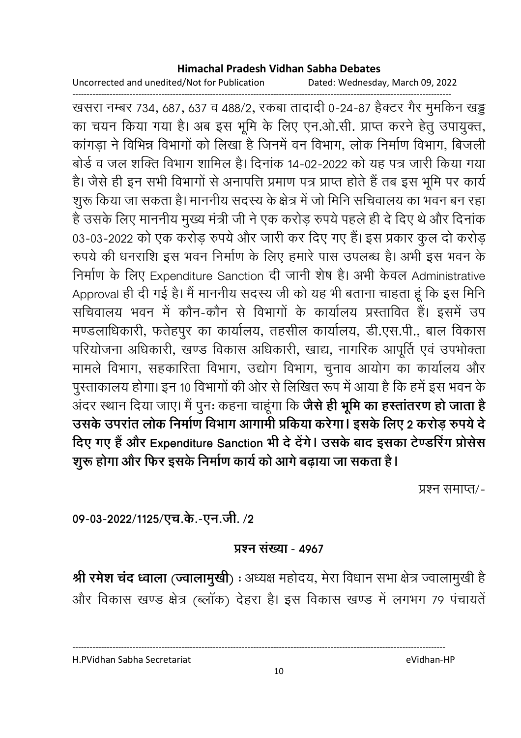खसरा नम्बर 734, 687, 637 व 488/2, रकबा तादादी 0-24-87 हैक्टर गैर मुमकिन खड्ड का चयन किया गया है। अब इस भूमि के लिए एन.ओ.सी. प्राप्त करने हेतु उपायुक्त, कांगड़ा ने विभिन्न विभागों को लिखा है जिनमें वन विभाग, लोक निर्माण विभाग, बिजली बोर्ड व जल शक्ति विभाग शामिल है। दिनांक 14-02-2022 को यह पत्र जारी किया गया है। जैसे ही इन सभी विभागों से अनापत्ति प्रमाण पत्र प्राप्त होते हैं तब इस भूमि पर कार्य शुरू किया जा सकता है। माननीय सदस्य के क्षेत्र में जो मिनि सचिवालय का भवन बन रहा है उसके लिए माननीय मुख्य मंत्री जी ने एक करोड़ रुपये पहले ही दे दिए थे और दिनांक 03-03-2022 को एक करोड़ रुपये और जारी कर दिए गए हैं। इस प्रकार कुल दो करोड़ रुपये की धनराशि इस भवन निर्माण के लिए हमारे पास उपलब्ध है। अभी इस भवन के निर्माण के लिए Expenditure Sanction दी जानी शेष है। अभी केवल Administrative Approval ही दी गई है। मैं माननीय सदस्य जी को यह भी बताना चाहता हूं कि इस मिनि सचिवालय भवन में कौन-कौन से विभागों के कार्यालय प्रस्तावित हैं। इसमें उप मण्डलाधिकारी, फतेहपुर का कार्यालय, तहसील कार्यालय, डी.एस.पी., बाल विकास परियोजना अधिकारी, खण्ड विकास अधिकारी, खाद्य, नागरिक आपूर्ति एवं उपभोक्ता मामले विभाग, सहकारिता विभाग, उद्योग विभाग, चुनाव आयोग का कार्यालय और पुस्ताकालय होगा। इन 10 विभागों की ओर से लिखित रूप में आया है कि हमें इस भवन के अंदर स्थान दिया जाए। मैं पुनः कहना चाहूंगा कि **जैसे ही भूमि का हस्तांतरण हो जाता है उसके उपरांत लोक निर्माण विभाग आगामी प्रकिया करेगा। इसके लिए 2 करोड़ रुपये दे दिए गए हैं और Expenditure Sanction भी दे देंगे। उसके बाद इसका टेण्डरिंग प्रोसेस शुरू होगा और फिर इसके निर्माण कार्य को आगे बढ़ाया जा सकता है।**

प्रश्न समाप्त/-

**09-03-2022/1125/एच.के.-एन.जी. /2**

**प्रश्न संख्या - 4967**

**श्री रमेश चंद ध्वाला (ज्वालामुखी)** : अध्यक्ष महोदय, मेरा विधान सभा क्षेत्र ज्वालामुखी है और विकास खण्ड क्षेत्र (ब्लॉक) देहरा है। इस विकास खण्ड में लगभग 79 पंचायतें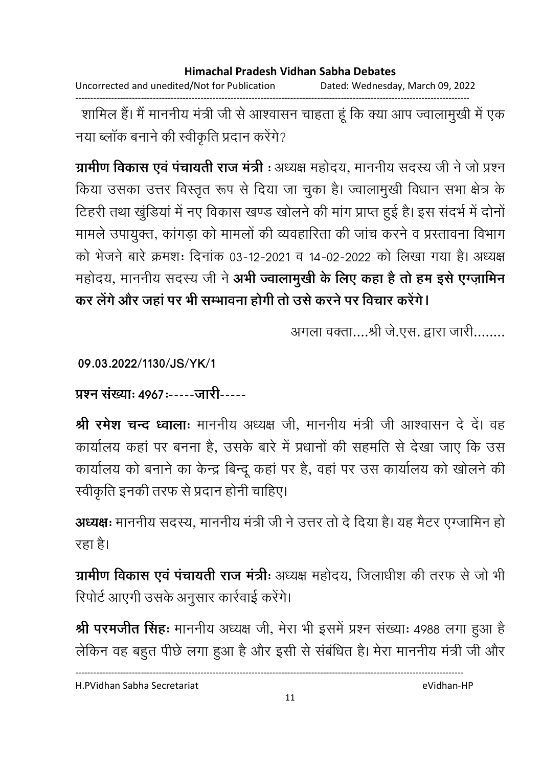शामिल हैं। मैं माननीय मंत्री जी से आश्वासन चाहता हूं कि क्या आप ज्वालामुखी में एक नया ब्लॉक बनाने की स्वीकृति प्रदान करेंगे?

**ग्रामीण विकास एवं पंचायती राज मंत्री** : अध्यक्ष महोदय, माननीय सदस्य जी ने जो प्रश्न किया उसका उत्तर विस्तृत रूप से दिया जा चुका है। ज्वालामुखी विधान सभा क्षेत्र के टिहरी तथा खुंडियां में नए विकास खण्ड खोलने की मांग प्राप्त हुई है। इस संदर्भ में दोनों मामले उपायुक्त, कांगड़ा को मामलों की व्यवहारिता की जांच करने व प्रस्तावना विभाग को भेजने बारे क्रमशः दिनांक 03-12-2021 व 14-02-2022 को लिखा गया है। अध्यक्ष महोदय, माननीय सदस्य जी ने **अभी ज्वालामुखी के लिए कहा है तो हम इसे एग्ज़ामिन कर लेंगे और जहां पर भी सम्भावना होगी तो उसे करने पर विचार करेंगे।**

अगला वक्ता....श्री जे.एस. द्वारा जारी........

**09.03.2022/1130/JS/YK/1**

**प्रश्न संख्याः 4967**:-----**जारी**-----

**श्री रमेश चन्द ध्वालाः** माननीय अध्यक्ष जी, माननीय मंत्री जी आश्वासन दे दें। वह कार्यालय कहां पर बनना है, उसके बारे में प्रधानों की सहमति से देखा जाए कि उस कार्यालय को बनाने का केन्द्र बिन्दू कहां पर है, वहां पर उस कार्यालय को खोलने की स्वीकृति इनकी तरफ से प्रदान होनी चाहिए।

**अध्यक्षः** माननीय सदस्य, माननीय मंत्री जी ने उत्तर तो दे दिया है। यह मैटर एग्जामिन हो रहा है।

**ग्रामीण विकास एवं पंचायती राज मंत्रीः** अध्यक्ष महोदय, जिलाधीश की तरफ से जो भी रिपोर्ट आएगी उसके अनुसार कार्रवाई करेंगे।

**श्री परमजीत सिंहः** माननीय अध्यक्ष जी, मेरा भी इसमें प्रश्न संख्याः 4988 लगा हुआ है लेकिन वह बहुत पीछे लगा हुआ है और इसी से संबंधित है। मेरा माननीय मंत्री जी और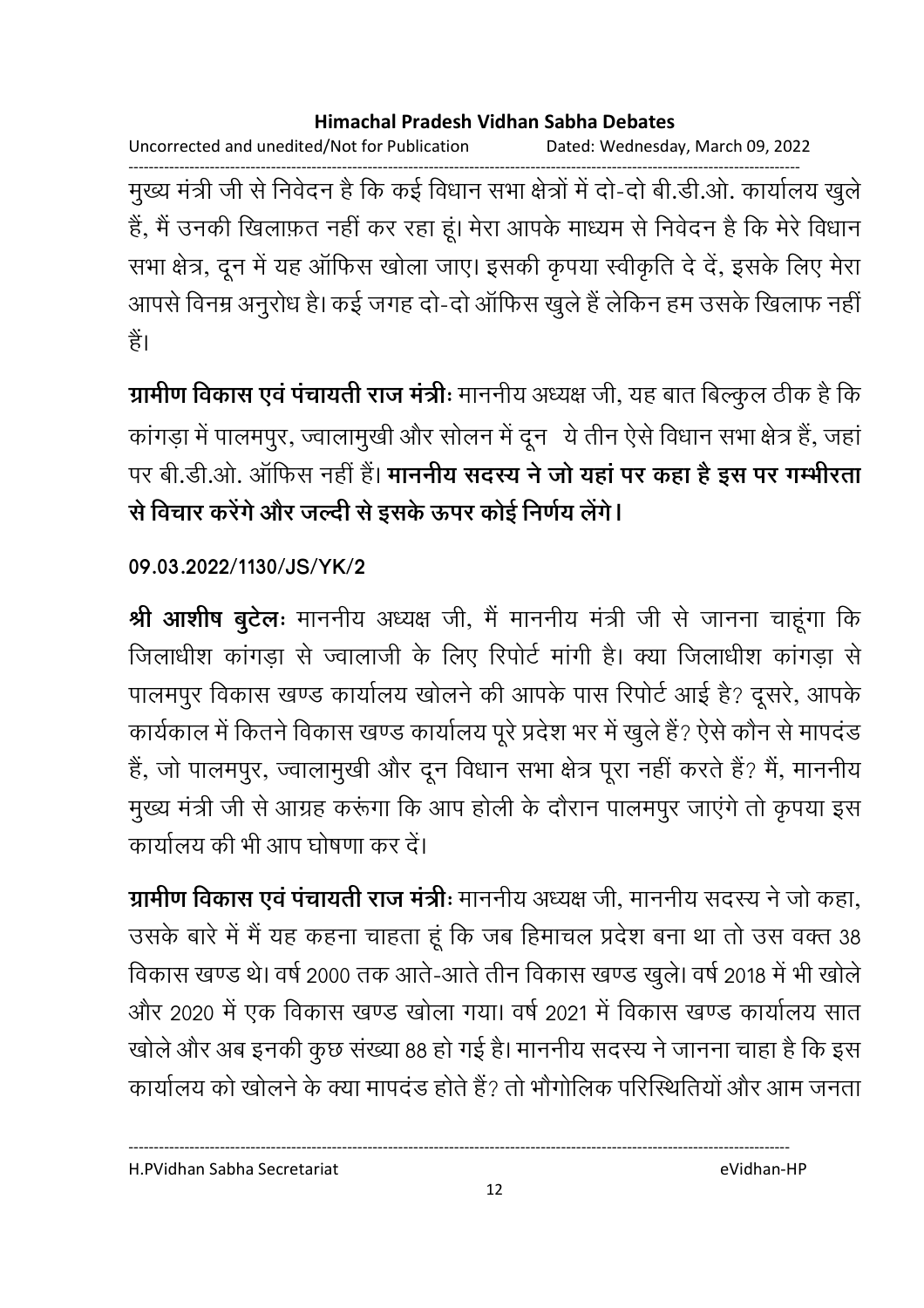मुख्य मंत्री जी से निवेदन है कि कई विधान सभा क्षेत्रों में दो-दो बी.डी.ओ. कार्यालय खुले हैं, मैं उनकी खिलाफ़त नहीं कर रहा हूं। मेरा आपके माध्यम से निवेदन है कि मेरे विधान सभा क्षेत्र, दून में यह ऑफिस खोला जाए। इसकी कृपया स्वीकृति दे दें, इसके लिए मेरा आपसे विनम्र अनुरोध है। कई जगह दो-दो ऑफिस खुले हैं लेकिन हम उसके खिलाफ नहीं हैं।

**ग्रामीण विकास एवं पंचायती राज मंत्रीः** माननीय अध्यक्ष जी, यह बात बिल्कुल ठीक है कि कांगड़ा में पालमपुर, ज्वालामुखी और सोलन में दून ये तीन ऐसे विधान सभा क्षेत्र हैं, जहां पर बी.डी.ओ. ऑफिस नहीं हैं। **माननीय सदस्य ने जो यहां पर कहा है इस पर गम्भीरता से विचार करेंगे और जल्दी से इसके ऊपर कोई निर्णय लेंगे।**

**09.03.2022/1130/JS/YK/2**

**श्री आशीष बुटेलः** माननीय अध्यक्ष जी, मैं माननीय मंत्री जी से जानना चाहूंगा कि जिलाधीश कांगड़ा से ज्वालाजी के लिए रिपोर्ट मांगी है। क्या जिलाधीश कांगड़ा से पालमपुर विकास खण्ड कार्यालय खोलने की आपके पास रिपोर्ट आई है? दूसरे, आपके कार्यकाल में कितने विकास खण्ड कार्यालय पूरे प्रदेश भर में खुले हैं? ऐसे कौन से मापदंड हैं, जो पालमपुर, ज्वालामुखी और दून विधान सभा क्षेत्र पूरा नहीं करते हैं? मैं, माननीय मुख्य मंत्री जी से आग्रह करूंगा कि आप होली के दौरान पालमपुर जाएंगे तो कृपया इस कार्यालय की भी आप घोषणा कर दें।

**ग्रामीण विकास एवं पंचायती राज मंत्रीः** माननीय अध्यक्ष जी, माननीय सदस्य ने जो कहा, उसके बारे में मैं यह कहना चाहता हूं कि जब हिमाचल प्रदेश बना था तो उस वक्त 38 विकास खण्ड थे। वर्ष 2000 तक आते-आते तीन विकास खण्ड खुले। वर्ष 2018 में भी खोले और 2020 में एक विकास खण्ड खोला गया। वर्ष 2021 में विकास खण्ड कार्यालय सात खोले और अब इनकी कुछ संख्या 88 हो गई है। माननीय सदस्य ने जानना चाहा है कि इस कार्यालय को खोलने के क्या मापदंड होते हैं? तो भौगोलिक परिस्थितियों और आम जनता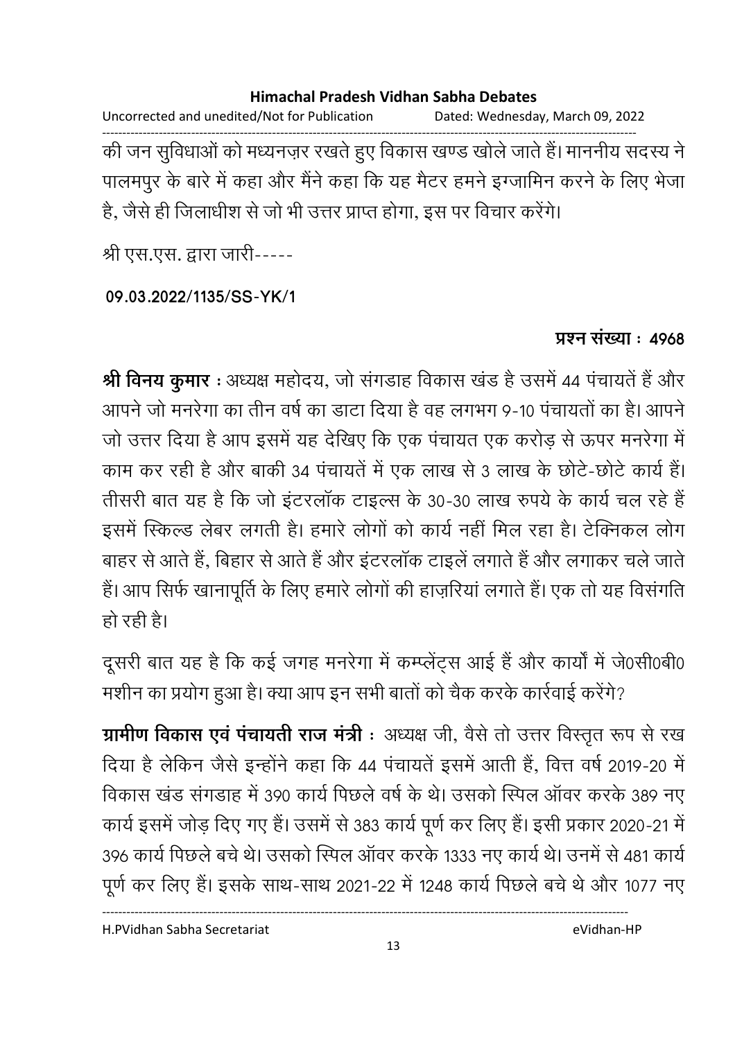की जन सुविधाओं को मध्यनज़र रखते हुए विकास खण्ड खोले जाते हैं। माननीय सदस्य ने पालमपुर के बारे में कहा और मैंने कहा कि यह मैटर हमने इग्जामिन करने के लिए भेजा है, जैसे ही जिलाधीश से जो भी उत्तर प्राप्त होगा, इस पर विचार करेंगे।

श्री एस.एस. द्वारा जारी-----

**09.03.2022/1135/SS-YK/1**

**प्रश्न संख्या : 4968**

**श्री विनय कुमार :** अध्यक्ष महोदय, जो संगडाह विकास खंड है उसमें 44 पंचायतें हैं और आपने जो मनरेगा का तीन वर्ष का डाटा दिया है वह लगभग 9-10 पंचायतों का है। आपने जो उत्तर दिया है आप इसमें यह देखिए कि एक पंचायत एक करोड़ से ऊपर मनरेगा में काम कर रही है और बाकी 34 पंचायतें में एक लाख से 3 लाख के छोटे-छोटे कार्य हैं। तीसरी बात यह है कि जो इंटरलॉक टाइल्स के 30-30 लाख रुपये के कार्य चल रहे हैं इसमें स्किल्ड लेबर लगती है। हमारे लोगों को कार्य नहीं मिल रहा है। टेक्निकल लोग बाहर से आते हैं, बिहार से आते हैं और इंटरलॉक टाइलें लगाते हैं और लगाकर चले जाते हैं। आप सिर्फ खानापूर्ति के लिए हमारे लोगों की हाज़रियां लगाते हैं। एक तो यह विसंगति हो रही है।

दूसरी बात यह है कि कई जगह मनरेगा में कम्प्लेंट्स आई हैं और कार्यों में जे0सी0बी0 मशीन का प्रयोग हुआ है। क्या आप इन सभी बातों को चैक करके कार्रवाई करेंगे?

**ग्रामीण विकास एवं पंचायती राज मंत्री :** अध्यक्ष जी, वैसे तो उत्तर विस्तृत रूप से रख दिया है लेकिन जैसे इन्होंने कहा कि 44 पंचायतें इसमें आती हैं, वित्त वर्ष 2019-20 में विकास खंड संगडाह में 390 कार्य पिछले वर्ष के थे। उसको स्पिल ऑवर करके 389 नए कार्य इसमें जोड़ दिए गए हैं। उसमें से 383 कार्य पूर्ण कर लिए हैं। इसी प्रकार 2020-21 में 396 कार्य पिछले बचे थे। उसको स्पिल ऑवर करके 1333 नए कार्य थे। उनमें से 481 कार्य पूर्ण कर लिए हैं। इसके साथ-साथ 2021-22 में 1248 कार्य पिछले बचे थे और 1077 नए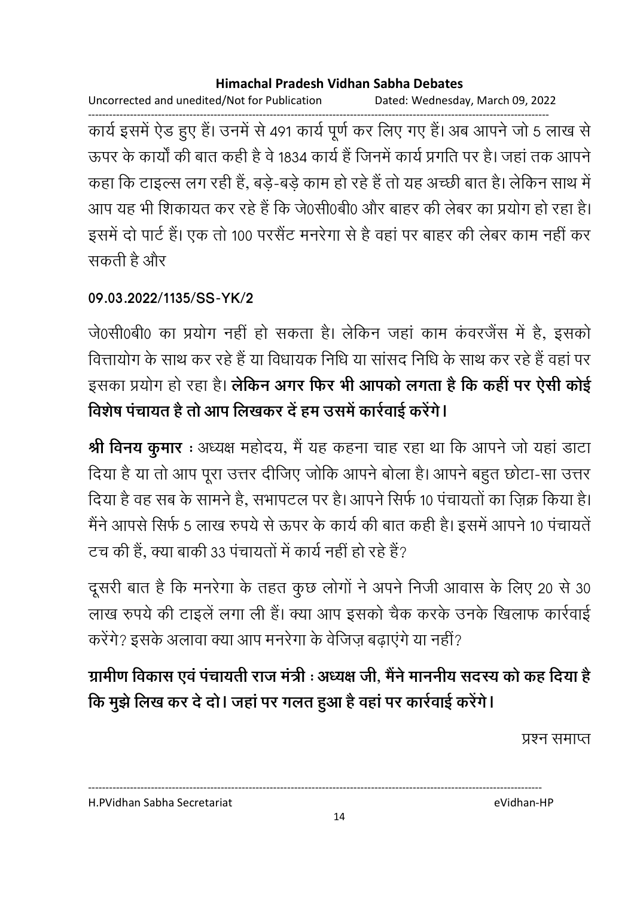कार्य इसमें ऐड हुए हैं। उनमें से 491 कार्य पूर्ण कर लिए गए हैं। अब आपने जो 5 लाख से ऊपर के कार्यों की बात कही है वे 1834 कार्य हैं जिनमें कार्य प्रगति पर है। जहां तक आपने कहा कि टाइल्स लग रही हैं, बड़े-बड़े काम हो रहे हैं तो यह अच्छी बात है। लेकिन साथ में आप यह भी शिकायत कर रहे हैं कि जे0सी0बी0 और बाहर की लेबर का प्रयोग हो रहा है। इसमें दो पार्ट हैं। एक तो 100 परसैंट मनरेगा से है वहां पर बाहर की लेबर काम नहीं कर सकती है और

**09.03.2022/1135/SS-YK/2**

जे0सी0बी0 का प्रयोग नहीं हो सकता है। लेकिन जहां काम कंवरजैंस में है, इसको वित्तायोग के साथ कर रहे हैं या विधायक निधि या सांसद निधि के साथ कर रहे हैं वहां पर इसका प्रयोग हो रहा है। **लेकिन अगर फिर भी आपको लगता है कि कहीं पर ऐसी कोई विशेष पंचायत है तो आप लिखकर दें हम उसमें कार्रवाई करेंगे।**

**श्री विनय कुमार** : अध्यक्ष महोदय, मैं यह कहना चाह रहा था कि आपने जो यहां डाटा दिया है या तो आप पूरा उत्तर दीजिए जोकि आपने बोला है। आपने बहुत छोटा-सा उत्तर दिया है वह सब के सामने है, सभापटल पर है। आपने सिर्फ 10 पंचायतों का ज़िक्र किया है। मैंने आपसे सिर्फ 5 लाख रुपये से ऊपर के कार्य की बात कही है। इसमें आपने 10 पंचायतें टच की हैं, क्या बाकी 33 पंचायतों में कार्य नहीं हो रहे हैं?

दूसरी बात है कि मनरेगा के तहत कुछ लोगों ने अपने निजी आवास के लिए 20 से 30 लाख रुपये की टाइलें लगा ली हैं। क्या आप इसको चैक करके उनके खिलाफ कार्रवाई करेंगे? इसके अलावा क्या आप मनरेगा के वेजिज़ बढ़ाएंगे या नहीं?

**ग्रामीण विकास एवं पंचायती राज मंत्री : अध्यक्ष जी, मैंने माननीय सदस्य को कह दिया है कि मुझे लिख कर दे दो। जहां पर गलत हुआ है वहां पर कार्रवाई करेंगे।**

प्रश्न समाप्त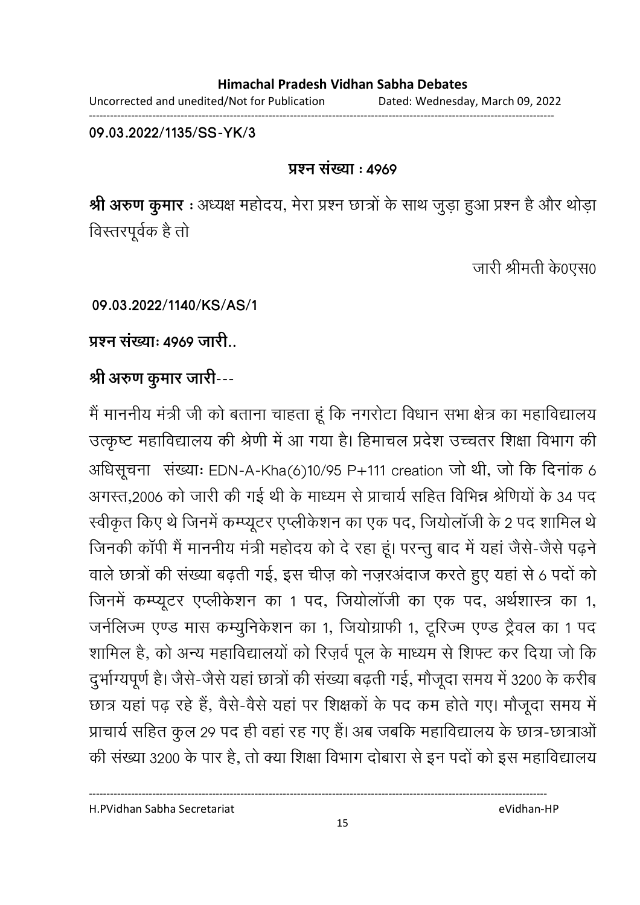09.03.2022/1135/SS-YK/3

**प्रश्न संख्या : 4969**

**श्री अरुण कुमार** : अध्यक्ष महोदय, मेरा प्रश्न छात्रों के साथ जुड़ा हुआ प्रश्न है और थोड़ा विस्तरपूर्वक है तो

जारी श्रीमती के0एस0

**09.03.2022/1140/KS/AS/1**

**प्रश्न संख्याः 4969 जारी..**

**श्री अरुण कुमार जारी---**

मैं माननीय मंत्री जी को बताना चाहता हूं कि नगरोटा विधान सभा क्षेत्र का महाविद्यालय उत्कृष्ट महाविद्यालय की श्रेणी में आ गया है। हिमाचल प्रदेश उच्चतर शिक्षा विभाग की अधिसूचना संख्याः EDN-A-Kha(6)10/95 P+111 creation जो थी, जो कि दिनांक 6 अगस्त,2006 को जारी की गई थी के माध्यम से प्राचार्य सहित विभिन्न श्रेणियों के 34 पद स्वीकृत किए थे जिनमें कम्प्यूटर एप्लीकेशन का एक पद, जियोलॉजी के 2 पद शामिल थे जिनकी कॉपी मैं माननीय मंत्री महोदय को दे रहा हूं। परन्तु बाद में यहां जैसे-जैसे पढ़ने वाले छात्रों की संख्या बढ़ती गई, इस चीज़ को नज़रअंदाज करते हुए यहां से 6 पदों को जिनमें कम्प्यूटर एप्लीकेशन का 1 पद, जियोलॉजी का एक पद, अर्थशास्त्र का 1, जर्नलिज्म एण्ड मास कम्युनिकेशन का 1, जियोग्राफी 1, टूरिज्म एण्ड ट्रैवल का 1 पद शामिल है, को अन्य महाविद्यालयों को रिज़र्व पूल के माध्यम से शिफ्ट कर दिया जो कि दुर्भाग्यपूर्ण है। जैसे-जैसे यहां छात्रों की संख्या बढ़ती गई, मौजूदा समय में 3200 के करीब छात्र यहां पढ़ रहे हैं, वैसे-वैसे यहां पर शिक्षकों के पद कम होते गए। मौजूदा समय में प्राचार्य सहित कुल 29 पद ही वहां रह गए हैं। अब जबकि महाविद्यालय के छात्र-छात्राओं की संख्या 3200 के पार है, तो क्या शिक्षा विभाग दोबारा से इन पदों को इस महाविद्यालय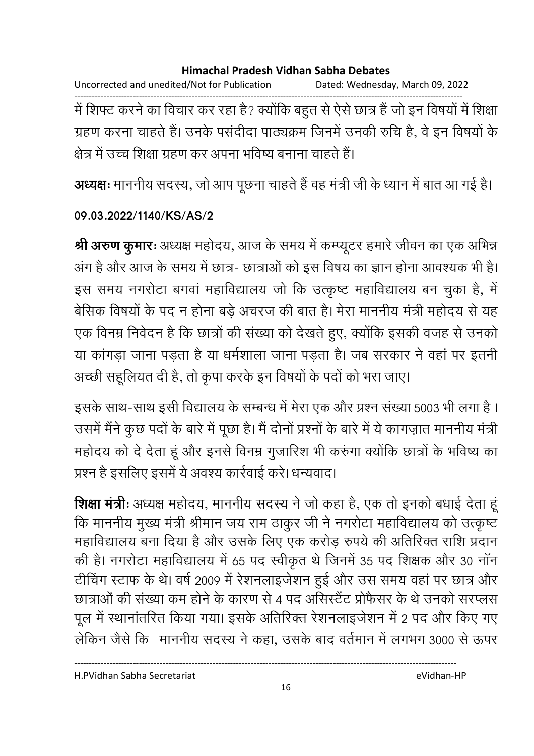में शिफ्ट करने का विचार कर रहा है? क्योंकि बहुत से ऐसे छात्र हैं जो इन विषयों में शिक्षा ग्रहण करना चाहते हैं। उनके पसंदीदा पाठ्यक्रम जिनमें उनकी रुचि है, वे इन विषयों के क्षेत्र में उच्च शिक्षा ग्रहण कर अपना भविष्य बनाना चाहते हैं।

**अध्यक्षः** माननीय सदस्य, जो आप पूछना चाहते हैं वह मंत्री जी के ध्यान में बात आ गई है।

**09.03.2022/1140/KS/AS/2**

**श्री अरुण कुमारः** अध्यक्ष महोदय, आज के समय में कम्प्यूटर हमारे जीवन का एक अभिन्न अंग है और आज के समय में छात्र- छात्राओं को इस विषय का ज्ञान होना आवश्यक भी है। इस समय नगरोटा बगवां महाविद्यालय जो कि उत्कृष्ट महाविद्यालय बन चुका है, में बेसिक विषयों के पद न होना बड़े अचरज की बात है। मेरा माननीय मंत्री महोदय से यह एक विनम्र निवेदन है कि छात्रों की संख्या को देखते हुए, क्योंकि इसकी वजह से उनको या कांगड़ा जाना पड़ता है या धर्मशाला जाना पड़ता है। जब सरकार ने वहां पर इतनी अच्छी सहूलियत दी है, तो कृपा करके इन विषयों के पदों को भरा जाए।

इसके साथ-साथ इसी विद्यालय के सम्बन्ध में मेरा एक और प्रश्न संख्या 5003 भी लगा है। उसमें मैंने कुछ पदों के बारे में पूछा है। मैं दोनों प्रश्नों के बारे में ये कागज़ात माननीय मंत्री महोदय को दे देता हूं और इनसे विनम्र गुजारिश भी करुंगा क्योंकि छात्रों के भविष्य का प्रश्न है इसलिए इसमें ये अवश्य कार्रवाई करे। धन्यवाद।

**शिक्षा मंत्रीः** अध्यक्ष महोदय, माननीय सदस्य ने जो कहा है, एक तो इनको बधाई देता हूं कि माननीय मुख्य मंत्री श्रीमान जय राम ठाकुर जी ने नगरोटा महाविद्यालय को उत्कृष्ट महाविद्यालय बना दिया है और उसके लिए एक करोड़ रुपये की अतिरिक्त राशि प्रदान की है। नगरोटा महाविद्यालय में 65 पद स्वीकृत थे जिनमें 35 पद शिक्षक और 30 नॉन टीचिंग स्टाफ के थे। वर्ष 2009 में रेशनलाइजेशन हुई और उस समय वहां पर छात्र और छात्राओं की संख्या कम होने के कारण से 4 पद असिस्टैंट प्रोफैसर के थे उनको सरप्लस पूल में स्थानांतरित किया गया। इसके अतिरिक्त रेशनलाइजेशन में 2 पद और किए गए लेकिन जैसे कि माननीय सदस्य ने कहा, उसके बाद वर्तमान में लगभग 3000 से ऊपर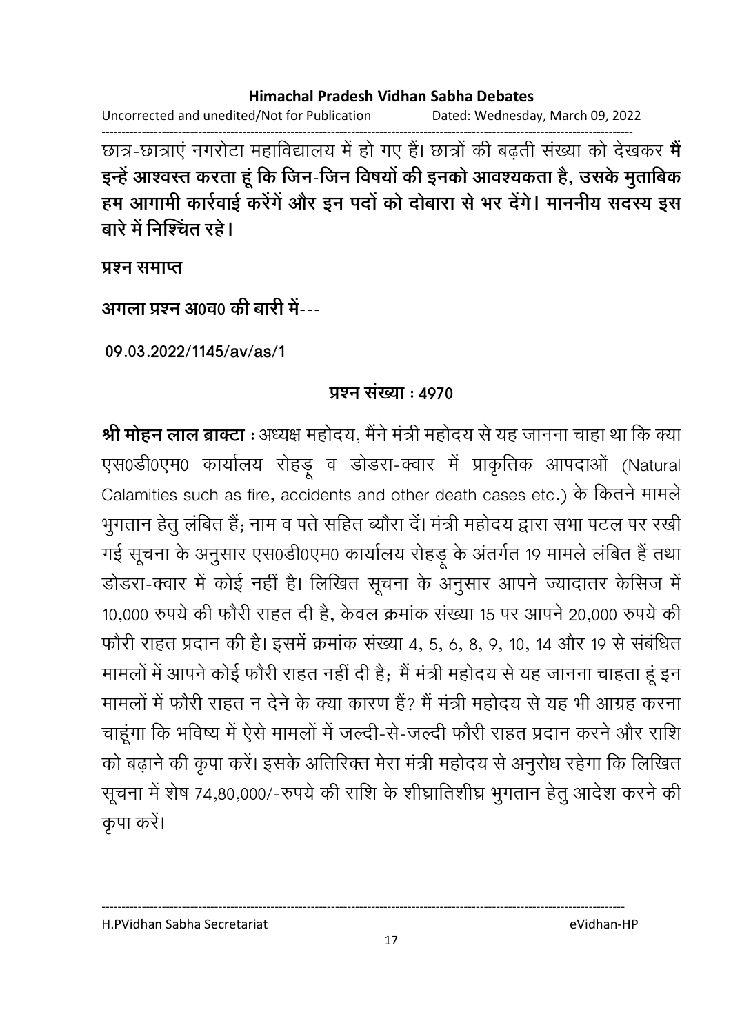छात्र-छात्राएं नगरोटा महाविद्यालय में हो गए हैं। छात्रों की बढ़ती संख्या को देखकर **मैं इन्हें आश्वस्त करता हूं कि जिन-जिन विषयों की इनको आवश्यकता है, उसके मुताबिक हम आगामी कार्रवाई करेंगें और इन पदों को दोबारा से भर देंगे। माननीय सदस्य इस बारे में निश्चिंत रहे।**

**प्रश्न समाप्त**

**अगला प्रश्न अ0व0 की बारी में---**

**09.03.2022/1145/av/as/1**

**प्रश्न संख्या : 4970**

**श्री मोहन लाल ब्राक्टा :** अध्यक्ष महोदय, मैंने मंत्री महोदय से यह जानना चाहा था कि क्या एस0डी0एम0 कार्यालय रोहड़ू व डोडरा-क्वार में प्राकृतिक आपदाओं (Natural Calamities such as fire, accidents and other death cases etc.) के कितने मामले भुगतान हेतु लंबित हैं; नाम व पते सहित ब्यौरा दें। मंत्री महोदय द्वारा सभा पटल पर रखी गई सूचना के अनुसार एस0डी0एम0 कार्यालय रोहड़ू के अंतर्गत 19 मामले लंबित हैं तथा डोडरा-क्वार में कोई नहीं है। लिखित सूचना के अनुसार आपने ज्यादातर केसिज में 10,000 रुपये की फौरी राहत दी है, केवल क्रमांक संख्या 15 पर आपने 20,000 रुपये की फौरी राहत प्रदान की है। इसमें क्रमांक संख्या 4, 5, 6, 8, 9, 10, 14 और 19 से संबंधित मामलों में आपने कोई फौरी राहत नहीं दी है; मैं मंत्री महोदय से यह जानना चाहता हूं इन मामलों में फौरी राहत न देने के क्या कारण हैं? मैं मंत्री महोदय से यह भी आग्रह करना चाहूंगा कि भविष्य में ऐसे मामलों में जल्दी-से-जल्दी फौरी राहत प्रदान करने और राशि को बढ़ाने की कृपा करें। इसके अतिरिक्त मेरा मंत्री महोदय से अनुरोध रहेगा कि लिखित सूचना में शेष 74,80,000/-रुपये की राशि के शीघ्रातिशीघ्र भुगतान हेतु आदेश करने की कृपा करें।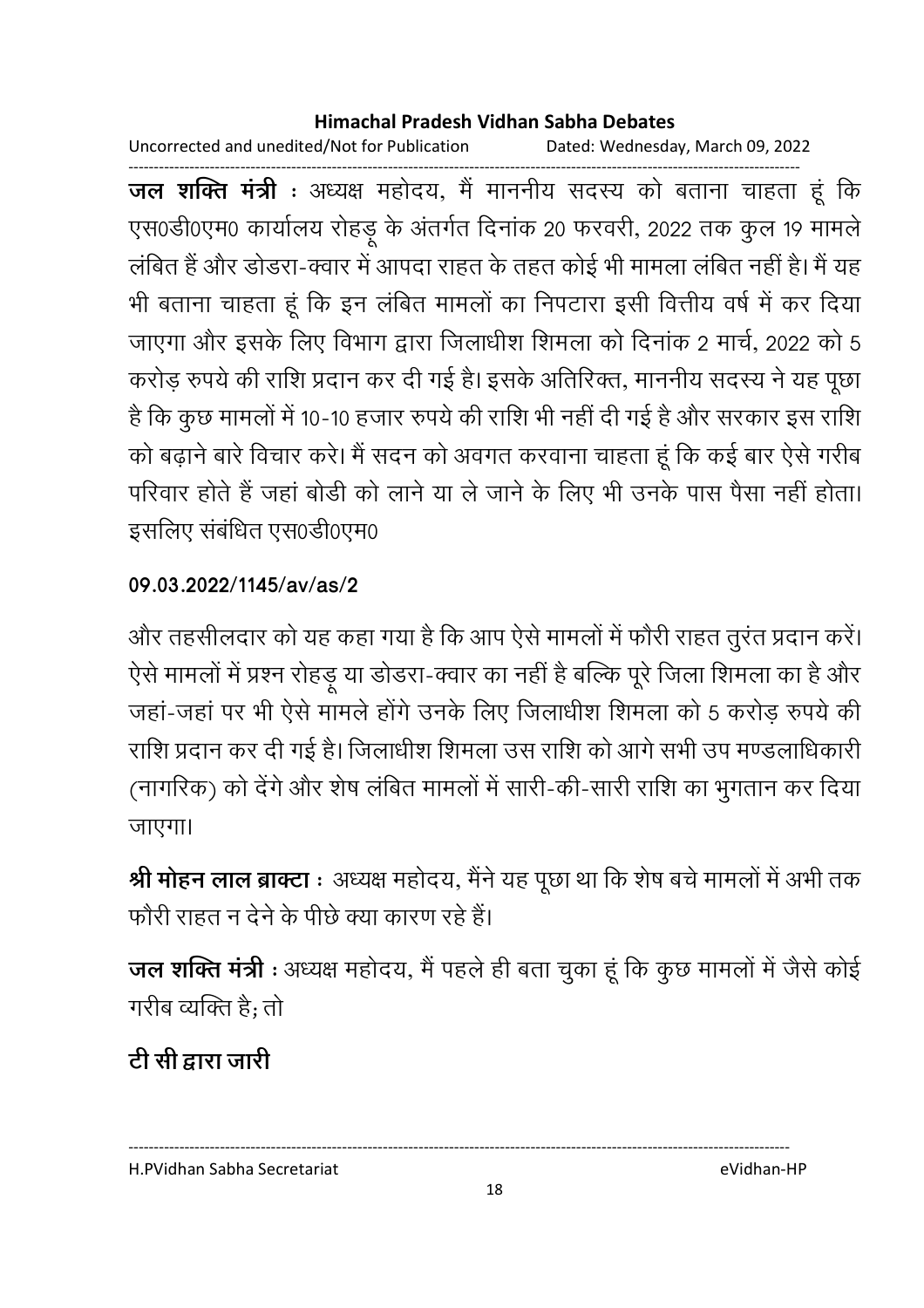**जल शक्ति मंत्री** : अध्यक्ष महोदय, मैं माननीय सदस्य को बताना चाहता हूं कि एस0डी0एम0 कार्यालय रोहड़ू के अंतर्गत दिनांक 20 फरवरी, 2022 तक कुल 19 मामले लंबित हैं और डोडरा-क्वार में आपदा राहत के तहत कोई भी मामला लंबित नहीं है। मैं यह भी बताना चाहता हूं कि इन लंबित मामलों का निपटारा इसी वित्तीय वर्ष में कर दिया जाएगा और इसके लिए विभाग द्वारा जिलाधीश शिमला को दिनांक 2 मार्च, 2022 को 5 करोड़ रुपये की राशि प्रदान कर दी गई है। इसके अतिरिक्त, माननीय सदस्य ने यह पूछा है कि कुछ मामलों में 10-10 हजार रुपये की राशि भी नहीं दी गई है और सरकार इस राशि को बढ़ाने बारे विचार करे। मैं सदन को अवगत करवाना चाहता हूं कि कई बार ऐसे गरीब परिवार होते हैं जहां बोडी को लाने या ले जाने के लिए भी उनके पास पैसा नहीं होता। इसलिए संबंधित एस0डी0एम0

**09.03.2022/1145/av/as/2**

और तहसीलदार को यह कहा गया है कि आप ऐसे मामलों में फौरी राहत तुरंत प्रदान करें। ऐसे मामलों में प्रश्न रोहड़ू या डोडरा-क्वार का नहीं है बल्कि पूरे जिला शिमला का है और जहां-जहां पर भी ऐसे मामले होंगे उनके लिए जिलाधीश शिमला को 5 करोड़ रुपये की राशि प्रदान कर दी गई है। जिलाधीश शिमला उस राशि को आगे सभी उप मण्डलाधिकारी (नागरिक) को देंगे और शेष लंबित मामलों में सारी-की-सारी राशि का भुगतान कर दिया जाएगा।

**श्री मोहन लाल ब्राक्टा** : अध्यक्ष महोदय, मैंने यह पूछा था कि शेष बचे मामलों में अभी तक फौरी राहत न देने के पीछे क्या कारण रहे हैं।

**जल शक्ति मंत्री** : अध्यक्ष महोदय, मैं पहले ही बता चुका हूं कि कुछ मामलों में जैसे कोई गरीब व्यक्ति है; तो

**टी सी द्वारा जारी**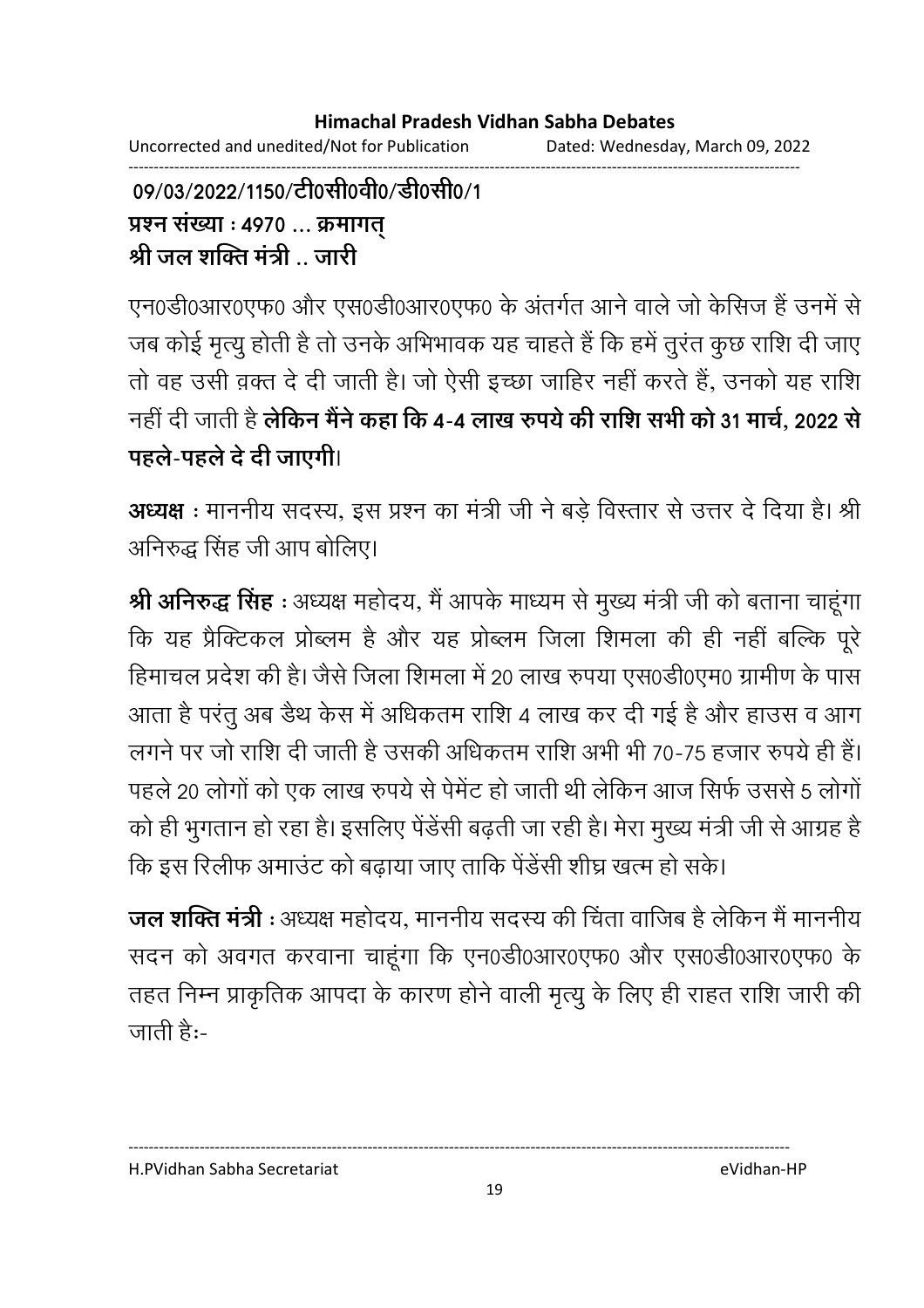**09/03/2022/1150/टी0सी0वी0/डी0सी0/1**
**प्रश्न संख्या : 4970 ... क्रमागत्**
**श्री जल शक्ति मंत्री .. जारी**

एन0डी0आर0एफ0 और एस0डी0आर0एफ0 के अंतर्गत आने वाले जो केसिज हैं उनमें से जब कोई मृत्यु होती है तो उनके अभिभावक यह चाहते हैं कि हमें तुरंत कुछ राशि दी जाए तो वह उसी व़क्त दे दी जाती है। जो ऐसी इच्छा जाहिर नहीं करते हैं, उनको यह राशि नहीं दी जाती है **लेकिन मैंने कहा कि 4-4 लाख रुपये की राशि सभी को 31 मार्च, 2022 से पहले-पहले दे दी जाएगी**।

**अध्यक्ष** : माननीय सदस्य, इस प्रश्न का मंत्री जी ने बड़े विस्तार से उत्तर दे दिया है। श्री अनिरुद्ध सिंह जी आप बोलिए।

**श्री अनिरुद्ध सिंह** : अध्यक्ष महोदय, मैं आपके माध्यम से मुख्य मंत्री जी को बताना चाहूंगा कि यह प्रैक्टिकल प्रोब्लम है और यह प्रोब्लम जिला शिमला की ही नहीं बल्कि पूरे हिमाचल प्रदेश की है। जैसे जिला शिमला में 20 लाख रुपया एस0डी0एम0 ग्रामीण के पास आता है परंतु अब डैथ केस में अधिकतम राशि 4 लाख कर दी गई है और हाउस व आग लगने पर जो राशि दी जाती है उसकी अधिकतम राशि अभी भी 70-75 हजार रुपये ही हैं। पहले 20 लोगों को एक लाख रुपये से पेमेंट हो जाती थी लेकिन आज सिर्फ उससे 5 लोगों को ही भुगतान हो रहा है। इसलिए पेंडेंसी बढ़ती जा रही है। मेरा मुख्य मंत्री जी से आग्रह है कि इस रिलीफ अमाउंट को बढ़ाया जाए ताकि पेंडेंसी शीघ्र खत्म हो सके।

**जल शक्ति मंत्री** : अध्यक्ष महोदय, माननीय सदस्य की चिंता वाजिब है लेकिन मैं माननीय सदन को अवगत करवाना चाहूंगा कि एन0डी0आर0एफ0 और एस0डी0आर0एफ0 के तहत निम्न प्राकृतिक आपदा के कारण होने वाली मृत्यु के लिए ही राहत राशि जारी की जाती है:-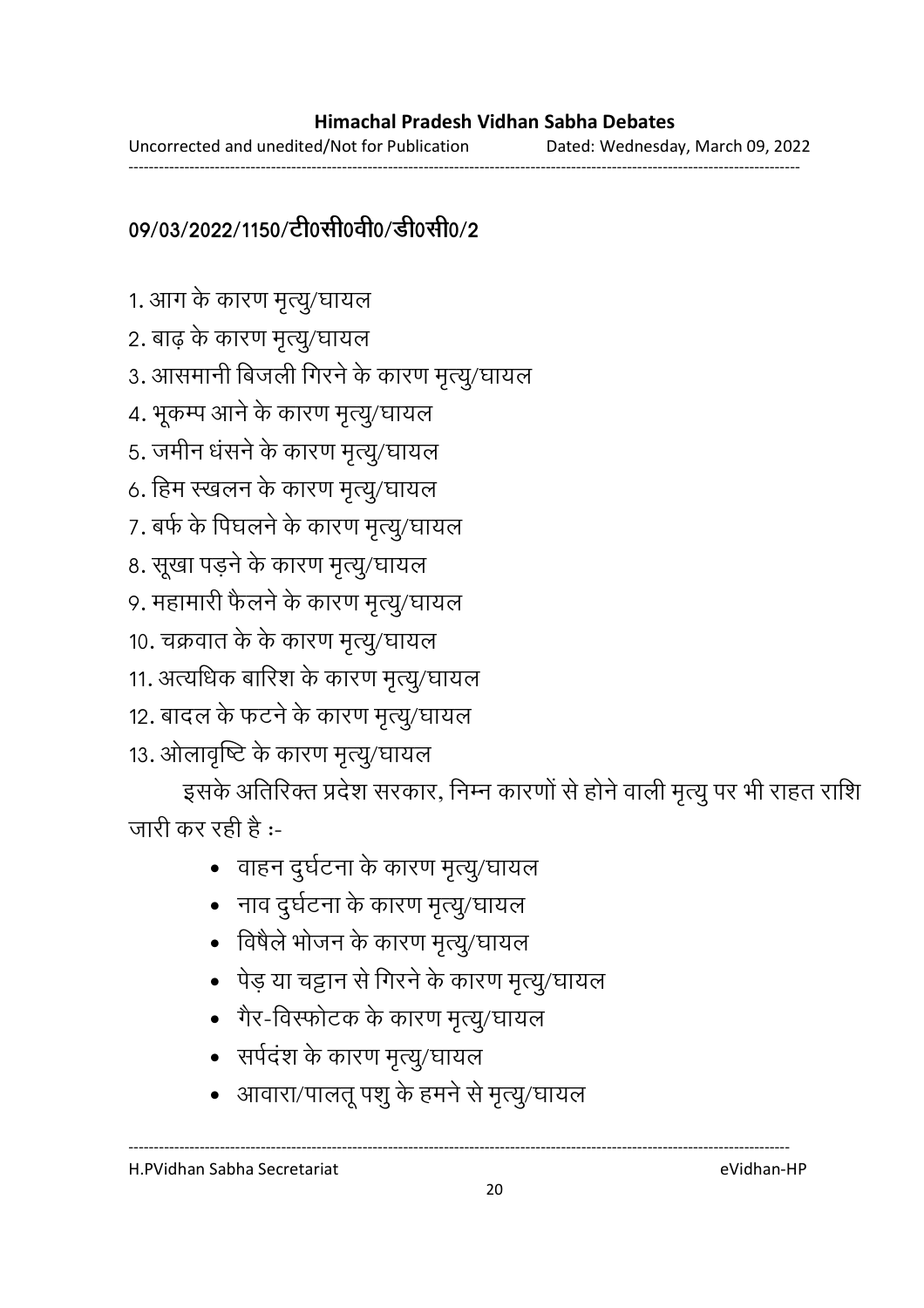09/03/2022/1150/टी0सी0वी0/डी0सी0/2

1. आग के कारण मृत्यु/घायल
2. बाढ़ के कारण मृत्यु/घायल
3. आसमानी बिजली गिरने के कारण मृत्यु/घायल
4. भूकम्प आने के कारण मृत्यु/घायल
5. जमीन धंसने के कारण मृत्यु/घायल
6. हिम स्खलन के कारण मृत्यु/घायल
7. बर्फ के पिघलने के कारण मृत्यु/घायल
8. सूखा पड़ने के कारण मृत्यु/घायल
9. महामारी फैलने के कारण मृत्यु/घायल
10. चक्रवात के के कारण मृत्यु/घायल
11. अत्यधिक बारिश के कारण मृत्यु/घायल
12. बादल के फटने के कारण मृत्यु/घायल
13. ओलावृष्टि के कारण मृत्यु/घायल

इसके अतिरिक्त प्रदेश सरकार, निम्न कारणों से होने वाली मृत्यु पर भी राहत राशि जारी कर रही है :-

- वाहन दुर्घटना के कारण मृत्यु/घायल
- नाव दुर्घटना के कारण मृत्यु/घायल
- विषैले भोजन के कारण मृत्यु/घायल
- पेड़ या चट्टान से गिरने के कारण मृत्यु/घायल
- गैर-विस्फोटक के कारण मृत्यु/घायल
- सर्पदंश के कारण मृत्यु/घायल
- आवारा/पालतू पशु के हमने से मृत्यु/घायल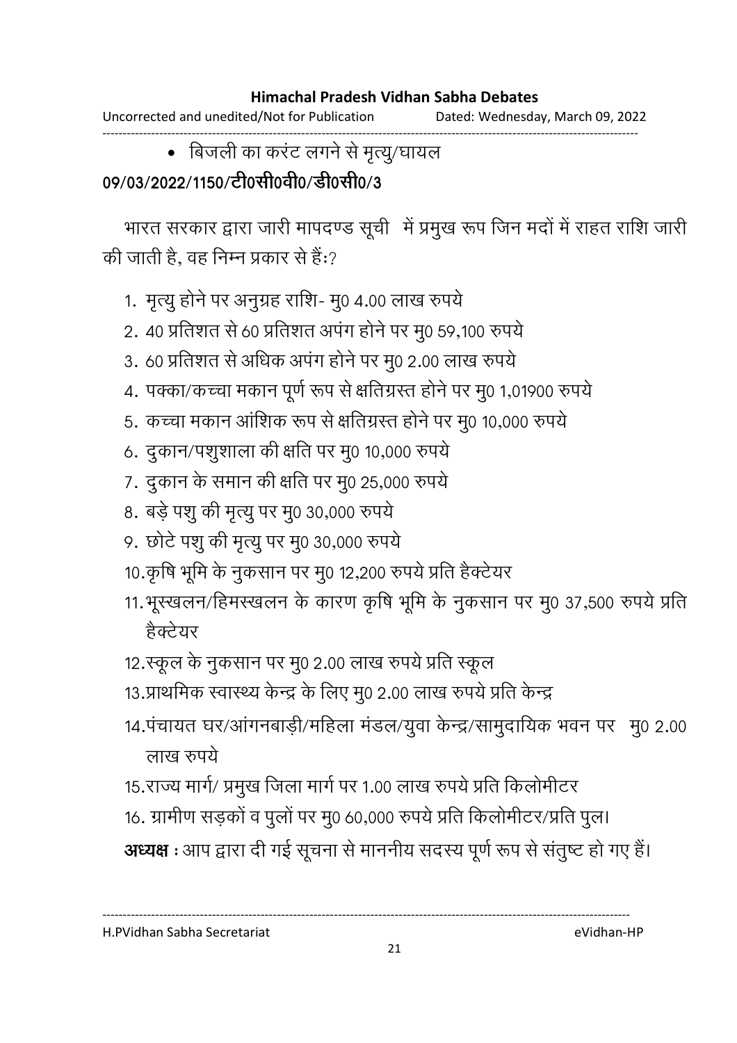- बिजली का करंट लगने से मृत्यु/घायल

**09/03/2022/1150/टी0सी0वी0/डी0सी0/3**

भारत सरकार द्वारा जारी मापदण्ड सूची में प्रमुख रूप जिन मदों में राहत राशि जारी की जाती है, वह निम्न प्रकार से हैं:?

1. मृत्यु होने पर अनुग्रह राशि- मु0 4.00 लाख रुपये
2. 40 प्रतिशत से 60 प्रतिशत अपंग होने पर मु0 59,100 रुपये
3. 60 प्रतिशत से अधिक अपंग होने पर मु0 2.00 लाख रुपये
4. पक्का/कच्चा मकान पूर्ण रूप से क्षतिग्रस्त होने पर मु0 1,01900 रुपये
5. कच्चा मकान आंशिक रूप से क्षतिग्रस्त होने पर मु0 10,000 रुपये
6. दुकान/पशुशाला की क्षति पर मु0 10,000 रुपये
7. दुकान के समान की क्षति पर मु0 25,000 रुपये
8. बड़े पशु की मृत्यु पर मु0 30,000 रुपये
9. छोटे पशु की मृत्यु पर मु0 30,000 रुपये
10. कृषि भूमि के नुकसान पर मु0 12,200 रुपये प्रति हैक्टेयर
11. भूस्खलन/हिमस्खलन के कारण कृषि भूमि के नुकसान पर मु0 37,500 रुपये प्रति हैक्टेयर
12. स्कूल के नुकसान पर मु0 2.00 लाख रुपये प्रति स्कूल
13. प्राथमिक स्वास्थ्य केन्द्र के लिए मु0 2.00 लाख रुपये प्रति केन्द्र
14. पंचायत घर/आंगनबाड़ी/महिला मंडल/युवा केन्द्र/सामुदायिक भवन पर मु0 2.00 लाख रुपये
15. राज्य मार्ग/ प्रमुख जिला मार्ग पर 1.00 लाख रुपये प्रति किलोमीटर
16. ग्रामीण सड़कों व पुलों पर मु0 60,000 रुपये प्रति किलोमीटर/प्रति पुल।

**अध्यक्ष :** आप द्वारा दी गई सूचना से माननीय सदस्य पूर्ण रूप से संतुष्ट हो गए हैं।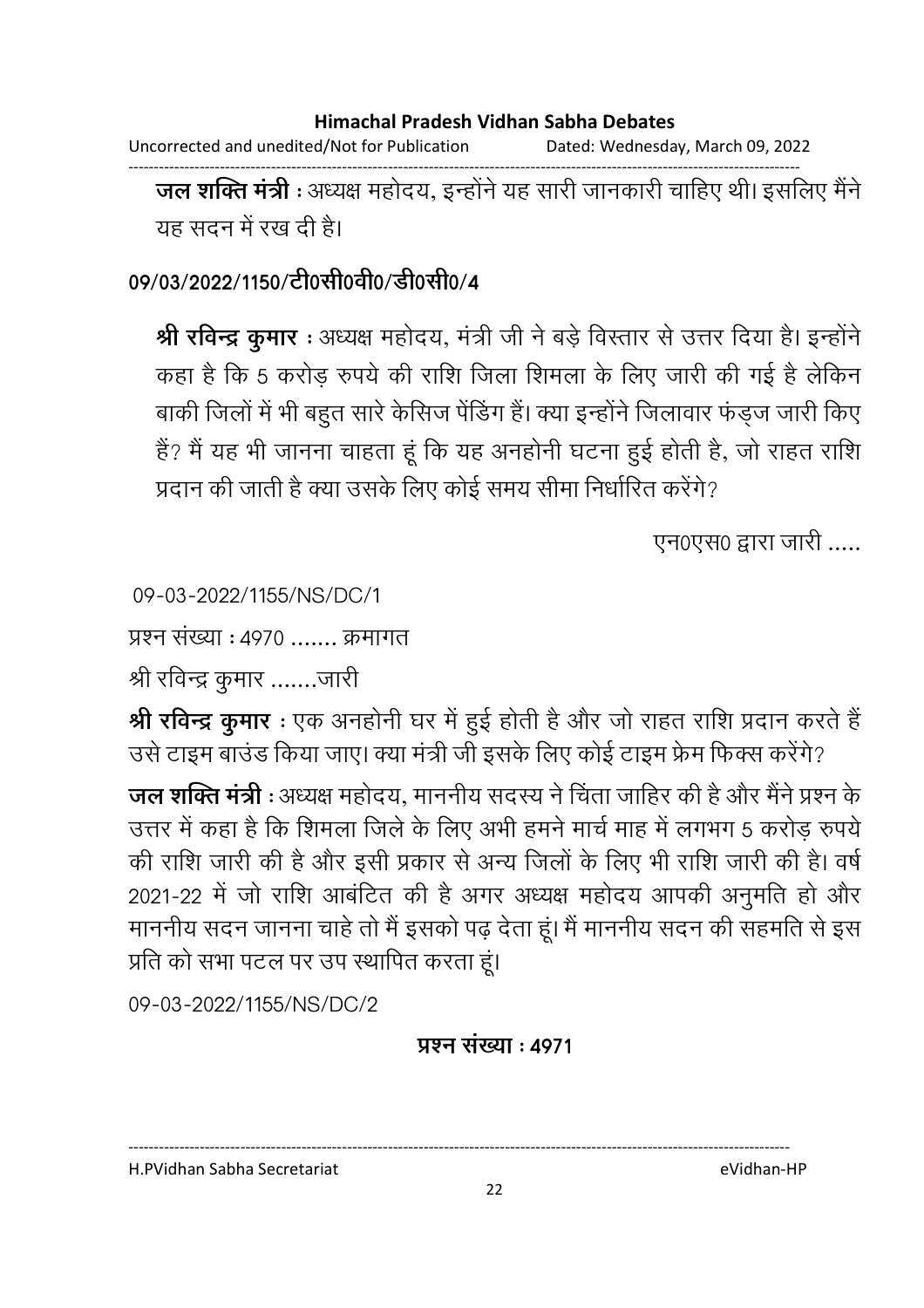**जल शक्ति मंत्री** : अध्यक्ष महोदय, इन्होंने यह सारी जानकारी चाहिए थी। इसलिए मैंने यह सदन में रख दी है।

**09/03/2022/1150/टी0सी0वी0/डी0सी0/4**

**श्री रविन्द्र कुमार** : अध्यक्ष महोदय, मंत्री जी ने बड़े विस्तार से उत्तर दिया है। इन्होंने कहा है कि 5 करोड़ रुपये की राशि जिला शिमला के लिए जारी की गई है लेकिन बाकी जिलों में भी बहुत सारे केसिज पेंडिंग हैं। क्या इन्होंने जिलावार फंड्ज जारी किए हैं? मैं यह भी जानना चाहता हूं कि यह अनहोनी घटना हुई होती है, जो राहत राशि प्रदान की जाती है क्या उसके लिए कोई समय सीमा निर्धारित करेंगे?

एन0एस0 द्वारा जारी .....

09-03-2022/1155/NS/DC/1

प्रश्न संख्या : 4970 ....... क्रमागत

श्री रविन्द्र कुमार .......जारी

**श्री रविन्द्र कुमार** : एक अनहोनी घर में हुई होती है और जो राहत राशि प्रदान करते हैं उसे टाइम बाउंड किया जाए। क्या मंत्री जी इसके लिए कोई टाइम फ्रेम फिक्स करेंगे?

**जल शक्ति मंत्री** : अध्यक्ष महोदय, माननीय सदस्य ने चिंता जाहिर की है और मैंने प्रश्न के उत्तर में कहा है कि शिमला जिले के लिए अभी हमने मार्च माह में लगभग 5 करोड़ रुपये की राशि जारी की है और इसी प्रकार से अन्य जिलों के लिए भी राशि जारी की है। वर्ष 2021-22 में जो राशि आबंटित की है अगर अध्यक्ष महोदय आपकी अनुमति हो और माननीय सदन जानना चाहे तो मैं इसको पढ़ देता हूं। मैं माननीय सदन की सहमति से इस प्रति को सभा पटल पर उप स्थापित करता हूं।

09-03-2022/1155/NS/DC/2

**प्रश्न संख्या : 4971**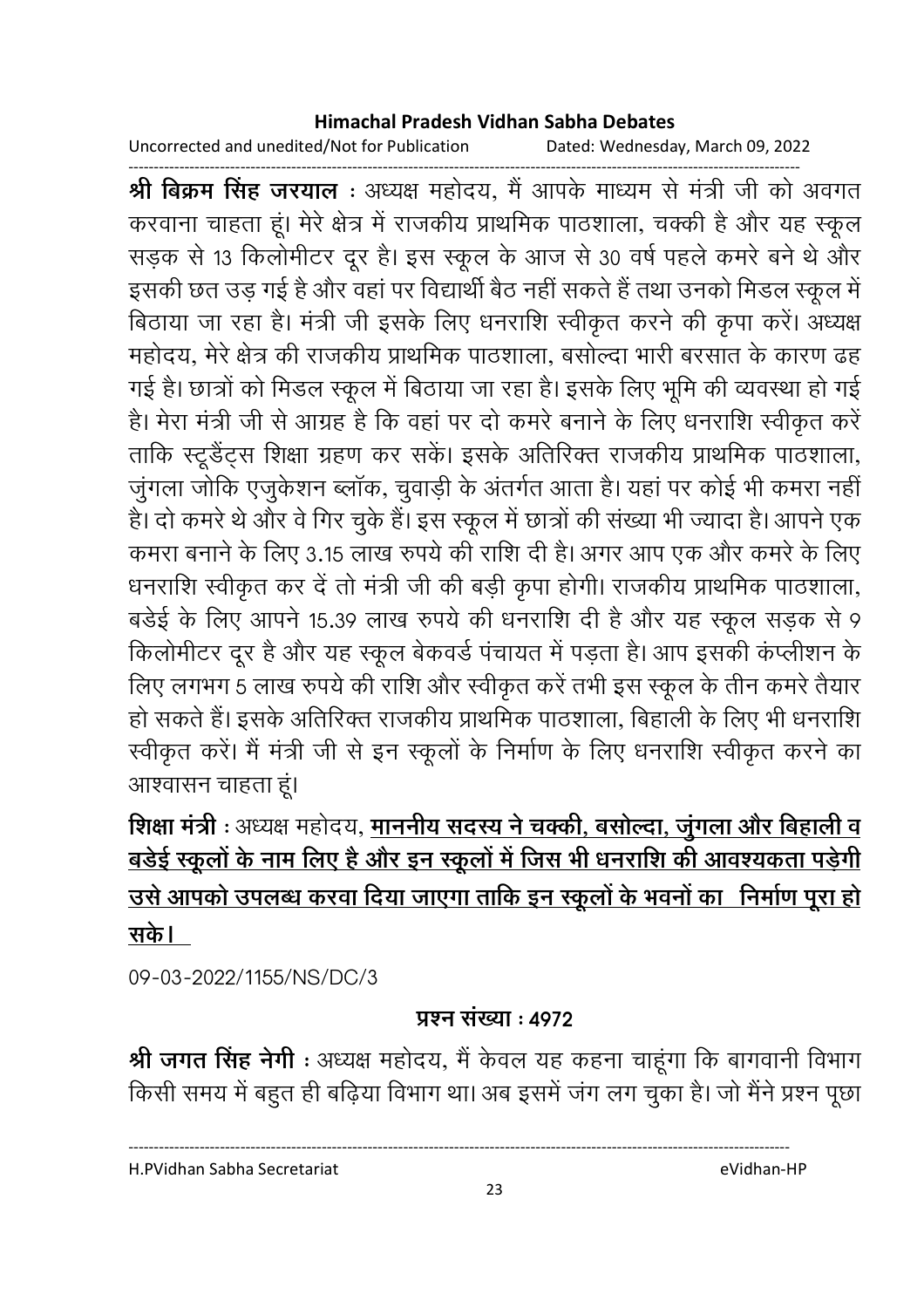**श्री बिक्रम सिंह जरयाल** : अध्यक्ष महोदय, मैं आपके माध्यम से मंत्री जी को अवगत करवाना चाहता हूं। मेरे क्षेत्र में राजकीय प्राथमिक पाठशाला, चक्की है और यह स्कूल सड़क से 13 किलोमीटर दूर है। इस स्कूल के आज से 30 वर्ष पहले कमरे बने थे और इसकी छत उड़ गई है और वहां पर विद्यार्थी बैठ नहीं सकते हैं तथा उनको मिडल स्कूल में बिठाया जा रहा है। मंत्री जी इसके लिए धनराशि स्वीकृत करने की कृपा करें। अध्यक्ष महोदय, मेरे क्षेत्र की राजकीय प्राथमिक पाठशाला, बसोल्दा भारी बरसात के कारण ढह गई है। छात्रों को मिडल स्कूल में बिठाया जा रहा है। इसके लिए भूमि की व्यवस्था हो गई है। मेरा मंत्री जी से आग्रह है कि वहां पर दो कमरे बनाने के लिए धनराशि स्वीकृत करें ताकि स्टूडैंट्स शिक्षा ग्रहण कर सकें। इसके अतिरिक्त राजकीय प्राथमिक पाठशाला, जुंगला जोकि एजुकेशन ब्लॉक, चुवाड़ी के अंतर्गत आता है। यहां पर कोई भी कमरा नहीं है। दो कमरे थे और वे गिर चुके हैं। इस स्कूल में छात्रों की संख्या भी ज्यादा है। आपने एक कमरा बनाने के लिए 3.15 लाख रुपये की राशि दी है। अगर आप एक और कमरे के लिए धनराशि स्वीकृत कर दें तो मंत्री जी की बड़ी कृपा होगी। राजकीय प्राथमिक पाठशाला, बडेई के लिए आपने 15.39 लाख रुपये की धनराशि दी है और यह स्कूल सड़क से 9 किलोमीटर दूर है और यह स्कूल बेकवर्ड पंचायत में पड़ता है। आप इसकी कंप्लीशन के लिए लगभग 5 लाख रुपये की राशि और स्वीकृत करें तभी इस स्कूल के तीन कमरे तैयार हो सकते हैं। इसके अतिरिक्त राजकीय प्राथमिक पाठशाला, बिहाली के लिए भी धनराशि स्वीकृत करें। मैं मंत्री जी से इन स्कूलों के निर्माण के लिए धनराशि स्वीकृत करने का आश्वासन चाहता हूं।

**शिक्षा मंत्री** : अध्यक्ष महोदय, **माननीय सदस्य ने चक्की, बसोल्दा, जुंगला और बिहाली व बडेई स्कूलों के नाम लिए है और इन स्कूलों में जिस भी धनराशि की आवश्यकता पड़ेगी उसे आपको उपलब्ध करवा दिया जाएगा ताकि इन स्कूलों के भवनों का निर्माण पूरा हो सके।**

09-03-2022/1155/NS/DC/3

**प्रश्न संख्या : 4972**

**श्री जगत सिंह नेगी** : अध्यक्ष महोदय, मैं केवल यह कहना चाहूंगा कि बागवानी विभाग किसी समय में बहुत ही बढ़िया विभाग था। अब इसमें जंग लग चुका है। जो मैंने प्रश्न पूछा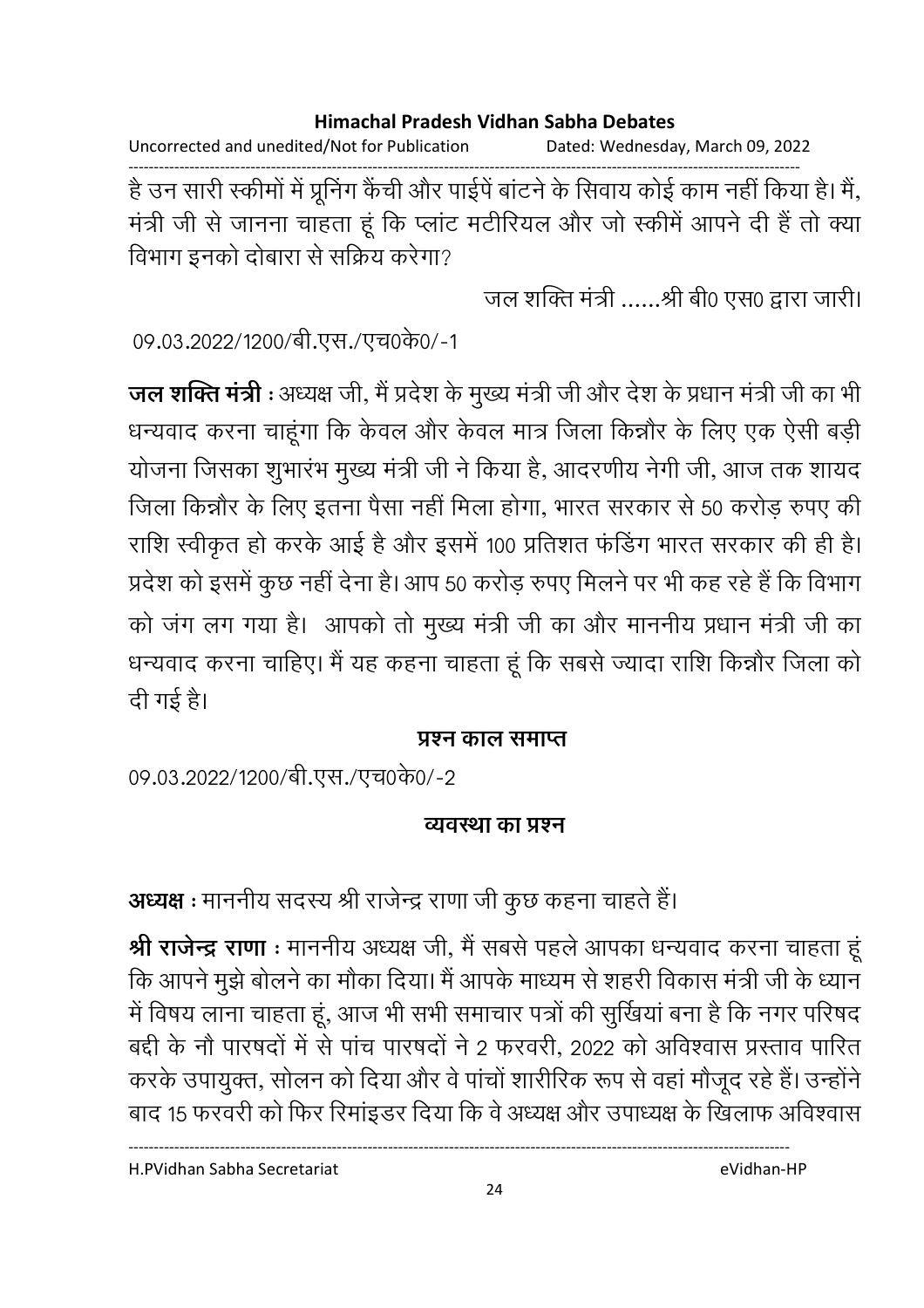है उन सारी स्कीमों में प्रूनिंग कैंची और पाईपें बांटने के सिवाय कोई काम नहीं किया है। मैं, मंत्री जी से जानना चाहता हूं कि प्लांट मटीरियल और जो स्कीमें आपने दी हैं तो क्या विभाग इनको दोबारा से सक्रिय करेगा?

जल शक्ति मंत्री ......श्री बी0 एस0 द्वारा जारी।

09.03.2022/1200/बी.एस./एच0के0/-1

**जल शक्ति मंत्री** : अध्यक्ष जी, मैं प्रदेश के मुख्य मंत्री जी और देश के प्रधान मंत्री जी का भी धन्यवाद करना चाहूंगा कि केवल और केवल मात्र जिला किन्नौर के लिए एक ऐसी बड़ी योजना जिसका शुभारंभ मुख्य मंत्री जी ने किया है, आदरणीय नेगी जी, आज तक शायद जिला किन्नौर के लिए इतना पैसा नहीं मिला होगा, भारत सरकार से 50 करोड़ रुपए की राशि स्वीकृत हो करके आई है और इसमें 100 प्रतिशत फंडिंग भारत सरकार की ही है। प्रदेश को इसमें कुछ नहीं देना है। आप 50 करोड़ रुपए मिलने पर भी कह रहे हैं कि विभाग को जंग लग गया है। आपको तो मुख्य मंत्री जी का और माननीय प्रधान मंत्री जी का धन्यवाद करना चाहिए। मैं यह कहना चाहता हूं कि सबसे ज्यादा राशि किन्नौर जिला को दी गई है।

## प्रश्न काल समाप्त

09.03.2022/1200/बी.एस./एच0के0/-2

## व्यवस्था का प्रश्न

**अध्यक्ष** : माननीय सदस्य श्री राजेन्द्र राणा जी कुछ कहना चाहते हैं।

**श्री राजेन्द्र राणा** : माननीय अध्यक्ष जी, मैं सबसे पहले आपका धन्यवाद करना चाहता हूं कि आपने मुझे बोलने का मौका दिया। मैं आपके माध्यम से शहरी विकास मंत्री जी के ध्यान में विषय लाना चाहता हूं, आज भी सभी समाचार पत्रों की सुर्खियां बना है कि नगर परिषद बद्दी के नौ पारषदों में से पांच पारषदों ने 2 फरवरी, 2022 को अविश्वास प्रस्ताव पारित करके उपायुक्त, सोलन को दिया और वे पांचों शारीरिक रूप से वहां मौजूद रहे हैं। उन्होंने बाद 15 फरवरी को फिर रिमांइडर दिया कि वे अध्यक्ष और उपाध्यक्ष के खिलाफ अविश्वास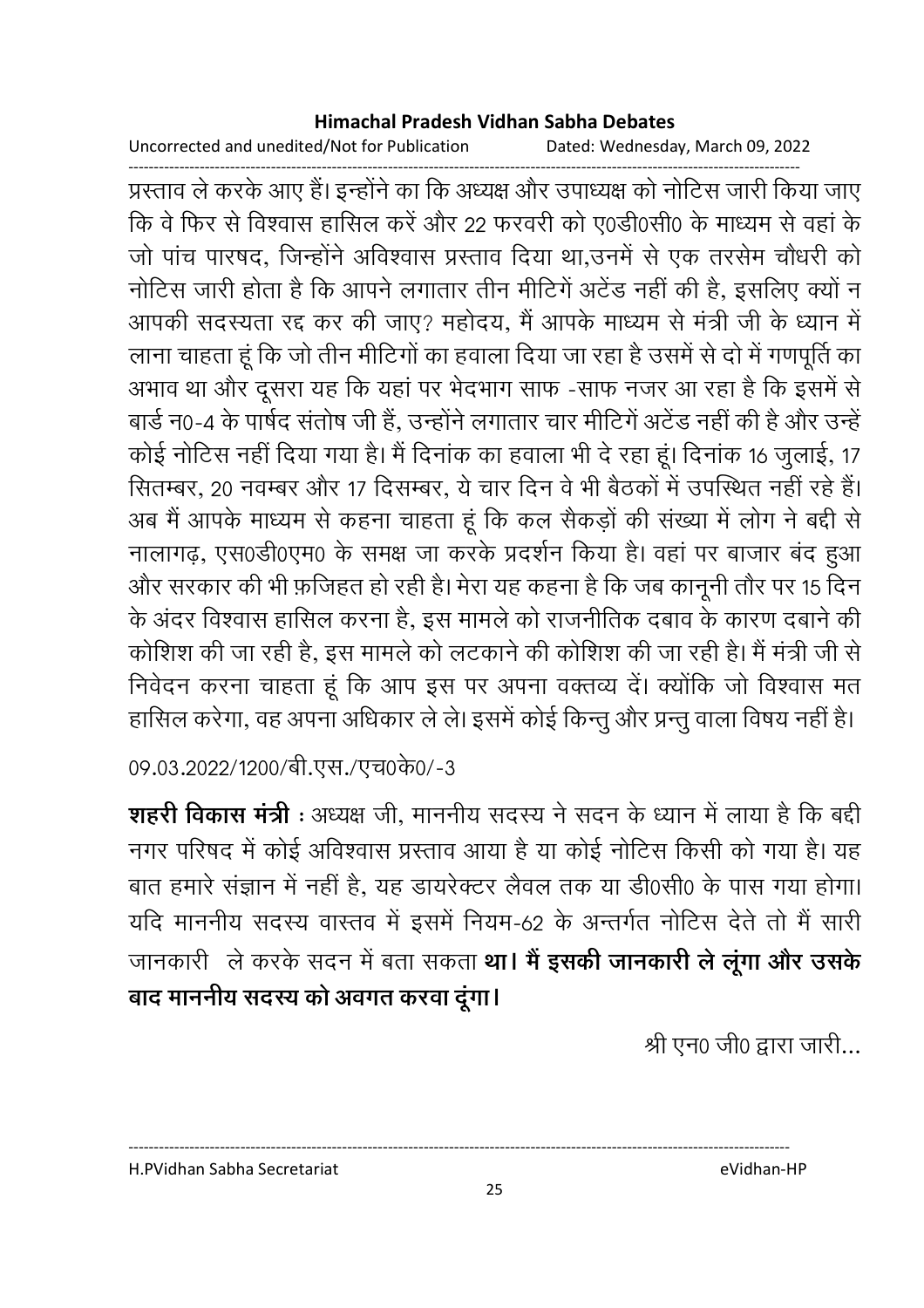प्रस्ताव ले करके आए हैं। इन्होंने का कि अध्यक्ष और उपाध्यक्ष को नोटिस जारी किया जाए कि वे फिर से विश्वास हासिल करें और 22 फरवरी को ए0डी0सी0 के माध्यम से वहां के जो पांच पारषद, जिन्होंने अविश्वास प्रस्ताव दिया था,उनमें से एक तरसेम चौधरी को नोटिस जारी होता है कि आपने लगातार तीन मीटिगें अटेंड नहीं की है, इसलिए क्यों न आपकी सदस्यता रद्द कर की जाए? महोदय, मैं आपके माध्यम से मंत्री जी के ध्यान में लाना चाहता हूं कि जो तीन मीटिगों का हवाला दिया जा रहा है उसमें से दो में गणपूर्ति का अभाव था और दूसरा यह कि यहां पर भेदभाग साफ -साफ नजर आ रहा है कि इसमें से बार्ड न0-4 के पार्षद संतोष जी हैं, उन्होंने लगातार चार मीटिगें अटेंड नहीं की है और उन्हें कोई नोटिस नहीं दिया गया है। मैं दिनांक का हवाला भी दे रहा हूं। दिनांक 16 जुलाई, 17 सितम्बर, 20 नवम्बर और 17 दिसम्बर, ये चार दिन वे भी बैठकों में उपस्थित नहीं रहे हैं। अब मैं आपके माध्यम से कहना चाहता हूं कि कल सैकड़ों की संख्या में लोग ने बद्दी से नालागढ़, एस0डी0एम0 के समक्ष जा करके प्रदर्शन किया है। वहां पर बाजार बंद हुआ और सरकार की भी फ़जिहत हो रही है। मेरा यह कहना है कि जब कानूनी तौर पर 15 दिन के अंदर विश्वास हासिल करना है, इस मामले को राजनीतिक दबाव के कारण दबाने की कोशिश की जा रही है, इस मामले को लटकाने की कोशिश की जा रही है। मैं मंत्री जी से निवेदन करना चाहता हूं कि आप इस पर अपना वक्तव्य दें। क्योंकि जो विश्वास मत हासिल करेगा, वह अपना अधिकार ले ले। इसमें कोई किन्तु और प्रन्तु वाला विषय नहीं है।

09.03.2022/1200/बी.एस./एच0के0/-3

**शहरी विकास मंत्री** : अध्यक्ष जी, माननीय सदस्य ने सदन के ध्यान में लाया है कि बद्दी नगर परिषद में कोई अविश्वास प्रस्ताव आया है या कोई नोटिस किसी को गया है। यह बात हमारे संज्ञान में नहीं है, यह डायरेक्टर लैवल तक या डी0सी0 के पास गया होगा। यदि माननीय सदस्य वास्तव में इसमें नियम-62 के अन्तर्गत नोटिस देते तो मैं सारी जानकारी ले करके सदन में बता सकता **था। मैं इसकी जानकारी ले लूंगा और उसके बाद माननीय सदस्य को अवगत करवा दूंगा।**

श्री एन0 जी0 द्वारा जारी...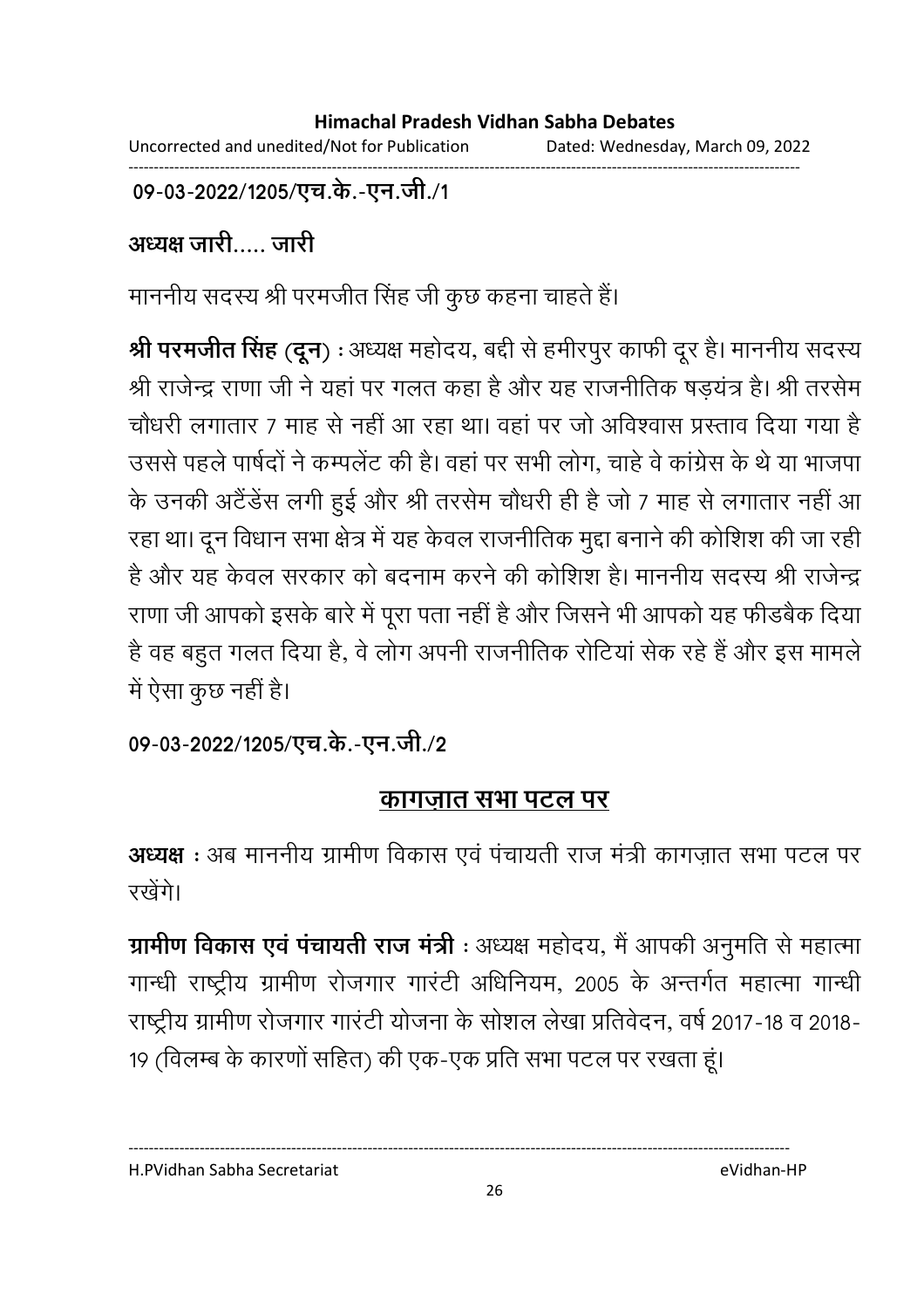**09-03-2022/1205/एच.के.-एन.जी./1**

**अध्यक्ष जारी..... जारी**

माननीय सदस्य श्री परमजीत सिंह जी कुछ कहना चाहते हैं।

**श्री परमजीत सिंह (दून)** : अध्यक्ष महोदय, बद्दी से हमीरपुर काफी दूर है। माननीय सदस्य श्री राजेन्द्र राणा जी ने यहां पर गलत कहा है और यह राजनीतिक षड़यंत्र है। श्री तरसेम चौधरी लगातार 7 माह से नहीं आ रहा था। वहां पर जो अविश्वास प्रस्ताव दिया गया है उससे पहले पार्षदों ने कम्पलेंट की है। वहां पर सभी लोग, चाहे वे कांग्रेस के थे या भाजपा के उनकी अटैंडेंस लगी हुई और श्री तरसेम चौधरी ही है जो 7 माह से लगातार नहीं आ रहा था। दून विधान सभा क्षेत्र में यह केवल राजनीतिक मुद्दा बनाने की कोशिश की जा रही है और यह केवल सरकार को बदनाम करने की कोशिश है। माननीय सदस्य श्री राजेन्द्र राणा जी आपको इसके बारे में पूरा पता नहीं है और जिसने भी आपको यह फीडबैक दिया है वह बहुत गलत दिया है, वे लोग अपनी राजनीतिक रोटियां सेक रहे हैं और इस मामले में ऐसा कुछ नहीं है।

**09-03-2022/1205/एच.के.-एन.जी./2**

## <u>कागज़ात सभा पटल पर</u>

**अध्यक्ष** : अब माननीय ग्रामीण विकास एवं पंचायती राज मंत्री कागज़ात सभा पटल पर रखेंगे।

**ग्रामीण विकास एवं पंचायती राज मंत्री** : अध्यक्ष महोदय, मैं आपकी अनुमति से महात्मा गान्धी राष्ट्रीय ग्रामीण रोजगार गारंटी अधिनियम, 2005 के अन्तर्गत महात्मा गान्धी राष्ट्रीय ग्रामीण रोजगार गारंटी योजना के सोशल लेखा प्रतिवेदन, वर्ष 2017-18 व 2018-19 (विलम्ब के कारणों सहित) की एक-एक प्रति सभा पटल पर रखता हूं।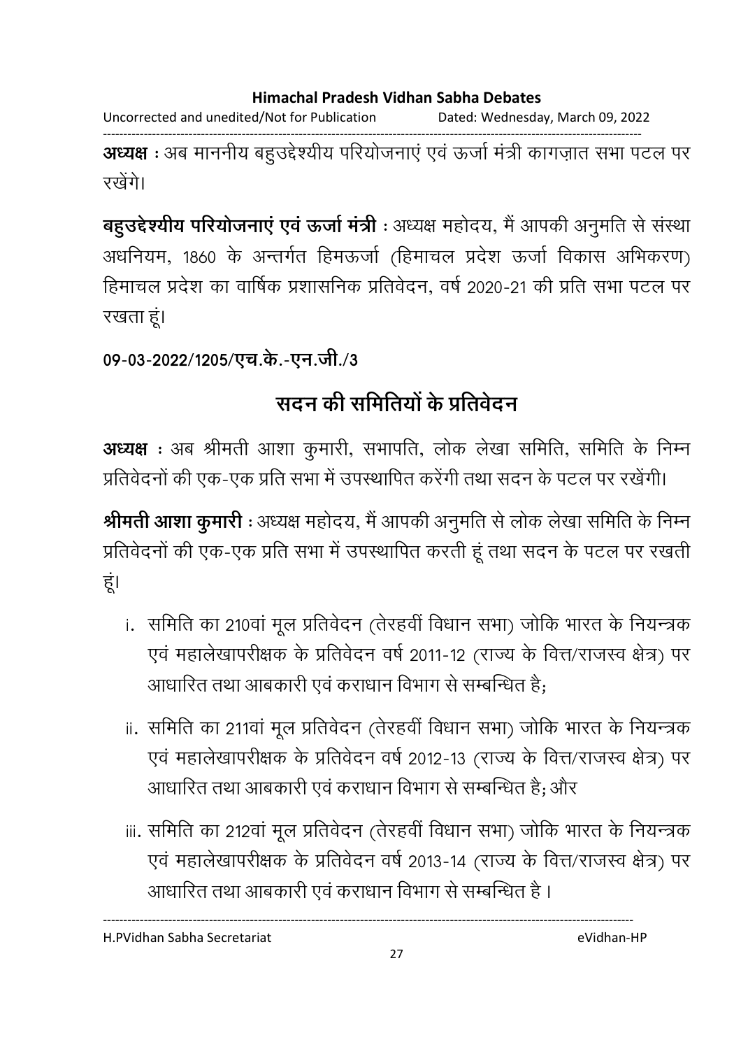**अध्यक्ष** : अब माननीय बहुउद्देश्यीय परियोजनाएं एवं ऊर्जा मंत्री कागज़ात सभा पटल पर रखेंगे।

**बहुउद्देश्यीय परियोजनाएं एवं ऊर्जा मंत्री** : अध्यक्ष महोदय, मैं आपकी अनुमति से संस्था अधिनियम, 1860 के अन्तर्गत हिमऊर्जा (हिमाचल प्रदेश ऊर्जा विकास अभिकरण) हिमाचल प्रदेश का वार्षिक प्रशासनिक प्रतिवेदन, वर्ष 2020-21 की प्रति सभा पटल पर रखता हूं।

**09-03-2022/1205/एच.के.-एन.जी./3**

## सदन की समितियों के प्रतिवेदन

**अध्यक्ष** : अब श्रीमती आशा कुमारी, सभापति, लोक लेखा समिति, समिति के निम्न प्रतिवेदनों की एक-एक प्रति सभा में उपस्थापित करेंगी तथा सदन के पटल पर रखेंगी।

**श्रीमती आशा कुमारी** : अध्यक्ष महोदय, मैं आपकी अनुमति से लोक लेखा समिति के निम्न प्रतिवेदनों की एक-एक प्रति सभा में उपस्थापित करती हूं तथा सदन के पटल पर रखती हूं।

i. समिति का 210वां मूल प्रतिवेदन (तेरहवीं विधान सभा) जोकि भारत के नियन्त्रक एवं महालेखापरीक्षक के प्रतिवेदन वर्ष 2011-12 (राज्य के वित्त/राजस्व क्षेत्र) पर आधारित तथा आबकारी एवं कराधान विभाग से सम्बन्धित है;

ii. समिति का 211वां मूल प्रतिवेदन (तेरहवीं विधान सभा) जोकि भारत के नियन्त्रक एवं महालेखापरीक्षक के प्रतिवेदन वर्ष 2012-13 (राज्य के वित्त/राजस्व क्षेत्र) पर आधारित तथा आबकारी एवं कराधान विभाग से सम्बन्धित है; और

iii. समिति का 212वां मूल प्रतिवेदन (तेरहवीं विधान सभा) जोकि भारत के नियन्त्रक एवं महालेखापरीक्षक के प्रतिवेदन वर्ष 2013-14 (राज्य के वित्त/राजस्व क्षेत्र) पर आधारित तथा आबकारी एवं कराधान विभाग से सम्बन्धित है ।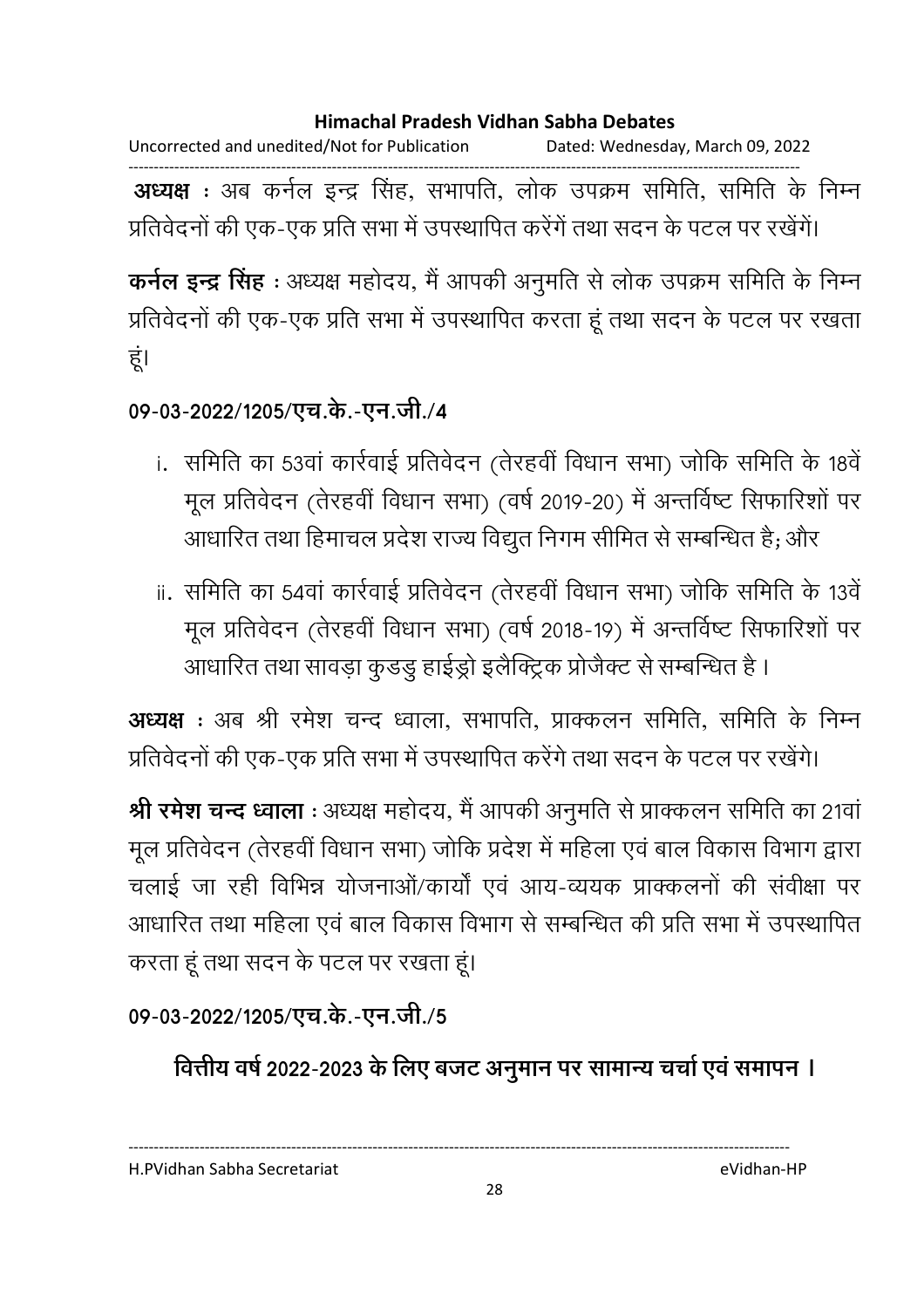**अध्यक्ष** : अब कर्नल इन्द्र सिंह, सभापति, लोक उपक्रम समिति, समिति के निम्न प्रतिवेदनों की एक-एक प्रति सभा में उपस्थापित करेंगें तथा सदन के पटल पर रखेंगें।

**कर्नल इन्द्र सिंह** : अध्यक्ष महोदय, मैं आपकी अनुमति से लोक उपक्रम समिति के निम्न प्रतिवेदनों की एक-एक प्रति सभा में उपस्थापित करता हूं तथा सदन के पटल पर रखता हूं।

**09-03-2022/1205/एच.के.-एन.जी./4**

i. समिति का 53वां कार्रवाई प्रतिवेदन (तेरहवीं विधान सभा) जोकि समिति के 18वें मूल प्रतिवेदन (तेरहवीं विधान सभा) (वर्ष 2019-20) में अन्तर्विष्ट सिफारिशों पर आधारित तथा हिमाचल प्रदेश राज्य विद्युत निगम सीमित से सम्बन्धित है; और

ii. समिति का 54वां कार्रवाई प्रतिवेदन (तेरहवीं विधान सभा) जोकि समिति के 13वें मूल प्रतिवेदन (तेरहवीं विधान सभा) (वर्ष 2018-19) में अन्तर्विष्ट सिफारिशों पर आधारित तथा सावड़ा कुडडु हाईड्रो इलैक्ट्रिक प्रोजैक्ट से सम्बन्धित है ।

**अध्यक्ष** : अब श्री रमेश चन्द ध्वाला, सभापति, प्राक्कलन समिति, समिति के निम्न प्रतिवेदनों की एक-एक प्रति सभा में उपस्थापित करेंगे तथा सदन के पटल पर रखेंगे।

**श्री रमेश चन्द ध्वाला** : अध्यक्ष महोदय, मैं आपकी अनुमति से प्राक्कलन समिति का 21वां मूल प्रतिवेदन (तेरहवीं विधान सभा) जोकि प्रदेश में महिला एवं बाल विकास विभाग द्वारा चलाई जा रही विभिन्न योजनाओं/कार्यों एवं आय-व्ययक प्राक्कलनों की संवीक्षा पर आधारित तथा महिला एवं बाल विकास विभाग से सम्बन्धित की प्रति सभा में उपस्थापित करता हूं तथा सदन के पटल पर रखता हूं।

**09-03-2022/1205/एच.के.-एन.जी./5**

## वित्तीय वर्ष 2022-2023 के लिए बजट अनुमान पर सामान्य चर्चा एवं समापन ।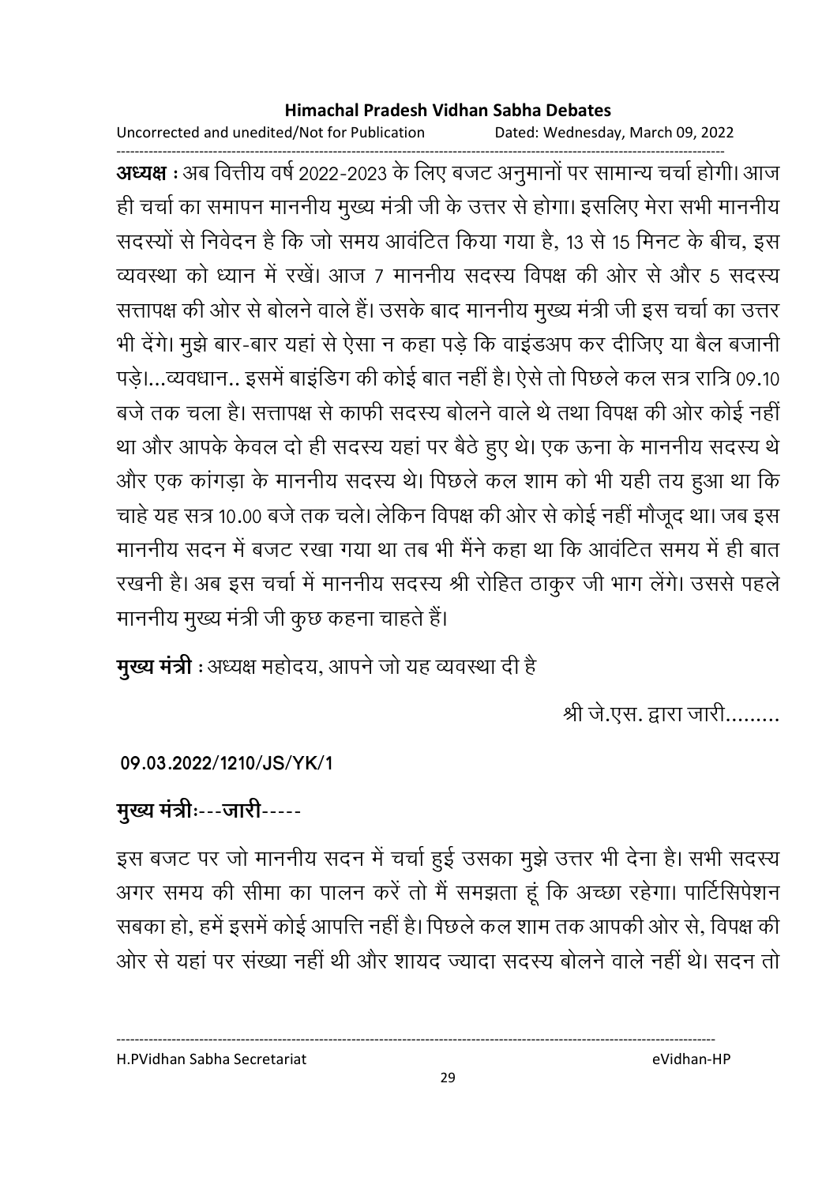**अध्यक्ष :** अब वित्तीय वर्ष 2022-2023 के लिए बजट अनुमानों पर सामान्य चर्चा होगी। आज ही चर्चा का समापन माननीय मुख्य मंत्री जी के उत्तर से होगा। इसलिए मेरा सभी माननीय सदस्यों से निवेदन है कि जो समय आवंटित किया गया है, 13 से 15 मिनट के बीच, इस व्यवस्था को ध्यान में रखें। आज 7 माननीय सदस्य विपक्ष की ओर से और 5 सदस्य सत्तापक्ष की ओर से बोलने वाले हैं। उसके बाद माननीय मुख्य मंत्री जी इस चर्चा का उत्तर भी देंगे। मुझे बार-बार यहां से ऐसा न कहा पड़े कि वाइंडअप कर दीजिए या बैल बजानी पड़े।...व्यवधान.. इसमें बाइंडिग की कोई बात नहीं है। ऐसे तो पिछले कल सत्र रात्रि 09.10 बजे तक चला है। सत्तापक्ष से काफी सदस्य बोलने वाले थे तथा विपक्ष की ओर कोई नहीं था और आपके केवल दो ही सदस्य यहां पर बैठे हुए थे। एक ऊना के माननीय सदस्य थे और एक कांगड़ा के माननीय सदस्य थे। पिछले कल शाम को भी यही तय हुआ था कि चाहे यह सत्र 10.00 बजे तक चले। लेकिन विपक्ष की ओर से कोई नहीं मौजूद था। जब इस माननीय सदन में बजट रखा गया था तब भी मैंने कहा था कि आवंटित समय में ही बात रखनी है। अब इस चर्चा में माननीय सदस्य श्री रोहित ठाकुर जी भाग लेंगे। उससे पहले माननीय मुख्य मंत्री जी कुछ कहना चाहते हैं।

**मुख्य मंत्री :** अध्यक्ष महोदय, आपने जो यह व्यवस्था दी है

श्री जे.एस. द्वारा जारी.........

**09.03.2022/1210/JS/YK/1**

**मुख्य मंत्रीः---जारी-----**

इस बजट पर जो माननीय सदन में चर्चा हुई उसका मुझे उत्तर भी देना है। सभी सदस्य अगर समय की सीमा का पालन करें तो मैं समझता हूं कि अच्छा रहेगा। पार्टिसिपेशन सबका हो, हमें इसमें कोई आपत्ति नहीं है। पिछले कल शाम तक आपकी ओर से, विपक्ष की ओर से यहां पर संख्या नहीं थी और शायद ज्यादा सदस्य बोलने वाले नहीं थे। सदन तो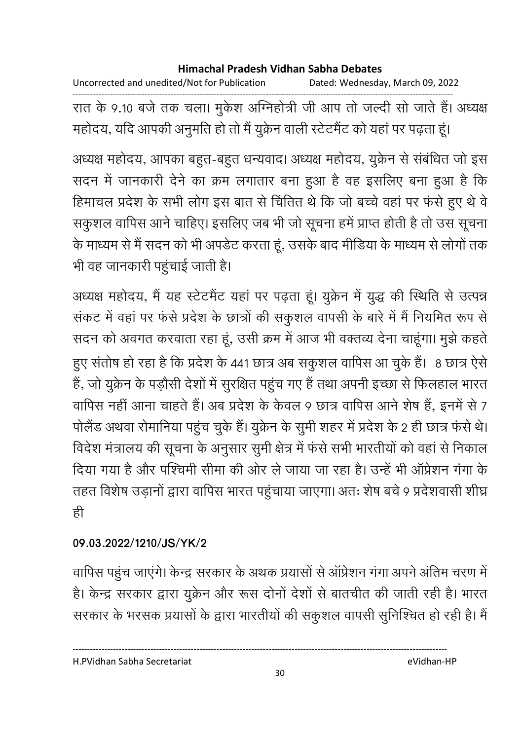रात के 9.10 बजे तक चला। मुकेश अग्निहोत्री जी आप तो जल्दी सो जाते हैं। अध्यक्ष महोदय, यदि आपकी अनुमति हो तो मैं युक्रेन वाली स्टेटमैंट को यहां पर पढ़ता हूं।

अध्यक्ष महोदय, आपका बहुत-बहुत धन्यवाद। अध्यक्ष महोदय, युक्रेन से संबंधित जो इस सदन में जानकारी देने का क्रम लगातार बना हुआ है वह इसलिए बना हुआ है कि हिमाचल प्रदेश के सभी लोग इस बात से चिंतित थे कि जो बच्चे वहां पर फंसे हुए थे वे सकुशल वापिस आने चाहिए। इसलिए जब भी जो सूचना हमें प्राप्त होती है तो उस सूचना के माध्यम से मैं सदन को भी अपडेट करता हूं, उसके बाद मीडिया के माध्यम से लोगों तक भी वह जानकारी पहुंचाई जाती है।

अध्यक्ष महोदय, मैं यह स्टेटमैंट यहां पर पढ़ता हूं। युक्रेन में युद्ध की स्थिति से उत्पन्न संकट में वहां पर फंसे प्रदेश के छात्रों की सकुशल वापसी के बारे में मैं नियमित रूप से सदन को अवगत करवाता रहा हूं, उसी क्रम में आज भी वक्तव्य देना चाहूंगा। मुझे कहते हुए संतोष हो रहा है कि प्रदेश के 441 छात्र अब सकुशल वापिस आ चुके हैं। 8 छात्र ऐसे हैं, जो युक्रेन के पड़ौसी देशों में सुरक्षित पहुंच गए हैं तथा अपनी इच्छा से फिलहाल भारत वापिस नहीं आना चाहते हैं। अब प्रदेश के केवल 9 छात्र वापिस आने शेष हैं, इनमें से 7 पोलैंड अथवा रोमानिया पहुंच चुके हैं। युक्रेन के सुमी शहर में प्रदेश के 2 ही छात्र फंसे थे। विदेश मंत्रालय की सूचना के अनुसार सुमी क्षेत्र में फंसे सभी भारतीयों को वहां से निकाल दिया गया है और पश्चिमी सीमा की ओर ले जाया जा रहा है। उन्हें भी ऑप्रेशन गंगा के तहत विशेष उड़ानों द्वारा वापिस भारत पहुंचाया जाएगा। अतः शेष बचे 9 प्रदेशवासी शीघ्र ही

**09.03.2022/1210/JS/YK/2**

वापिस पहुंच जाएंगे। केन्द्र सरकार के अथक प्रयासों से ऑप्रेशन गंगा अपने अंतिम चरण में है। केन्द्र सरकार द्वारा युक्रेन और रूस दोनों देशों से बातचीत की जाती रही है। भारत सरकार के भरसक प्रयासों के द्वारा भारतीयों की सकुशल वापसी सुनिश्चित हो रही है। मैं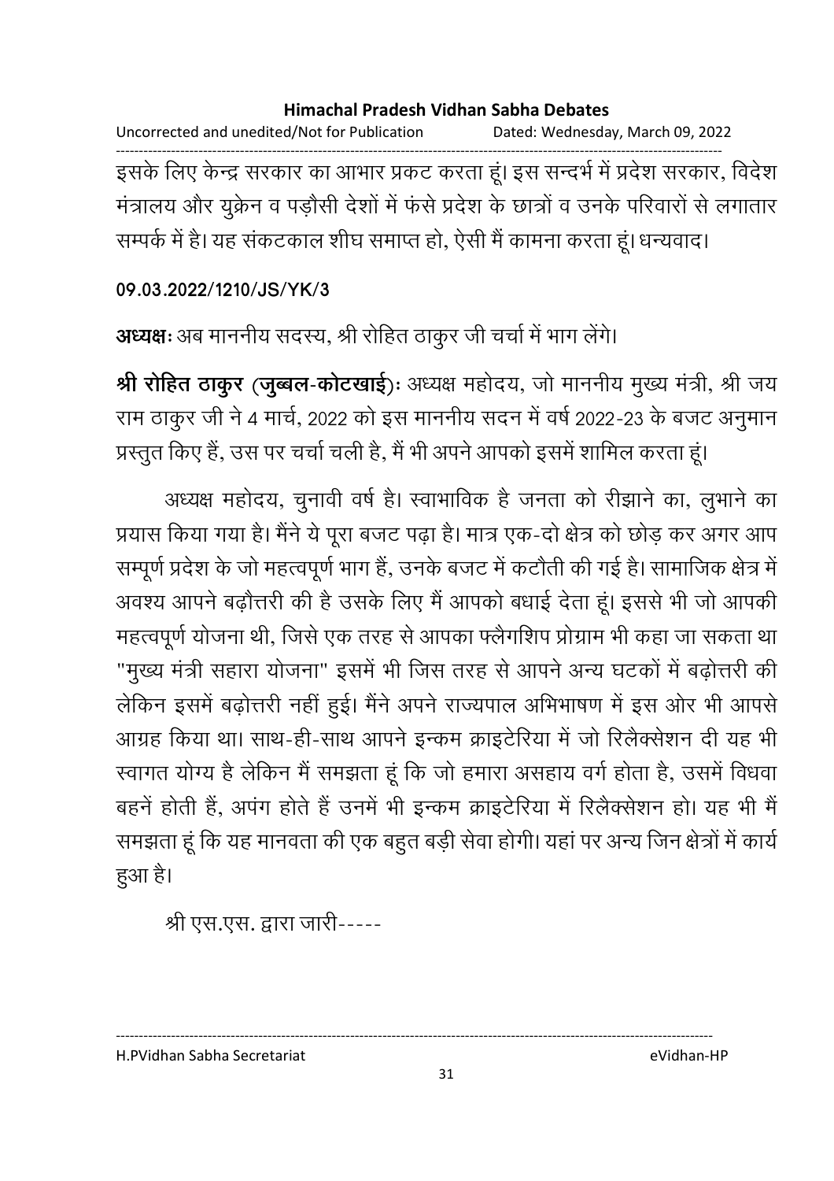इसके लिए केन्द्र सरकार का आभार प्रकट करता हूं। इस सन्दर्भ में प्रदेश सरकार, विदेश मंत्रालय और युक्रेन व पड़ौसी देशों में फंसे प्रदेश के छात्रों व उनके परिवारों से लगातार सम्पर्क में है। यह संकटकाल शीघ समाप्त हो, ऐसी मैं कामना करता हूं। धन्यवाद।

**09.03.2022/1210/JS/YK/3**

**अध्यक्षः** अब माननीय सदस्य, श्री रोहित ठाकुर जी चर्चा में भाग लेंगे।

**श्री रोहित ठाकुर (जुब्बल-कोटखाई):** अध्यक्ष महोदय, जो माननीय मुख्य मंत्री, श्री जय राम ठाकुर जी ने 4 मार्च, 2022 को इस माननीय सदन में वर्ष 2022-23 के बजट अनुमान प्रस्तुत किए हैं, उस पर चर्चा चली है, मैं भी अपने आपको इसमें शामिल करता हूं।

अध्यक्ष महोदय, चुनावी वर्ष है। स्वाभाविक है जनता को रीझाने का, लुभाने का प्रयास किया गया है। मैंने ये पूरा बजट पढ़ा है। मात्र एक-दो क्षेत्र को छोड़ कर अगर आप सम्पूर्ण प्रदेश के जो महत्वपूर्ण भाग हैं, उनके बजट में कटौती की गई है। सामाजिक क्षेत्र में अवश्य आपने बढ़ौत्तरी की है उसके लिए मैं आपको बधाई देता हूं। इससे भी जो आपकी महत्वपूर्ण योजना थी, जिसे एक तरह से आपका फ्लैगशिप प्रोग्राम भी कहा जा सकता था "मुख्य मंत्री सहारा योजना" इसमें भी जिस तरह से आपने अन्य घटकों में बढ़ोत्तरी की लेकिन इसमें बढ़ोत्तरी नहीं हुई। मैंने अपने राज्यपाल अभिभाषण में इस ओर भी आपसे आग्रह किया था। साथ-ही-साथ आपने इन्कम क्राइटेरिया में जो रिलैक्सेशन दी यह भी स्वागत योग्य है लेकिन मैं समझता हूं कि जो हमारा असहाय वर्ग होता है, उसमें विधवा बहनें होती हैं, अपंग होते हैं उनमें भी इन्कम क्राइटेरिया में रिलैक्सेशन हो। यह भी मैं समझता हूं कि यह मानवता की एक बहुत बड़ी सेवा होगी। यहां पर अन्य जिन क्षेत्रों में कार्य हुआ है।

श्री एस.एस. द्वारा जारी-----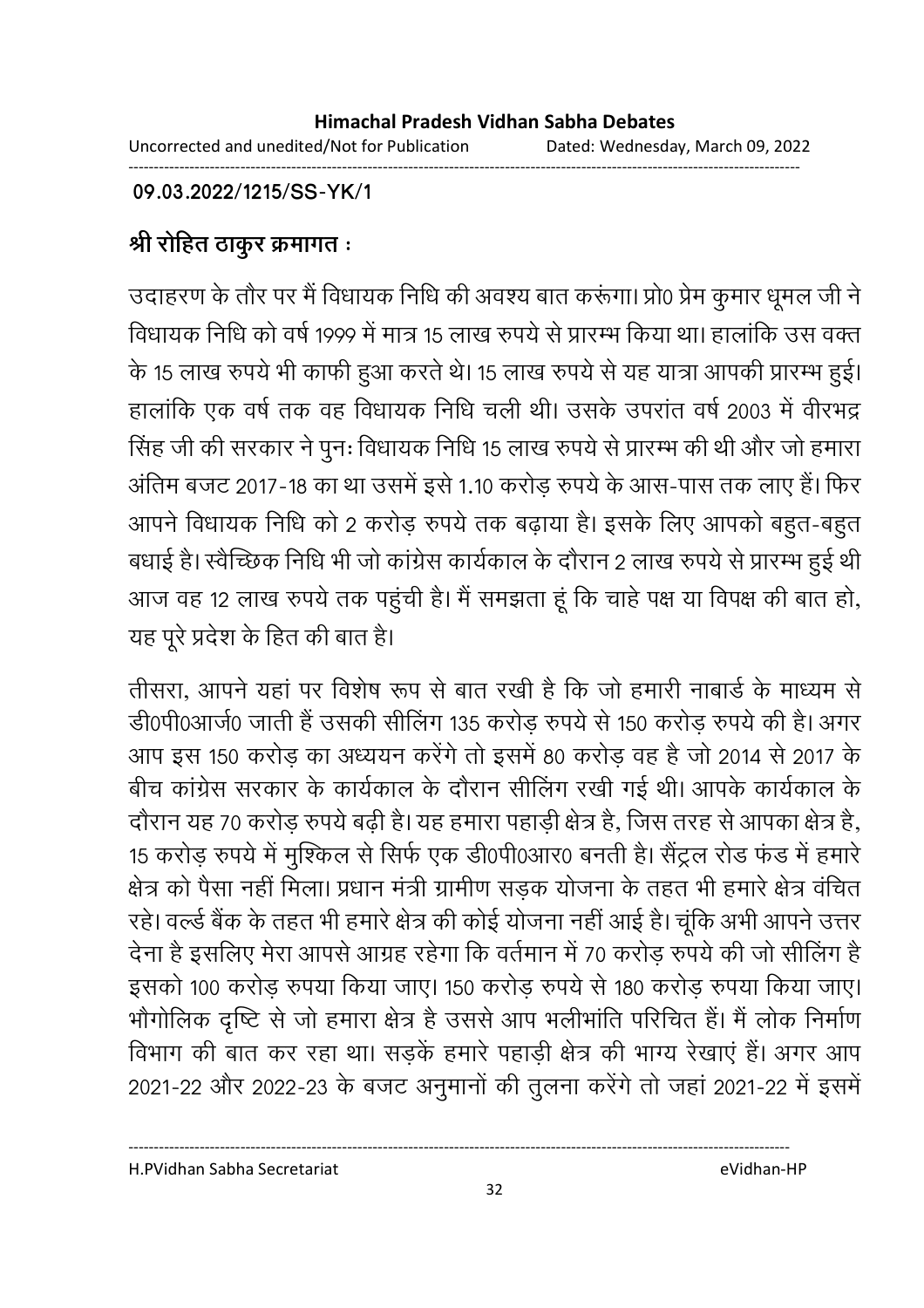09.03.2022/1215/SS-YK/1

**श्री रोहित ठाकुर क्रमागत :**

उदाहरण के तौर पर मैं विधायक निधि की अवश्य बात करूंगा। प्रो0 प्रेम कुमार धूमल जी ने विधायक निधि को वर्ष 1999 में मात्र 15 लाख रुपये से प्रारम्भ किया था। हालांकि उस वक्त के 15 लाख रुपये भी काफी हुआ करते थे। 15 लाख रुपये से यह यात्रा आपकी प्रारम्भ हुई। हालांकि एक वर्ष तक वह विधायक निधि चली थी। उसके उपरांत वर्ष 2003 में वीरभद्र सिंह जी की सरकार ने पुनः विधायक निधि 15 लाख रुपये से प्रारम्भ की थी और जो हमारा अंतिम बजट 2017-18 का था उसमें इसे 1.10 करोड़ रुपये के आस-पास तक लाए हैं। फिर आपने विधायक निधि को 2 करोड़ रुपये तक बढ़ाया है। इसके लिए आपको बहुत-बहुत बधाई है। स्वैच्छिक निधि भी जो कांग्रेस कार्यकाल के दौरान 2 लाख रुपये से प्रारम्भ हुई थी आज वह 12 लाख रुपये तक पहुंची है। मैं समझता हूं कि चाहे पक्ष या विपक्ष की बात हो, यह पूरे प्रदेश के हित की बात है।

तीसरा, आपने यहां पर विशेष रूप से बात रखी है कि जो हमारी नाबार्ड के माध्यम से डी0पी0आर्ज0 जाती हैं उसकी सीलिंग 135 करोड़ रुपये से 150 करोड़ रुपये की है। अगर आप इस 150 करोड़ का अध्ययन करेंगे तो इसमें 80 करोड़ वह है जो 2014 से 2017 के बीच कांग्रेस सरकार के कार्यकाल के दौरान सीलिंग रखी गई थी। आपके कार्यकाल के दौरान यह 70 करोड़ रुपये बढ़ी है। यह हमारा पहाड़ी क्षेत्र है, जिस तरह से आपका क्षेत्र है, 15 करोड़ रुपये में मुश्किल से सिर्फ एक डी0पी0आर0 बनती है। सैंट्रल रोड फंड में हमारे क्षेत्र को पैसा नहीं मिला। प्रधान मंत्री ग्रामीण सड़क योजना के तहत भी हमारे क्षेत्र वंचित रहे। वर्ल्ड बैंक के तहत भी हमारे क्षेत्र की कोई योजना नहीं आई है। चूंकि अभी आपने उत्तर देना है इसलिए मेरा आपसे आग्रह रहेगा कि वर्तमान में 70 करोड़ रुपये की जो सीलिंग है इसको 100 करोड़ रुपया किया जाए। 150 करोड़ रुपये से 180 करोड़ रुपया किया जाए। भौगोलिक दृष्टि से जो हमारा क्षेत्र है उससे आप भलीभांति परिचित हैं। मैं लोक निर्माण विभाग की बात कर रहा था। सड़कें हमारे पहाड़ी क्षेत्र की भाग्य रेखाएं हैं। अगर आप 2021-22 और 2022-23 के बजट अनुमानों की तुलना करेंगे तो जहां 2021-22 में इसमें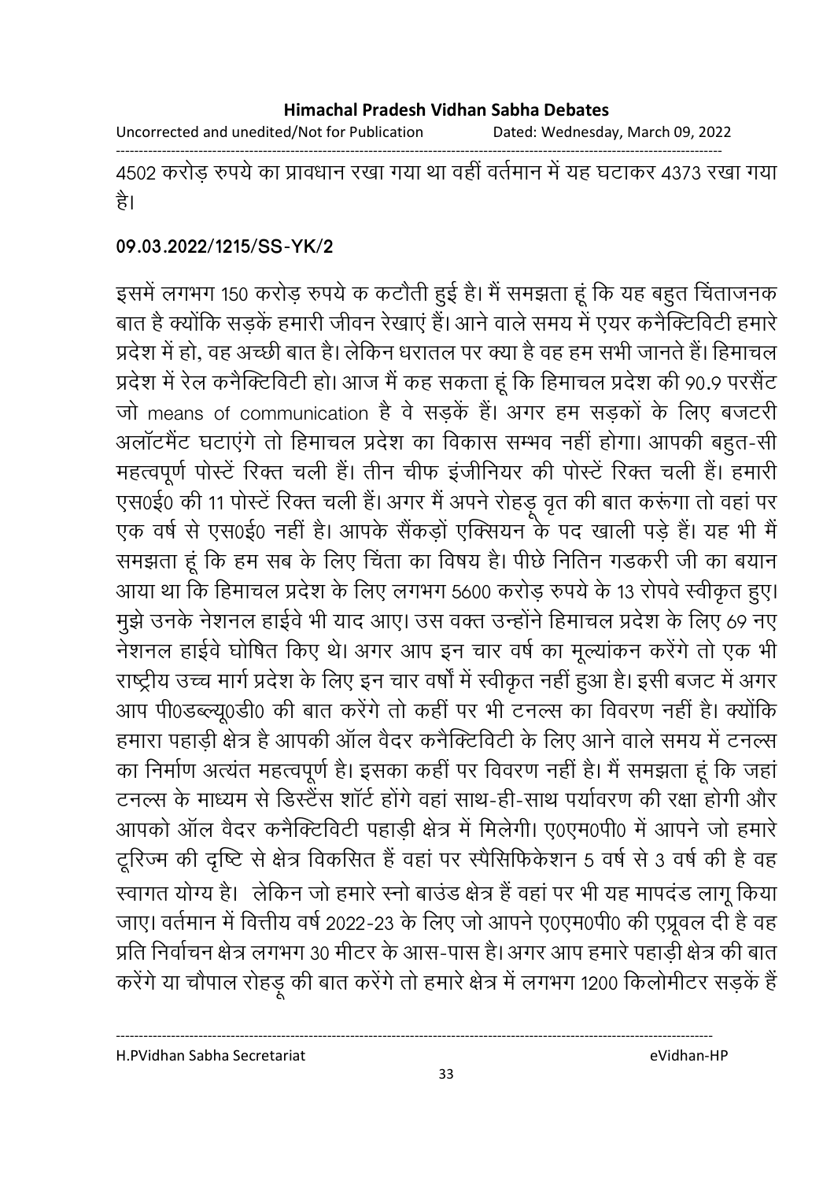4502 करोड़ रुपये का प्रावधान रखा गया था वहीं वर्तमान में यह घटाकर 4373 रखा गया है।

**09.03.2022/1215/SS-YK/2**

इसमें लगभग 150 करोड़ रुपये क कटौती हुई है। मैं समझता हूं कि यह बहुत चिंताजनक बात है क्योंकि सड़कें हमारी जीवन रेखाएं हैं। आने वाले समय में एयर कनैक्टिविटी हमारे प्रदेश में हो, वह अच्छी बात है। लेकिन धरातल पर क्या है वह हम सभी जानते हैं। हिमाचल प्रदेश में रेल कनैक्टिविटी हो। आज मैं कह सकता हूं कि हिमाचल प्रदेश की 90.9 परसैंट जो means of communication है वे सड़कें हैं। अगर हम सड़कों के लिए बजटरी अलॉटमैंट घटाएंगे तो हिमाचल प्रदेश का विकास सम्भव नहीं होगा। आपकी बहुत-सी महत्वपूर्ण पोस्टें रिक्त चली हैं। तीन चीफ इंजीनियर की पोस्टें रिक्त चली हैं। हमारी एस0ई0 की 11 पोस्टें रिक्त चली हैं। अगर मैं अपने रोहड़ू वृत की बात करूंगा तो वहां पर एक वर्ष से एस0ई0 नहीं है। आपके सैंकड़ों एक्सियन के पद खाली पड़े हैं। यह भी मैं समझता हूं कि हम सब के लिए चिंता का विषय है। पीछे नितिन गडकरी जी का बयान आया था कि हिमाचल प्रदेश के लिए लगभग 5600 करोड़ रुपये के 13 रोपवे स्वीकृत हुए। मुझे उनके नेशनल हाईवे भी याद आए। उस वक्त उन्होंने हिमाचल प्रदेश के लिए 69 नए नेशनल हाईवे घोषित किए थे। अगर आप इन चार वर्ष का मूल्यांकन करेंगे तो एक भी राष्ट्रीय उच्च मार्ग प्रदेश के लिए इन चार वर्षों में स्वीकृत नहीं हुआ है। इसी बजट में अगर आप पी0डब्ल्यू0डी0 की बात करेंगे तो कहीं पर भी टनल्स का विवरण नहीं है। क्योंकि हमारा पहाड़ी क्षेत्र है आपकी ऑल वैदर कनैक्टिविटी के लिए आने वाले समय में टनल्स का निर्माण अत्यंत महत्वपूर्ण है। इसका कहीं पर विवरण नहीं है। मैं समझता हूं कि जहां टनल्स के माध्यम से डिस्टैंस शॉर्ट होंगे वहां साथ-ही-साथ पर्यावरण की रक्षा होगी और आपको ऑल वैदर कनैक्टिविटी पहाड़ी क्षेत्र में मिलेगी। ए0एम0पी0 में आपने जो हमारे टूरिज्म की दृष्टि से क्षेत्र विकसित हैं वहां पर स्पैसिफिकेशन 5 वर्ष से 3 वर्ष की है वह स्वागत योग्य है। लेकिन जो हमारे स्नो बाउंड क्षेत्र हैं वहां पर भी यह मापदंड लागू किया जाए। वर्तमान में वित्तीय वर्ष 2022-23 के लिए जो आपने ए0एम0पी0 की एप्रूवल दी है वह प्रति निर्वाचन क्षेत्र लगभग 30 मीटर के आस-पास है। अगर आप हमारे पहाड़ी क्षेत्र की बात करेंगे या चौपाल रोहड़ू की बात करेंगे तो हमारे क्षेत्र में लगभग 1200 किलोमीटर सड़कें हैं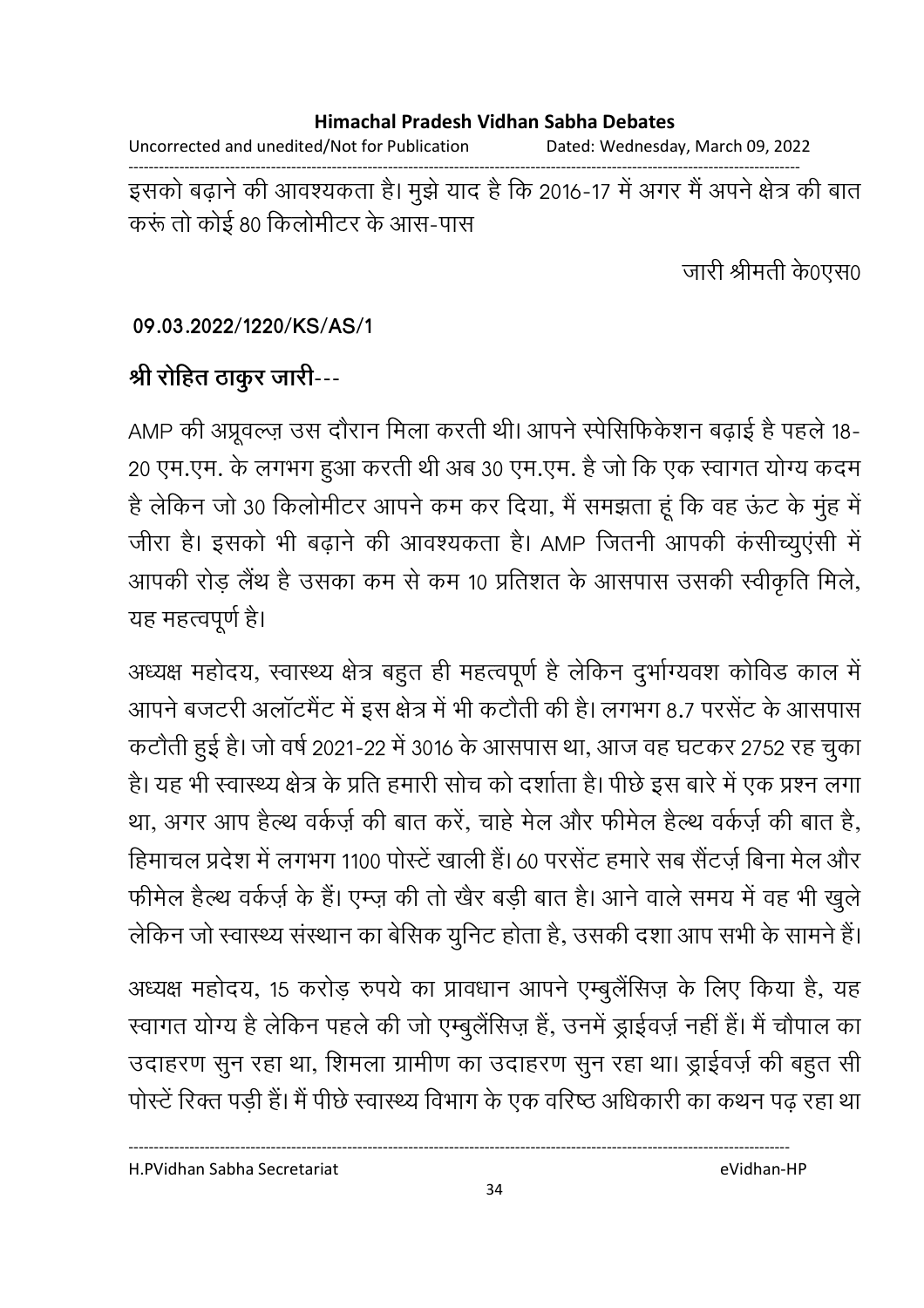इसको बढ़ाने की आवश्यकता है। मुझे याद है कि 2016-17 में अगर मैं अपने क्षेत्र की बात करूं तो कोई 80 किलोमीटर के आस-पास

जारी श्रीमती के0एस0

**09.03.2022/1220/KS/AS/1**

**श्री रोहित ठाकुर जारी---**

AMP की अप्रूवल्ज़ उस दौरान मिला करती थी। आपने स्पेसिफिकेशन बढ़ाई है पहले 18-20 एम.एम. के लगभग हुआ करती थी अब 30 एम.एम. है जो कि एक स्वागत योग्य कदम है लेकिन जो 30 किलोमीटर आपने कम कर दिया, मैं समझता हूं कि वह ऊंट के मुंह में जीरा है। इसको भी बढ़ाने की आवश्यकता है। AMP जितनी आपकी कंसीच्युएंसी में आपकी रोड़ लैंथ है उसका कम से कम 10 प्रतिशत के आसपास उसकी स्वीकृति मिले, यह महत्वपूर्ण है।

अध्यक्ष महोदय, स्वास्थ्य क्षेत्र बहुत ही महत्वपूर्ण है लेकिन दुर्भाग्यवश कोविड काल में आपने बजटरी अलॉटमैंट में इस क्षेत्र में भी कटौती की है। लगभग 8.7 परसेंट के आसपास कटौती हुई है। जो वर्ष 2021-22 में 3016 के आसपास था, आज वह घटकर 2752 रह चुका है। यह भी स्वास्थ्य क्षेत्र के प्रति हमारी सोच को दर्शाता है। पीछे इस बारे में एक प्रश्न लगा था, अगर आप हैल्थ वर्कर्ज़ की बात करें, चाहे मेल और फीमेल हैल्थ वर्कर्ज़ की बात है, हिमाचल प्रदेश में लगभग 1100 पोस्टें खाली हैं। 60 परसेंट हमारे सब सैंटर्ज़ बिना मेल और फीमेल हैल्थ वर्कर्ज़ के हैं। एम्ज़ की तो खैर बड़ी बात है। आने वाले समय में वह भी खुले लेकिन जो स्वास्थ्य संस्थान का बेसिक युनिट होता है, उसकी दशा आप सभी के सामने हैं।

अध्यक्ष महोदय, 15 करोड़ रुपये का प्रावधान आपने एम्बुलैंसिज़ के लिए किया है, यह स्वागत योग्य है लेकिन पहले की जो एम्बुलैंसिज़ हैं, उनमें ड्राईवर्ज़ नहीं हैं। मैं चौपाल का उदाहरण सुन रहा था, शिमला ग्रामीण का उदाहरण सुन रहा था। ड्राईवर्ज़ की बहुत सी पोस्टें रिक्त पड़ी हैं। मैं पीछे स्वास्थ्य विभाग के एक वरिष्ठ अधिकारी का कथन पढ़ रहा था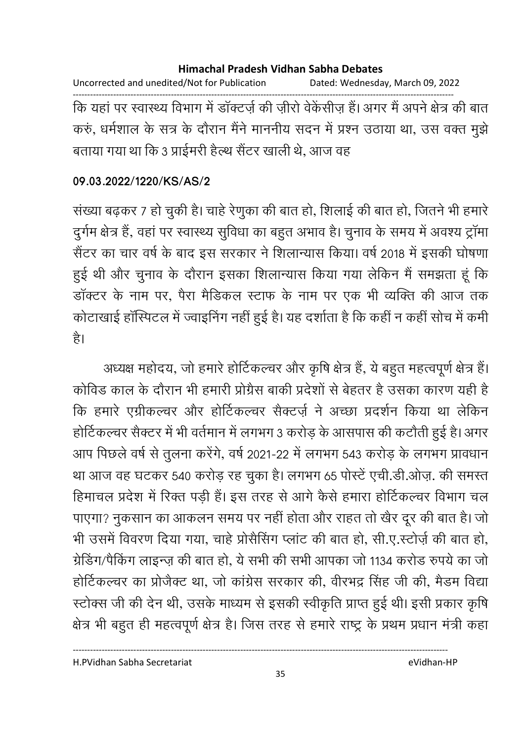कि यहां पर स्वास्थ्य विभाग में डॉक्टर्ज़ की ज़ीरो वेकेंसीज़ हैं। अगर मैं अपने क्षेत्र की बात करुं, धर्मशाल के सत्र के दौरान मैंने माननीय सदन में प्रश्न उठाया था, उस वक्त मुझे बताया गया था कि 3 प्राईमरी हैल्थ सैंटर खाली थे, आज वह

**09.03.2022/1220/KS/AS/2**

संख्या बढ़कर 7 हो चुकी है। चाहे रेणुका की बात हो, शिलाई की बात हो, जितने भी हमारे दुर्गम क्षेत्र हैं, वहां पर स्वास्थ्य सुविधा का बहुत अभाव है। चुनाव के समय में अवश्य ट्रॉमा सैंटर का चार वर्ष के बाद इस सरकार ने शिलान्यास किया। वर्ष 2018 में इसकी घोषणा हुई थी और चुनाव के दौरान इसका शिलान्यास किया गया लेकिन मैं समझता हूं कि डॉक्टर के नाम पर, पैरा मैडिकल स्टाफ के नाम पर एक भी व्यक्ति की आज तक कोटाखाई हॉस्पिटल में ज्वाइनिंग नहीं हुई है। यह दर्शाता है कि कहीं न कहीं सोच में कमी है।

अध्यक्ष महोदय, जो हमारे होर्टिकल्चर और कृषि क्षेत्र हैं, ये बहुत महत्वपूर्ण क्षेत्र हैं। कोविड काल के दौरान भी हमारी प्रोग्रैस बाकी प्रदेशों से बेहतर है उसका कारण यही है कि हमारे एग्रीकल्चर और होर्टिकल्चर सैक्टर्ज़ ने अच्छा प्रदर्शन किया था लेकिन होर्टिकल्चर सैक्टर में भी वर्तमान में लगभग 3 करोड़ के आसपास की कटौती हुई है। अगर आप पिछले वर्ष से तुलना करेंगे, वर्ष 2021-22 में लगभग 543 करोड़ के लगभग प्रावधान था आज वह घटकर 540 करोड़ रह चुका है। लगभग 65 पोस्टें एची.डी.ओज़. की समस्त हिमाचल प्रदेश में रिक्त पड़ी हैं। इस तरह से आगे कैसे हमारा होर्टिकल्चर विभाग चल पाएगा? नुकसान का आकलन समय पर नहीं होता और राहत तो खैर दूर की बात है। जो भी उसमें विवरण दिया गया, चाहे प्रोसैसिंग प्लांट की बात हो, सी.ए.स्टोर्ज़ की बात हो, ग्रेडिंग/पैकिंग लाइन्ज़ की बात हो, ये सभी की सभी आपका जो 1134 करोड रुपये का जो होर्टिकल्चर का प्रोजैक्ट था, जो कांग्रेस सरकार की, वीरभद्र सिंह जी की, मैडम विद्या स्टोक्स जी की देन थी, उसके माध्यम से इसकी स्वीकृति प्राप्त हुई थी। इसी प्रकार कृषि क्षेत्र भी बहुत ही महत्वपूर्ण क्षेत्र है। जिस तरह से हमारे राष्ट्र के प्रथम प्रधान मंत्री कहा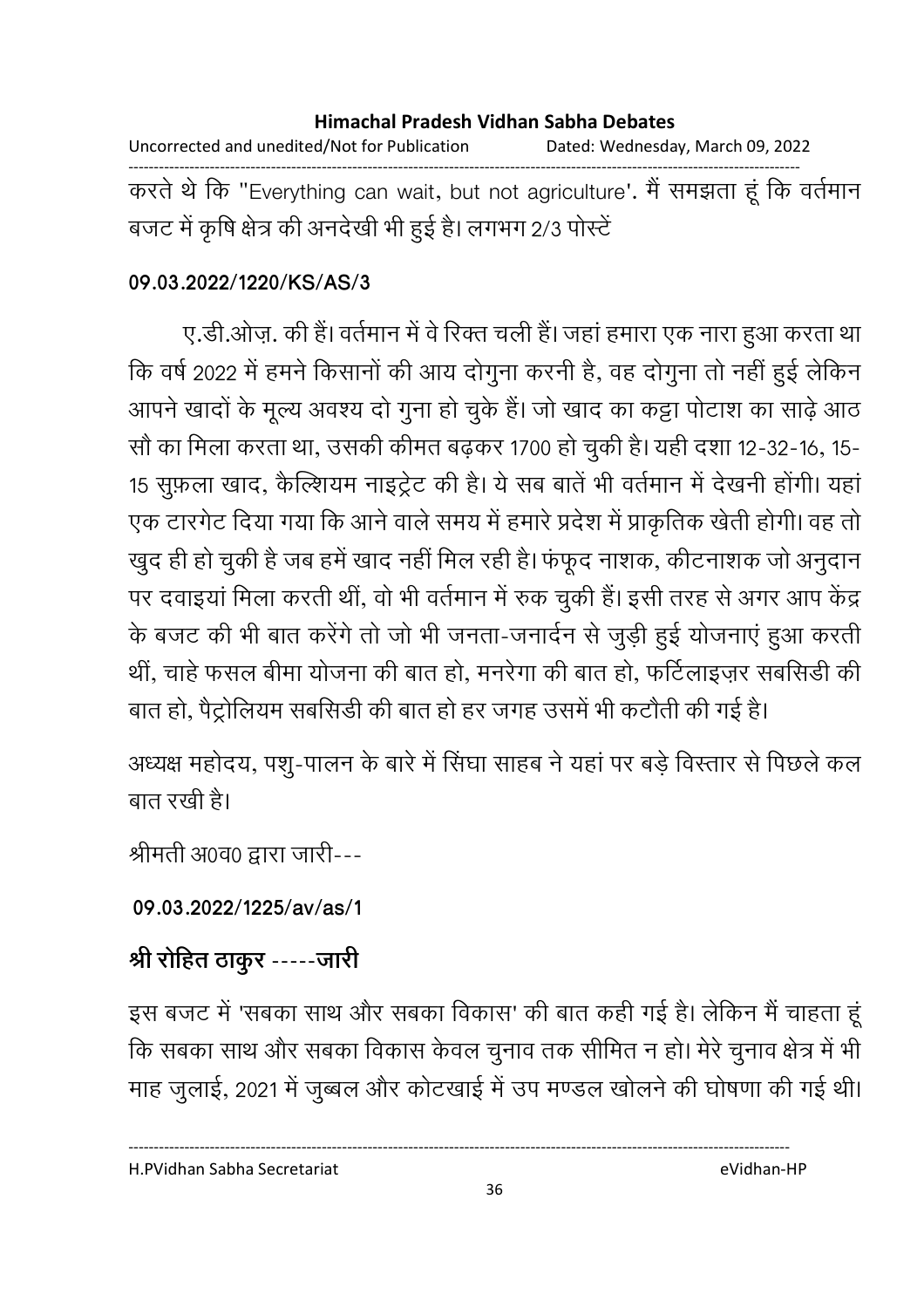करते थे कि "Everything can wait, but not agriculture'. मैं समझता हूं कि वर्तमान बजट में कृषि क्षेत्र की अनदेखी भी हुई है। लगभग 2/3 पोस्टें

**09.03.2022/1220/KS/AS/3**

ए.डी.ओज़. की हैं। वर्तमान में वे रिक्त चली हैं। जहां हमारा एक नारा हुआ करता था कि वर्ष 2022 में हमने किसानों की आय दोगुना करनी है, वह दोगुना तो नहीं हुई लेकिन आपने खादों के मूल्य अवश्य दो गुना हो चुके हैं। जो खाद का कट्टा पोटाश का साढ़े आठ सौ का मिला करता था, उसकी कीमत बढ़कर 1700 हो चुकी है। यही दशा 12-32-16, 15-15 सुफ़ला खाद, कैल्शियम नाइट्रेट की है। ये सब बातें भी वर्तमान में देखनी होंगी। यहां एक टारगेट दिया गया कि आने वाले समय में हमारे प्रदेश में प्राकृतिक खेती होगी। वह तो खुद ही हो चुकी है जब हमें खाद नहीं मिल रही है। फंफूद नाशक, कीटनाशक जो अनुदान पर दवाइयां मिला करती थीं, वो भी वर्तमान में रुक चुकी हैं। इसी तरह से अगर आप केंद्र के बजट की भी बात करेंगे तो जो भी जनता-जनार्दन से जुड़ी हुई योजनाएं हुआ करती थीं, चाहे फसल बीमा योजना की बात हो, मनरेगा की बात हो, फर्टिलाइज़र सबसिडी की बात हो, पैट्रोलियम सबसिडी की बात हो हर जगह उसमें भी कटौती की गई है।

अध्यक्ष महोदय, पशु-पालन के बारे में सिंघा साहब ने यहां पर बड़े विस्तार से पिछले कल बात रखी है।

श्रीमती अ0व0 द्वारा जारी---

**09.03.2022/1225/av/as/1**

**श्री रोहित ठाकुर -----जारी**

इस बजट में 'सबका साथ और सबका विकास' की बात कही गई है। लेकिन मैं चाहता हूं कि सबका साथ और सबका विकास केवल चुनाव तक सीमित न हो। मेरे चुनाव क्षेत्र में भी माह जुलाई, 2021 में जुब्बल और कोटखाई में उप मण्डल खोलने की घोषणा की गई थी।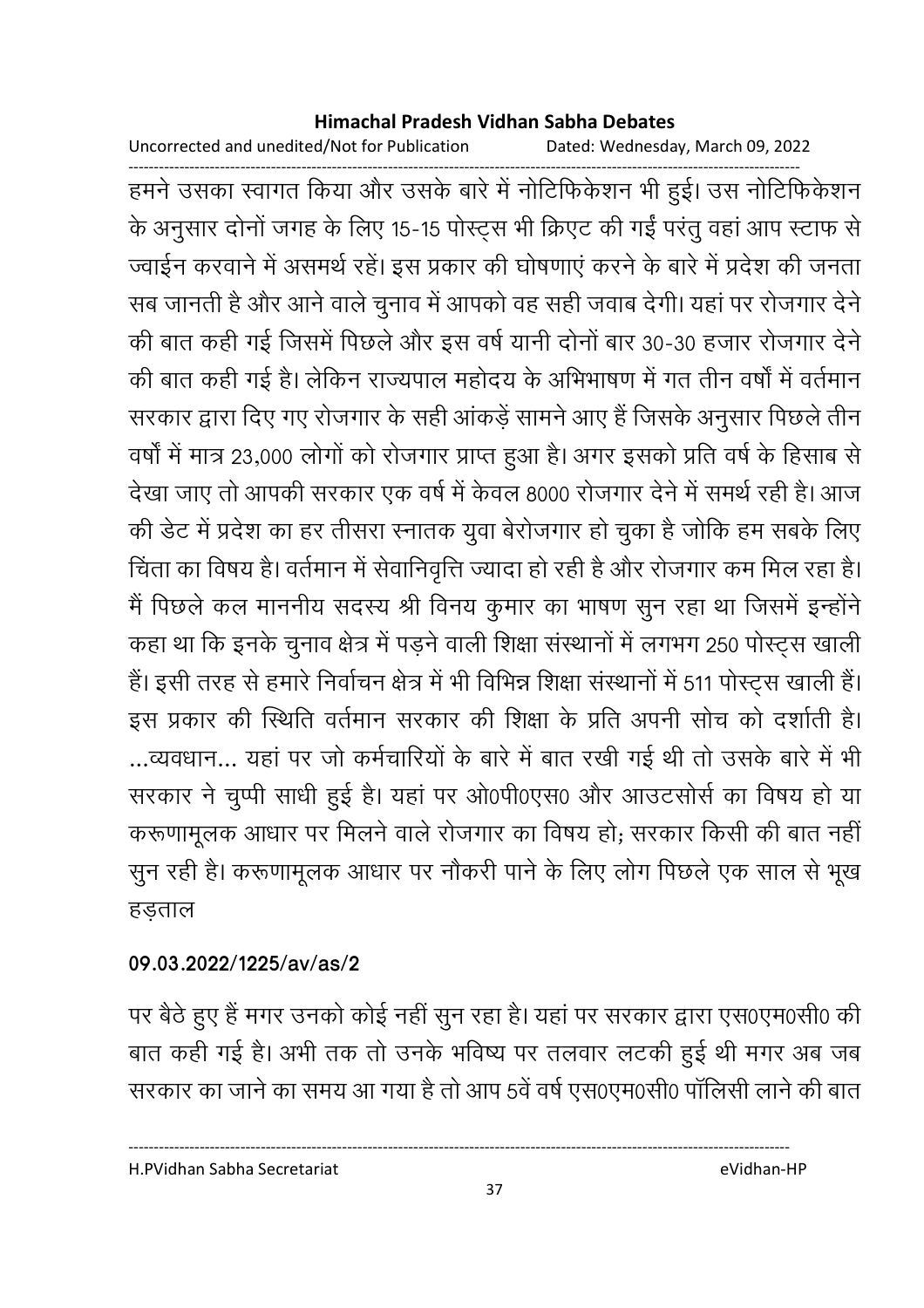हमने उसका स्वागत किया और उसके बारे में नोटिफिकेशन भी हुई। उस नोटिफिकेशन के अनुसार दोनों जगह के लिए 15-15 पोस्ट्स भी क्रिएट की गईं परंतु वहां आप स्टाफ से ज्वाईन करवाने में असमर्थ रहें। इस प्रकार की घोषणाएं करने के बारे में प्रदेश की जनता सब जानती है और आने वाले चुनाव में आपको वह सही जवाब देगी। यहां पर रोजगार देने की बात कही गई जिसमें पिछले और इस वर्ष यानी दोनों बार 30-30 हजार रोजगार देने की बात कही गई है। लेकिन राज्यपाल महोदय के अभिभाषण में गत तीन वर्षों में वर्तमान सरकार द्वारा दिए गए रोजगार के सही आंकड़ें सामने आए हैं जिसके अनुसार पिछले तीन वर्षों में मात्र 23,000 लोगों को रोजगार प्राप्त हुआ है। अगर इसको प्रति वर्ष के हिसाब से देखा जाए तो आपकी सरकार एक वर्ष में केवल 8000 रोजगार देने में समर्थ रही है। आज की डेट में प्रदेश का हर तीसरा स्नातक युवा बेरोजगार हो चुका है जोकि हम सबके लिए चिंता का विषय है। वर्तमान में सेवानिवृत्ति ज्यादा हो रही है और रोजगार कम मिल रहा है। मैं पिछले कल माननीय सदस्य श्री विनय कुमार का भाषण सुन रहा था जिसमें इन्होंने कहा था कि इनके चुनाव क्षेत्र में पड़ने वाली शिक्षा संस्थानों में लगभग 250 पोस्ट्स खाली हैं। इसी तरह से हमारे निर्वाचन क्षेत्र में भी विभिन्न शिक्षा संस्थानों में 511 पोस्ट्स खाली हैं। इस प्रकार की स्थिति वर्तमान सरकार की शिक्षा के प्रति अपनी सोच को दर्शाती है। ...व्यवधान... यहां पर जो कर्मचारियों के बारे में बात रखी गई थी तो उसके बारे में भी सरकार ने चुप्पी साधी हुई है। यहां पर ओ0पी0एस0 और आउटसोर्स का विषय हो या करूणामूलक आधार पर मिलने वाले रोजगार का विषय हो; सरकार किसी की बात नहीं सुन रही है। करूणामूलक आधार पर नौकरी पाने के लिए लोग पिछले एक साल से भूख हड़ताल

**09.03.2022/1225/av/as/2**

पर बैठे हुए हैं मगर उनको कोई नहीं सुन रहा है। यहां पर सरकार द्वारा एस0एम0सी0 की बात कही गई है। अभी तक तो उनके भविष्य पर तलवार लटकी हुई थी मगर अब जब सरकार का जाने का समय आ गया है तो आप 5वें वर्ष एस0एम0सी0 पॉलिसी लाने की बात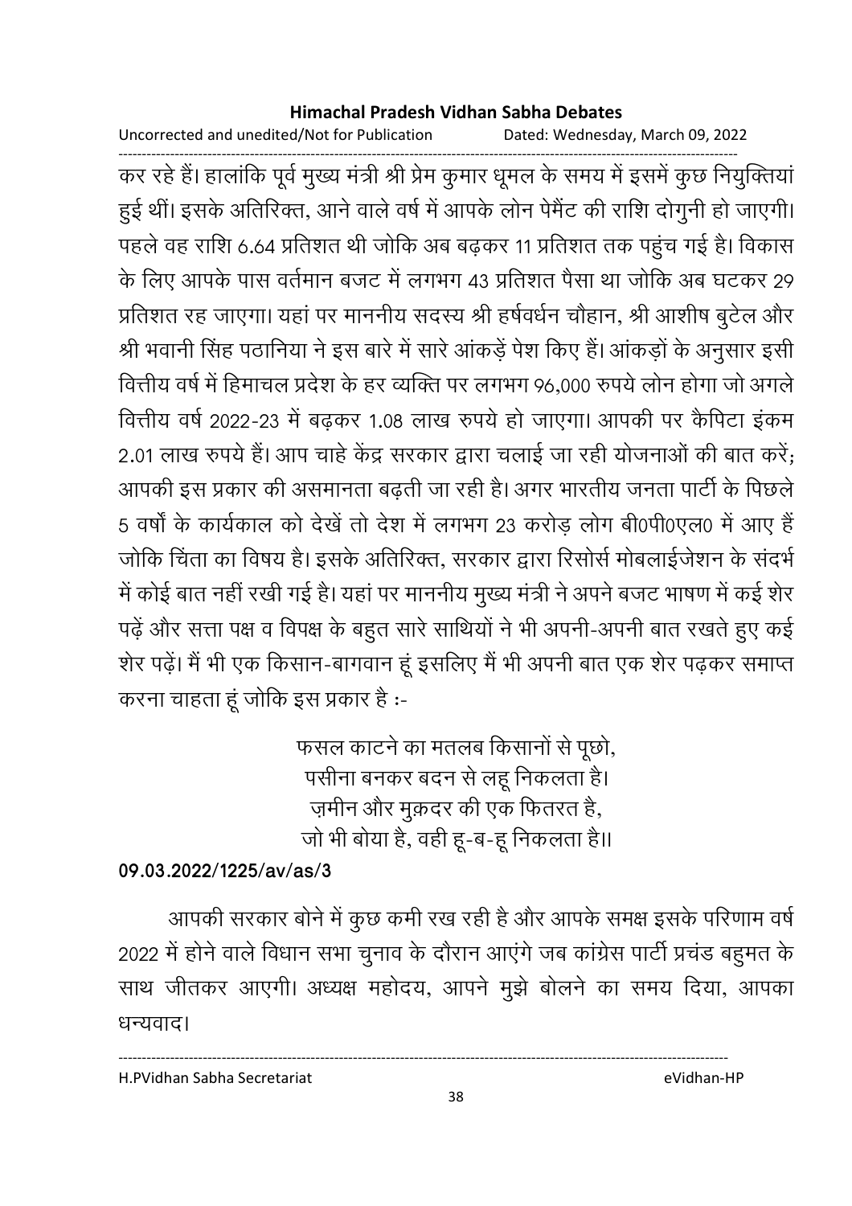कर रहे हैं। हालांकि पूर्व मुख्य मंत्री श्री प्रेम कुमार धूमल के समय में इसमें कुछ नियुक्तियां हुई थीं। इसके अतिरिक्त, आने वाले वर्ष में आपके लोन पेमैंट की राशि दोगुनी हो जाएगी। पहले वह राशि 6.64 प्रतिशत थी जोकि अब बढ़कर 11 प्रतिशत तक पहुंच गई है। विकास के लिए आपके पास वर्तमान बजट में लगभग 43 प्रतिशत पैसा था जोकि अब घटकर 29 प्रतिशत रह जाएगा। यहां पर माननीय सदस्य श्री हर्षवर्धन चौहान, श्री आशीष बुटेल और श्री भवानी सिंह पठानिया ने इस बारे में सारे आंकड़ें पेश किए हैं। आंकड़ों के अनुसार इसी वित्तीय वर्ष में हिमाचल प्रदेश के हर व्यक्ति पर लगभग 96,000 रुपये लोन होगा जो अगले वित्तीय वर्ष 2022-23 में बढ़कर 1.08 लाख रुपये हो जाएगा। आपकी पर कैपिटा इंकम 2.01 लाख रुपये हैं। आप चाहे केंद्र सरकार द्वारा चलाई जा रही योजनाओं की बात करें; आपकी इस प्रकार की असमानता बढ़ती जा रही है। अगर भारतीय जनता पार्टी के पिछले 5 वर्षों के कार्यकाल को देखें तो देश में लगभग 23 करोड़ लोग बी0पी0एल0 में आए हैं जोकि चिंता का विषय है। इसके अतिरिक्त, सरकार द्वारा रिसोर्स मोबलाईजेशन के संदर्भ में कोई बात नहीं रखी गई है। यहां पर माननीय मुख्य मंत्री ने अपने बजट भाषण में कई शेर पढ़ें और सत्ता पक्ष व विपक्ष के बहुत सारे साथियों ने भी अपनी-अपनी बात रखते हुए कई शेर पढ़ें। मैं भी एक किसान-बागवान हूं इसलिए मैं भी अपनी बात एक शेर पढ़कर समाप्त करना चाहता हूं जोकि इस प्रकार है :-

फसल काटने का मतलब किसानों से पूछो,
पसीना बनकर बदन से लहू निकलता है।
ज़मीन और मुक़दर की एक फितरत है,
जो भी बोया है, वही हू-ब-हू निकलता है।।

**09.03.2022/1225/av/as/3**

आपकी सरकार बोने में कुछ कमी रख रही है और आपके समक्ष इसके परिणाम वर्ष 2022 में होने वाले विधान सभा चुनाव के दौरान आएंगे जब कांग्रेस पार्टी प्रचंड बहुमत के साथ जीतकर आएगी। अध्यक्ष महोदय, आपने मुझे बोलने का समय दिया, आपका धन्यवाद।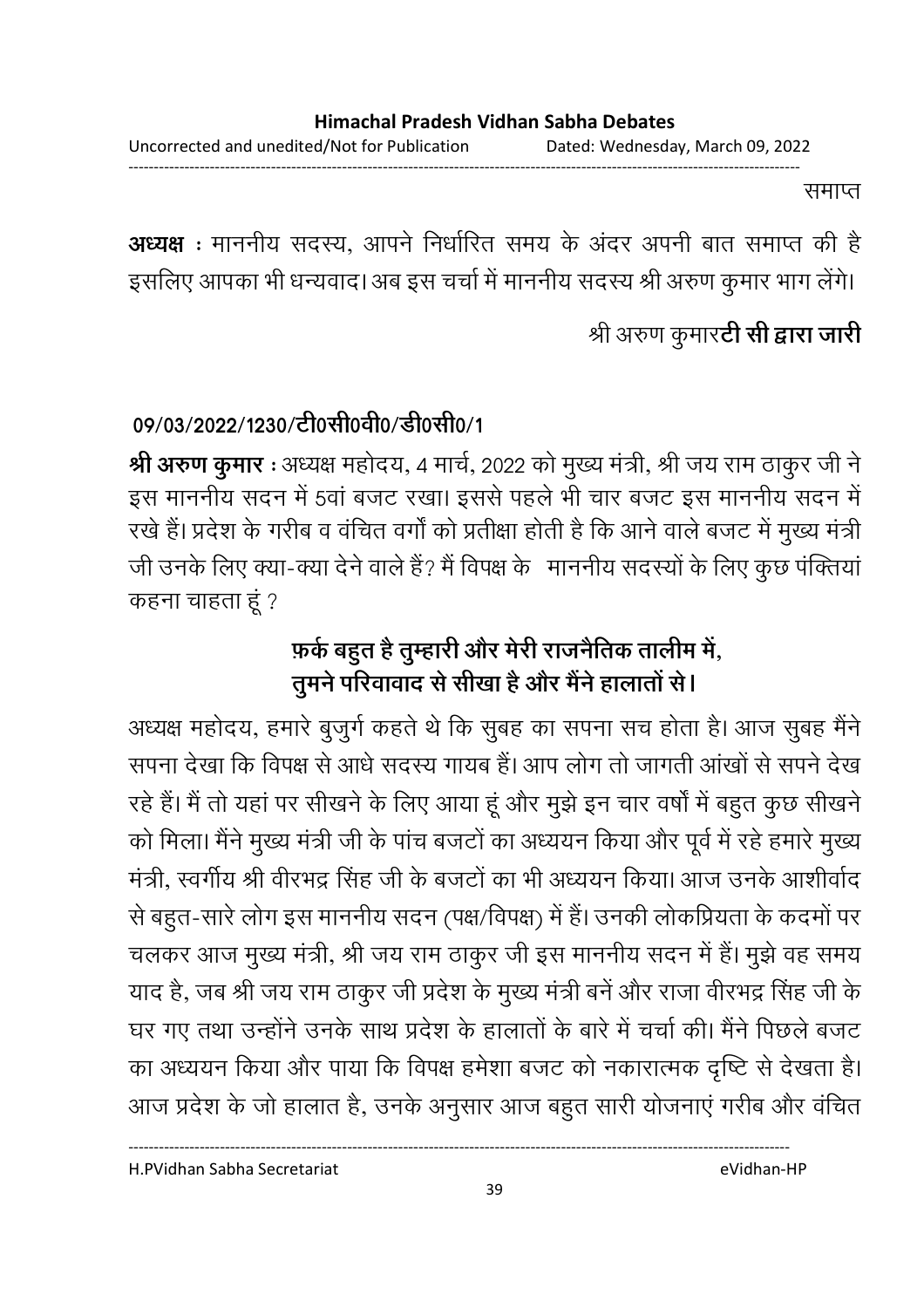समाप्त

**अध्यक्ष** : माननीय सदस्य, आपने निर्धारित समय के अंदर अपनी बात समाप्त की है इसलिए आपका भी धन्यवाद। अब इस चर्चा में माननीय सदस्य श्री अरुण कुमार भाग लेंगे।

श्री अरुण कुमार**टी सी द्वारा जारी**

**09/03/2022/1230/टी0सी0वी0/डी0सी0/1**

**श्री अरुण कुमार** : अध्यक्ष महोदय, 4 मार्च, 2022 को मुख्य मंत्री, श्री जय राम ठाकुर जी ने इस माननीय सदन में 5वां बजट रखा। इससे पहले भी चार बजट इस माननीय सदन में रखे हैं। प्रदेश के गरीब व वंचित वर्गों को प्रतीक्षा होती है कि आने वाले बजट में मुख्य मंत्री जी उनके लिए क्या-क्या देने वाले हैं? मैं विपक्ष के माननीय सदस्यों के लिए कुछ पंक्तियां कहना चाहता हूं ?

**फ़र्क बहुत है तुम्हारी और मेरी राजनैतिक तालीम में,**
**तुमने परिवावाद से सीखा है और मैंने हालातों से।**

अध्यक्ष महोदय, हमारे बुजुर्ग कहते थे कि सुबह का सपना सच होता है। आज सुबह मैंने सपना देखा कि विपक्ष से आधे सदस्य गायब हैं। आप लोग तो जागती आंखों से सपने देख रहे हैं। मैं तो यहां पर सीखने के लिए आया हूं और मुझे इन चार वर्षों में बहुत कुछ सीखने को मिला। मैंने मुख्य मंत्री जी के पांच बजटों का अध्ययन किया और पूर्व में रहे हमारे मुख्य मंत्री, स्वर्गीय श्री वीरभद्र सिंह जी के बजटों का भी अध्ययन किया। आज उनके आशीर्वाद से बहुत-सारे लोग इस माननीय सदन (पक्ष/विपक्ष) में हैं। उनकी लोकप्रियता के कदमों पर चलकर आज मुख्य मंत्री, श्री जय राम ठाकुर जी इस माननीय सदन में हैं। मुझे वह समय याद है, जब श्री जय राम ठाकुर जी प्रदेश के मुख्य मंत्री बनें और राजा वीरभद्र सिंह जी के घर गए तथा उन्होंने उनके साथ प्रदेश के हालातों के बारे में चर्चा की। मैंने पिछले बजट का अध्ययन किया और पाया कि विपक्ष हमेशा बजट को नकारात्मक दृष्टि से देखता है। आज प्रदेश के जो हालात है, उनके अनुसार आज बहुत सारी योजनाएं गरीब और वंचित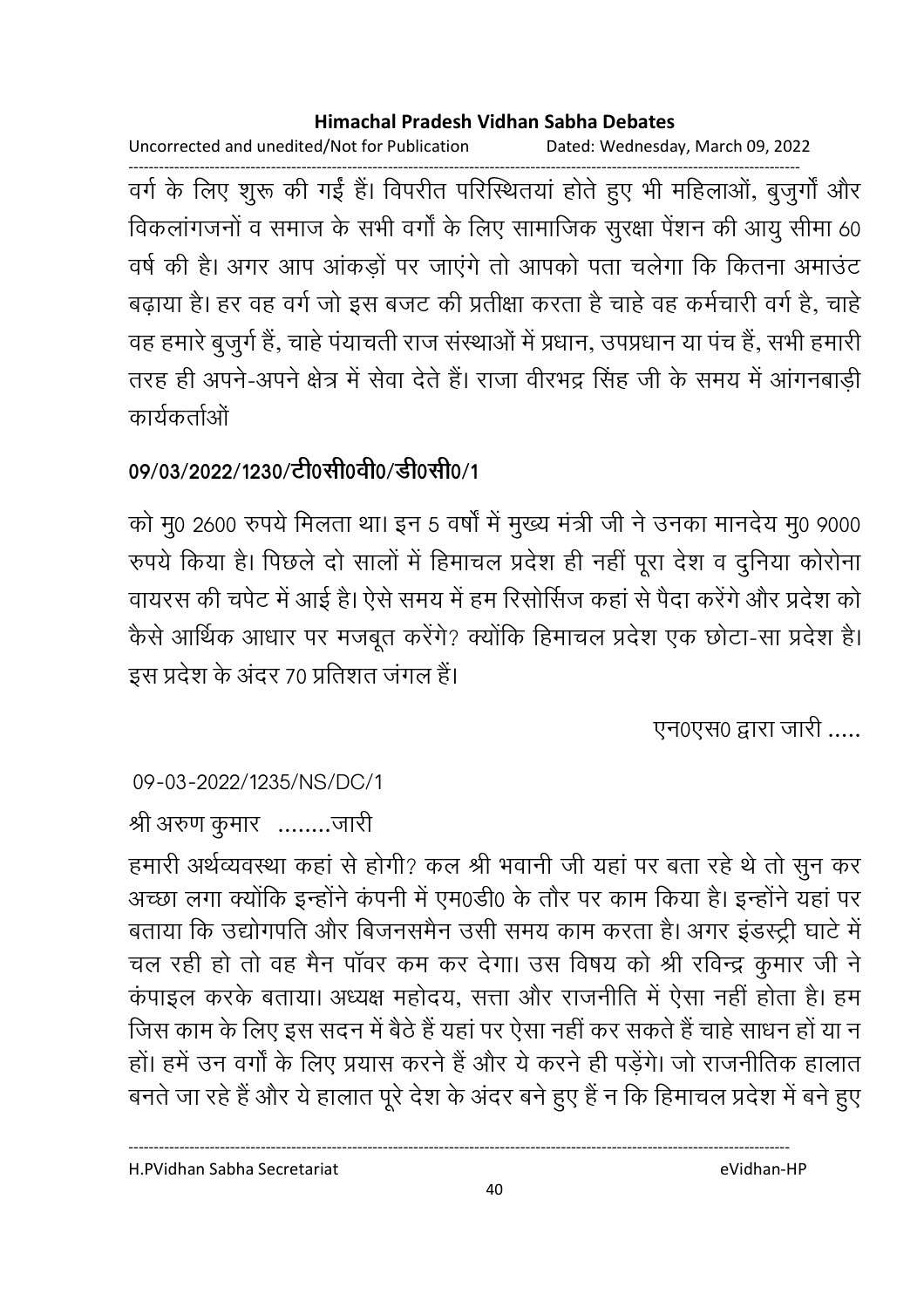वर्ग के लिए शुरू की गईं हैं। विपरीत परिस्थितयां होते हुए भी महिलाओं, बुजुर्गों और विकलांगजनों व समाज के सभी वर्गों के लिए सामाजिक सुरक्षा पेंशन की आयु सीमा 60 वर्ष की है। अगर आप आंकड़ों पर जाएंगे तो आपको पता चलेगा कि कितना अमाउंट बढ़ाया है। हर वह वर्ग जो इस बजट की प्रतीक्षा करता है चाहे वह कर्मचारी वर्ग है, चाहे वह हमारे बुजुर्ग हैं, चाहे पंयाचती राज संस्थाओं में प्रधान, उपप्रधान या पंच हैं, सभी हमारी तरह ही अपने-अपने क्षेत्र में सेवा देते हैं। राजा वीरभद्र सिंह जी के समय में आंगनबाड़ी कार्यकर्ताओं

**09/03/2022/1230/टी0सी0वी0/डी0सी0/1**

को मु0 2600 रुपये मिलता था। इन 5 वर्षों में मुख्य मंत्री जी ने उनका मानदेय मु0 9000 रुपये किया है। पिछले दो सालों में हिमाचल प्रदेश ही नहीं पूरा देश व दुनिया कोरोना वायरस की चपेट में आई है। ऐसे समय में हम रिसोर्सिज कहां से पैदा करेंगे और प्रदेश को कैसे आर्थिक आधार पर मजबूत करेंगे? क्योंकि हिमाचल प्रदेश एक छोटा-सा प्रदेश है। इस प्रदेश के अंदर 70 प्रतिशत जंगल हैं।

एन0एस0 द्वारा जारी .....

09-03-2022/1235/NS/DC/1

श्री अरुण कुमार ........जारी

हमारी अर्थव्यवस्था कहां से होगी? कल श्री भवानी जी यहां पर बता रहे थे तो सुन कर अच्छा लगा क्योंकि इन्होंने कंपनी में एम0डी0 के तौर पर काम किया है। इन्होंने यहां पर बताया कि उद्योगपति और बिजनसमैन उसी समय काम करता है। अगर इंडस्ट्री घाटे में चल रही हो तो वह मैन पॉवर कम कर देगा। उस विषय को श्री रविन्द्र कुमार जी ने कंपाइल करके बताया। अध्यक्ष महोदय, सत्ता और राजनीति में ऐसा नहीं होता है। हम जिस काम के लिए इस सदन में बैठे हैं यहां पर ऐसा नहीं कर सकते हैं चाहे साधन हों या न हों। हमें उन वर्गों के लिए प्रयास करने हैं और ये करने ही पड़ेंगे। जो राजनीतिक हालात बनते जा रहे हैं और ये हालात पूरे देश के अंदर बने हुए हैं न कि हिमाचल प्रदेश में बने हुए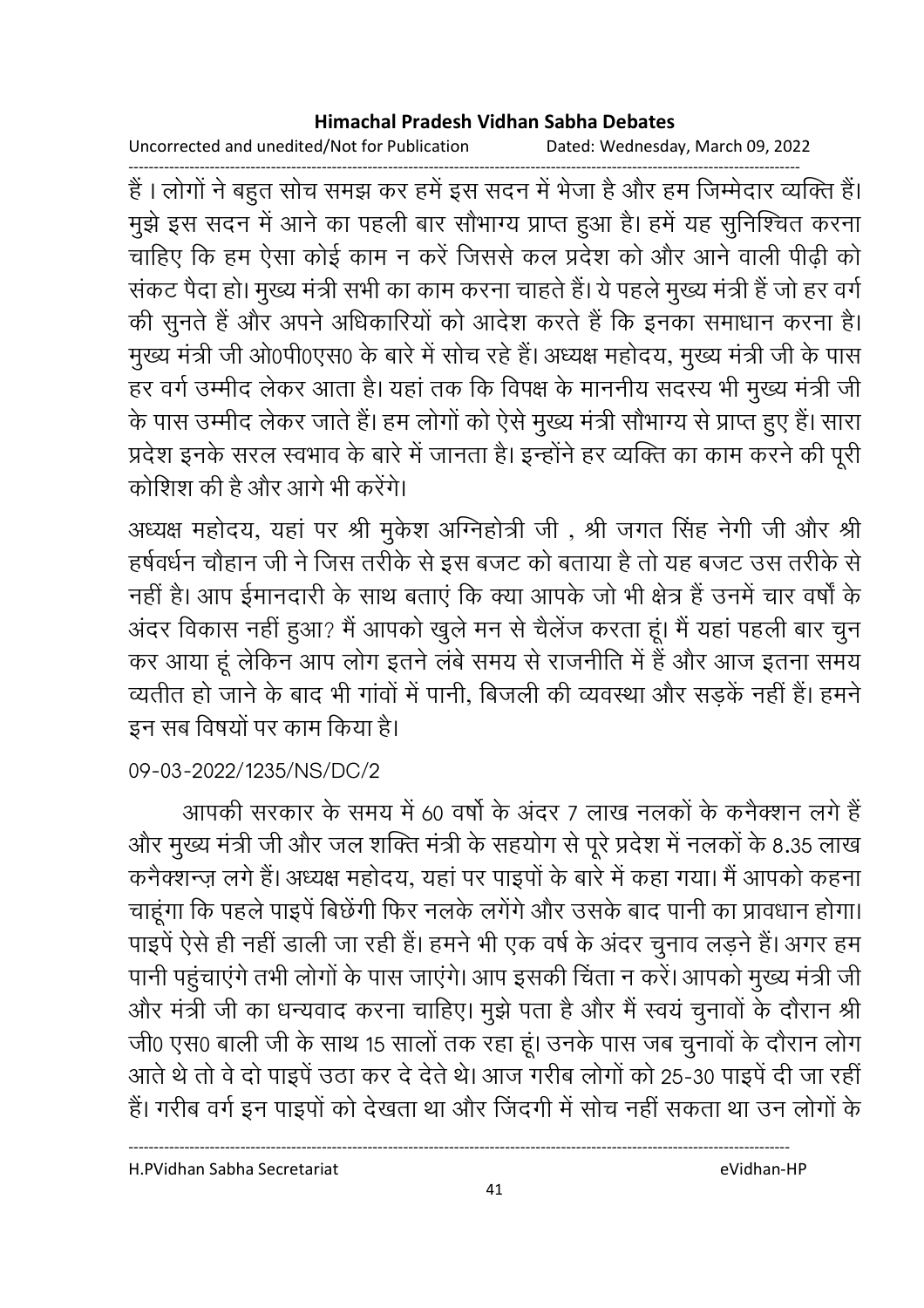हैं । लोगों ने बहुत सोच समझ कर हमें इस सदन में भेजा है और हम जिम्मेदार व्यक्ति हैं। मुझे इस सदन में आने का पहली बार सौभाग्य प्राप्त हुआ है। हमें यह सुनिश्चित करना चाहिए कि हम ऐसा कोई काम न करें जिससे कल प्रदेश को और आने वाली पीढ़ी को संकट पैदा हो। मुख्य मंत्री सभी का काम करना चाहते हैं। ये पहले मुख्य मंत्री हैं जो हर वर्ग की सुनते हैं और अपने अधिकारियों को आदेश करते हैं कि इनका समाधान करना है। मुख्य मंत्री जी ओ0पी0एस0 के बारे में सोच रहे हैं। अध्यक्ष महोदय, मुख्य मंत्री जी के पास हर वर्ग उम्मीद लेकर आता है। यहां तक कि विपक्ष के माननीय सदस्य भी मुख्य मंत्री जी के पास उम्मीद लेकर जाते हैं। हम लोगों को ऐसे मुख्य मंत्री सौभाग्य से प्राप्त हुए हैं। सारा प्रदेश इनके सरल स्वभाव के बारे में जानता है। इन्होंने हर व्यक्ति का काम करने की पूरी कोशिश की है और आगे भी करेंगे।

अध्यक्ष महोदय, यहां पर श्री मुकेश अग्निहोत्री जी , श्री जगत सिंह नेगी जी और श्री हर्षवर्धन चौहान जी ने जिस तरीके से इस बजट को बताया है तो यह बजट उस तरीके से नहीं है। आप ईमानदारी के साथ बताएं कि क्या आपके जो भी क्षेत्र हैं उनमें चार वर्षों के अंदर विकास नहीं हुआ? मैं आपको खुले मन से चैलेंज करता हूं। मैं यहां पहली बार चुन कर आया हूं लेकिन आप लोग इतने लंबे समय से राजनीति में हैं और आज इतना समय व्यतीत हो जाने के बाद भी गांवों में पानी, बिजली की व्यवस्था और सड़कें नहीं हैं। हमने इन सब विषयों पर काम किया है।

09-03-2022/1235/NS/DC/2

आपकी सरकार के समय में 60 वर्षो के अंदर 7 लाख नलकों के कनैक्शन लगे हैं और मुख्य मंत्री जी और जल शक्ति मंत्री के सहयोग से पूरे प्रदेश में नलकों के 8.35 लाख कनैक्शन्ज़ लगे हैं। अध्यक्ष महोदय, यहां पर पाइपों के बारे में कहा गया। मैं आपको कहना चाहूंगा कि पहले पाइपें बिछेंगी फिर नलके लगेंगे और उसके बाद पानी का प्रावधान होगा। पाइपें ऐसे ही नहीं डाली जा रही हैं। हमने भी एक वर्ष के अंदर चुनाव लड़ने हैं। अगर हम पानी पहुंचाएंगे तभी लोगों के पास जाएंगे। आप इसकी चिंता न करें। आपको मुख्य मंत्री जी और मंत्री जी का धन्यवाद करना चाहिए। मुझे पता है और मैं स्वयं चुनावों के दौरान श्री जी0 एस0 बाली जी के साथ 15 सालों तक रहा हूं। उनके पास जब चुनावों के दौरान लोग आते थे तो वे दो पाइपें उठा कर दे देते थे। आज गरीब लोगों को 25-30 पाइपें दी जा रहीं हैं। गरीब वर्ग इन पाइपों को देखता था और जिंदगी में सोच नहीं सकता था उन लोगों के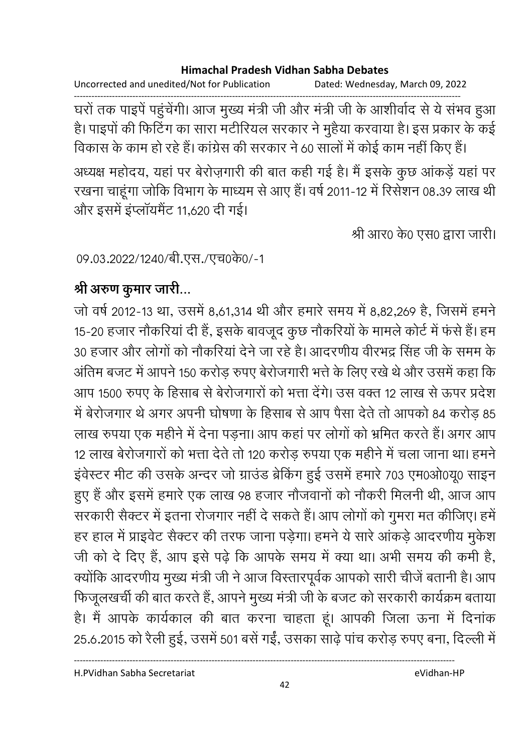घरों तक पाइपें पहुंचेंगी। आज मुख्य मंत्री जी और मंत्री जी के आशीर्वाद से ये संभव हुआ है। पाइपों की फिटिंग का सारा मटीरियल सरकार ने मुहैया करवाया है। इस प्रकार के कई विकास के काम हो रहे हैं। कांग्रेस की सरकार ने 60 सालों में कोई काम नहीं किए हैं।

अध्यक्ष महोदय, यहां पर बेरोज़गारी की बात कही गई है। मैं इसके कुछ आंकड़ें यहां पर रखना चाहूंगा जोकि विभाग के माध्यम से आए हैं। वर्ष 2011-12 में रिसेशन 08.39 लाख थी और इसमें इंप्लॉयमैंट 11,620 दी गई।

श्री आर0 के0 एस0 द्वारा जारी।

09.03.2022/1240/बी.एस./एच0के0/-1

**श्री अरुण कुमार जारी...**

जो वर्ष 2012-13 था, उसमें 8,61,314 थी और हमारे समय में 8,82,269 है, जिसमें हमने 15-20 हजार नौकरियां दी हैं, इसके बावजूद कुछ नौकरियों के मामले कोर्ट में फंसे हैं। हम 30 हजार और लोगों को नौकरियां देने जा रहे है। आदरणीय वीरभद्र सिंह जी के समम के अंतिम बजट में आपने 150 करोड़ रुपए बेरोजगारी भत्ते के लिए रखे थे और उसमें कहा कि आप 1500 रुपए के हिसाब से बेरोजगारों को भत्ता देंगे। उस वक्त 12 लाख से ऊपर प्रदेश में बेरोजगार थे अगर अपनी घोषणा के हिसाब से आप पैसा देते तो आपको 84 करोड़ 85 लाख रुपया एक महीने में देना पड़ना। आप कहां पर लोगों को भ्रमित करते हैं। अगर आप 12 लाख बेरोजगारों को भत्ता देते तो 120 करोड़ रुपया एक महीने में चला जाना था। हमने इंवेस्टर मीट की उसके अन्दर जो ग्राउंड ब्रेकिंग हुई उसमें हमारे 703 एम0ओ0यू0 साइन हुए हैं और इसमें हमारे एक लाख 98 हजार नौजवानों को नौकरी मिलनी थी, आज आप सरकारी सैक्टर में इतना रोजगार नहीं दे सकते हैं। आप लोगों को गुमरा मत कीजिए। हमें हर हाल में प्राइवेट सैक्टर की तरफ जाना पड़ेगा। हमने ये सारे आंकड़े आदरणीय मुकेश जी को दे दिए हैं, आप इसे पढ़े कि आपके समय में क्या था। अभी समय की कमी है, क्योंकि आदरणीय मुख्य मंत्री जी ने आज विस्तारपूर्वक आपको सारी चीजें बतानी है। आप फिजूलखर्ची की बात करते हैं, आपने मुख्य मंत्री जी के बजट को सरकारी कार्यक्रम बताया है। मैं आपके कार्यकाल की बात करना चाहता हूं। आपकी जिला ऊना में दिनांक 25.6.2015 को रैली हुई, उसमें 501 बसें गईं, उसका साढ़े पांच करोड़ रुपए बना, दिल्ली में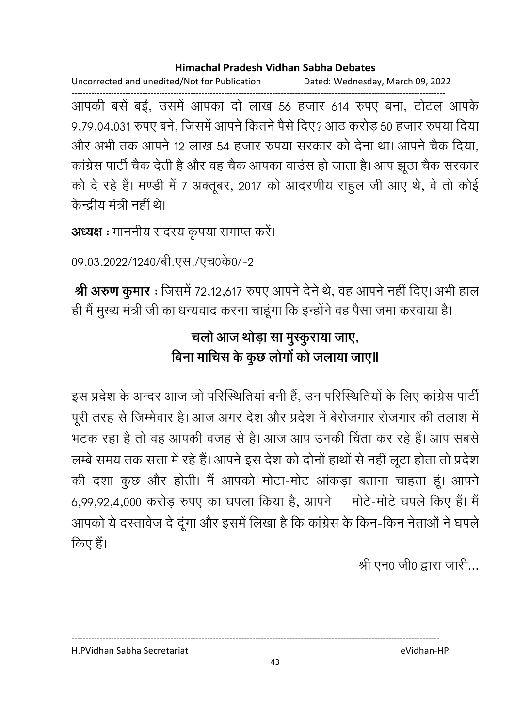आपकी बसें बईं, उसमें आपका दो लाख 56 हजार 614 रुपए बना, टोटल आपके 9,79,04,031 रुपए बने, जिसमें आपने कितने पैसे दिए? आठ करोड़ 50 हजार रुपया दिया और अभी तक आपने 12 लाख 54 हजार रुपया सरकार को देना था। आपने चैक दिया, कांग्रेस पार्टी चैक देती है और वह चैक आपका वाउंस हो जाता है। आप झूठा चैक सरकार को दे रहे हैं। मण्डी में 7 अक्तूबर, 2017 को आदरणीय राहुल जी आए थे, वे तो कोई केन्द्रीय मंत्री नहीं थे।

**अध्यक्ष :** माननीय सदस्य कृपया समाप्त करें।

09.03.2022/1240/बी.एस./एच0के0/-2

**श्री अरुण कुमार :** जिसमें 72,12,617 रुपए आपने देने थे, वह आपने नहीं दिए। अभी हाल ही में मुख्य मंत्री जी का धन्यवाद करना चाहूंगा कि इन्होंने वह पैसा जमा करवाया है।

**चलो आज थोड़ा सा मुस्कुराया जाए,**
**बिना माचिस के कुछ लोगों को जलाया जाए॥**

इस प्रदेश के अन्दर आज जो परिस्थितियां बनी हैं, उन परिस्थितियों के लिए कांग्रेस पार्टी पूरी तरह से जिम्मेवार है। आज अगर देश और प्रदेश में बेरोजगार रोजगार की तलाश में भटक रहा है तो वह आपकी वजह से है। आज आप उनकी चिंता कर रहे हैं। आप सबसे लम्बे समय तक सत्ता में रहे हैं। आपने इस देश को दोनों हाथों से नहीं लूटा होता तो प्रदेश की दशा कुछ और होती। मैं आपको मोटा-मोट आंकड़ा बताना चाहता हूं। आपने 6,99,92,4,000 करोड़ रुपए का घपला किया है, आपने मोटे-मोटे घपले किए हैं। मैं आपको ये दस्तावेज दे दूंगा और इसमें लिखा है कि कांग्रेस के किन-किन नेताओं ने घपले किए हैं।

श्री एन0 जी0 द्वारा जारी...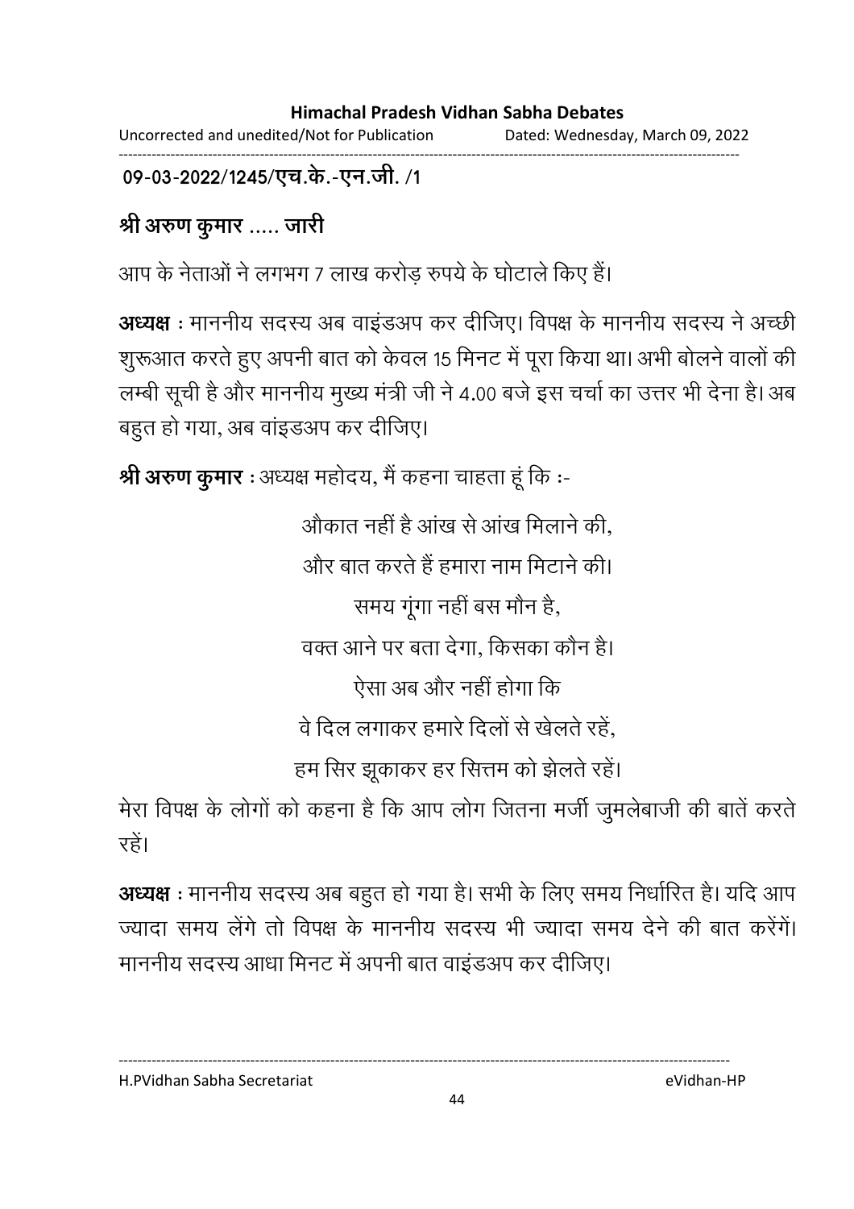09-03-2022/1245/एच.के.-एन.जी. /1

**श्री अरुण कुमार ..... जारी**

आप के नेताओं ने लगभग 7 लाख करोड़ रुपये के घोटाले किए हैं।

**अध्यक्ष** : माननीय सदस्य अब वाइंडअप कर दीजिए। विपक्ष के माननीय सदस्य ने अच्छी शुरूआत करते हुए अपनी बात को केवल 15 मिनट में पूरा किया था। अभी बोलने वालों की लम्बी सूची है और माननीय मुख्य मंत्री जी ने 4.00 बजे इस चर्चा का उत्तर भी देना है। अब बहुत हो गया, अब वांइडअप कर दीजिए।

**श्री अरुण कुमार** : अध्यक्ष महोदय, मैं कहना चाहता हूं कि :-

औकात नहीं है आंख से आंख मिलाने की,
और बात करते हैं हमारा नाम मिटाने की।
समय गूंगा नहीं बस मौन है,
वक्त आने पर बता देगा, किसका कौन है।
ऐसा अब और नहीं होगा कि
वे दिल लगाकर हमारे दिलों से खेलते रहें,
हम सिर झूकाकर हर सित्तम को झेलते रहें।

मेरा विपक्ष के लोगों को कहना है कि आप लोग जितना मर्जी जुमलेबाजी की बातें करते रहें।

**अध्यक्ष** : माननीय सदस्य अब बहुत हो गया है। सभी के लिए समय निर्धारित है। यदि आप ज्यादा समय लेंगे तो विपक्ष के माननीय सदस्य भी ज्यादा समय देने की बात करेंगें। माननीय सदस्य आधा मिनट में अपनी बात वाइंडअप कर दीजिए।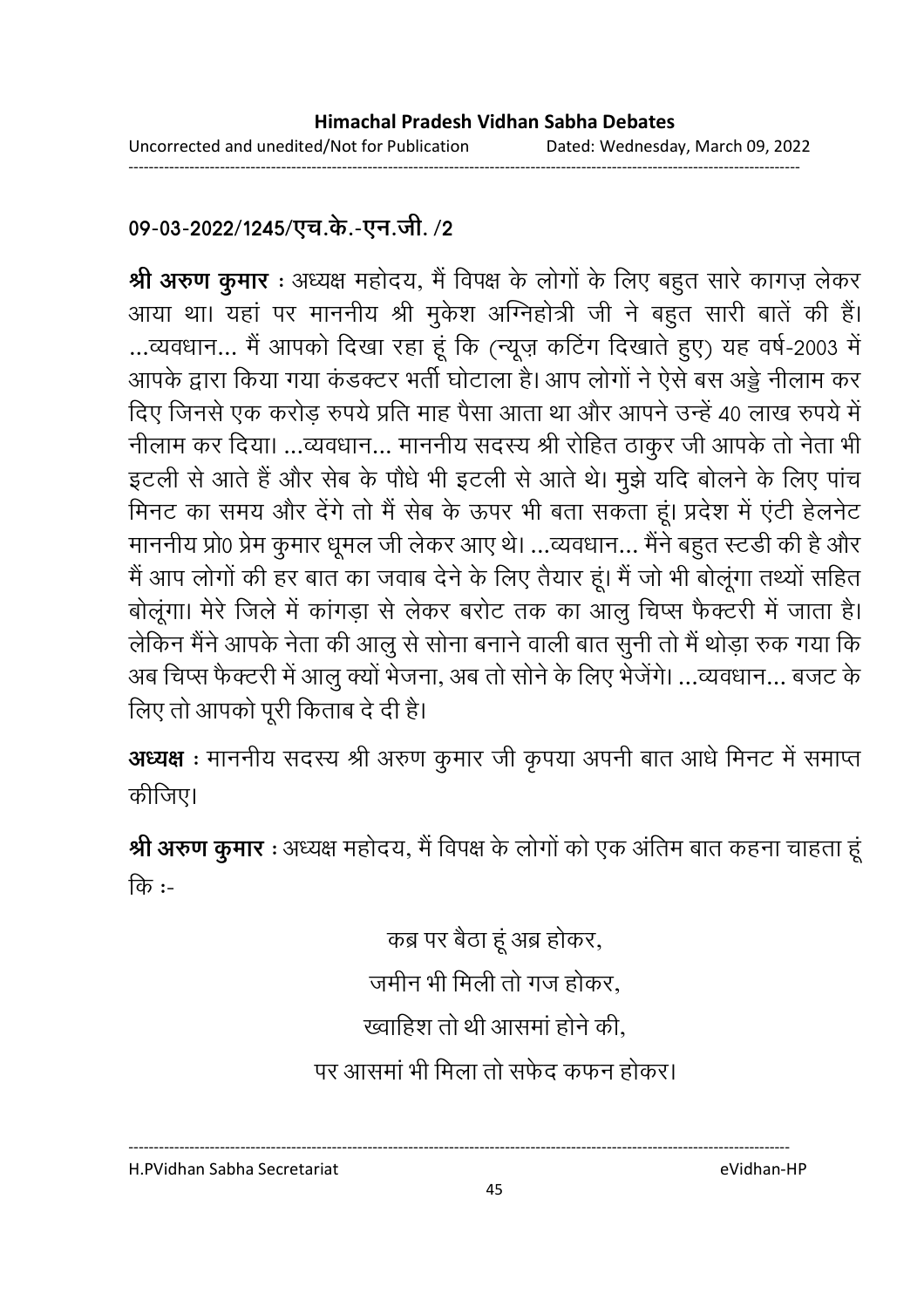**09-03-2022/1245/एच.के.-एन.जी. /2**

**श्री अरुण कुमार** : अध्यक्ष महोदय, मैं विपक्ष के लोगों के लिए बहुत सारे कागज़ लेकर आया था। यहां पर माननीय श्री मुकेश अग्निहोत्री जी ने बहुत सारी बातें की हैं। ...व्यवधान... मैं आपको दिखा रहा हूं कि (न्यूज़ कटिंग दिखाते हुए) यह वर्ष-2003 में आपके द्वारा किया गया कंडक्टर भर्ती घोटाला है। आप लोगों ने ऐसे बस अड्डे नीलाम कर दिए जिनसे एक करोड़ रुपये प्रति माह पैसा आता था और आपने उन्हें 40 लाख रुपये में नीलाम कर दिया। ...व्यवधान... माननीय सदस्य श्री रोहित ठाकुर जी आपके तो नेता भी इटली से आते हैं और सेब के पौधे भी इटली से आते थे। मुझे यदि बोलने के लिए पांच मिनट का समय और देंगे तो मैं सेब के ऊपर भी बता सकता हूं। प्रदेश में एंटी हेलनेट माननीय प्रो0 प्रेम कुमार धूमल जी लेकर आए थे। ...व्यवधान... मैंने बहुत स्टडी की है और मैं आप लोगों की हर बात का जवाब देने के लिए तैयार हूं। मैं जो भी बोलूंगा तथ्यों सहित बोलूंगा। मेरे जिले में कांगड़ा से लेकर बरोट तक का आलु चिप्स फैक्टरी में जाता है। लेकिन मैंने आपके नेता की आलु से सोना बनाने वाली बात सुनी तो मैं थोड़ा रुक गया कि अब चिप्स फैक्टरी में आलु क्यों भेजना, अब तो सोने के लिए भेजेंगे। ...व्यवधान... बजट के लिए तो आपको पूरी किताब दे दी है।

**अध्यक्ष** : माननीय सदस्य श्री अरुण कुमार जी कृपया अपनी बात आधे मिनट में समाप्त कीजिए।

**श्री अरुण कुमार** : अध्यक्ष महोदय, मैं विपक्ष के लोगों को एक अंतिम बात कहना चाहता हूं कि :-

कब्र पर बैठा हूं अब्र होकर,  
जमीन भी मिली तो गज होकर,  
ख्वाहिश तो थी आसमां होने की,  
पर आसमां भी मिला तो सफेद कफन होकर।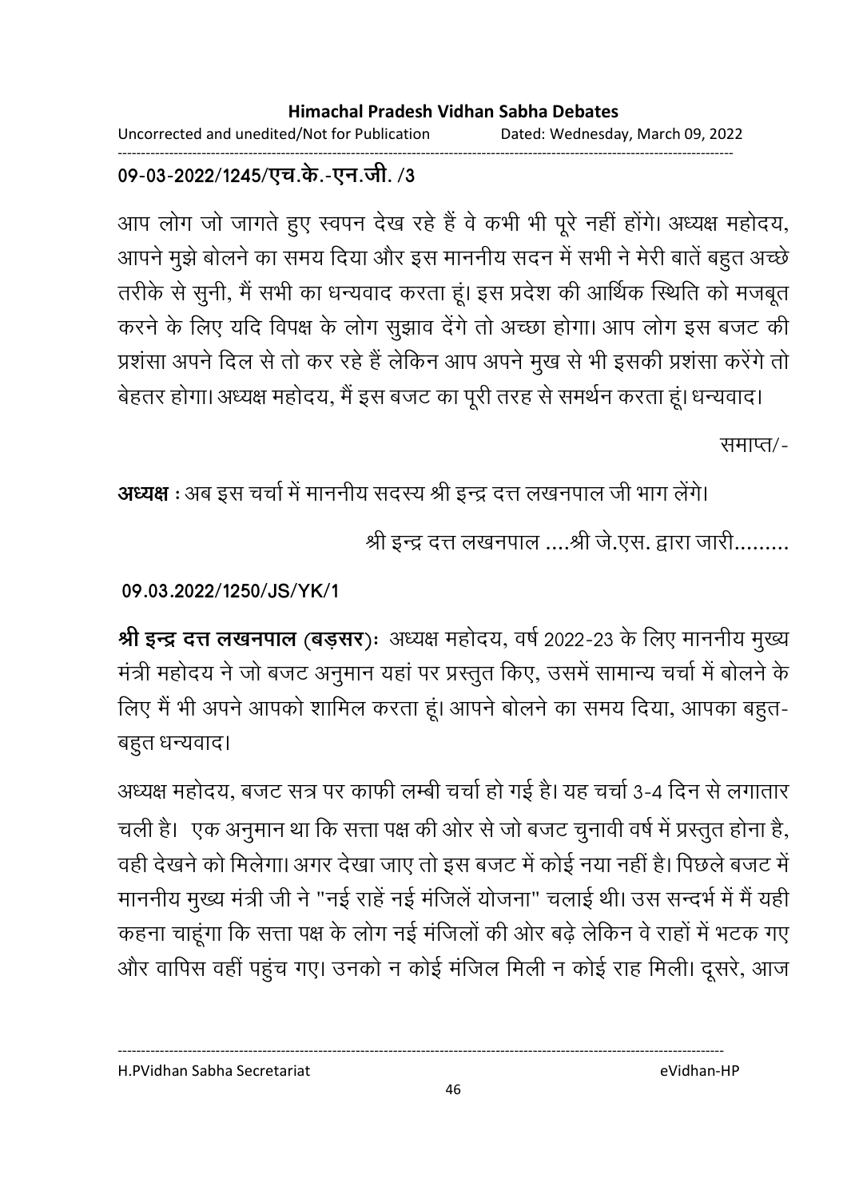09-03-2022/1245/एच.के.-एन.जी. /3

आप लोग जो जागते हुए स्वपन देख रहे हैं वे कभी भी पूरे नहीं होंगे। अध्यक्ष महोदय, आपने मुझे बोलने का समय दिया और इस माननीय सदन में सभी ने मेरी बातें बहुत अच्छे तरीके से सुनी, मैं सभी का धन्यवाद करता हूं। इस प्रदेश की आर्थिक स्थिति को मजबूत करने के लिए यदि विपक्ष के लोग सुझाव देंगे तो अच्छा होगा। आप लोग इस बजट की प्रशंसा अपने दिल से तो कर रहे हैं लेकिन आप अपने मुख से भी इसकी प्रशंसा करेंगे तो बेहतर होगा। अध्यक्ष महोदय, मैं इस बजट का पूरी तरह से समर्थन करता हूं। धन्यवाद।

समाप्त/-

**अध्यक्ष** : अब इस चर्चा में माननीय सदस्य श्री इन्द्र दत्त लखनपाल जी भाग लेंगे।

श्री इन्द्र दत्त लखनपाल ....श्री जे.एस. द्वारा जारी.........

09.03.2022/1250/JS/YK/1

**श्री इन्द्र दत्त लखनपाल (बड़सर)**: अध्यक्ष महोदय, वर्ष 2022-23 के लिए माननीय मुख्य मंत्री महोदय ने जो बजट अनुमान यहां पर प्रस्तुत किए, उसमें सामान्य चर्चा में बोलने के लिए मैं भी अपने आपको शामिल करता हूं। आपने बोलने का समय दिया, आपका बहुत-बहुत धन्यवाद।

अध्यक्ष महोदय, बजट सत्र पर काफी लम्बी चर्चा हो गई है। यह चर्चा 3-4 दिन से लगातार चली है। एक अनुमान था कि सत्ता पक्ष की ओर से जो बजट चुनावी वर्ष में प्रस्तुत होना है, वही देखने को मिलेगा। अगर देखा जाए तो इस बजट में कोई नया नहीं है। पिछले बजट में माननीय मुख्य मंत्री जी ने "नई राहें नई मंजिलें योजना" चलाई थी। उस सन्दर्भ में मैं यही कहना चाहूंगा कि सत्ता पक्ष के लोग नई मंजिलों की ओर बढ़े लेकिन वे राहों में भटक गए और वापिस वहीं पहुंच गए। उनको न कोई मंजिल मिली न कोई राह मिली। दूसरे, आज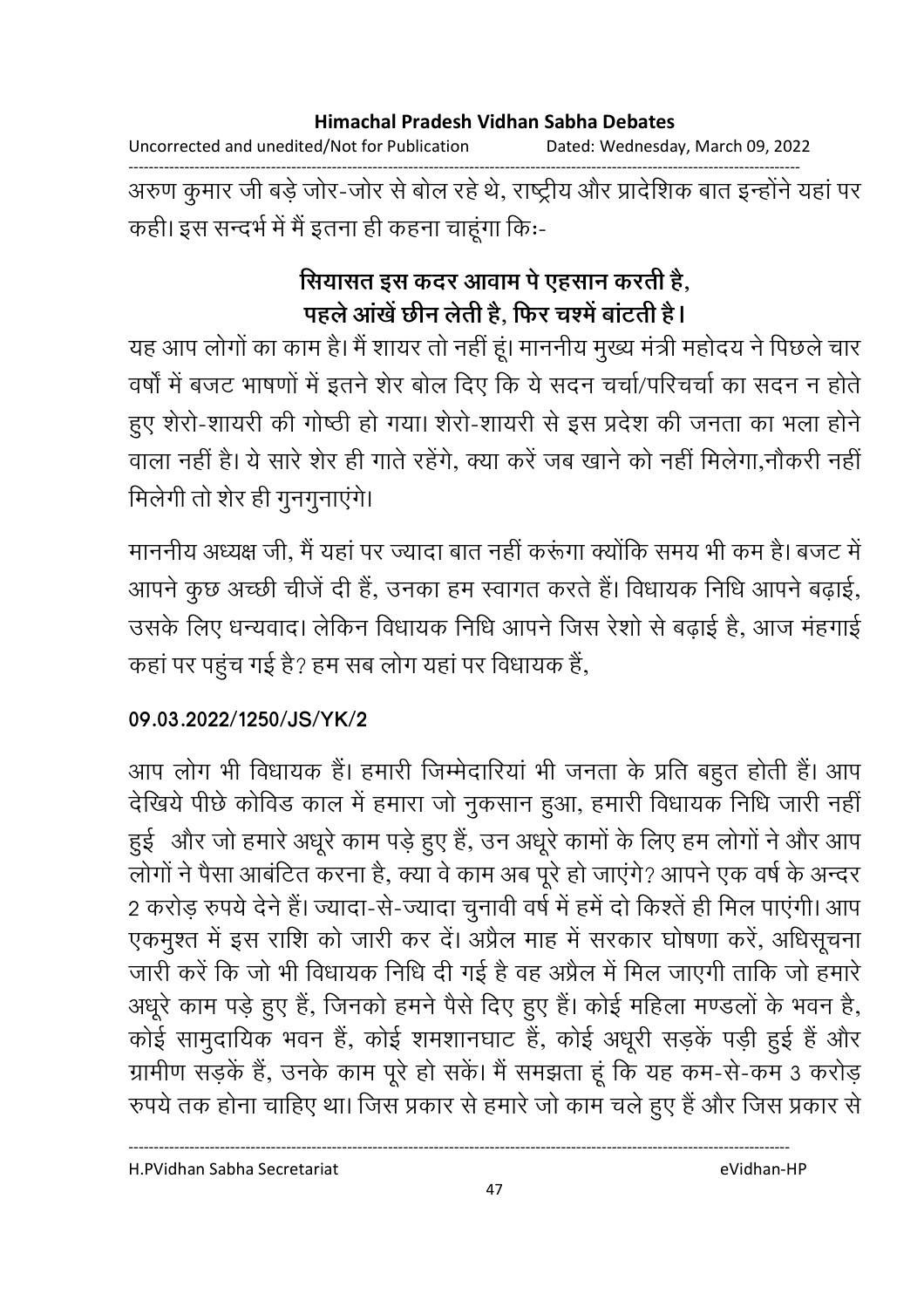अरुण कुमार जी बड़े जोर-जोर से बोल रहे थे, राष्ट्रीय और प्रादेशिक बात इन्होंने यहां पर कही। इस सन्दर्भ में मैं इतना ही कहना चाहूंगा कि:-

**सियासत इस कदर आवाम पे एहसान करती है,**
**पहले आंखें छीन लेती है, फिर चश्में बांटती है।**

यह आप लोगों का काम है। मैं शायर तो नहीं हूं। माननीय मुख्य मंत्री महोदय ने पिछले चार वर्षों में बजट भाषणों में इतने शेर बोल दिए कि ये सदन चर्चा/परिचर्चा का सदन न होते हुए शेरो-शायरी की गोष्ठी हो गया। शेरो-शायरी से इस प्रदेश की जनता का भला होने वाला नहीं है। ये सारे शेर ही गाते रहेंगे, क्या करें जब खाने को नहीं मिलेगा,नौकरी नहीं मिलेगी तो शेर ही गुनगुनाएंगे।

माननीय अध्यक्ष जी, मैं यहां पर ज्यादा बात नहीं करूंगा क्योंकि समय भी कम है। बजट में आपने कुछ अच्छी चीजें दी हैं, उनका हम स्वागत करते हैं। विधायक निधि आपने बढ़ाई, उसके लिए धन्यवाद। लेकिन विधायक निधि आपने जिस रेशो से बढ़ाई है, आज मंहगाई कहां पर पहुंच गई है? हम सब लोग यहां पर विधायक हैं,

**09.03.2022/1250/JS/YK/2**

आप लोग भी विधायक हैं। हमारी जिम्मेदारियां भी जनता के प्रति बहुत होती हैं। आप देखिये पीछे कोविड काल में हमारा जो नुकसान हुआ, हमारी विधायक निधि जारी नहीं हुई और जो हमारे अधूरे काम पड़े हुए हैं, उन अधूरे कामों के लिए हम लोगों ने और आप लोगों ने पैसा आबंटित करना है, क्या वे काम अब पूरे हो जाएंगे? आपने एक वर्ष के अन्दर 2 करोड़ रुपये देने हैं। ज्यादा-से-ज्यादा चुनावी वर्ष में हमें दो किश्तें ही मिल पाएंगी। आप एकमुश्त में इस राशि को जारी कर दें। अप्रैल माह में सरकार घोषणा करें, अधिसूचना जारी करें कि जो भी विधायक निधि दी गई है वह अप्रैल में मिल जाएगी ताकि जो हमारे अधूरे काम पड़े हुए हैं, जिनको हमने पैसे दिए हुए हैं। कोई महिला मण्डलों के भवन है, कोई सामुदायिक भवन हैं, कोई शमशानघाट हैं, कोई अधूरी सड़कें पड़ी हुई हैं और ग्रामीण सड़कें हैं, उनके काम पूरे हो सकें। मैं समझता हूं कि यह कम-से-कम 3 करोड़ रुपये तक होना चाहिए था। जिस प्रकार से हमारे जो काम चले हुए हैं और जिस प्रकार से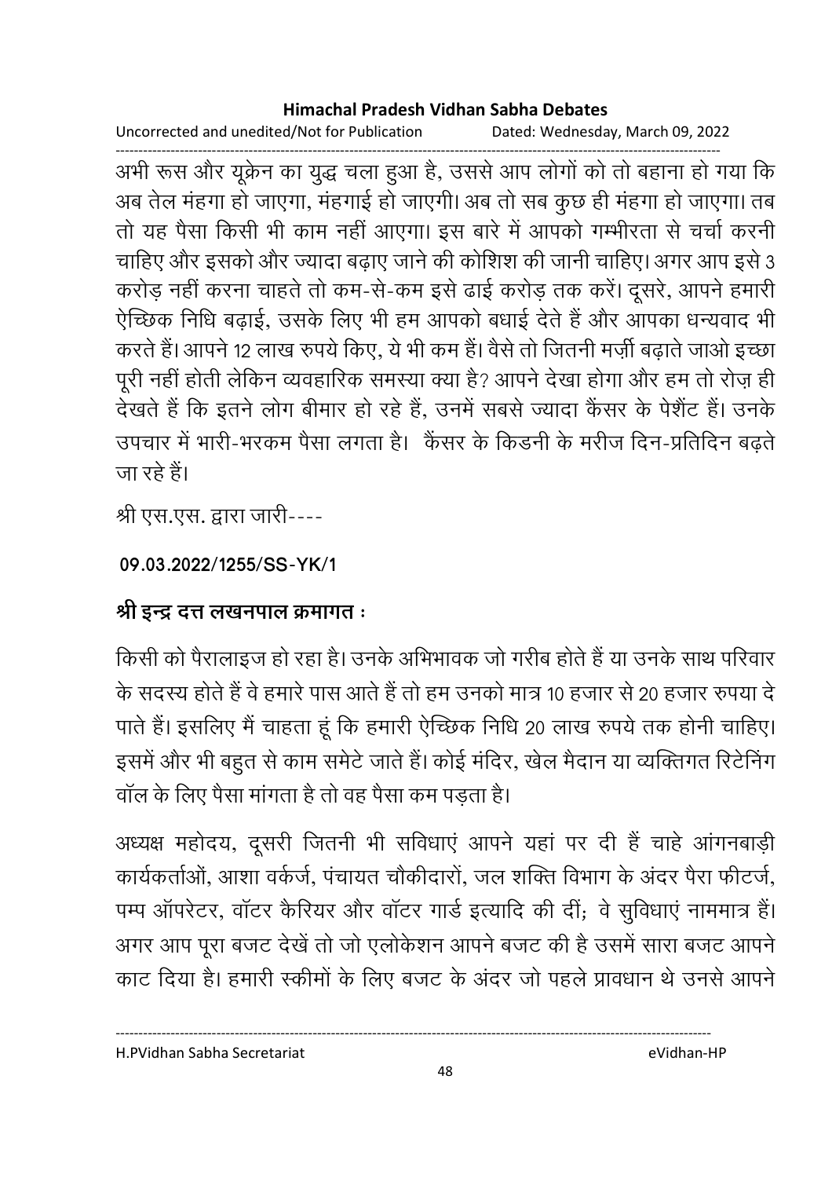अभी रूस और यूक्रेन का युद्ध चला हुआ है, उससे आप लोगों को तो बहाना हो गया कि अब तेल मंहगा हो जाएगा, मंहगाई हो जाएगी। अब तो सब कुछ ही मंहगा हो जाएगा। तब तो यह पैसा किसी भी काम नहीं आएगा। इस बारे में आपको गम्भीरता से चर्चा करनी चाहिए और इसको और ज्यादा बढ़ाए जाने की कोशिश की जानी चाहिए। अगर आप इसे 3 करोड़ नहीं करना चाहते तो कम-से-कम इसे ढाई करोड़ तक करें। दूसरे, आपने हमारी ऐच्छिक निधि बढ़ाई, उसके लिए भी हम आपको बधाई देते हैं और आपका धन्यवाद भी करते हैं। आपने 12 लाख रुपये किए, ये भी कम हैं। वैसे तो जितनी मर्ज़ी बढ़ाते जाओ इच्छा पूरी नहीं होती लेकिन व्यवहारिक समस्या क्या है? आपने देखा होगा और हम तो रोज़ ही देखते हैं कि इतने लोग बीमार हो रहे हैं, उनमें सबसे ज्यादा कैंसर के पेशैंट हैं। उनके उपचार में भारी-भरकम पैसा लगता है। कैंसर के किडनी के मरीज दिन-प्रतिदिन बढ़ते जा रहे हैं।

श्री एस.एस. द्वारा जारी----

**09.03.2022/1255/SS-YK/1**

**श्री इन्द्र दत्त लखनपाल क्रमागत :**

किसी को पैरालाइज हो रहा है। उनके अभिभावक जो गरीब होते हैं या उनके साथ परिवार के सदस्य होते हैं वे हमारे पास आते हैं तो हम उनको मात्र 10 हजार से 20 हजार रुपया दे पाते हैं। इसलिए मैं चाहता हूं कि हमारी ऐच्छिक निधि 20 लाख रुपये तक होनी चाहिए। इसमें और भी बहुत से काम समेटे जाते हैं। कोई मंदिर, खेल मैदान या व्यक्तिगत रिटेनिंग वॉल के लिए पैसा मांगता है तो वह पैसा कम पड़ता है।

अध्यक्ष महोदय, दूसरी जितनी भी सविधाएं आपने यहां पर दी हैं चाहे आंगनबाड़ी कार्यकर्ताओं, आशा वर्कर्ज, पंचायत चौकीदारों, जल शक्ति विभाग के अंदर पैरा फीटर्ज, पम्प ऑपरेटर, वॉटर कैरियर और वॉटर गार्ड इत्यादि की दीं; वे सुविधाएं नाममात्र हैं। अगर आप पूरा बजट देखें तो जो एलोकेशन आपने बजट की है उसमें सारा बजट आपने काट दिया है। हमारी स्कीमों के लिए बजट के अंदर जो पहले प्रावधान थे उनसे आपने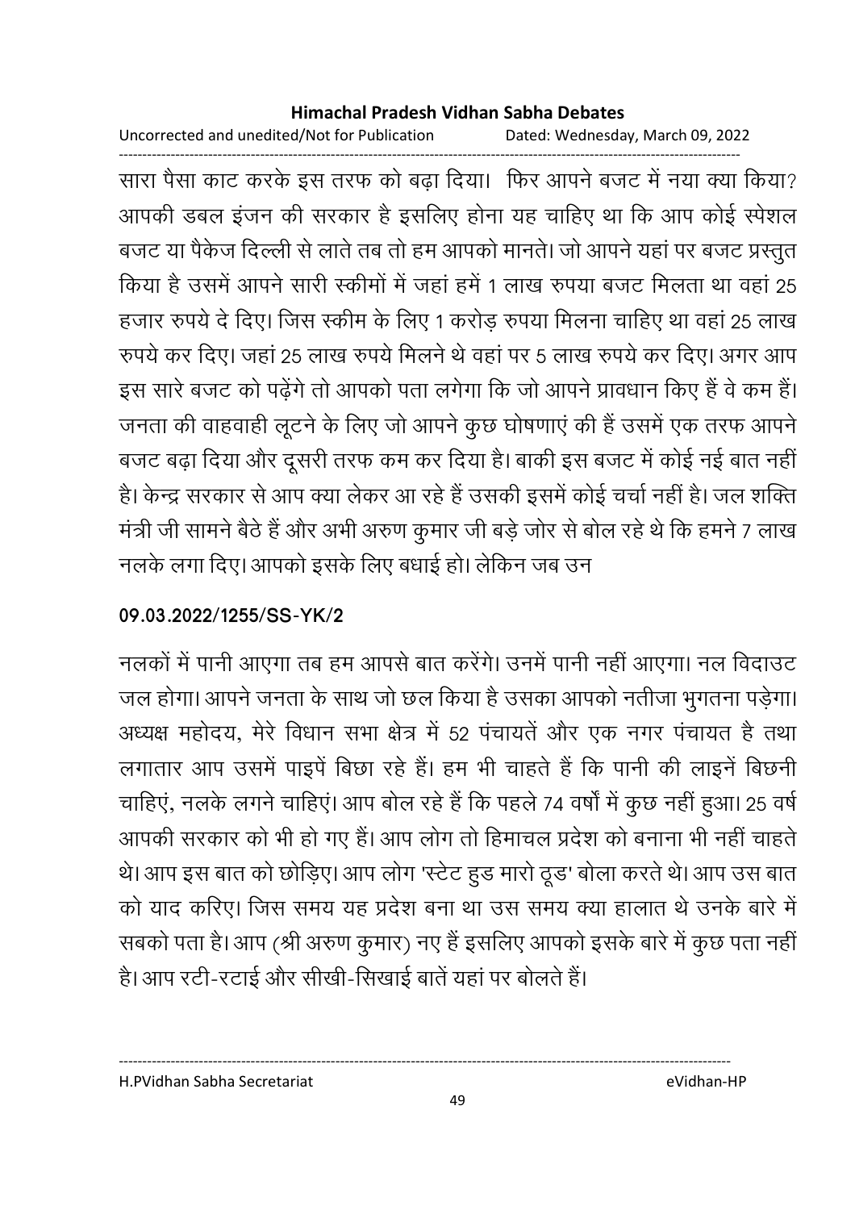सारा पैसा काट करके इस तरफ को बढ़ा दिया। फिर आपने बजट में नया क्या किया? आपकी डबल इंजन की सरकार है इसलिए होना यह चाहिए था कि आप कोई स्पेशल बजट या पैकेज दिल्ली से लाते तब तो हम आपको मानते। जो आपने यहां पर बजट प्रस्तुत किया है उसमें आपने सारी स्कीमों में जहां हमें 1 लाख रुपया बजट मिलता था वहां 25 हजार रुपये दे दिए। जिस स्कीम के लिए 1 करोड़ रुपया मिलना चाहिए था वहां 25 लाख रुपये कर दिए। जहां 25 लाख रुपये मिलने थे वहां पर 5 लाख रुपये कर दिए। अगर आप इस सारे बजट को पढ़ेंगे तो आपको पता लगेगा कि जो आपने प्रावधान किए हैं वे कम हैं। जनता की वाहवाही लूटने के लिए जो आपने कुछ घोषणाएं की हैं उसमें एक तरफ आपने बजट बढ़ा दिया और दूसरी तरफ कम कर दिया है। बाकी इस बजट में कोई नई बात नहीं है। केन्द्र सरकार से आप क्या लेकर आ रहे हैं उसकी इसमें कोई चर्चा नहीं है। जल शक्ति मंत्री जी सामने बैठे हैं और अभी अरुण कुमार जी बड़े जोर से बोल रहे थे कि हमने 7 लाख नलके लगा दिए। आपको इसके लिए बधाई हो। लेकिन जब उन

**09.03.2022/1255/SS-YK/2**

नलकों में पानी आएगा तब हम आपसे बात करेंगे। उनमें पानी नहीं आएगा। नल विदाउट जल होगा। आपने जनता के साथ जो छल किया है उसका आपको नतीजा भुगतना पड़ेगा। अध्यक्ष महोदय, मेरे विधान सभा क्षेत्र में 52 पंचायतें और एक नगर पंचायत है तथा लगातार आप उसमें पाइपें बिछा रहे हैं। हम भी चाहते हैं कि पानी की लाइनें बिछनी चाहिएं, नलके लगने चाहिएं। आप बोल रहे हैं कि पहले 74 वर्षों में कुछ नहीं हुआ। 25 वर्ष आपकी सरकार को भी हो गए हैं। आप लोग तो हिमाचल प्रदेश को बनाना भी नहीं चाहते थे। आप इस बात को छोड़िए। आप लोग 'स्टेट हुड मारो ठूड' बोला करते थे। आप उस बात को याद करिए। जिस समय यह प्रदेश बना था उस समय क्या हालात थे उनके बारे में सबको पता है। आप (श्री अरुण कुमार) नए हैं इसलिए आपको इसके बारे में कुछ पता नहीं है। आप रटी-रटाई और सीखी-सिखाई बातें यहां पर बोलते हैं।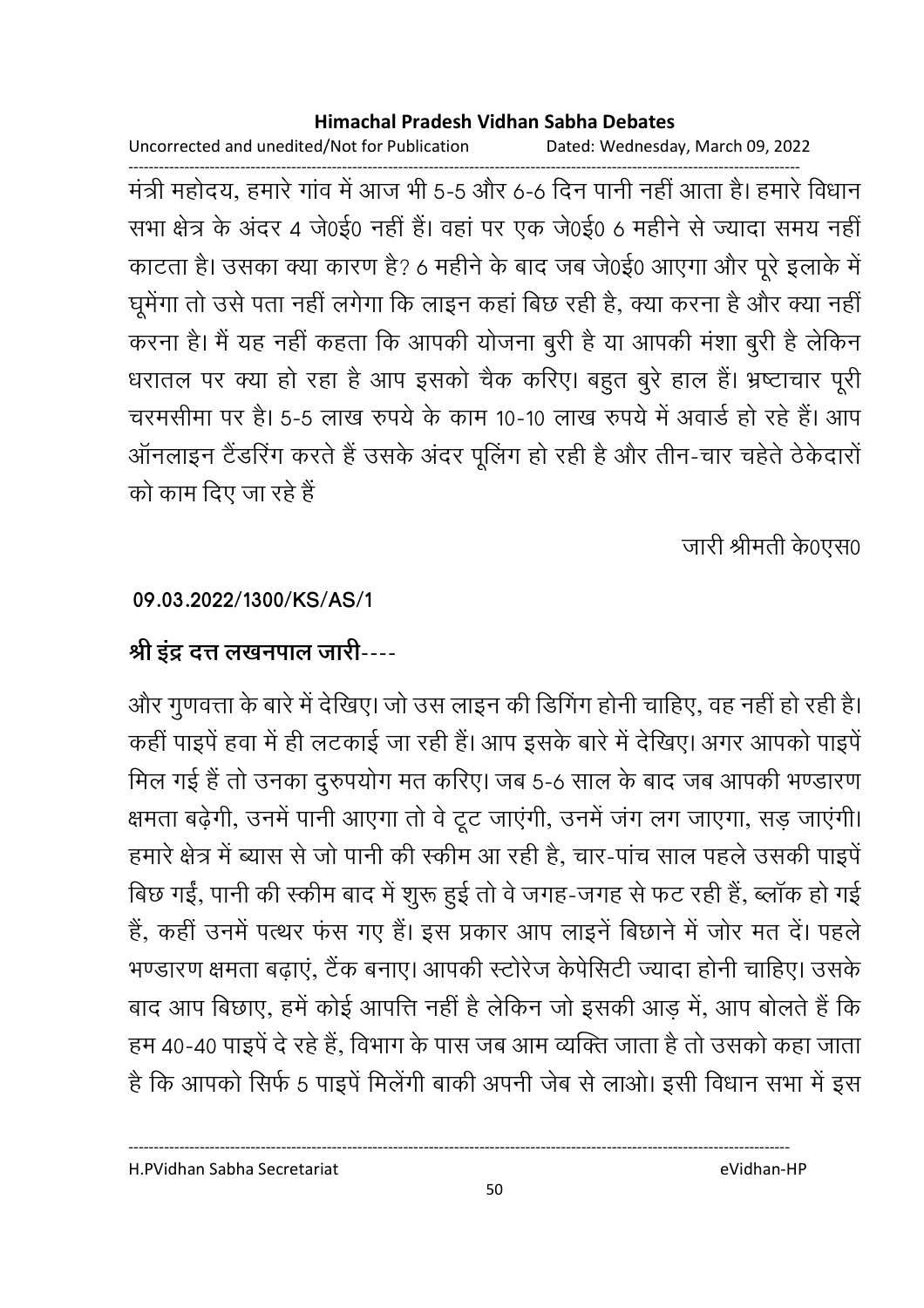मंत्री महोदय, हमारे गांव में आज भी 5-5 और 6-6 दिन पानी नहीं आता है। हमारे विधान सभा क्षेत्र के अंदर 4 जे0ई0 नहीं हैं। वहां पर एक जे0ई0 6 महीने से ज्यादा समय नहीं काटता है। उसका क्या कारण है? 6 महीने के बाद जब जे0ई0 आएगा और पूरे इलाके में घूमेंगा तो उसे पता नहीं लगेगा कि लाइन कहां बिछ रही है, क्या करना है और क्या नहीं करना है। मैं यह नहीं कहता कि आपकी योजना बुरी है या आपकी मंशा बुरी है लेकिन धरातल पर क्या हो रहा है आप इसको चैक करिए। बहुत बुरे हाल हैं। भ्रष्टाचार पूरी चरमसीमा पर है। 5-5 लाख रुपये के काम 10-10 लाख रुपये में अवार्ड हो रहे हैं। आप ऑनलाइन टैंडरिंग करते हैं उसके अंदर पूलिंग हो रही है और तीन-चार चहेते ठेकेदारों को काम दिए जा रहे हैं

जारी श्रीमती के0एस0

**09.03.2022/1300/KS/AS/1**

**श्री इंद्र दत्त लखनपाल जारी----**

और गुणवत्ता के बारे में देखिए। जो उस लाइन की डिगिंग होनी चाहिए, वह नहीं हो रही है। कहीं पाइपें हवा में ही लटकाई जा रही हैं। आप इसके बारे में देखिए। अगर आपको पाइपें मिल गई हैं तो उनका दुरुपयोग मत करिए। जब 5-6 साल के बाद जब आपकी भण्डारण क्षमता बढ़ेगी, उनमें पानी आएगा तो वे टूट जाएंगी, उनमें जंग लग जाएगा, सड़ जाएंगी। हमारे क्षेत्र में ब्यास से जो पानी की स्कीम आ रही है, चार-पांच साल पहले उसकी पाइपें बिछ गईं, पानी की स्कीम बाद में शुरू हुई तो वे जगह-जगह से फट रही हैं, ब्लॉक हो गई हैं, कहीं उनमें पत्थर फंस गए हैं। इस प्रकार आप लाइनें बिछाने में जोर मत दें। पहले भण्डारण क्षमता बढ़ाएं, टैंक बनाए। आपकी स्टोरेज केपेसिटी ज्यादा होनी चाहिए। उसके बाद आप बिछाए, हमें कोई आपत्ति नहीं है लेकिन जो इसकी आड़ में, आप बोलते हैं कि हम 40-40 पाइपें दे रहे हैं, विभाग के पास जब आम व्यक्ति जाता है तो उसको कहा जाता है कि आपको सिर्फ 5 पाइपें मिलेंगी बाकी अपनी जेब से लाओ। इसी विधान सभा में इस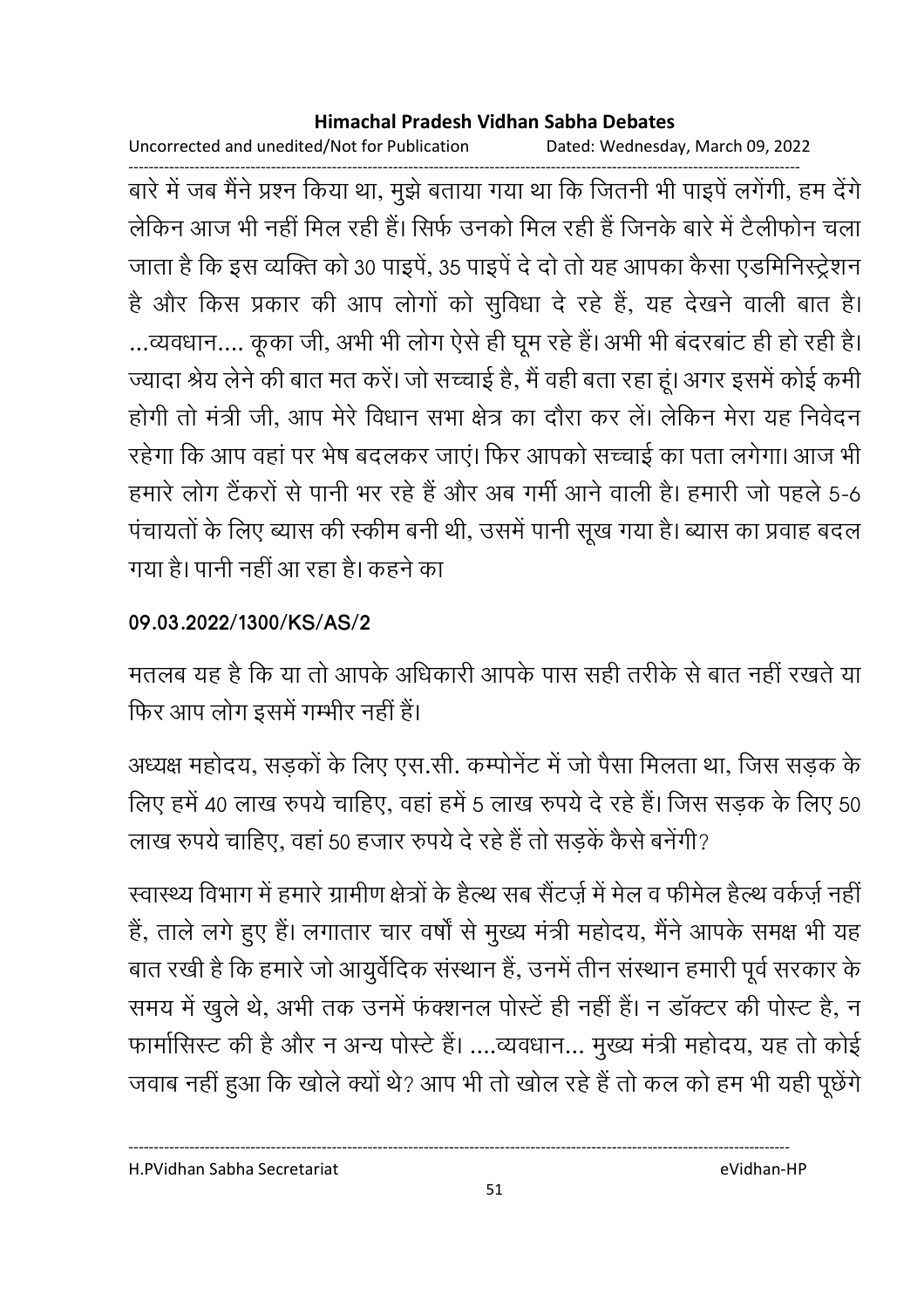बारे में जब मैंने प्रश्न किया था, मुझे बताया गया था कि जितनी भी पाइपें लगेंगी, हम देंगे लेकिन आज भी नहीं मिल रही हैं। सिर्फ उनको मिल रही हैं जिनके बारे में टैलीफोन चला जाता है कि इस व्यक्ति को 30 पाइपें, 35 पाइपें दे दो तो यह आपका कैसा एडमिनिस्ट्रेशन है और किस प्रकार की आप लोगों को सुविधा दे रहे हैं, यह देखने वाली बात है। ...व्यवधान.... कूका जी, अभी भी लोग ऐसे ही घूम रहे हैं। अभी भी बंदरबांट ही हो रही है। ज्यादा श्रेय लेने की बात मत करें। जो सच्चाई है, मैं वही बता रहा हूं। अगर इसमें कोई कमी होगी तो मंत्री जी, आप मेरे विधान सभा क्षेत्र का दौरा कर लें। लेकिन मेरा यह निवेदन रहेगा कि आप वहां पर भेष बदलकर जाएं। फिर आपको सच्चाई का पता लगेगा। आज भी हमारे लोग टैंकरों से पानी भर रहे हैं और अब गर्मी आने वाली है। हमारी जो पहले 5-6 पंचायतों के लिए ब्यास की स्कीम बनी थी, उसमें पानी सूख गया है। ब्यास का प्रवाह बदल गया है। पानी नहीं आ रहा है। कहने का

**09.03.2022/1300/KS/AS/2**

मतलब यह है कि या तो आपके अधिकारी आपके पास सही तरीके से बात नहीं रखते या फिर आप लोग इसमें गम्भीर नहीं हैं।

अध्यक्ष महोदय, सड़कों के लिए एस.सी. कम्पोनेंट में जो पैसा मिलता था, जिस सड़क के लिए हमें 40 लाख रुपये चाहिए, वहां हमें 5 लाख रुपये दे रहे हैं। जिस सड़क के लिए 50 लाख रुपये चाहिए, वहां 50 हजार रुपये दे रहे हैं तो सड़कें कैसे बनेंगी?

स्वास्थ्य विभाग में हमारे ग्रामीण क्षेत्रों के हैल्थ सब सैंटर्ज़ में मेल व फीमेल हैल्थ वर्कर्ज़ नहीं हैं, ताले लगे हुए हैं। लगातार चार वर्षों से मुख्य मंत्री महोदय, मैंने आपके समक्ष भी यह बात रखी है कि हमारे जो आयुर्वेदिक संस्थान हैं, उनमें तीन संस्थान हमारी पूर्व सरकार के समय में खुले थे, अभी तक उनमें फंक्शनल पोस्टें ही नहीं हैं। न डॉक्टर की पोस्ट है, न फार्मासिस्ट की है और न अन्य पोस्टे हैं। ....व्यवधान... मुख्य मंत्री महोदय, यह तो कोई जवाब नहीं हुआ कि खोले क्यों थे? आप भी तो खोल रहे हैं तो कल को हम भी यही पूछेंगे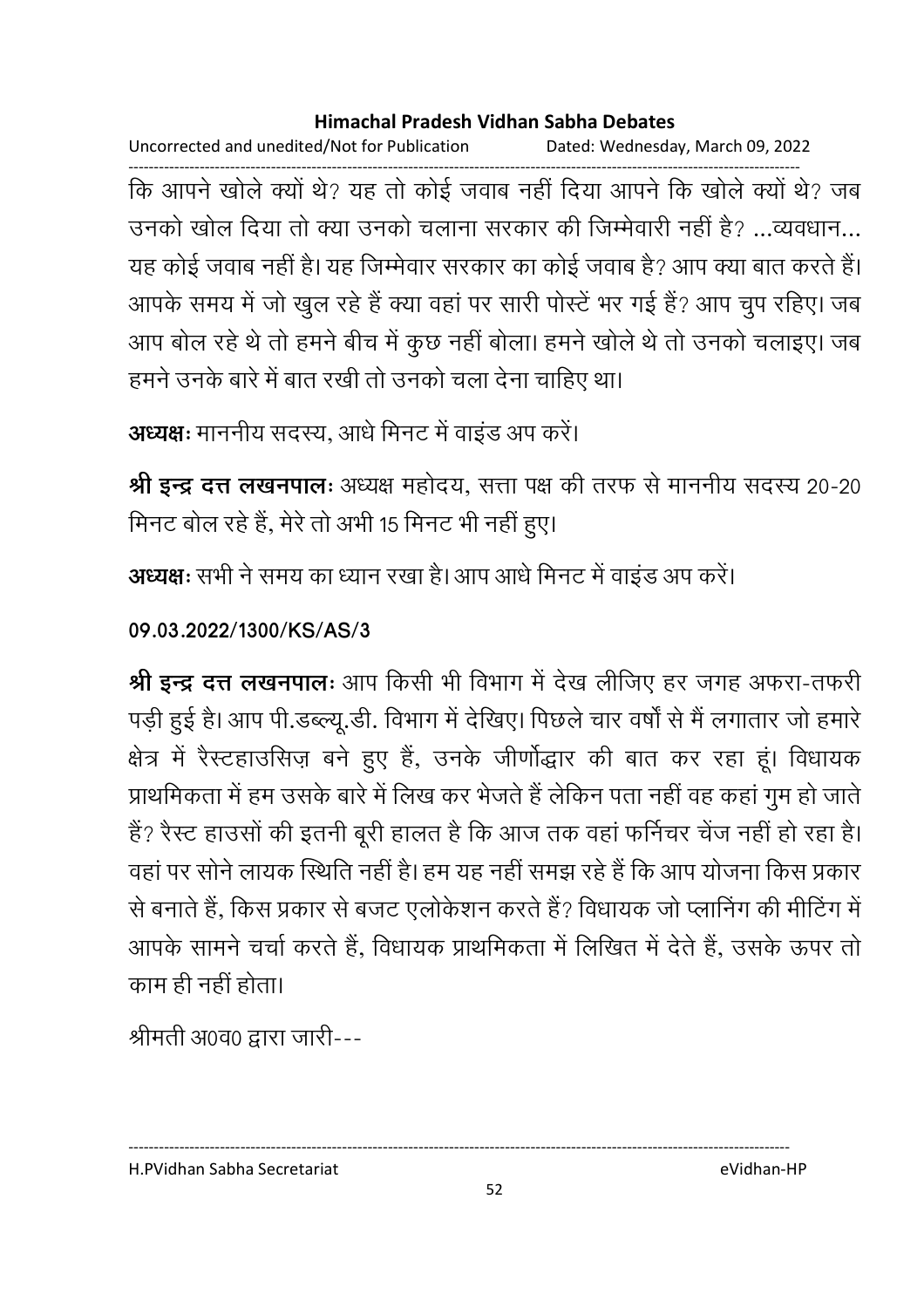कि आपने खोले क्यों थे? यह तो कोई जवाब नहीं दिया आपने कि खोले क्यों थे? जब उनको खोल दिया तो क्या उनको चलाना सरकार की जिम्मेवारी नहीं है? ...व्यवधान... यह कोई जवाब नहीं है। यह जिम्मेवार सरकार का कोई जवाब है? आप क्या बात करते हैं। आपके समय में जो खुल रहे हैं क्या वहां पर सारी पोस्टें भर गई हैं? आप चुप रहिए। जब आप बोल रहे थे तो हमने बीच में कुछ नहीं बोला। हमने खोले थे तो उनको चलाइए। जब हमने उनके बारे में बात रखी तो उनको चला देना चाहिए था।

**अध्यक्षः** माननीय सदस्य, आधे मिनट में वाइंड अप करें।

**श्री इन्द्र दत्त लखनपालः** अध्यक्ष महोदय, सत्ता पक्ष की तरफ से माननीय सदस्य 20-20 मिनट बोल रहे हैं, मेरे तो अभी 15 मिनट भी नहीं हुए।

**अध्यक्षः** सभी ने समय का ध्यान रखा है। आप आधे मिनट में वाइंड अप करें।

**09.03.2022/1300/KS/AS/3**

**श्री इन्द्र दत्त लखनपालः** आप किसी भी विभाग में देख लीजिए हर जगह अफरा-तफरी पड़ी हुई है। आप पी.डब्ल्यू.डी. विभाग में देखिए। पिछले चार वर्षों से मैं लगातार जो हमारे क्षेत्र में रैस्टहाउसिज़ बने हुए हैं, उनके जीर्णोद्धार की बात कर रहा हूं। विधायक प्राथमिकता में हम उसके बारे में लिख कर भेजते हैं लेकिन पता नहीं वह कहां गुम हो जाते हैं? रैस्ट हाउसों की इतनी बूरी हालत है कि आज तक वहां फर्निचर चेंज नहीं हो रहा है। वहां पर सोने लायक स्थिति नहीं है। हम यह नहीं समझ रहे हैं कि आप योजना किस प्रकार से बनाते हैं, किस प्रकार से बजट एलोकेशन करते हैं? विधायक जो प्लानिंग की मीटिंग में आपके सामने चर्चा करते हैं, विधायक प्राथमिकता में लिखित में देते हैं, उसके ऊपर तो काम ही नहीं होता।

श्रीमती अ0व0 द्वारा जारी---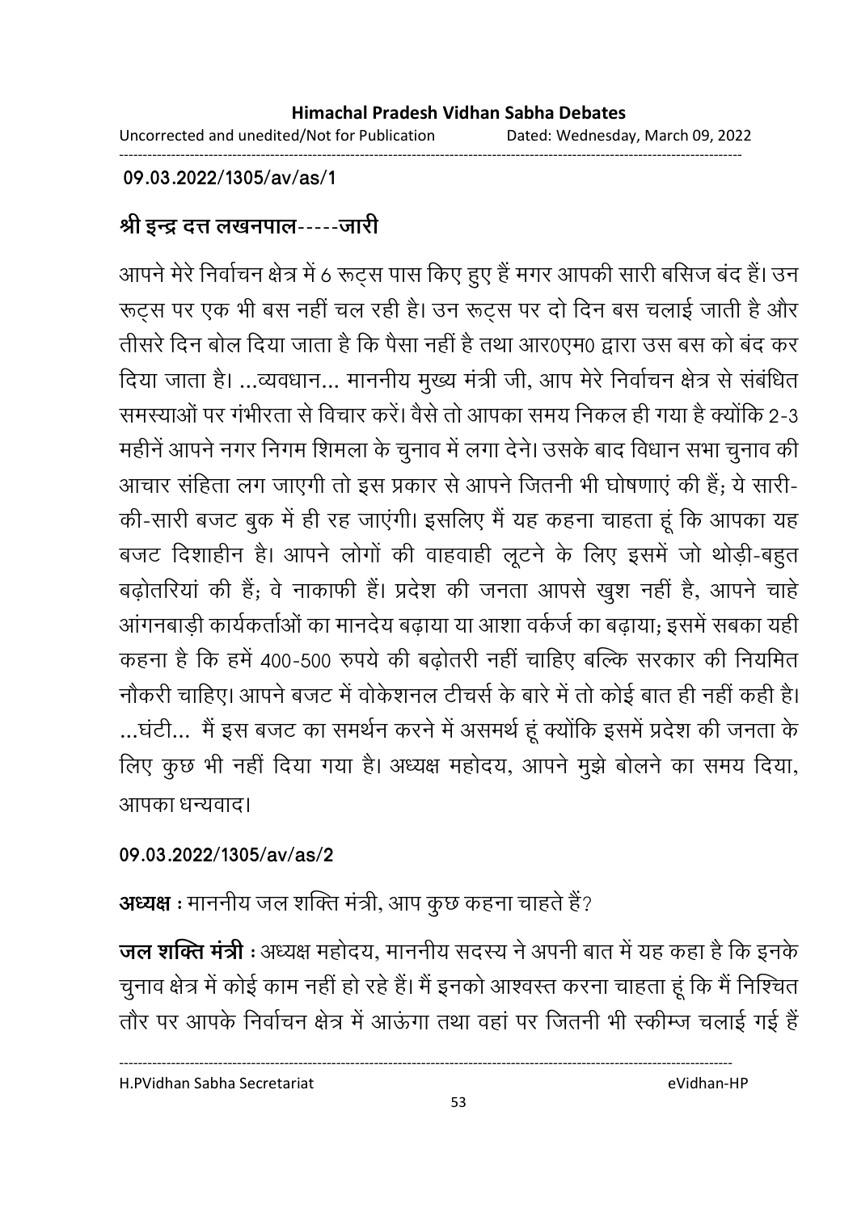**09.03.2022/1305/av/as/1**

**श्री इन्द्र दत्त लखनपाल-----जारी**

आपने मेरे निर्वाचन क्षेत्र में 6 रूट्स पास किए हुए हैं मगर आपकी सारी बसिज बंद हैं। उन रूट्स पर एक भी बस नहीं चल रही है। उन रूट्स पर दो दिन बस चलाई जाती है और तीसरे दिन बोल दिया जाता है कि पैसा नहीं है तथा आर0एम0 द्वारा उस बस को बंद कर दिया जाता है। ...व्यवधान... माननीय मुख्य मंत्री जी, आप मेरे निर्वाचन क्षेत्र से संबंधित समस्याओं पर गंभीरता से विचार करें। वैसे तो आपका समय निकल ही गया है क्योंकि 2-3 महीनें आपने नगर निगम शिमला के चुनाव में लगा देने। उसके बाद विधान सभा चुनाव की आचार संहिता लग जाएगी तो इस प्रकार से आपने जितनी भी घोषणाएं की हैं; ये सारी-की-सारी बजट बुक में ही रह जाएंगी। इसलिए मैं यह कहना चाहता हूं कि आपका यह बजट दिशाहीन है। आपने लोगों की वाहवाही लूटने के लिए इसमें जो थोड़ी-बहुत बढ़ोतरियां की हैं; वे नाकाफी हैं। प्रदेश की जनता आपसे खुश नहीं है, आपने चाहे आंगनबाड़ी कार्यकर्ताओं का मानदेय बढ़ाया या आशा वर्कर्ज का बढ़ाया; इसमें सबका यही कहना है कि हमें 400-500 रुपये की बढ़ोतरी नहीं चाहिए बल्कि सरकार की नियमित नौकरी चाहिए। आपने बजट में वोकेशनल टीचर्स के बारे में तो कोई बात ही नहीं कही है। ...घंटी... मैं इस बजट का समर्थन करने में असमर्थ हूं क्योंकि इसमें प्रदेश की जनता के लिए कुछ भी नहीं दिया गया है। अध्यक्ष महोदय, आपने मुझे बोलने का समय दिया, आपका धन्यवाद।

**09.03.2022/1305/av/as/2**

**अध्यक्ष** : माननीय जल शक्ति मंत्री, आप कुछ कहना चाहते हैं?

**जल शक्ति मंत्री** : अध्यक्ष महोदय, माननीय सदस्य ने अपनी बात में यह कहा है कि इनके चुनाव क्षेत्र में कोई काम नहीं हो रहे हैं। मैं इनको आश्वस्त करना चाहता हूं कि मैं निश्चित तौर पर आपके निर्वाचन क्षेत्र में आऊंगा तथा वहां पर जितनी भी स्कीम्ज चलाई गई हैं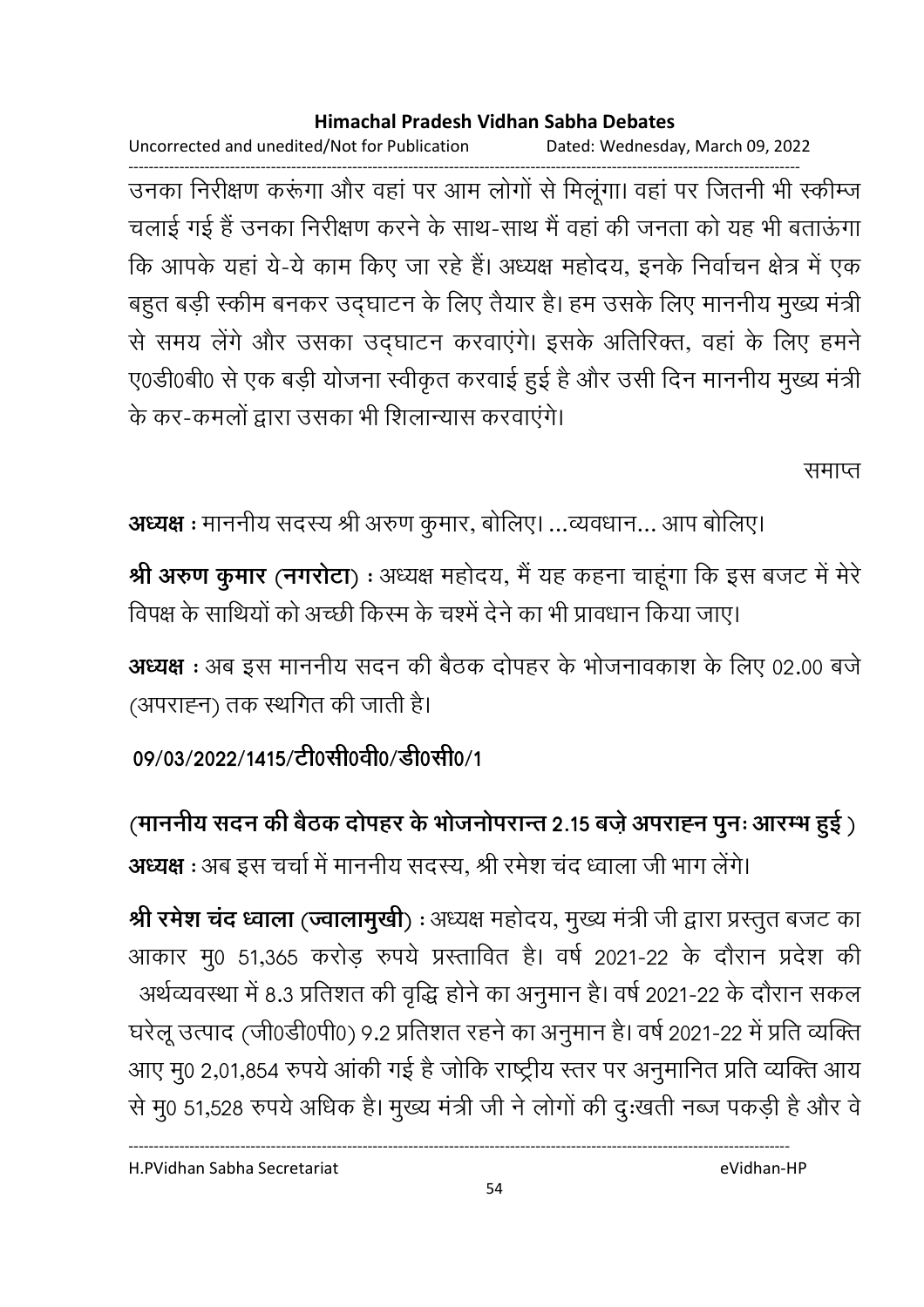उनका निरीक्षण करूंगा और वहां पर आम लोगों से मिलूंगा। वहां पर जितनी भी स्कीम्ज चलाई गई हैं उनका निरीक्षण करने के साथ-साथ मैं वहां की जनता को यह भी बताऊंगा कि आपके यहां ये-ये काम किए जा रहे हैं। अध्यक्ष महोदय, इनके निर्वाचन क्षेत्र में एक बहुत बड़ी स्कीम बनकर उद्घाटन के लिए तैयार है। हम उसके लिए माननीय मुख्य मंत्री से समय लेंगे और उसका उद्घाटन करवाएंगे। इसके अतिरिक्त, वहां के लिए हमने ए0डी0बी0 से एक बड़ी योजना स्वीकृत करवाई हुई है और उसी दिन माननीय मुख्य मंत्री के कर-कमलों द्वारा उसका भी शिलान्यास करवाएंगे।

समाप्त

**अध्यक्ष** : माननीय सदस्य श्री अरुण कुमार, बोलिए। ...व्यवधान... आप बोलिए।

**श्री अरुण कुमार (नगरोटा)** : अध्यक्ष महोदय, मैं यह कहना चाहूंगा कि इस बजट में मेरे विपक्ष के साथियों को अच्छी किस्म के चश्में देने का भी प्रावधान किया जाए।

**अध्यक्ष** : अब इस माननीय सदन की बैठक दोपहर के भोजनावकाश के लिए 02.00 बजे (अपराह्न) तक स्थगित की जाती है।

**09/03/2022/1415/टी0सी0वी0/डी0सी0/1**

**(माननीय सदन की बैठक दोपहर के भोजनोपरान्त 2.15 बजे अपराह्न पुनः आरम्भ हुई )**

**अध्यक्ष** : अब इस चर्चा में माननीय सदस्य, श्री रमेश चंद ध्वाला जी भाग लेंगे।

**श्री रमेश चंद ध्वाला (ज्वालामुखी)** : अध्यक्ष महोदय, मुख्य मंत्री जी द्वारा प्रस्तुत बजट का आकार मु0 51,365 करोड़ रुपये प्रस्तावित है। वर्ष 2021-22 के दौरान प्रदेश की अर्थव्यवस्था में 8.3 प्रतिशत की वृद्धि होने का अनुमान है। वर्ष 2021-22 के दौरान सकल घरेलू उत्पाद (जी0डी0पी0) 9.2 प्रतिशत रहने का अनुमान है। वर्ष 2021-22 में प्रति व्यक्ति आए मु0 2,01,854 रुपये आंकी गई है जोकि राष्ट्रीय स्तर पर अनुमानित प्रति व्यक्ति आय से मु0 51,528 रुपये अधिक है। मुख्य मंत्री जी ने लोगों की दुःखती नब्ज पकड़ी है और वे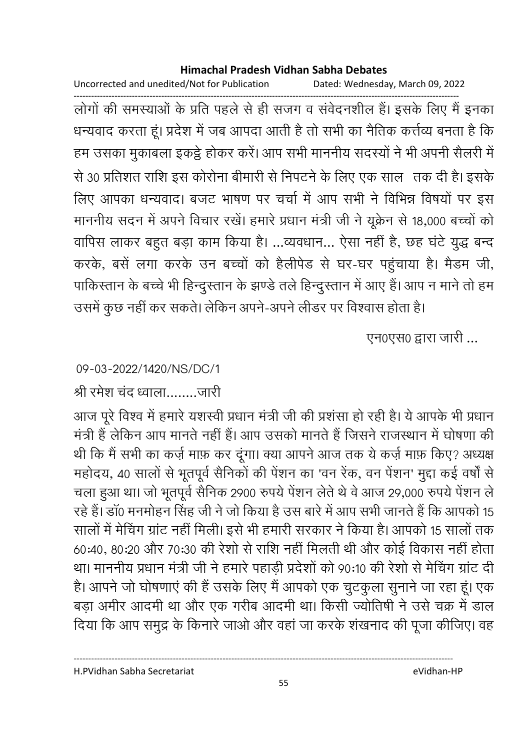लोगों की समस्याओं के प्रति पहले से ही सजग व संवेदनशील हैं। इसके लिए मैं इनका धन्यवाद करता हूं। प्रदेश में जब आपदा आती है तो सभी का नैतिक कर्त्तव्य बनता है कि हम उसका मुकाबला इकट्ठे होकर करें। आप सभी माननीय सदस्यों ने भी अपनी सैलरी में से 30 प्रतिशत राशि इस कोरोना बीमारी से निपटने के लिए एक साल  तक दी है। इसके लिए आपका धन्यवाद। बजट भाषण पर चर्चा में आप सभी ने विभिन्न विषयों पर इस माननीय सदन में अपने विचार रखें। हमारे प्रधान मंत्री जी ने यूक्रेन से 18,000 बच्चों को वापिस लाकर बहुत बड़ा काम किया है। ...व्यवधान... ऐसा नहीं है, छह घंटे युद्ध बन्द करके, बसें लगा करके उन बच्चों को हैलीपेड से घर-घर पहुंचाया है। मैडम जी, पाकिस्तान के बच्चे भी हिन्दुस्तान के झण्डे तले हिन्दुस्तान में आए हैं। आप न माने तो हम उसमें कुछ नहीं कर सकते। लेकिन अपने-अपने लीडर पर विश्वास होता है।

एन0एस0 द्वारा जारी ...

09-03-2022/1420/NS/DC/1

श्री रमेश चंद ध्वाला........जारी

आज पूरे विश्व में हमारे यशस्वी प्रधान मंत्री जी की प्रशंसा हो रही है। ये आपके भी प्रधान मंत्री हैं लेकिन आप मानते नहीं हैं। आप उसको मानते हैं जिसने राजस्थान में घोषणा की थी कि मैं सभी का कर्ज़ माफ़ कर दूंगा। क्या आपने आज तक ये कर्ज़ माफ़ किए? अध्यक्ष महोदय, 40 सालों से भूतपूर्व सैनिकों की पेंशन का 'वन रेंक, वन पेंशन' मुद्दा कई वर्षों से चला हुआ था। जो भूतपूर्व सैनिक 2900 रुपये पेंशन लेते थे वे आज 29,000 रुपये पेंशन ले रहे हैं। डॉ0 मनमोहन सिंह जी ने जो किया है उस बारे में आप सभी जानते हैं कि आपको 15 सालों में मेचिंग ग्रांट नहीं मिली। इसे भी हमारी सरकार ने किया है। आपको 15 सालों तक 60:40, 80:20 और 70:30 की रेशो से राशि नहीं मिलती थी और कोई विकास नहीं होता था। माननीय प्रधान मंत्री जी ने हमारे पहाड़ी प्रदेशों को 90:10 की रेशो से मेचिंग ग्रांट दी है। आपने जो घोषणाएं की हैं उसके लिए मैं आपको एक चुटकुला सुनाने जा रहा हूं। एक बड़ा अमीर आदमी था और एक गरीब आदमी था। किसी ज्योतिषी ने उसे चक्र में डाल दिया कि आप समुद्र के किनारे जाओ और वहां जा करके शंखनाद की पूजा कीजिए। वह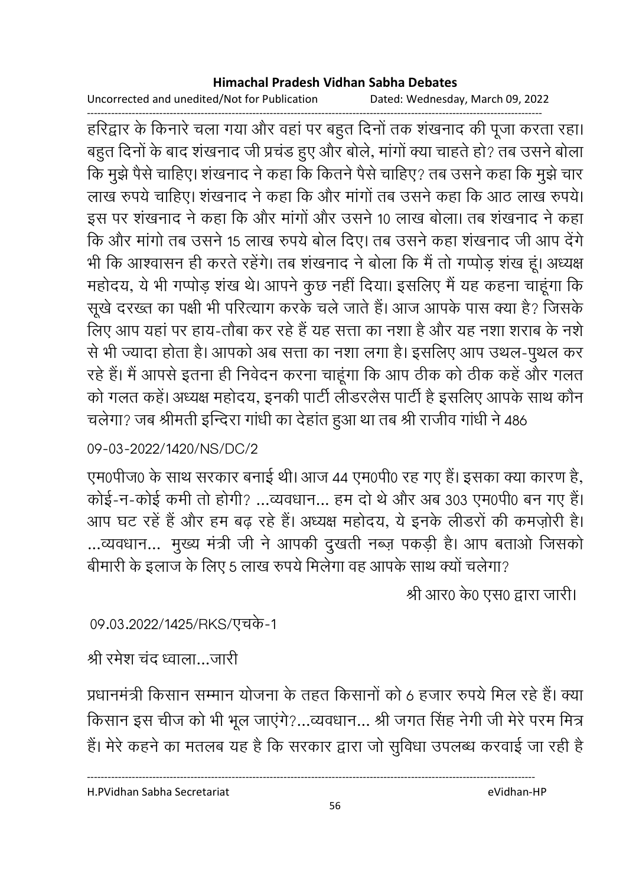हरिद्वार के किनारे चला गया और वहां पर बहुत दिनों तक शंखनाद की पूजा करता रहा। बहुत दिनों के बाद शंखनाद जी प्रचंड हुए और बोले, मांगों क्या चाहते हो? तब उसने बोला कि मुझे पैसे चाहिए। शंखनाद ने कहा कि कितने पैसे चाहिए? तब उसने कहा कि मुझे चार लाख रुपये चाहिए। शंखनाद ने कहा कि और मांगों तब उसने कहा कि आठ लाख रुपये। इस पर शंखनाद ने कहा कि और मांगों और उसने 10 लाख बोला। तब शंखनाद ने कहा कि और मांगो तब उसने 15 लाख रुपये बोल दिए। तब उसने कहा शंखनाद जी आप देंगे भी कि आश्वासन ही करते रहेंगे। तब शंखनाद ने बोला कि मैं तो गप्पोड़ शंख हूं। अध्यक्ष महोदय, ये भी गप्पोड़ शंख थे। आपने कुछ नहीं दिया। इसलिए मैं यह कहना चाहूंगा कि सूखे दरख्त का पक्षी भी परित्याग करके चले जाते हैं। आज आपके पास क्या है? जिसके लिए आप यहां पर हाय-तौबा कर रहे हैं यह सत्ता का नशा है और यह नशा शराब के नशे से भी ज्यादा होता है। आपको अब सत्ता का नशा लगा है। इसलिए आप उथल-पुथल कर रहे हैं। मैं आपसे इतना ही निवेदन करना चाहूंगा कि आप ठीक को ठीक कहें और गलत को गलत कहें। अध्यक्ष महोदय, इनकी पार्टी लीडरलैस पार्टी है इसलिए आपके साथ कौन चलेगा? जब श्रीमती इन्दिरा गांधी का देहांत हुआ था तब श्री राजीव गांधी ने 486

09-03-2022/1420/NS/DC/2

एम0पीज0 के साथ सरकार बनाई थी। आज 44 एम0पी0 रह गए हैं। इसका क्या कारण है, कोई-न-कोई कमी तो होगी? ...व्यवधान... हम दो थे और अब 303 एम0पी0 बन गए हैं। आप घट रहें हैं और हम बढ़ रहे हैं। अध्यक्ष महोदय, ये इनके लीडरों की कमज़ोरी है। ...व्यवधान... मुख्य मंत्री जी ने आपकी दुखती नब्ज़ पकड़ी है। आप बताओ जिसको बीमारी के इलाज के लिए 5 लाख रुपये मिलेगा वह आपके साथ क्यों चलेगा?

श्री आर0 के0 एस0 द्वारा जारी।

09.03.2022/1425/RKS/एचके-1

श्री रमेश चंद ध्वाला...जारी

प्रधानमंत्री किसान सम्मान योजना के तहत किसानों को 6 हजार रुपये मिल रहे हैं। क्या किसान इस चीज को भी भूल जाएंगे?...व्यवधान... श्री जगत सिंह नेगी जी मेरे परम मित्र हैं। मेरे कहने का मतलब यह है कि सरकार द्वारा जो सुविधा उपलब्ध करवाई जा रही है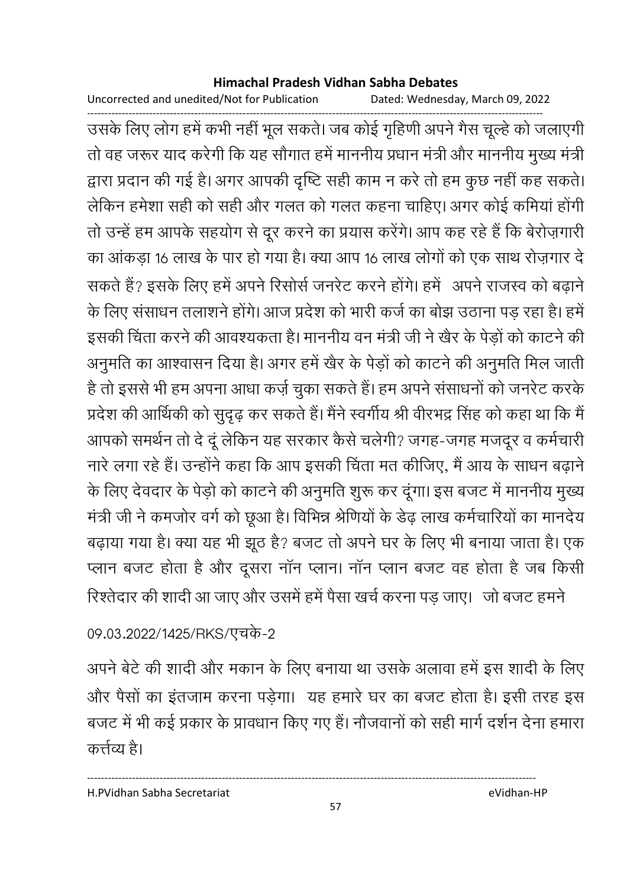उसके लिए लोग हमें कभी नहीं भूल सकते। जब कोई गृहिणी अपने गैस चूल्हे को जलाएगी तो वह जरूर याद करेगी कि यह सौगात हमें माननीय प्रधान मंत्री और माननीय मुख्य मंत्री द्वारा प्रदान की गई है। अगर आपकी दृष्टि सही काम न करे तो हम कुछ नहीं कह सकते। लेकिन हमेशा सही को सही और गलत को गलत कहना चाहिए। अगर कोई कमियां होंगी तो उन्हें हम आपके सहयोग से दूर करने का प्रयास करेंगे। आप कह रहे हैं कि बेरोज़गारी का आंकड़ा 16 लाख के पार हो गया है। क्या आप 16 लाख लोगों को एक साथ रोज़गार दे सकते हैं? इसके लिए हमें अपने रिसोर्स जनरेट करने होंगे। हमें अपने राजस्व को बढ़ाने के लिए संसाधन तलाशने होंगे। आज प्रदेश को भारी कर्ज का बोझ उठाना पड़ रहा है। हमें इसकी चिंता करने की आवश्यकता है। माननीय वन मंत्री जी ने खैर के पेड़ों को काटने की अनुमति का आश्वासन दिया है। अगर हमें खैर के पेड़ों को काटने की अनुमति मिल जाती है तो इससे भी हम अपना आधा कर्ज़ चुका सकते हैं। हम अपने संसाधनों को जनरेट करके प्रदेश की आर्थिकी को सुदृढ़ कर सकते हैं। मैंने स्वर्गीय श्री वीरभद्र सिंह को कहा था कि मैं आपको समर्थन तो दे दूं लेकिन यह सरकार कैसे चलेगी? जगह-जगह मजदूर व कर्मचारी नारे लगा रहे हैं। उन्होंने कहा कि आप इसकी चिंता मत कीजिए, मैं आय के साधन बढ़ाने के लिए देवदार के पेड़ो को काटने की अनुमति शुरू कर दूंगा। इस बजट में माननीय मुख्य मंत्री जी ने कमजोर वर्ग को छूआ है। विभिन्न श्रेणियों के डेढ़ लाख कर्मचारियों का मानदेय बढ़ाया गया है। क्या यह भी झूठ है? बजट तो अपने घर के लिए भी बनाया जाता है। एक प्लान बजट होता है और दूसरा नॉन प्लान। नॉन प्लान बजट वह होता है जब किसी रिश्तेदार की शादी आ जाए और उसमें हमें पैसा खर्च करना पड़ जाए। जो बजट हमने

09.03.2022/1425/RKS/एचके-2

अपने बेटे की शादी और मकान के लिए बनाया था उसके अलावा हमें इस शादी के लिए और पैसों का इंतजाम करना पड़ेगा। यह हमारे घर का बजट होता है। इसी तरह इस बजट में भी कई प्रकार के प्रावधान किए गए हैं। नौजवानों को सही मार्ग दर्शन देना हमारा कर्त्तव्य है।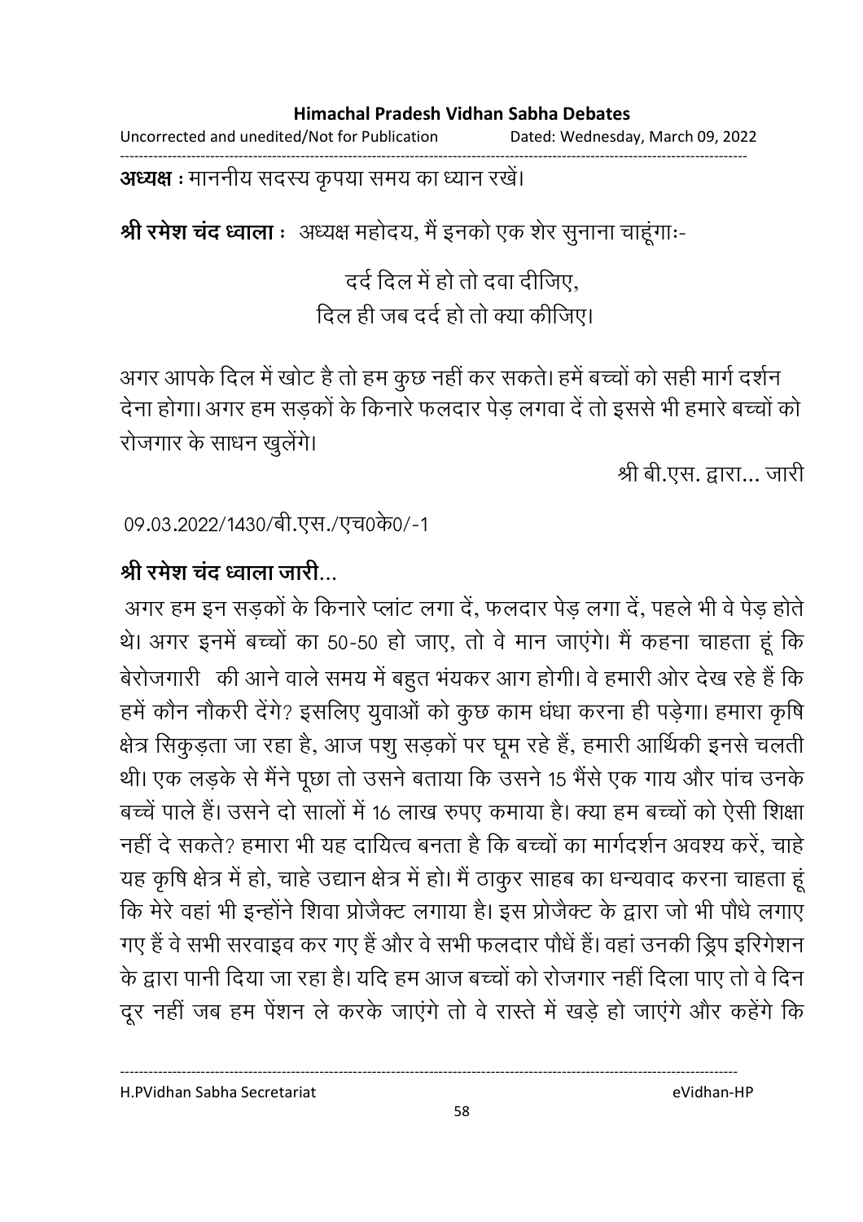**अध्यक्ष** : माननीय सदस्य कृपया समय का ध्यान रखें।

**श्री रमेश चंद ध्वाला** : अध्यक्ष महोदय, मैं इनको एक शेर सुनाना चाहूंगाः-

दर्द दिल में हो तो दवा दीजिए,
दिल ही जब दर्द हो तो क्या कीजिए।

अगर आपके दिल में खोट है तो हम कुछ नहीं कर सकते। हमें बच्चों को सही मार्ग दर्शन देना होगा। अगर हम सड़कों के किनारे फलदार पेड़ लगवा दें तो इससे भी हमारे बच्चों को रोजगार के साधन खुलेंगे।

श्री बी.एस. द्वारा... जारी

09.03.2022/1430/बी.एस./एच0के0/-1

**श्री रमेश चंद ध्वाला जारी...**

अगर हम इन सड़कों के किनारे प्लांट लगा दें, फलदार पेड़ लगा दें, पहले भी वे पेड़ होते थे। अगर इनमें बच्चों का 50-50 हो जाए, तो वे मान जाएंगे। मैं कहना चाहता हूं कि बेरोजगारी की आने वाले समय में बहुत भंयकर आग होगी। वे हमारी ओर देख रहे हैं कि हमें कौन नौकरी देंगे? इसलिए युवाओं को कुछ काम धंधा करना ही पड़ेगा। हमारा कृषि क्षेत्र सिकुड़ता जा रहा है, आज पशु सड़कों पर घूम रहे हैं, हमारी आर्थिकी इनसे चलती थी। एक लड़के से मैंने पूछा तो उसने बताया कि उसने 15 भैंसे एक गाय और पांच उनके बच्चें पाले हैं। उसने दो सालों में 16 लाख रुपए कमाया है। क्या हम बच्चों को ऐसी शिक्षा नहीं दे सकते? हमारा भी यह दायित्व बनता है कि बच्चों का मार्गदर्शन अवश्य करें, चाहे यह कृषि क्षेत्र में हो, चाहे उद्यान क्षेत्र में हो। मैं ठाकुर साहब का धन्यवाद करना चाहता हूं कि मेरे वहां भी इन्होंने शिवा प्रोजैक्ट लगाया है। इस प्रोजैक्ट के द्वारा जो भी पौधे लगाए गए हैं वे सभी सरवाइव कर गए हैं और वे सभी फलदार पौधें हैं। वहां उनकी ड्रिप इरिगेशन के द्वारा पानी दिया जा रहा है। यदि हम आज बच्चों को रोजगार नहीं दिला पाए तो वे दिन दूर नहीं जब हम पेंशन ले करके जाएंगे तो वे रास्ते में खड़े हो जाएंगे और कहेंगे कि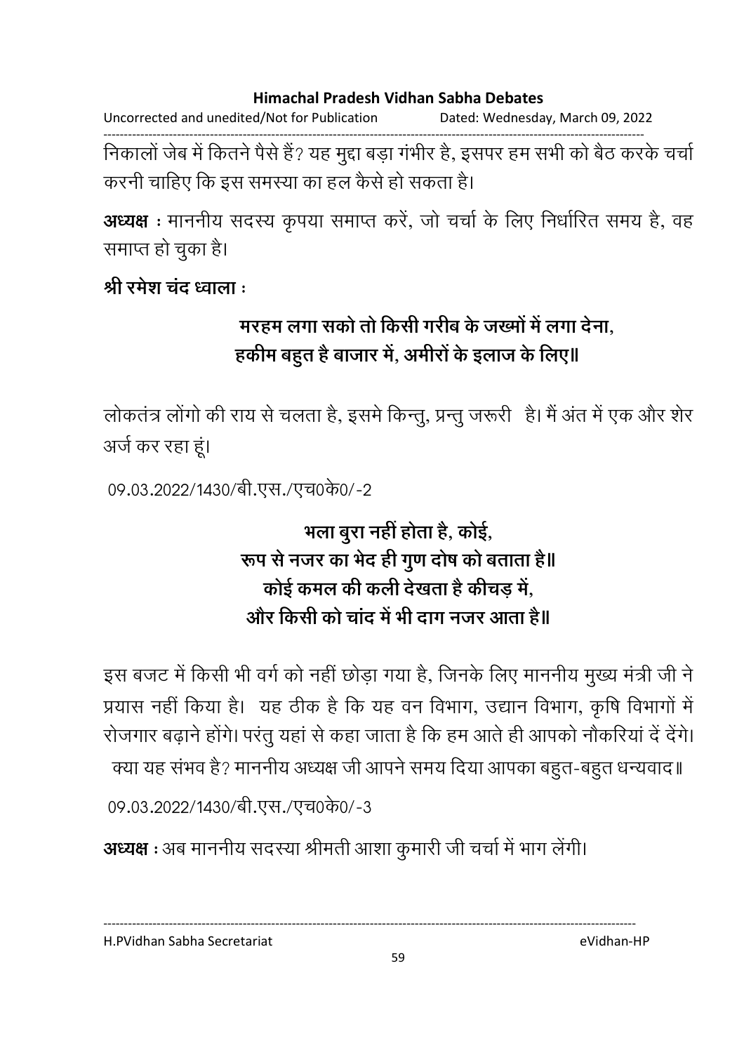निकालों जेब में कितने पैसे हैं? यह मुद्दा बड़ा गंभीर है, इसपर हम सभी को बैठ करके चर्चा करनी चाहिए कि इस समस्या का हल कैसे हो सकता है।

**अध्यक्ष** : माननीय सदस्य कृपया समाप्त करें, जो चर्चा के लिए निर्धारित समय है, वह समाप्त हो चुका है।

**श्री रमेश चंद ध्वाला** :

**मरहम लगा सको तो किसी गरीब के जख्मों में लगा देना,**
**हकीम बहुत है बाजार में, अमीरों के इलाज के लिए॥**

लोकतंत्र लोंगो की राय से चलता है, इसमे किन्तु, प्रन्तु जरूरी है। मैं अंत में एक और शेर अर्ज कर रहा हूं।

09.03.2022/1430/बी.एस./एच0के0/-2

**भला बुरा नहीं होता है, कोई,**
**रूप से नजर का भेद ही गुण दोष को बताता है॥**
**कोई कमल की कली देखता है कीचड़ में,**
**और किसी को चांद में भी दाग नजर आता है॥**

इस बजट में किसी भी वर्ग को नहीं छोड़ा गया है, जिनके लिए माननीय मुख्य मंत्री जी ने प्रयास नहीं किया है। यह ठीक है कि यह वन विभाग, उद्यान विभाग, कृषि विभागों में रोजगार बढ़ाने होंगे। परंतु यहां से कहा जाता है कि हम आते ही आपको नौकरियां दें देंगे। क्या यह संभव है? माननीय अध्यक्ष जी आपने समय दिया आपका बहुत-बहुत धन्यवाद॥

09.03.2022/1430/बी.एस./एच0के0/-3

**अध्यक्ष** : अब माननीय सदस्या श्रीमती आशा कुमारी जी चर्चा में भाग लेंगी।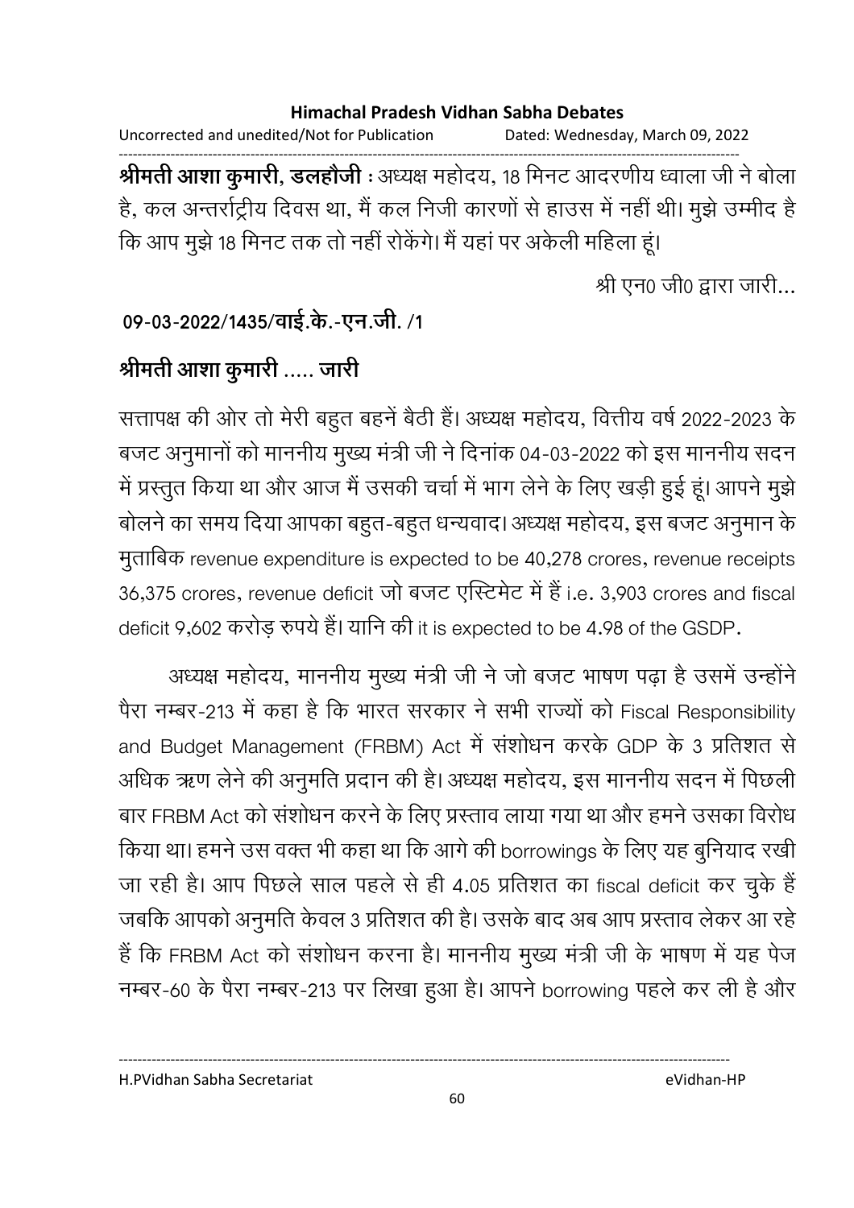**श्रीमती आशा कुमारी, डलहौजी** : अध्यक्ष महोदय, 18 मिनट आदरणीय ध्वाला जी ने बोला है, कल अन्तर्राट्रीय दिवस था, मैं कल निजी कारणों से हाउस में नहीं थी। मुझे उम्मीद है कि आप मुझे 18 मिनट तक तो नहीं रोकेंगे। मैं यहां पर अकेली महिला हूं।

श्री एन0 जी0 द्वारा जारी...

**09-03-2022/1435/वाई.के.-एन.जी. /1**

**श्रीमती आशा कुमारी ..... जारी**

सत्तापक्ष की ओर तो मेरी बहुत बहनें बैठी हैं। अध्यक्ष महोदय, वित्तीय वर्ष 2022-2023 के बजट अनुमानों को माननीय मुख्य मंत्री जी ने दिनांक 04-03-2022 को इस माननीय सदन में प्रस्तुत किया था और आज मैं उसकी चर्चा में भाग लेने के लिए खड़ी हुई हूं। आपने मुझे बोलने का समय दिया आपका बहुत-बहुत धन्यवाद। अध्यक्ष महोदय, इस बजट अनुमान के मुताबिक revenue expenditure is expected to be 40,278 crores, revenue receipts 36,375 crores, revenue deficit जो बजट एस्टिमेट में हैं i.e. 3,903 crores and fiscal deficit 9,602 करोड़ रुपये हैं। यानि की it is expected to be 4.98 of the GSDP.

अध्यक्ष महोदय, माननीय मुख्य मंत्री जी ने जो बजट भाषण पढ़ा है उसमें उन्होंने पैरा नम्बर-213 में कहा है कि भारत सरकार ने सभी राज्यों को Fiscal Responsibility and Budget Management (FRBM) Act में संशोधन करके GDP के 3 प्रतिशत से अधिक ऋण लेने की अनुमति प्रदान की है। अध्यक्ष महोदय, इस माननीय सदन में पिछली बार FRBM Act को संशोधन करने के लिए प्रस्ताव लाया गया था और हमने उसका विरोध किया था। हमने उस वक्त भी कहा था कि आगे की borrowings के लिए यह बुनियाद रखी जा रही है। आप पिछले साल पहले से ही 4.05 प्रतिशत का fiscal deficit कर चुके हैं जबकि आपको अनुमति केवल 3 प्रतिशत की है। उसके बाद अब आप प्रस्ताव लेकर आ रहे हैं कि FRBM Act को संशोधन करना है। माननीय मुख्य मंत्री जी के भाषण में यह पेज नम्बर-60 के पैरा नम्बर-213 पर लिखा हुआ है। आपने borrowing पहले कर ली है और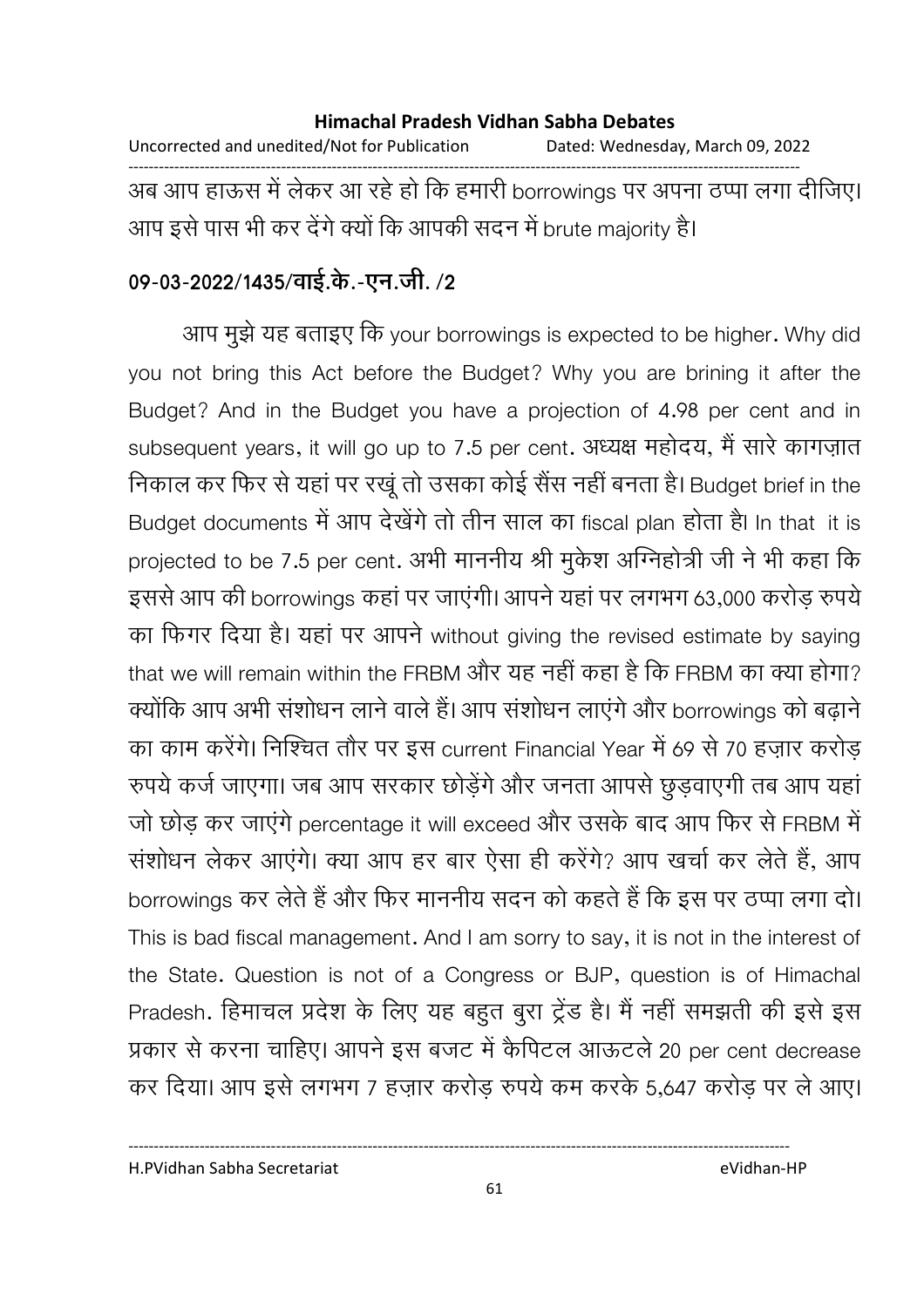अब आप हाऊस में लेकर आ रहे हो कि हमारी borrowings पर अपना ठप्पा लगा दीजिए। आप इसे पास भी कर देंगे क्यों कि आपकी सदन में brute majority है।

**09-03-2022/1435/वाई.के.-एन.जी. /2**

आप मुझे यह बताइए कि your borrowings is expected to be higher. Why did you not bring this Act before the Budget? Why you are brining it after the Budget? And in the Budget you have a projection of 4.98 per cent and in subsequent years, it will go up to 7.5 per cent. अध्यक्ष महोदय, मैं सारे कागज़ात निकाल कर फिर से यहां पर रखूं तो उसका कोई सैंस नहीं बनता है। Budget brief in the Budget documents में आप देखेंगे तो तीन साल का fiscal plan होता है। In that it is projected to be 7.5 per cent. अभी माननीय श्री मुकेश अग्निहोत्री जी ने भी कहा कि इससे आप की borrowings कहां पर जाएंगी। आपने यहां पर लगभग 63,000 करोड़ रुपये का फिगर दिया है। यहां पर आपने without giving the revised estimate by saying that we will remain within the FRBM और यह नहीं कहा है कि FRBM का क्या होगा? क्योंकि आप अभी संशोधन लाने वाले हैं। आप संशोधन लाएंगे और borrowings को बढ़ाने का काम करेंगे। निश्चित तौर पर इस current Financial Year में 69 से 70 हज़ार करोड़ रुपये कर्ज जाएगा। जब आप सरकार छोड़ेंगे और जनता आपसे छुड़वाएगी तब आप यहां जो छोड़ कर जाएंगे percentage it will exceed और उसके बाद आप फिर से FRBM में संशोधन लेकर आएंगे। क्या आप हर बार ऐसा ही करेंगे? आप खर्चा कर लेते हैं, आप borrowings कर लेते हैं और फिर माननीय सदन को कहते हैं कि इस पर ठप्पा लगा दो। This is bad fiscal management. And I am sorry to say, it is not in the interest of the State. Question is not of a Congress or BJP, question is of Himachal Pradesh. हिमाचल प्रदेश के लिए यह बहुत बुरा ट्रेंड है। मैं नहीं समझती की इसे इस प्रकार से करना चाहिए। आपने इस बजट में कैपिटल आऊटले 20 per cent decrease कर दिया। आप इसे लगभग 7 हज़ार करोड़ रुपये कम करके 5,647 करोड़ पर ले आए।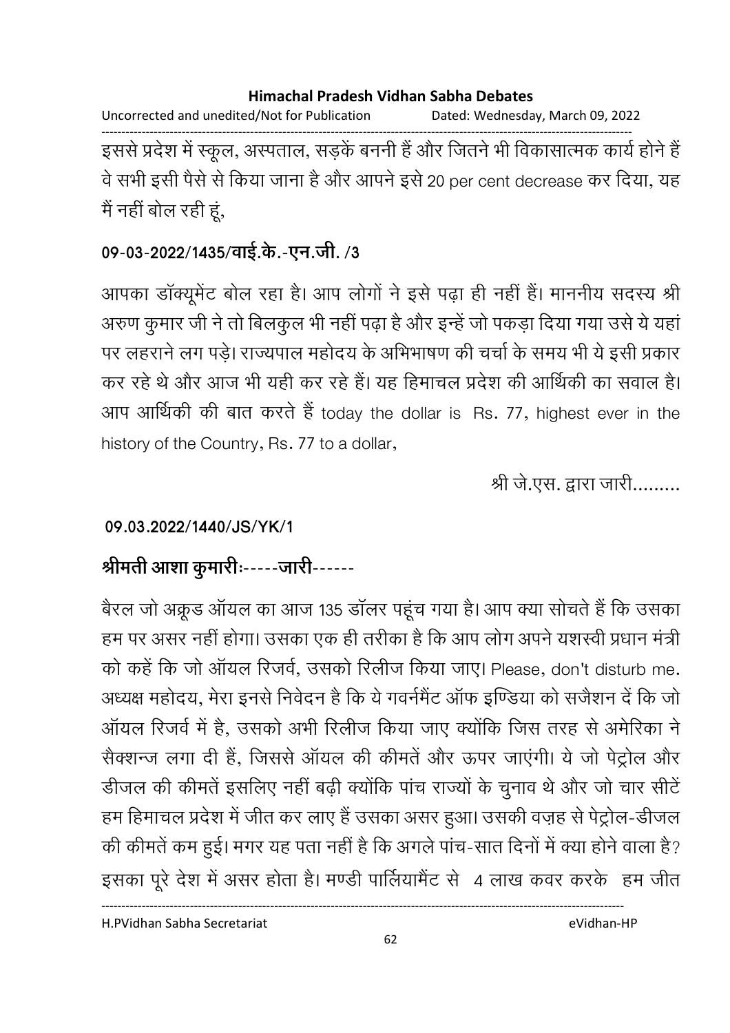इससे प्रदेश में स्कूल, अस्पताल, सड़कें बननी हैं और जितने भी विकासात्मक कार्य होने हैं वे सभी इसी पैसे से किया जाना है और आपने इसे 20 per cent decrease कर दिया, यह मैं नहीं बोल रही हूं,

**09-03-2022/1435/वाई.के.-एन.जी. /3**

आपका डॉक्यूमेंट बोल रहा है। आप लोगों ने इसे पढ़ा ही नहीं हैं। माननीय सदस्य श्री अरुण कुमार जी ने तो बिलकुल भी नहीं पढ़ा है और इन्हें जो पकड़ा दिया गया उसे ये यहां पर लहराने लग पड़े। राज्यपाल महोदय के अभिभाषण की चर्चा के समय भी ये इसी प्रकार कर रहे थे और आज भी यही कर रहे हैं। यह हिमाचल प्रदेश की आर्थिकी का सवाल है। आप आर्थिकी की बात करते हैं today the dollar is Rs. 77, highest ever in the history of the Country, Rs. 77 to a dollar,

श्री जे.एस. द्वारा जारी.........

**09.03.2022/1440/JS/YK/1**

**श्रीमती आशा कुमारीः-----जारी------**

बैरल जो अक्रूड ऑयल का आज 135 डॉलर पहूंच गया है। आप क्या सोचते हैं कि उसका हम पर असर नहीं होगा। उसका एक ही तरीका है कि आप लोग अपने यशस्वी प्रधान मंत्री को कहें कि जो ऑयल रिजर्व, उसको रिलीज किया जाए। Please, don't disturb me. अध्यक्ष महोदय, मेरा इनसे निवेदन है कि ये गवर्नमैंट ऑफ इण्डिया को सजैशन दें कि जो ऑयल रिजर्व में है, उसको अभी रिलीज किया जाए क्योंकि जिस तरह से अमेरिका ने सैक्शन्ज लगा दी हैं, जिससे ऑयल की कीमतें और ऊपर जाएंगी। ये जो पेट्रोल और डीजल की कीमतें इसलिए नहीं बढ़ी क्योंकि पांच राज्यों के चुनाव थे और जो चार सीटें हम हिमाचल प्रदेश में जीत कर लाए हैं उसका असर हुआ। उसकी वज़ह से पेट्रोल-डीजल की कीमतें कम हुई। मगर यह पता नहीं है कि अगले पांच-सात दिनों में क्या होने वाला है? इसका पूरे देश में असर होता है। मण्डी पार्लियामैंट से 4 लाख कवर करके हम जीत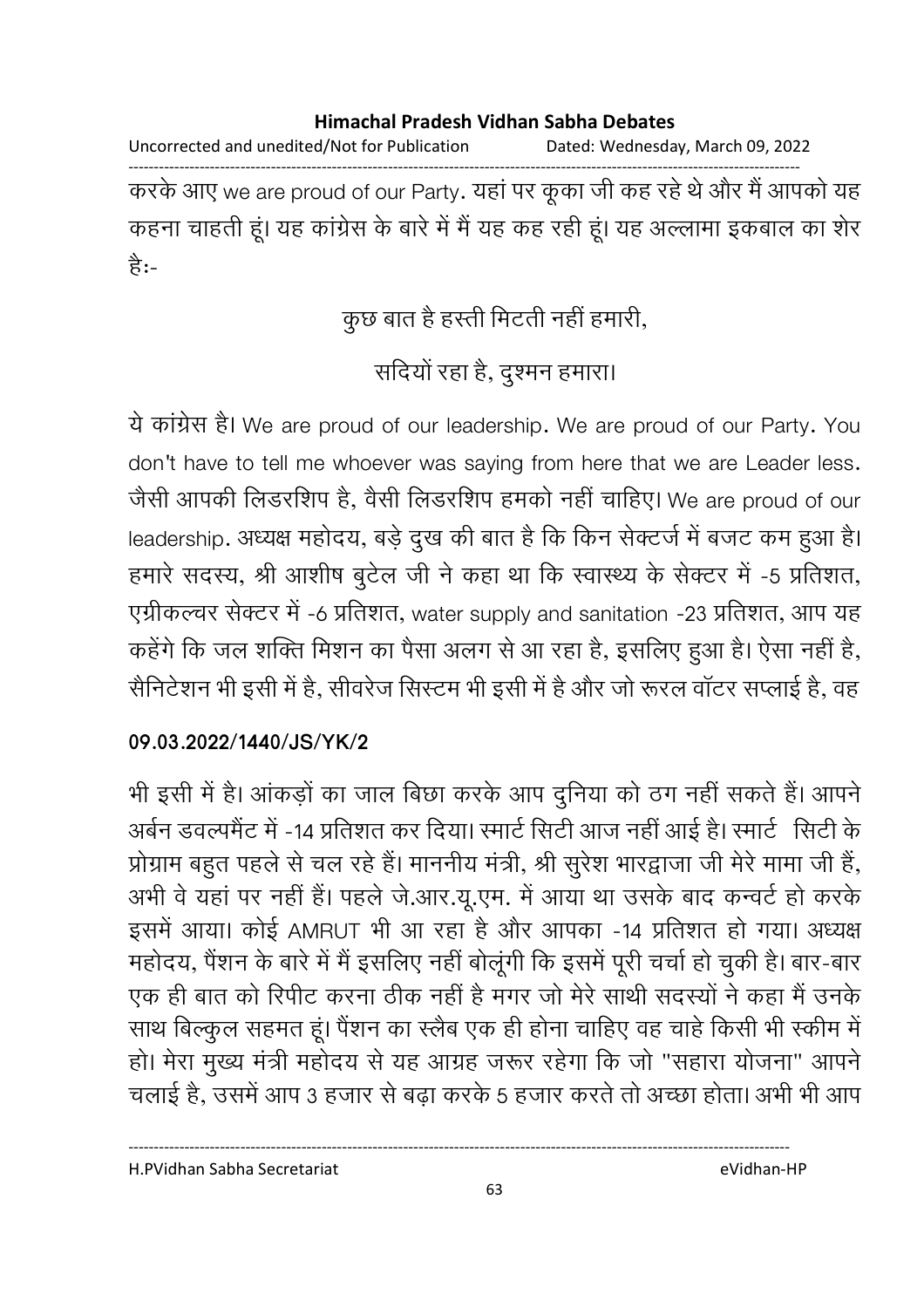करके आए we are proud of our Party. यहां पर कूका जी कह रहे थे और मैं आपको यह कहना चाहती हूं। यह कांग्रेस के बारे में मैं यह कह रही हूं। यह अल्लामा इकबाल का शेर है:-

कुछ बात है हस्ती मिटती नहीं हमारी,

सदियों रहा है, दुश्मन हमारा।

ये कांग्रेस है। We are proud of our leadership. We are proud of our Party. You don't have to tell me whoever was saying from here that we are Leader less. जैसी आपकी लिडरशिप है, वैसी लिडरशिप हमको नहीं चाहिए। We are proud of our leadership. अध्यक्ष महोदय, बड़े दुख की बात है कि किन सेक्टर्ज में बजट कम हुआ है। हमारे सदस्य, श्री आशीष बुटेल जी ने कहा था कि स्वास्थ्य के सेक्टर में -5 प्रतिशत, एग्रीकल्चर सेक्टर में -6 प्रतिशत, water supply and sanitation -23 प्रतिशत, आप यह कहेंगे कि जल शक्ति मिशन का पैसा अलग से आ रहा है, इसलिए हुआ है। ऐसा नहीं है, सैनिटेशन भी इसी में है, सीवरेज सिस्टम भी इसी में है और जो रूरल वॉटर सप्लाई है, वह

**09.03.2022/1440/JS/YK/2**

भी इसी में है। आंकड़ों का जाल बिछा करके आप दुनिया को ठग नहीं सकते हैं। आपने अर्बन डवल्पमैंट में -14 प्रतिशत कर दिया। स्मार्ट सिटी आज नहीं आई है। स्मार्ट सिटी के प्रोग्राम बहुत पहले से चल रहे हैं। माननीय मंत्री, श्री सुरेश भारद्वाजा जी मेरे मामा जी हैं, अभी वे यहां पर नहीं हैं। पहले जे.आर.यू.एम. में आया था उसके बाद कन्वर्ट हो करके इसमें आया। कोई AMRUT भी आ रहा है और आपका -14 प्रतिशत हो गया। अध्यक्ष महोदय, पैंशन के बारे में मैं इसलिए नहीं बोलूंगी कि इसमें पूरी चर्चा हो चुकी है। बार-बार एक ही बात को रिपीट करना ठीक नहीं है मगर जो मेरे साथी सदस्यों ने कहा मैं उनके साथ बिल्कुल सहमत हूं। पैंशन का स्लैब एक ही होना चाहिए वह चाहे किसी भी स्कीम में हो। मेरा मुख्य मंत्री महोदय से यह आग्रह जरूर रहेगा कि जो "सहारा योजना" आपने चलाई है, उसमें आप 3 हजार से बढ़ा करके 5 हजार करते तो अच्छा होता। अभी भी आप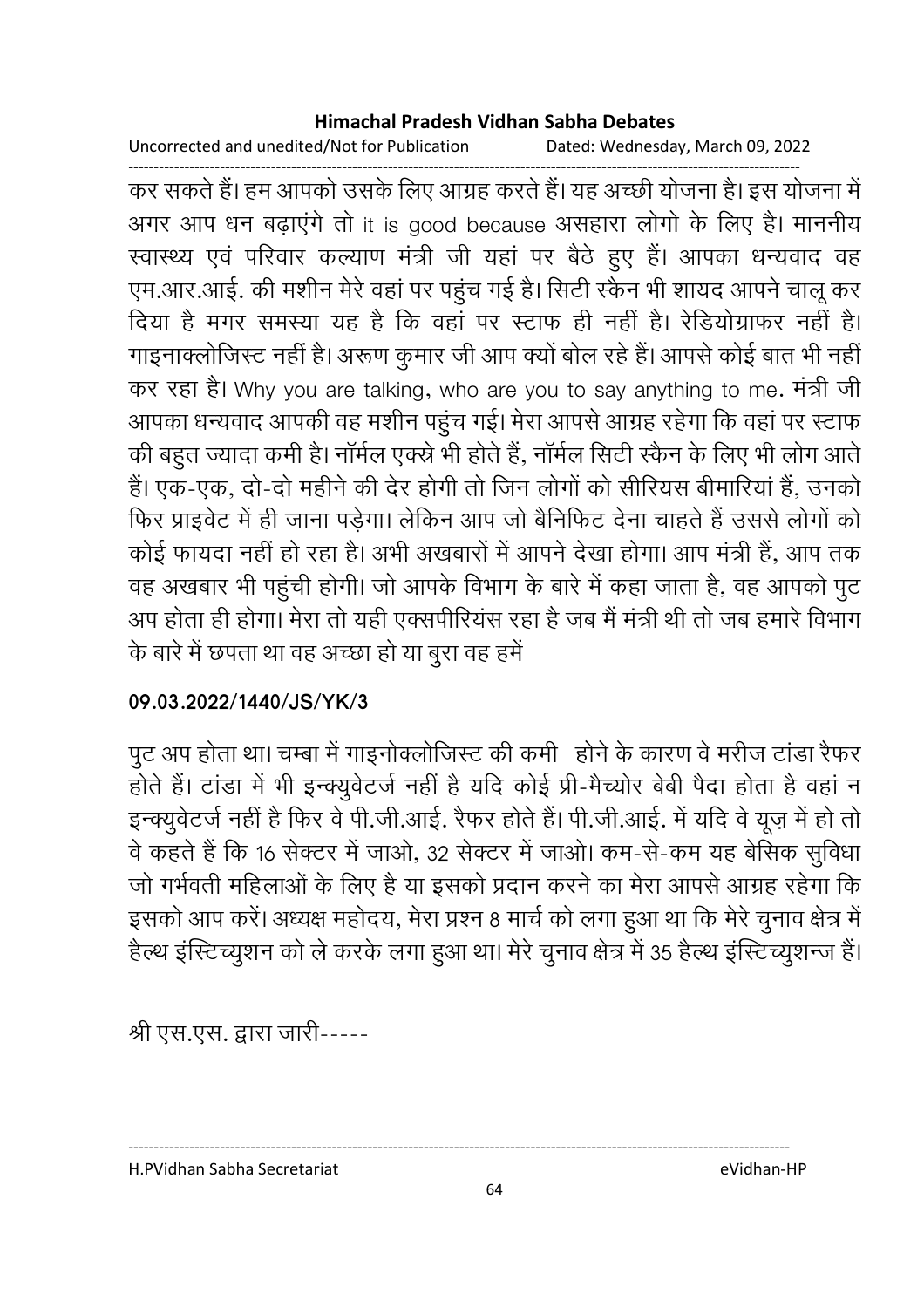कर सकते हैं। हम आपको उसके लिए आग्रह करते हैं। यह अच्छी योजना है। इस योजना में अगर आप धन बढ़ाएंगे तो it is good because असहारा लोगो के लिए है। माननीय स्वास्थ्य एवं परिवार कल्याण मंत्री जी यहां पर बैठे हुए हैं। आपका धन्यवाद वह एम.आर.आई. की मशीन मेरे वहां पर पहुंच गई है। सिटी स्कैन भी शायद आपने चालू कर दिया है मगर समस्या यह है कि वहां पर स्टाफ ही नहीं है। रेडियोग्राफर नहीं है। गाइनाक्लोजिस्ट नहीं है। अरूण कुमार जी आप क्यों बोल रहे हैं। आपसे कोई बात भी नहीं कर रहा है। Why you are talking, who are you to say anything to me. मंत्री जी आपका धन्यवाद आपकी वह मशीन पहुंच गई। मेरा आपसे आग्रह रहेगा कि वहां पर स्टाफ की बहुत ज्यादा कमी है। नॉर्मल एक्स्रे भी होते हैं, नॉर्मल सिटी स्कैन के लिए भी लोग आते हैं। एक-एक, दो-दो महीने की देर होगी तो जिन लोगों को सीरियस बीमारियां हैं, उनको फिर प्राइवेट में ही जाना पड़ेगा। लेकिन आप जो बैनिफिट देना चाहते हैं उससे लोगों को कोई फायदा नहीं हो रहा है। अभी अखबारों में आपने देखा होगा। आप मंत्री हैं, आप तक वह अखबार भी पहुंची होगी। जो आपके विभाग के बारे में कहा जाता है, वह आपको पुट अप होता ही होगा। मेरा तो यही एक्सपीरियंस रहा है जब मैं मंत्री थी तो जब हमारे विभाग के बारे में छपता था वह अच्छा हो या बुरा वह हमें

**09.03.2022/1440/JS/YK/3**

पुट अप होता था। चम्बा में गाइनोक्लोजिस्ट की कमी होने के कारण वे मरीज टांडा रैफर होते हैं। टांडा में भी इन्क्युवेटर्ज नहीं है यदि कोई प्री-मैच्योर बेबी पैदा होता है वहां न इन्क्युवेटर्ज नहीं है फिर वे पी.जी.आई. रैफर होते हैं। पी.जी.आई. में यदि वे यूज़ में हो तो वे कहते हैं कि 16 सेक्टर में जाओ, 32 सेक्टर में जाओ। कम-से-कम यह बेसिक सुविधा जो गर्भवती महिलाओं के लिए है या इसको प्रदान करने का मेरा आपसे आग्रह रहेगा कि इसको आप करें। अध्यक्ष महोदय, मेरा प्रश्न 8 मार्च को लगा हुआ था कि मेरे चुनाव क्षेत्र में हैल्थ इंस्टिच्युशन को ले करके लगा हुआ था। मेरे चुनाव क्षेत्र में 35 हैल्थ इंस्टिच्युशन्ज हैं।

श्री एस.एस. द्वारा जारी-----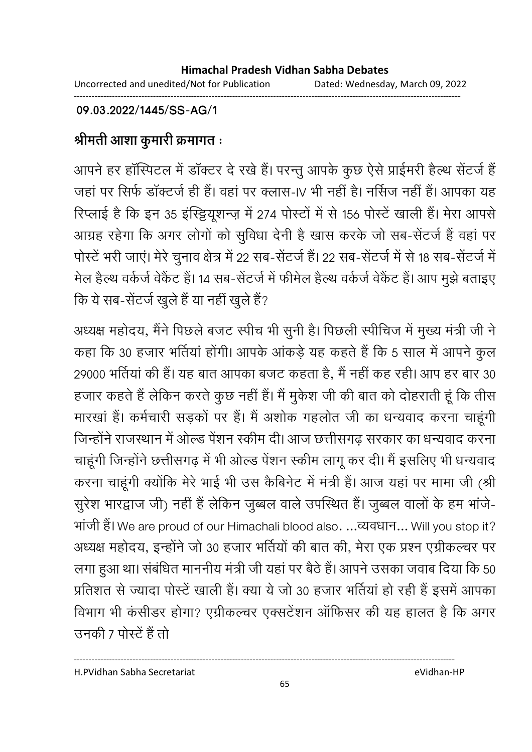**09.03.2022/1445/SS-AG/1**

**श्रीमती आशा कुमारी क्रमागत :**

आपने हर हॉस्पिटल में डॉक्टर दे रखे हैं। परन्तु आपके कुछ ऐसे प्राईमरी हैल्थ सेंटर्ज हैं जहां पर सिर्फ डॉक्टर्ज ही हैं। वहां पर क्लास-IV भी नहीं है। नर्सिज नहीं हैं। आपका यह रिप्लाई है कि इन 35 इंस्टिट्यूशन्ज़ में 274 पोस्टों में से 156 पोस्टें खाली हैं। मेरा आपसे आग्रह रहेगा कि अगर लोगों को सुविधा देनी है खास करके जो सब-सेंटर्ज हैं वहां पर पोस्टें भरी जाएं। मेरे चुनाव क्षेत्र में 22 सब-सेंटर्ज हैं। 22 सब-सेंटर्ज में से 18 सब-सेंटर्ज में मेल हैल्थ वर्कर्ज वेकैंट हैं। 14 सब-सेंटर्ज में फीमेल हैल्थ वर्कर्ज वेकैंट हैं। आप मुझे बताइए कि ये सब-सेंटर्ज खुले हैं या नहीं खुले हैं?

अध्यक्ष महोदय, मैंने पिछले बजट स्पीच भी सुनी है। पिछली स्पीचिज में मुख्य मंत्री जी ने कहा कि 30 हजार भर्तियां होंगी। आपके आंकड़े यह कहते हैं कि 5 साल में आपने कुल 29000 भर्तियां की हैं। यह बात आपका बजट कहता है, मैं नहीं कह रही। आप हर बार 30 हजार कहते हैं लेकिन करते कुछ नहीं हैं। मैं मुकेश जी की बात को दोहराती हूं कि तीस मारखां हैं। कर्मचारी सड़कों पर हैं। मैं अशोक गहलोत जी का धन्यवाद करना चाहूंगी जिन्होंने राजस्थान में ओल्ड पेंशन स्कीम दी। आज छत्तीसगढ़ सरकार का धन्यवाद करना चाहूंगी जिन्होंने छत्तीसगढ़ में भी ओल्ड पेंशन स्कीम लागू कर दी। मैं इसलिए भी धन्यवाद करना चाहूंगी क्योंकि मेरे भाई भी उस कैबिनेट में मंत्री हैं। आज यहां पर मामा जी (श्री सुरेश भारद्वाज जी) नहीं हैं लेकिन जुब्बल वाले उपस्थित हैं। जुब्बल वालों के हम भांजे-भांजी हैं। We are proud of our Himachali blood also. ...व्यवधान... Will you stop it? अध्यक्ष महोदय, इन्होंने जो 30 हजार भर्तियों की बात की, मेरा एक प्रश्न एग्रीकल्चर पर लगा हुआ था। संबंधित माननीय मंत्री जी यहां पर बैठे हैं। आपने उसका जवाब दिया कि 50 प्रतिशत से ज्यादा पोस्टें खाली हैं। क्या ये जो 30 हजार भर्तियां हो रही हैं इसमें आपका विभाग भी कंसीडर होगा? एग्रीकल्चर एक्सटेंशन ऑफिसर की यह हालत है कि अगर उनकी 7 पोस्टें हैं तो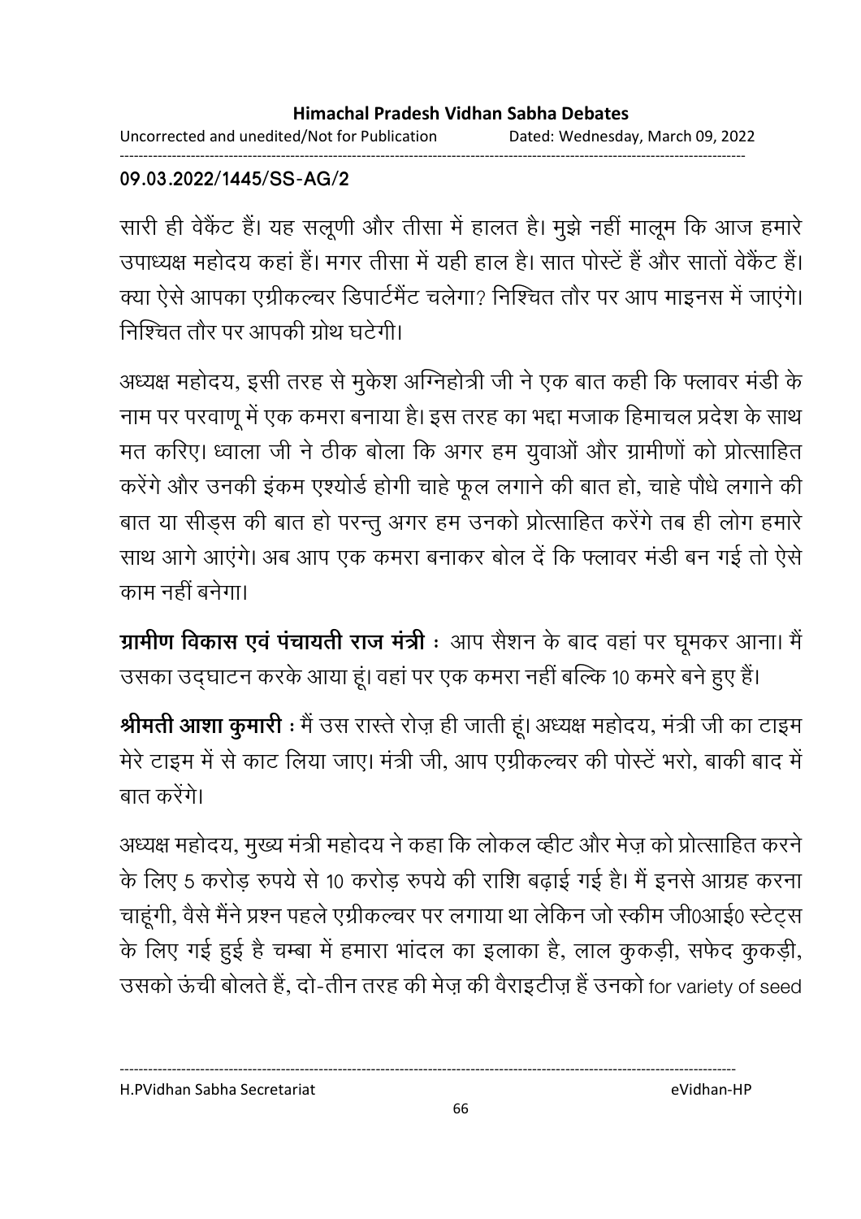**09.03.2022/1445/SS-AG/2**

सारी ही वेकैंट हैं। यह सलूणी और तीसा में हालत है। मुझे नहीं मालूम कि आज हमारे उपाध्यक्ष महोदय कहां हैं। मगर तीसा में यही हाल है। सात पोस्टें हैं और सातों वेकैंट हैं। क्या ऐसे आपका एग्रीकल्चर डिपार्टमैंट चलेगा? निश्चित तौर पर आप माइनस में जाएंगे। निश्चित तौर पर आपकी ग्रोथ घटेगी।

अध्यक्ष महोदय, इसी तरह से मुकेश अग्निहोत्री जी ने एक बात कही कि फ्लावर मंडी के नाम पर परवाणू में एक कमरा बनाया है। इस तरह का भद्दा मजाक हिमाचल प्रदेश के साथ मत करिए। ध्वाला जी ने ठीक बोला कि अगर हम युवाओं और ग्रामीणों को प्रोत्साहित करेंगे और उनकी इंकम एश्योर्ड होगी चाहे फूल लगाने की बात हो, चाहे पौधे लगाने की बात या सीड्स की बात हो परन्तु अगर हम उनको प्रोत्साहित करेंगे तब ही लोग हमारे साथ आगे आएंगे। अब आप एक कमरा बनाकर बोल दें कि फ्लावर मंडी बन गई तो ऐसे काम नहीं बनेगा।

**ग्रामीण विकास एवं पंचायती राज मंत्री :** आप सैशन के बाद वहां पर घूमकर आना। मैं उसका उद्घाटन करके आया हूं। वहां पर एक कमरा नहीं बल्कि 10 कमरे बने हुए हैं।

**श्रीमती आशा कुमारी :** मैं उस रास्ते रोज़ ही जाती हूं। अध्यक्ष महोदय, मंत्री जी का टाइम मेरे टाइम में से काट लिया जाए। मंत्री जी, आप एग्रीकल्चर की पोस्टें भरो, बाकी बाद में बात करेंगे।

अध्यक्ष महोदय, मुख्य मंत्री महोदय ने कहा कि लोकल व्हीट और मेज़ को प्रोत्साहित करने के लिए 5 करोड़ रुपये से 10 करोड़ रुपये की राशि बढ़ाई गई है। मैं इनसे आग्रह करना चाहूंगी, वैसे मैंने प्रश्न पहले एग्रीकल्चर पर लगाया था लेकिन जो स्कीम जी0आई0 स्टेट्स के लिए गई हुई है चम्बा में हमारा भांदल का इलाका है, लाल कुकड़ी, सफेद कुकड़ी, उसको ऊंची बोलते हैं, दो-तीन तरह की मेज़ की वैराइटीज़ हैं उनको for variety of seed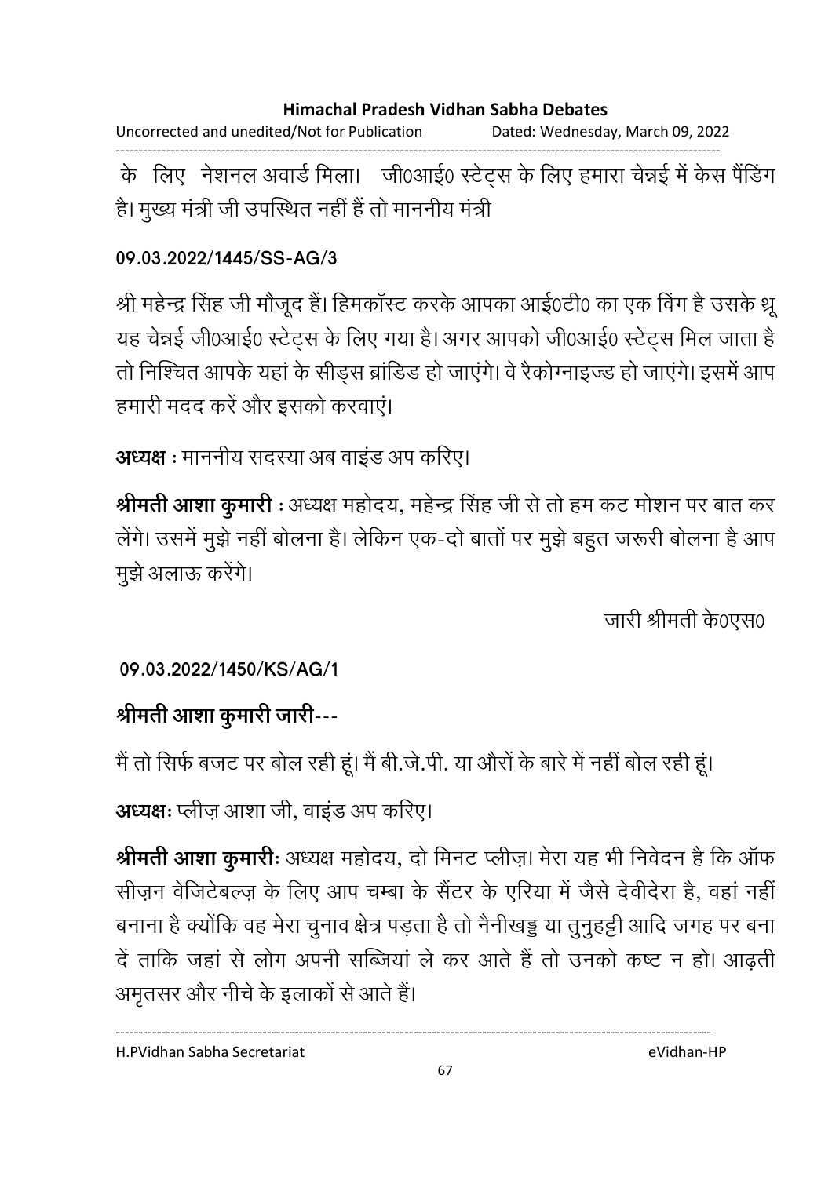के लिए नेशनल अवार्ड मिला। जी0आई0 स्टेट्स के लिए हमारा चेन्नई में केस पैंडिंग है। मुख्य मंत्री जी उपस्थित नहीं हैं तो माननीय मंत्री

**09.03.2022/1445/SS-AG/3**

श्री महेन्द्र सिंह जी मौजूद हैं। हिमकॉस्ट करके आपका आई0टी0 का एक विंग है उसके थ्रू यह चेन्नई जी0आई0 स्टेट्स के लिए गया है। अगर आपको जी0आई0 स्टेट्स मिल जाता है तो निश्चित आपके यहां के सीड्स ब्रांडिड हो जाएंगे। वे रैकोग्नाइज्ड हो जाएंगे। इसमें आप हमारी मदद करें और इसको करवाएं।

**अध्यक्ष :** माननीय सदस्या अब वाइंड अप करिए।

**श्रीमती आशा कुमारी :** अध्यक्ष महोदय, महेन्द्र सिंह जी से तो हम कट मोशन पर बात कर लेंगे। उसमें मुझे नहीं बोलना है। लेकिन एक-दो बातों पर मुझे बहुत जरूरी बोलना है आप मुझे अलाऊ करेंगे।

जारी श्रीमती के0एस0

**09.03.2022/1450/KS/AG/1**

**श्रीमती आशा कुमारी जारी---**

मैं तो सिर्फ बजट पर बोल रही हूं। मैं बी.जे.पी. या औरों के बारे में नहीं बोल रही हूं।

**अध्यक्षः** प्लीज़ आशा जी, वाइंड अप करिए।

**श्रीमती आशा कुमारीः** अध्यक्ष महोदय, दो मिनट प्लीज़। मेरा यह भी निवेदन है कि ऑफ सीज़न वेजिटेबल्ज़ के लिए आप चम्बा के सैंटर के एरिया में जैसे देवीदेरा है, वहां नहीं बनाना है क्योंकि वह मेरा चुनाव क्षेत्र पड़ता है तो नैनीखड्डु या तुनुहट्टी आदि जगह पर बना दें ताकि जहां से लोग अपनी सब्जियां ले कर आते हैं तो उनको कष्ट न हो। आढ़ती अमृतसर और नीचे के इलाकों से आते हैं।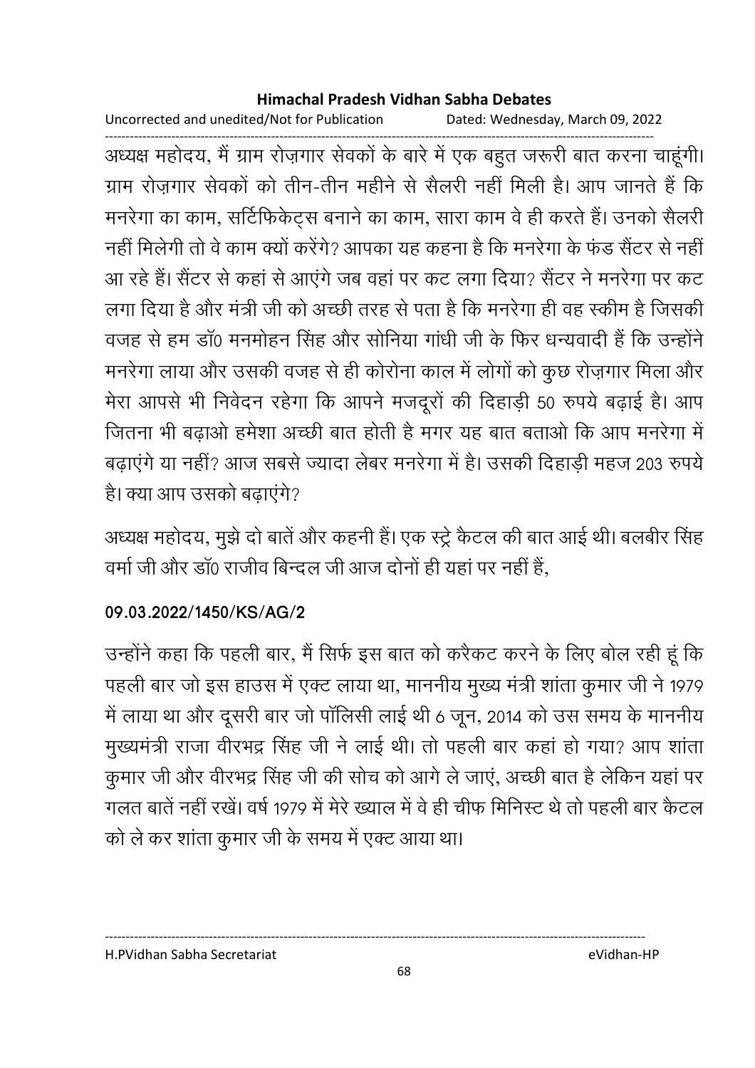अध्यक्ष महोदय, मैं ग्राम रोज़गार सेवकों के बारे में एक बहुत जरूरी बात करना चाहूंगी। ग्राम रोज़गार सेवकों को तीन-तीन महीने से सैलरी नहीं मिली है। आप जानते हैं कि मनरेगा का काम, सर्टिफिकेट्स बनाने का काम, सारा काम वे ही करते हैं। उनको सैलरी नहीं मिलेगी तो वे काम क्यों करेंगे? आपका यह कहना है कि मनरेगा के फंड सैंटर से नहीं आ रहे हैं। सैंटर से कहां से आएंगे जब वहां पर कट लगा दिया? सैंटर ने मनरेगा पर कट लगा दिया है और मंत्री जी को अच्छी तरह से पता है कि मनरेगा ही वह स्कीम है जिसकी वजह से हम डॉ0 मनमोहन सिंह और सोनिया गांधी जी के फिर धन्यवादी हैं कि उन्होंने मनरेगा लाया और उसकी वजह से ही कोरोना काल में लोगों को कुछ रोज़गार मिला और मेरा आपसे भी निवेदन रहेगा कि आपने मजदूरों की दिहाड़ी 50 रुपये बढ़ाई है। आप जितना भी बढ़ाओ हमेशा अच्छी बात होती है मगर यह बात बताओ कि आप मनरेगा में बढ़ाएंगे या नहीं? आज सबसे ज्यादा लेबर मनरेगा में है। उसकी दिहाड़ी महज 203 रुपये है। क्या आप उसको बढ़ाएंगे?

अध्यक्ष महोदय, मुझे दो बातें और कहनी हैं। एक स्ट्रे कैटल की बात आई थी। बलबीर सिंह वर्मा जी और डॉ0 राजीव बिन्दल जी आज दोनों ही यहां पर नहीं हैं,

**09.03.2022/1450/KS/AG/2**

उन्होंने कहा कि पहली बार, मैं सिर्फ इस बात को करैकट करने के लिए बोल रही हूं कि पहली बार जो इस हाउस में एक्ट लाया था, माननीय मुख्य मंत्री शांता कुमार जी ने 1979 में लाया था और दूसरी बार जो पॉलिसी लाई थी 6 जून, 2014 को उस समय के माननीय मुख्यमंत्री राजा वीरभद्र सिंह जी ने लाई थी। तो पहली बार कहां हो गया? आप शांता कुमार जी और वीरभद्र सिंह जी की सोच को आगे ले जाएं, अच्छी बात है लेकिन यहां पर गलत बातें नहीं रखें। वर्ष 1979 में मेरे ख्याल में वे ही चीफ मिनिस्ट थे तो पहली बार कैटल को ले कर शांता कुमार जी के समय में एक्ट आया था।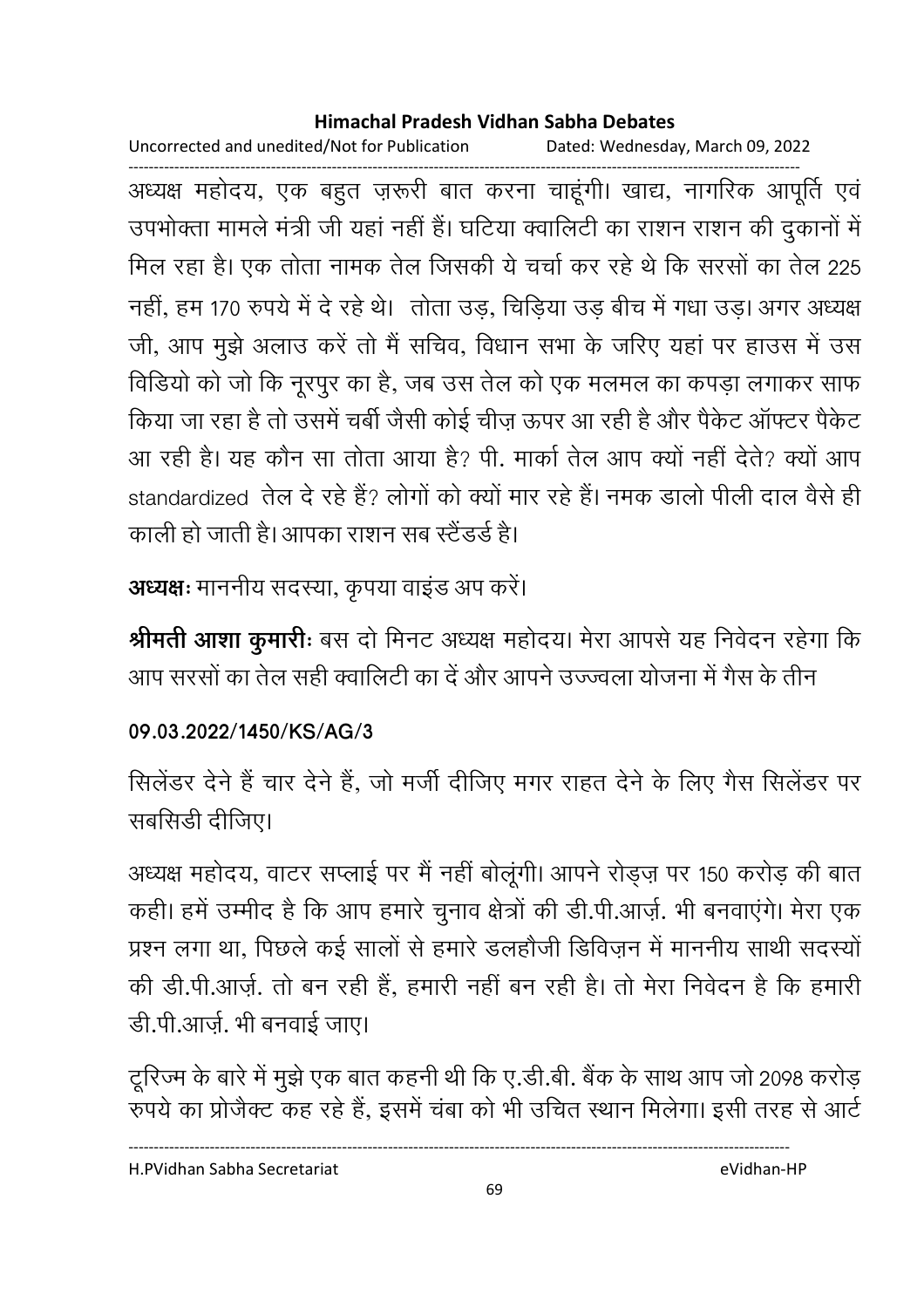अध्यक्ष महोदय, एक बहुत ज़रूरी बात करना चाहूंगी। खाद्य, नागरिक आपूर्ति एवं उपभोक्ता मामले मंत्री जी यहां नहीं हैं। घटिया क्वालिटी का राशन राशन की दुकानों में मिल रहा है। एक तोता नामक तेल जिसकी ये चर्चा कर रहे थे कि सरसों का तेल 225 नहीं, हम 170 रुपये में दे रहे थे। तोता उड़, चिड़िया उड़ बीच में गधा उड़। अगर अध्यक्ष जी, आप मुझे अलाउ करें तो मैं सचिव, विधान सभा के जरिए यहां पर हाउस में उस विडियो को जो कि नूरपुर का है, जब उस तेल को एक मलमल का कपड़ा लगाकर साफ किया जा रहा है तो उसमें चर्बी जैसी कोई चीज़ ऊपर आ रही है और पैकेट ऑफ्टर पैकेट आ रही है। यह कौन सा तोता आया है? पी. मार्का तेल आप क्यों नहीं देते? क्यों आप standardized तेल दे रहे हैं? लोगों को क्यों मार रहे हैं। नमक डालो पीली दाल वैसे ही काली हो जाती है। आपका राशन सब स्टैंडर्ड है।

**अध्यक्षः** माननीय सदस्या, कृपया वाइंड अप करें।

**श्रीमती आशा कुमारीः** बस दो मिनट अध्यक्ष महोदय। मेरा आपसे यह निवेदन रहेगा कि आप सरसों का तेल सही क्वालिटी का दें और आपने उज्ज्वला योजना में गैस के तीन

**09.03.2022/1450/KS/AG/3**

सिलेंडर देने हैं चार देने हैं, जो मर्जी दीजिए मगर राहत देने के लिए गैस सिलेंडर पर सबसिडी दीजिए।

अध्यक्ष महोदय, वाटर सप्लाई पर मैं नहीं बोलूंगी। आपने रोड्ज़ पर 150 करोड़ की बात कही। हमें उम्मीद है कि आप हमारे चुनाव क्षेत्रों की डी.पी.आर्ज़. भी बनवाएंगे। मेरा एक प्रश्न लगा था, पिछले कई सालों से हमारे डलहौजी डिविज़न में माननीय साथी सदस्यों की डी.पी.आर्ज़. तो बन रही हैं, हमारी नहीं बन रही है। तो मेरा निवेदन है कि हमारी डी.पी.आर्ज़. भी बनवाई जाए।

टूरिज्म के बारे में मुझे एक बात कहनी थी कि ए.डी.बी. बैंक के साथ आप जो 2098 करोड़ रुपये का प्रोजैक्ट कह रहे हैं, इसमें चंबा को भी उचित स्थान मिलेगा। इसी तरह से आर्ट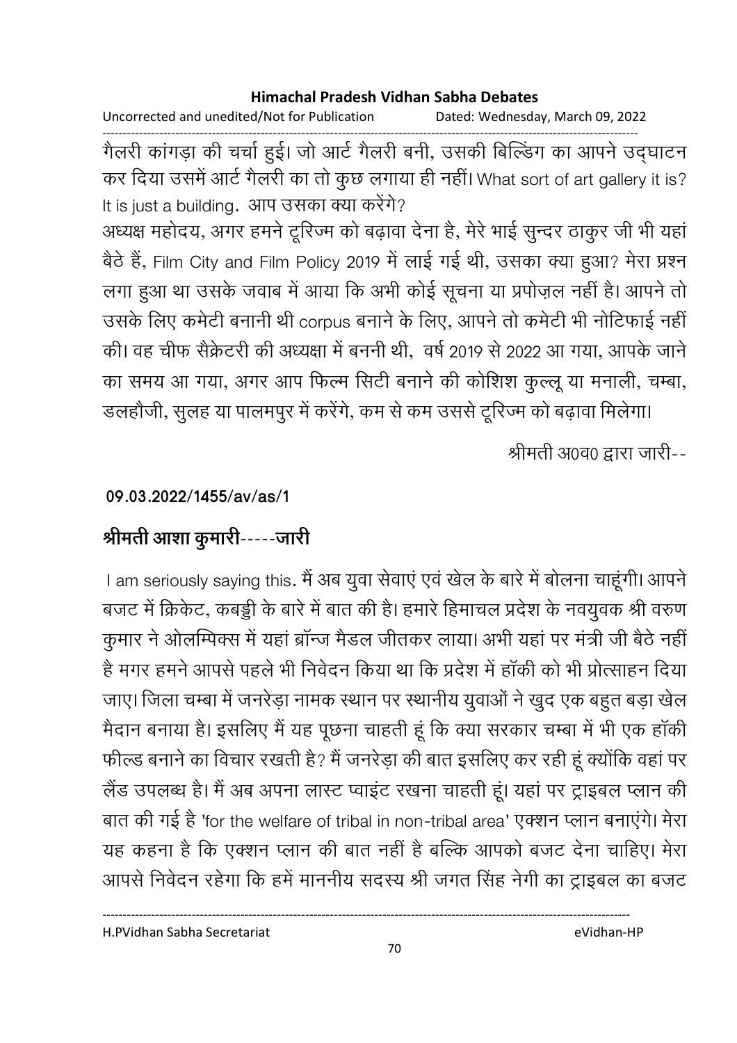गैलरी कांगड़ा की चर्चा हुई। जो आर्ट गैलरी बनी, उसकी बिल्डिंग का आपने उद्घाटन कर दिया उसमें आर्ट गैलरी का तो कुछ लगाया ही नहीं। What sort of art gallery it is? It is just a building. आप उसका क्या करेंगे?

अध्यक्ष महोदय, अगर हमने टूरिज्म को बढ़ावा देना है, मेरे भाई सुन्दर ठाकुर जी भी यहां बैठे हैं, Film City and Film Policy 2019 में लाई गई थी, उसका क्या हुआ? मेरा प्रश्न लगा हुआ था उसके जवाब में आया कि अभी कोई सूचना या प्रपोज़ल नहीं है। आपने तो उसके लिए कमेटी बनानी थी corpus बनाने के लिए, आपने तो कमेटी भी नोटिफाई नहीं की। वह चीफ सैक्रेटरी की अध्यक्षा में बननी थी, वर्ष 2019 से 2022 आ गया, आपके जाने का समय आ गया, अगर आप फिल्म सिटी बनाने की कोशिश कुल्लू या मनाली, चम्बा, डलहौजी, सुलह या पालमपुर में करेंगे, कम से कम उससे टूरिज्म को बढ़ावा मिलेगा।

श्रीमती अ0व0 द्वारा जारी--

**09.03.2022/1455/av/as/1**

## श्रीमती आशा कुमारी-----जारी

I am seriously saying this. मैं अब युवा सेवाएं एवं खेल के बारे में बोलना चाहूंगी। आपने बजट में क्रिकेट, कबड्डी के बारे में बात की है। हमारे हिमाचल प्रदेश के नवयुवक श्री वरुण कुमार ने ओलम्पिक्स में यहां ब्रॉन्ज मैडल जीतकर लाया। अभी यहां पर मंत्री जी बैठे नहीं है मगर हमने आपसे पहले भी निवेदन किया था कि प्रदेश में हॉकी को भी प्रोत्साहन दिया जाए। जिला चम्बा में जनरेड़ा नामक स्थान पर स्थानीय युवाओं ने खुद एक बहुत बड़ा खेल मैदान बनाया है। इसलिए मैं यह पूछना चाहती हूं कि क्या सरकार चम्बा में भी एक हॉकी फील्ड बनाने का विचार रखती है? मैं जनरेड़ा की बात इसलिए कर रही हूं क्योंकि वहां पर लैंड उपलब्ध है। मैं अब अपना लास्ट प्वाइंट रखना चाहती हूं। यहां पर ट्राइबल प्लान की बात की गई है 'for the welfare of tribal in non-tribal area' एक्शन प्लान बनाएंगे। मेरा यह कहना है कि एक्शन प्लान की बात नहीं है बल्कि आपको बजट देना चाहिए। मेरा आपसे निवेदन रहेगा कि हमें माननीय सदस्य श्री जगत सिंह नेगी का ट्राइबल का बजट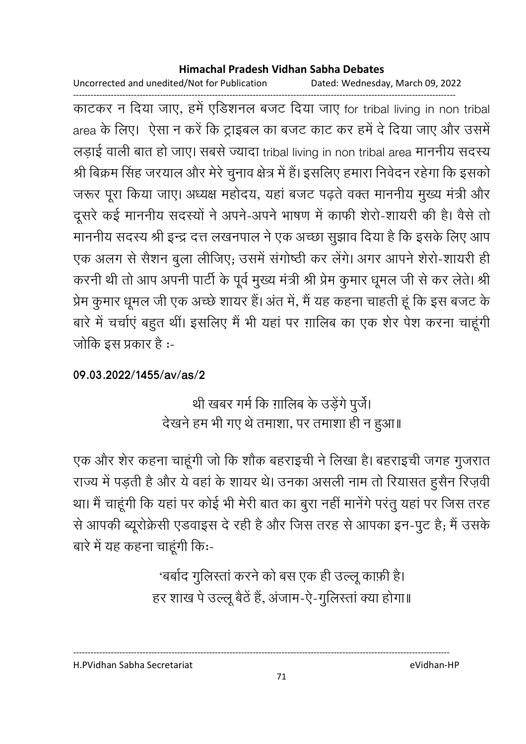काटकर न दिया जाए, हमें एडिशनल बजट दिया जाए for tribal living in non tribal area के लिए। ऐसा न करें कि ट्राइबल का बजट काट कर हमें दे दिया जाए और उसमें लड़ाई वाली बात हो जाए। सबसे ज्यादा tribal living in non tribal area माननीय सदस्य श्री बिक्रम सिंह जरयाल और मेरे चुनाव क्षेत्र में हैं। इसलिए हमारा निवेदन रहेगा कि इसको जरूर पूरा किया जाए। अध्यक्ष महोदय, यहां बजट पढ़ते वक्त माननीय मुख्य मंत्री और दूसरे कई माननीय सदस्यों ने अपने-अपने भाषण में काफी शेरो-शायरी की है। वैसे तो माननीय सदस्य श्री इन्द्र दत्त लखनपाल ने एक अच्छा सुझाव दिया है कि इसके लिए आप एक अलग से सैशन बुला लीजिए; उसमें संगोष्ठी कर लेंगे। अगर आपने शेरो-शायरी ही करनी थी तो आप अपनी पार्टी के पूर्व मुख्य मंत्री श्री प्रेम कुमार धूमल जी से कर लेते। श्री प्रेम कुमार धूमल जी एक अच्छे शायर हैं। अंत में, मैं यह कहना चाहती हूं कि इस बजट के बारे में चर्चाएं बहुत थीं। इसलिए मैं भी यहां पर ग़ालिब का एक शेर पेश करना चाहूंगी जोकि इस प्रकार है :-

**09.03.2022/1455/av/as/2**

थी खबर गर्म कि ग़ालिब के उड़ेंगे पुर्जे।
देखने हम भी गए थे तमाशा, पर तमाशा ही न हुआ॥

एक और शेर कहना चाहूंगी जो कि शौक बहराइची ने लिखा है। बहराइची जगह गुजरात राज्य में पड़ती है और ये वहां के शायर थे। उनका असली नाम तो रियासत हुसैन रिज़वी था। मैं चाहूंगी कि यहां पर कोई भी मेरी बात का बुरा नहीं मानेंगे परंतु यहां पर जिस तरह से आपकी ब्यूरोक्रेसी एडवाइस दे रही है और जिस तरह से आपका इन-पुट है; मैं उसके बारे में यह कहना चाहूंगी कि:-

'बर्बाद गुलिस्तां करने को बस एक ही उल्लू काफ़ी है।
हर शाख पे उल्लू बैठें हैं, अंजाम-ऐ-गुलिस्तां क्या होगा॥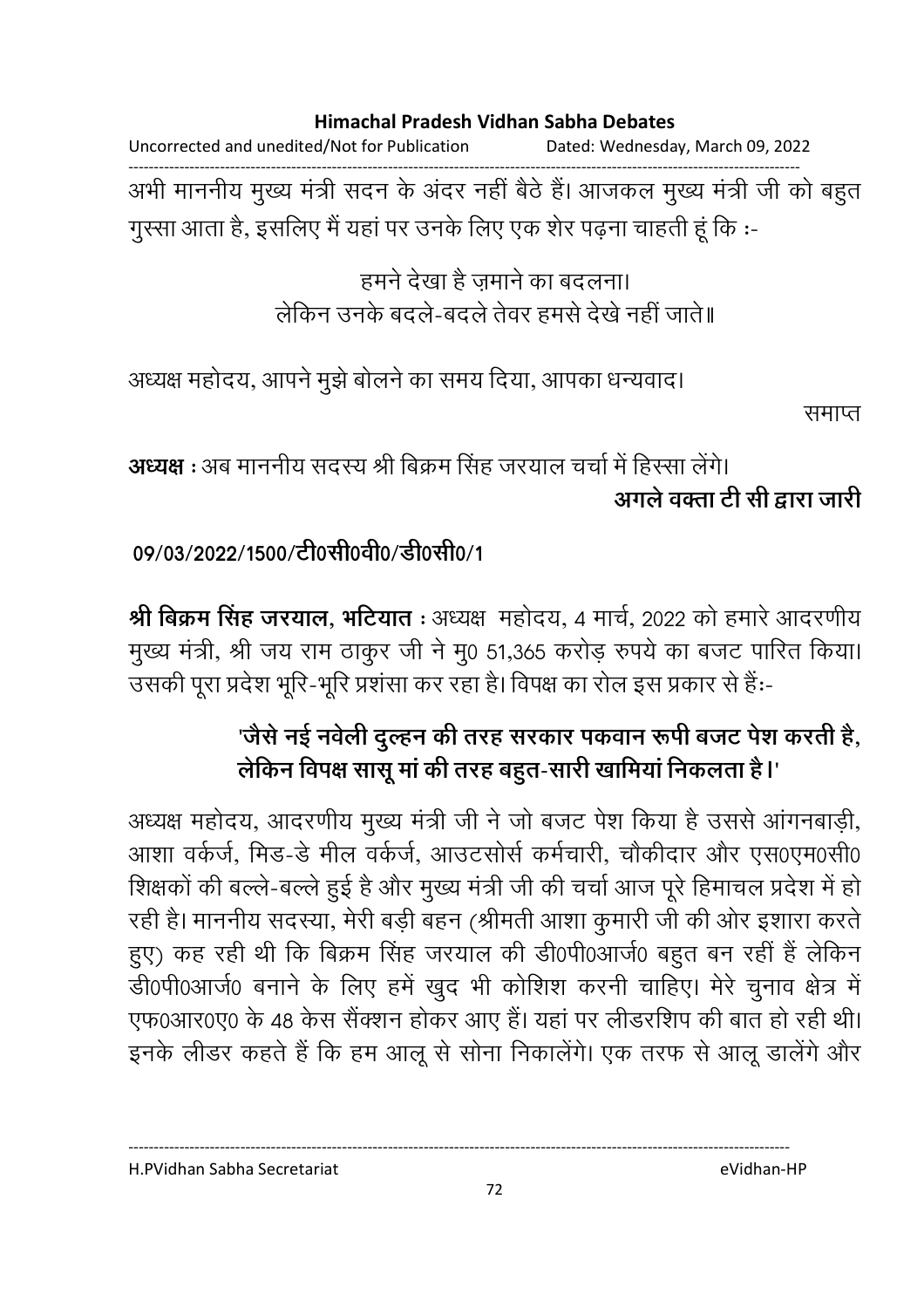अभी माननीय मुख्य मंत्री सदन के अंदर नहीं बैठे हैं। आजकल मुख्य मंत्री जी को बहुत गुस्सा आता है, इसलिए मैं यहां पर उनके लिए एक शेर पढ़ना चाहती हूं कि :-

हमने देखा है ज़माने का बदलना।
लेकिन उनके बदले-बदले तेवर हमसे देखे नहीं जाते॥

अध्यक्ष महोदय, आपने मुझे बोलने का समय दिया, आपका धन्यवाद।

समाप्त

**अध्यक्ष** : अब माननीय सदस्य श्री बिक्रम सिंह जरयाल चर्चा में हिस्सा लेंगे।

**अगले वक्ता टी सी द्वारा जारी**

09/03/2022/1500/टी0सी0वी0/डी0सी0/1

**श्री बिक्रम सिंह जरयाल, भटियात** : अध्यक्ष महोदय, 4 मार्च, 2022 को हमारे आदरणीय मुख्य मंत्री, श्री जय राम ठाकुर जी ने मु0 51,365 करोड़ रुपये का बजट पारित किया। उसकी पूरा प्रदेश भूरि-भूरि प्रशंसा कर रहा है। विपक्ष का रोल इस प्रकार से हैः-

**'जैसे नई नवेली दुल्हन की तरह सरकार पकवान रूपी बजट पेश करती है, लेकिन विपक्ष सासू मां की तरह बहुत-सारी खामियां निकलता है।'**

अध्यक्ष महोदय, आदरणीय मुख्य मंत्री जी ने जो बजट पेश किया है उससे आंगनबाड़ी, आशा वर्कर्ज, मिड-डे मील वर्कर्ज, आउटसोर्स कर्मचारी, चौकीदार और एस0एम0सी0 शिक्षकों की बल्ले-बल्ले हुई है और मुख्य मंत्री जी की चर्चा आज पूरे हिमाचल प्रदेश में हो रही है। माननीय सदस्या, मेरी बड़ी बहन (श्रीमती आशा कुमारी जी की ओर इशारा करते हुए) कह रही थी कि बिक्रम सिंह जरयाल की डी0पी0आर्ज0 बहुत बन रहीं हैं लेकिन डी0पी0आर्ज0 बनाने के लिए हमें खुद भी कोशिश करनी चाहिए। मेरे चुनाव क्षेत्र में एफ0आर0ए0 के 48 केस सैंक्शन होकर आए हैं। यहां पर लीडरशिप की बात हो रही थी। इनके लीडर कहते हैं कि हम आलू से सोना निकालेंगे। एक तरफ से आलू डालेंगे और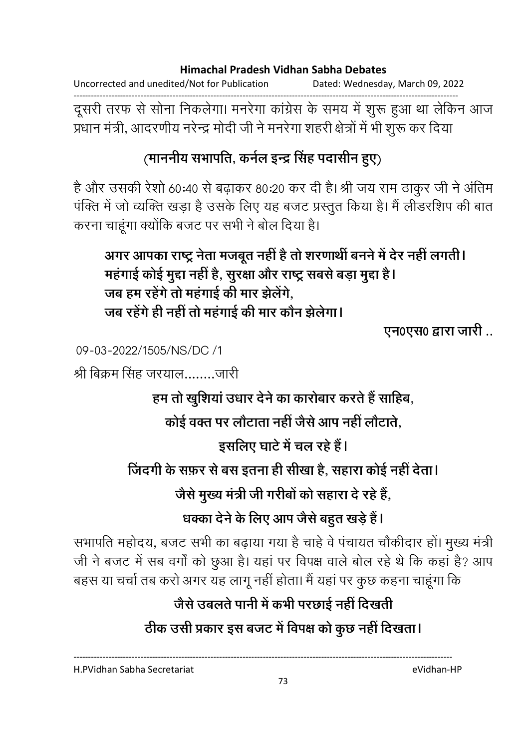दूसरी तरफ से सोना निकलेगा। मनरेगा कांग्रेस के समय में शुरू हुआ था लेकिन आज प्रधान मंत्री, आदरणीय नरेन्द्र मोदी जी ने मनरेगा शहरी क्षेत्रों में भी शुरू कर दिया

**(माननीय सभापति, कर्नल इन्द्र सिंह पदासीन हुए)**

है और उसकी रेशो 60:40 से बढ़ाकर 80:20 कर दी है। श्री जय राम ठाकुर जी ने अंतिम पंक्ति में जो व्यक्ति खड़ा है उसके लिए यह बजट प्रस्तुत किया है। मैं लीडरशिप की बात करना चाहूंगा क्योंकि बजट पर सभी ने बोल दिया है।

**अगर आपका राष्ट्र नेता मजबूत नहीं है तो शरणार्थी बनने में देर नहीं लगती।**
**महंगाई कोई मुद्दा नहीं है, सुरक्षा और राष्ट्र सबसे बड़ा मुद्दा है।**
**जब हम रहेंगे तो महंगाई की मार झेलेंगे,**
**जब रहेंगे ही नहीं तो महंगाई की मार कौन झेलेगा।**

**एन0एस0 द्वारा जारी ..**

09-03-2022/1505/NS/DC /1

श्री बिक्रम सिंह जरयाल........जारी

**हम तो खुशियां उधार देने का कारोबार करते हैं साहिब,**
**कोई वक्त पर लौटाता नहीं जैसे आप नहीं लौटाते,**
**इसलिए घाटे में चल रहे हैं।**
**जिंदगी के सफ़र से बस इतना ही सीखा है, सहारा कोई नहीं देता।**
**जैसे मुख्य मंत्री जी गरीबों को सहारा दे रहे हैं,**
**धक्का देने के लिए आप जैसे बहुत खड़े हैं।**

सभापति महोदय, बजट सभी का बढ़ाया गया है चाहे वे पंचायत चौकीदार हों। मुख्य मंत्री जी ने बजट में सब वर्गों को छुआ है। यहां पर विपक्ष वाले बोल रहे थे कि कहां है? आप बहस या चर्चा तब करो अगर यह लागू नहीं होता। मैं यहां पर कुछ कहना चाहूंगा कि

**जैसे उबलते पानी में कभी परछाई नहीं दिखती**
**ठीक उसी प्रकार इस बजट में विपक्ष को कुछ नहीं दिखता।**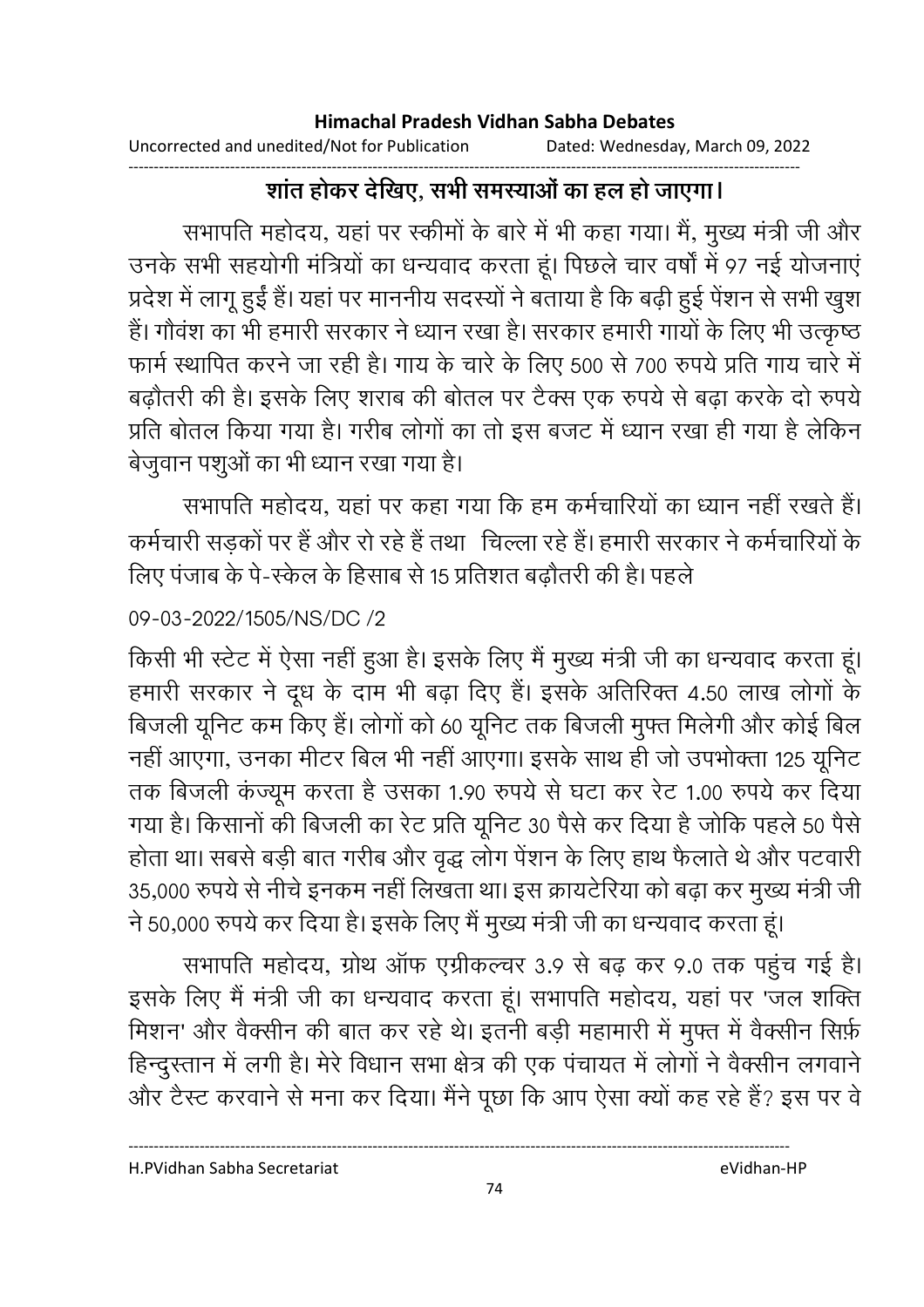**शांत होकर देखिए, सभी समस्याओं का हल हो जाएगा।**

सभापति महोदय, यहां पर स्कीमों के बारे में भी कहा गया। मैं, मुख्य मंत्री जी और उनके सभी सहयोगी मंत्रियों का धन्यवाद करता हूं। पिछले चार वर्षों में 97 नई योजनाएं प्रदेश में लागू हुईं हैं। यहां पर माननीय सदस्यों ने बताया है कि बढ़ी हुई पेंशन से सभी खुश हैं। गौवंश का भी हमारी सरकार ने ध्यान रखा है। सरकार हमारी गायों के लिए भी उत्कृष्ठ फार्म स्थापित करने जा रही है। गाय के चारे के लिए 500 से 700 रुपये प्रति गाय चारे में बढ़ौतरी की है। इसके लिए शराब की बोतल पर टैक्स एक रुपये से बढ़ा करके दो रुपये प्रति बोतल किया गया है। गरीब लोगों का तो इस बजट में ध्यान रखा ही गया है लेकिन बेजुवान पशुओं का भी ध्यान रखा गया है।

सभापति महोदय, यहां पर कहा गया कि हम कर्मचारियों का ध्यान नहीं रखते हैं। कर्मचारी सड़कों पर हैं और रो रहे हैं तथा चिल्ला रहे हैं। हमारी सरकार ने कर्मचारियों के लिए पंजाब के पे-स्केल के हिसाब से 15 प्रतिशत बढ़ौतरी की है। पहले

09-03-2022/1505/NS/DC /2

किसी भी स्टेट में ऐसा नहीं हुआ है। इसके लिए मैं मुख्य मंत्री जी का धन्यवाद करता हूं। हमारी सरकार ने दूध के दाम भी बढ़ा दिए हैं। इसके अतिरिक्त 4.50 लाख लोगों के बिजली यूनिट कम किए हैं। लोगों को 60 यूनिट तक बिजली मुफ्त मिलेगी और कोई बिल नहीं आएगा, उनका मीटर बिल भी नहीं आएगा। इसके साथ ही जो उपभोक्ता 125 यूनिट तक बिजली कंज्यूम करता है उसका 1.90 रुपये से घटा कर रेट 1.00 रुपये कर दिया गया है। किसानों की बिजली का रेट प्रति यूनिट 30 पैसे कर दिया है जोकि पहले 50 पैसे होता था। सबसे बड़ी बात गरीब और वृद्ध लोग पेंशन के लिए हाथ फैलाते थे और पटवारी 35,000 रुपये से नीचे इनकम नहीं लिखता था। इस क्रायटेरिया को बढ़ा कर मुख्य मंत्री जी ने 50,000 रुपये कर दिया है। इसके लिए मैं मुख्य मंत्री जी का धन्यवाद करता हूं।

सभापति महोदय, ग्रोथ ऑफ एग्रीकल्चर 3.9 से बढ़ कर 9.0 तक पहुंच गई है। इसके लिए मैं मंत्री जी का धन्यवाद करता हूं। सभापति महोदय, यहां पर 'जल शक्ति मिशन' और वैक्सीन की बात कर रहे थे। इतनी बड़ी महामारी में मुफ्त में वैक्सीन सिर्फ़ हिन्दुस्तान में लगी है। मेरे विधान सभा क्षेत्र की एक पंचायत में लोगों ने वैक्सीन लगवाने और टैस्ट करवाने से मना कर दिया। मैंने पूछा कि आप ऐसा क्यों कह रहे हैं? इस पर वे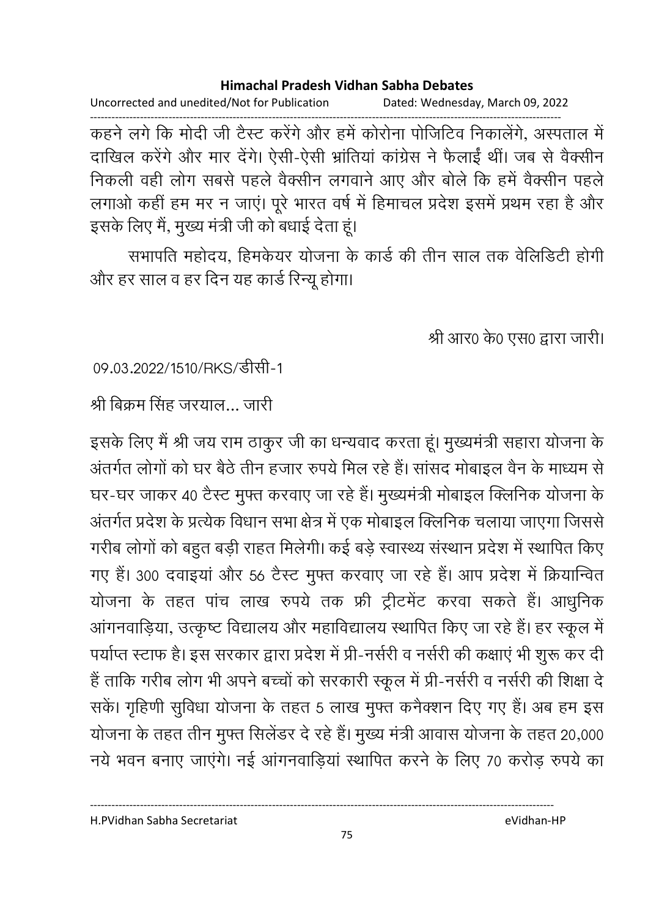कहने लगे कि मोदी जी टैस्ट करेंगे और हमें कोरोना पोजिटिव निकालेंगे, अस्पताल में दाखिल करेंगे और मार देंगे। ऐसी-ऐसी भ्रांतियां कांग्रेस ने फैलाईं थीं। जब से वैक्सीन निकली वही लोग सबसे पहले वैक्सीन लगवाने आए और बोले कि हमें वैक्सीन पहले लगाओ कहीं हम मर न जाएं। पूरे भारत वर्ष में हिमाचल प्रदेश इसमें प्रथम रहा है और इसके लिए मैं, मुख्य मंत्री जी को बधाई देता हूं।

सभापति महोदय, हिमकेयर योजना के कार्ड की तीन साल तक वेलिडिटी होगी और हर साल व हर दिन यह कार्ड रिन्यू होगा।

श्री आर0 के0 एस0 द्वारा जारी।

09.03.2022/1510/RKS/डीसी-1

श्री बिक्रम सिंह जरयाल... जारी

इसके लिए मैं श्री जय राम ठाकुर जी का धन्यवाद करता हूं। मुख्यमंत्री सहारा योजना के अंतर्गत लोगों को घर बैठे तीन हजार रुपये मिल रहे हैं। सांसद मोबाइल वैन के माध्यम से घर-घर जाकर 40 टैस्ट मुफ्त करवाए जा रहे हैं। मुख्यमंत्री मोबाइल क्लिनिक योजना के अंतर्गत प्रदेश के प्रत्येक विधान सभा क्षेत्र में एक मोबाइल क्लिनिक चलाया जाएगा जिससे गरीब लोगों को बहुत बड़ी राहत मिलेगी। कई बड़े स्वास्थ्य संस्थान प्रदेश में स्थापित किए गए हैं। 300 दवाइयां और 56 टैस्ट मुफ्त करवाए जा रहे हैं। आप प्रदेश में क्रियान्वित योजना के तहत पांच लाख रुपये तक फ्री ट्रीटमेंट करवा सकते हैं। आधुनिक आंगनवाड़िया, उत्कृष्ट विद्यालय और महाविद्यालय स्थापित किए जा रहे हैं। हर स्कूल में पर्याप्त स्टाफ है। इस सरकार द्वारा प्रदेश में प्री-नर्सरी व नर्सरी की कक्षाएं भी शुरू कर दी हैं ताकि गरीब लोग भी अपने बच्चों को सरकारी स्कूल में प्री-नर्सरी व नर्सरी की शिक्षा दे सकें। गृहिणी सुविधा योजना के तहत 5 लाख मुफ्त कनैक्शन दिए गए हैं। अब हम इस योजना के तहत तीन मुफ्त सिलेंडर दे रहे हैं। मुख्य मंत्री आवास योजना के तहत 20,000 नये भवन बनाए जाएंगे। नई आंगनवाड़ियां स्थापित करने के लिए 70 करोड़ रुपये का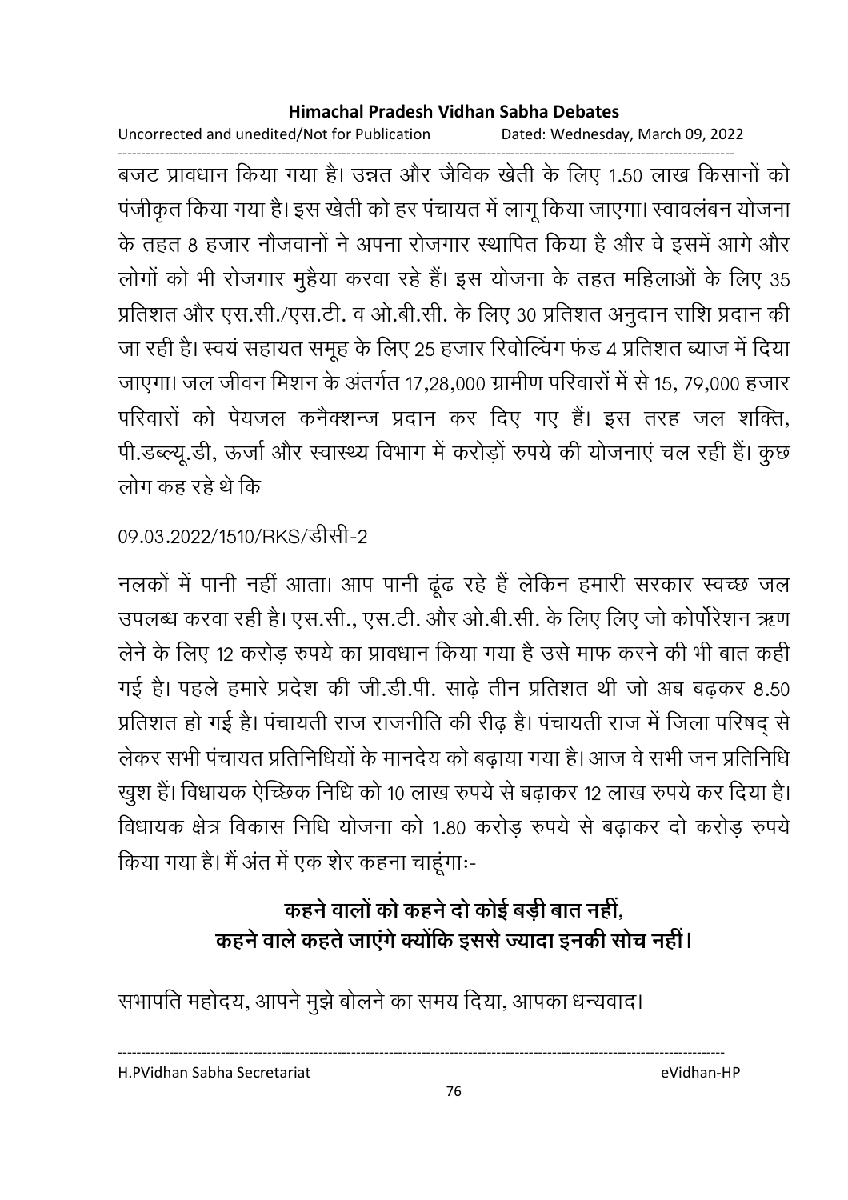बजट प्रावधान किया गया है। उन्नत और जैविक खेती के लिए 1.50 लाख किसानों को पंजीकृत किया गया है। इस खेती को हर पंचायत में लागू किया जाएगा। स्वावलंबन योजना के तहत 8 हजार नौजवानों ने अपना रोजगार स्थापित किया है और वे इसमें आगे और लोगों को भी रोजगार मुहैया करवा रहे हैं। इस योजना के तहत महिलाओं के लिए 35 प्रतिशत और एस.सी./एस.टी. व ओ.बी.सी. के लिए 30 प्रतिशत अनुदान राशि प्रदान की जा रही है। स्वयं सहायत समूह के लिए 25 हजार रिवोल्विंग फंड 4 प्रतिशत ब्याज में दिया जाएगा। जल जीवन मिशन के अंतर्गत 17,28,000 ग्रामीण परिवारों में से 15, 79,000 हजार परिवारों को पेयजल कनैक्शन्ज प्रदान कर दिए गए हैं। इस तरह जल शक्ति, पी.डब्ल्यू.डी, ऊर्जा और स्वास्थ्य विभाग में करोड़ों रुपये की योजनाएं चल रही हैं। कुछ लोग कह रहे थे कि

09.03.2022/1510/RKS/डीसी-2

नलकों में पानी नहीं आता। आप पानी ढूंढ रहे हैं लेकिन हमारी सरकार स्वच्छ जल उपलब्ध करवा रही है। एस.सी., एस.टी. और ओ.बी.सी. के लिए लिए जो कोर्पोरेशन ऋण लेने के लिए 12 करोड़ रुपये का प्रावधान किया गया है उसे माफ करने की भी बात कही गई है। पहले हमारे प्रदेश की जी.डी.पी. साढ़े तीन प्रतिशत थी जो अब बढ़कर 8.50 प्रतिशत हो गई है। पंचायती राज राजनीति की रीढ़ है। पंचायती राज में जिला परिषद् से लेकर सभी पंचायत प्रतिनिधियों के मानदेय को बढ़ाया गया है। आज वे सभी जन प्रतिनिधि खुश हैं। विधायक ऐच्छिक निधि को 10 लाख रुपये से बढ़ाकर 12 लाख रुपये कर दिया है। विधायक क्षेत्र विकास निधि योजना को 1.80 करोड़ रुपये से बढ़ाकर दो करोड़ रुपये किया गया है। मैं अंत में एक शेर कहना चाहूंगाः-

**कहने वालों को कहने दो कोई बड़ी बात नहीं,**
**कहने वाले कहते जाएंगे क्योंकि इससे ज्यादा इनकी सोच नहीं।**

सभापति महोदय, आपने मुझे बोलने का समय दिया, आपका धन्यवाद।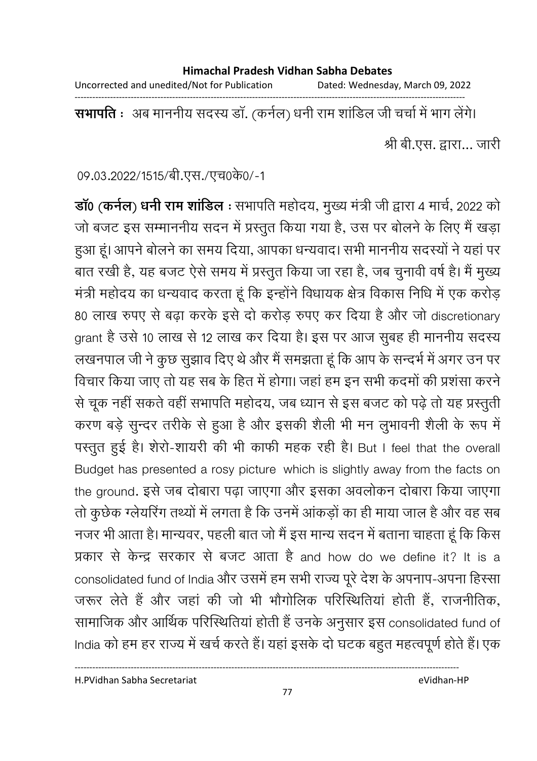**सभापति :** अब माननीय सदस्य डॉ. (कर्नल) धनी राम शांडिल जी चर्चा में भाग लेंगे।

श्री बी.एस. द्वारा... जारी

09.03.2022/1515/बी.एस./एच0के0/-1

**डॉ0 (कर्नल) धनी राम शांडिल :** सभापति महोदय, मुख्य मंत्री जी द्वारा 4 मार्च, 2022 को जो बजट इस सम्माननीय सदन में प्रस्तुत किया गया है, उस पर बोलने के लिए मैं खड़ा हुआ हूं। आपने बोलने का समय दिया, आपका धन्यवाद। सभी माननीय सदस्यों ने यहां पर बात रखी है, यह बजट ऐसे समय में प्रस्तुत किया जा रहा है, जब चुनावी वर्ष है। मैं मुख्य मंत्री महोदय का धन्यवाद करता हूं कि इन्होंने विधायक क्षेत्र विकास निधि में एक करोड़ 80 लाख रुपए से बढ़ा करके इसे दो करोड़ रुपए कर दिया है और जो discretionary grant है उसे 10 लाख से 12 लाख कर दिया है। इस पर आज सुबह ही माननीय सदस्य लखनपाल जी ने कुछ सुझाव दिए थे और मैं समझता हूं कि आप के सन्दर्भ में अगर उन पर विचार किया जाए तो यह सब के हित में होगा। जहां हम इन सभी कदमों की प्रशंसा करने से चूक नहीं सकते वहीं सभापति महोदय, जब ध्यान से इस बजट को पढ़े तो यह प्रस्तुती करण बड़े सुन्दर तरीके से हुआ है और इसकी शैली भी मन लुभावनी शैली के रूप में पस्तुत हुई है। शेरो-शायरी की भी काफी महक रही है। But I feel that the overall Budget has presented a rosy picture which is slightly away from the facts on the ground. इसे जब दोबारा पढ़ा जाएगा और इसका अवलोकन दोबारा किया जाएगा तो कुछेक ग्लेयरिंग तथ्यों में लगता है कि उनमें आंकड़ों का ही माया जाल है और वह सब नजर भी आता है। मान्यवर, पहली बात जो मैं इस मान्य सदन में बताना चाहता हूं कि किस प्रकार से केन्द्र सरकार से बजट आता है and how do we define it? It is a consolidated fund of India और उसमें हम सभी राज्य पूरे देश के अपनाप-अपना हिस्सा जरूर लेते हैं और जहां की जो भी भौगोलिक परिस्थितियां होती हैं, राजनीतिक, सामाजिक और आर्थिक परिस्थितियां होती हैं उनके अनुसार इस consolidated fund of India को हम हर राज्य में खर्च करते हैं। यहां इसके दो घटक बहुत महत्वपूर्ण होते हैं। एक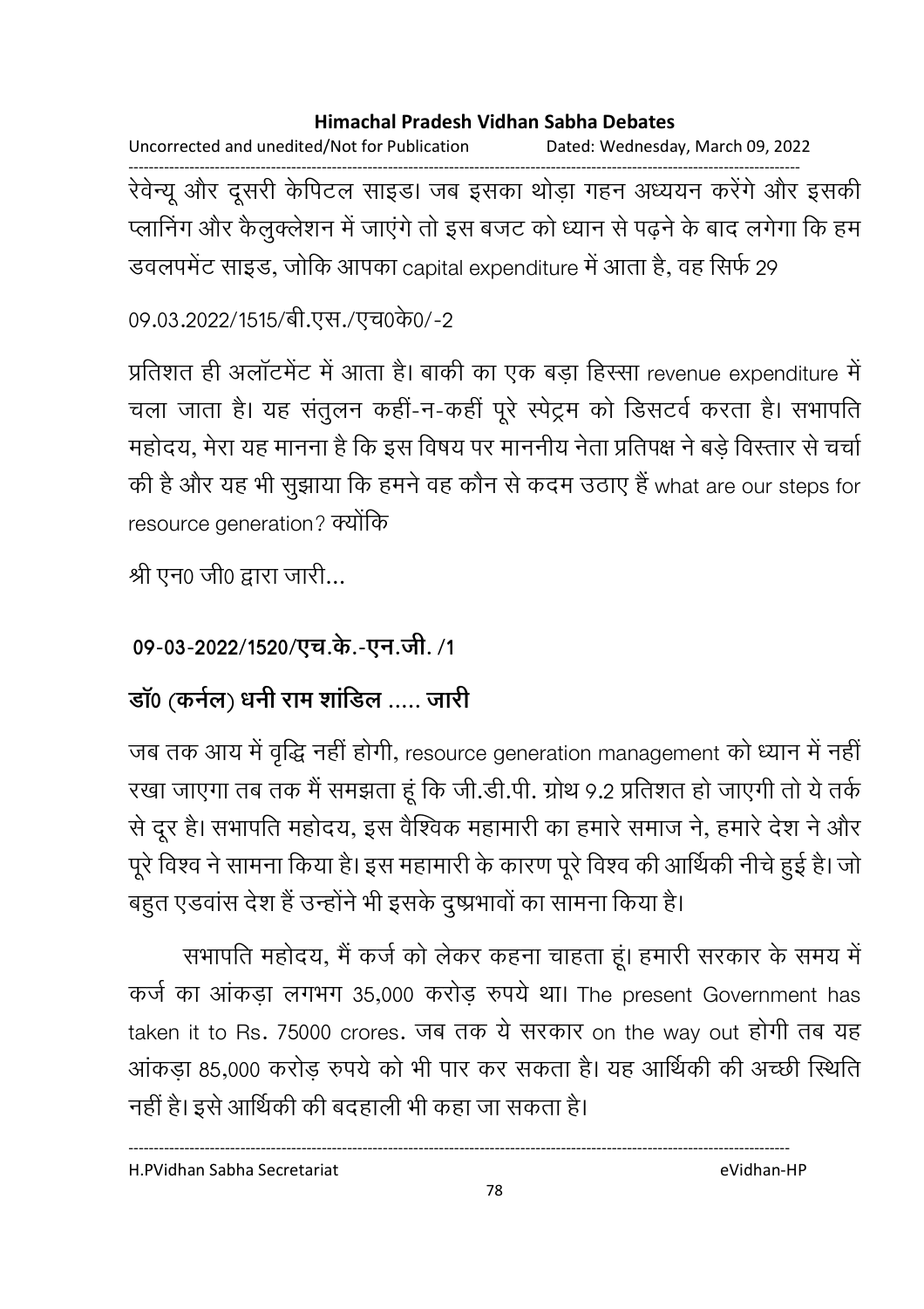रेवेन्यू और दूसरी केपिटल साइड। जब इसका थोड़ा गहन अध्ययन करेंगे और इसकी प्लानिंग और कैलुक्लेशन में जाएंगे तो इस बजट को ध्यान से पढ़ने के बाद लगेगा कि हम डवलपमेंट साइड, जोकि आपका capital expenditure में आता है, वह सिर्फ 29

09.03.2022/1515/बी.एस./एच0के0/-2

प्रतिशत ही अलॉटमेंट में आता है। बाकी का एक बड़ा हिस्सा revenue expenditure में चला जाता है। यह संतुलन कहीं-न-कहीं पूरे स्पेट्रम को डिसटर्व करता है। सभापति महोदय, मेरा यह मानना है कि इस विषय पर माननीय नेता प्रतिपक्ष ने बड़े विस्तार से चर्चा की है और यह भी सुझाया कि हमने वह कौन से कदम उठाए हैं what are our steps for resource generation? क्योंकि

श्री एन0 जी0 द्वारा जारी...

**09-03-2022/1520/एच.के.-एन.जी. /1**

**डॉ0 (कर्नल) धनी राम शांडिल ..... जारी**

जब तक आय में वृद्धि नहीं होगी, resource generation management को ध्यान में नहीं रखा जाएगा तब तक मैं समझता हूं कि जी.डी.पी. ग्रोथ 9.2 प्रतिशत हो जाएगी तो ये तर्क से दूर है। सभापति महोदय, इस वैश्विक महामारी का हमारे समाज ने, हमारे देश ने और पूरे विश्व ने सामना किया है। इस महामारी के कारण पूरे विश्व की आर्थिकी नीचे हुई है। जो बहुत एडवांस देश हैं उन्होंने भी इसके दुष्प्रभावों का सामना किया है।

सभापति महोदय, मैं कर्ज को लेकर कहना चाहता हूं। हमारी सरकार के समय में कर्ज का आंकड़ा लगभग 35,000 करोड़ रुपये था। The present Government has taken it to Rs. 75000 crores. जब तक ये सरकार on the way out होगी तब यह आंकड़ा 85,000 करोड़ रुपये को भी पार कर सकता है। यह आर्थिकी की अच्छी स्थिति नहीं है। इसे आर्थिकी की बदहाली भी कहा जा सकता है।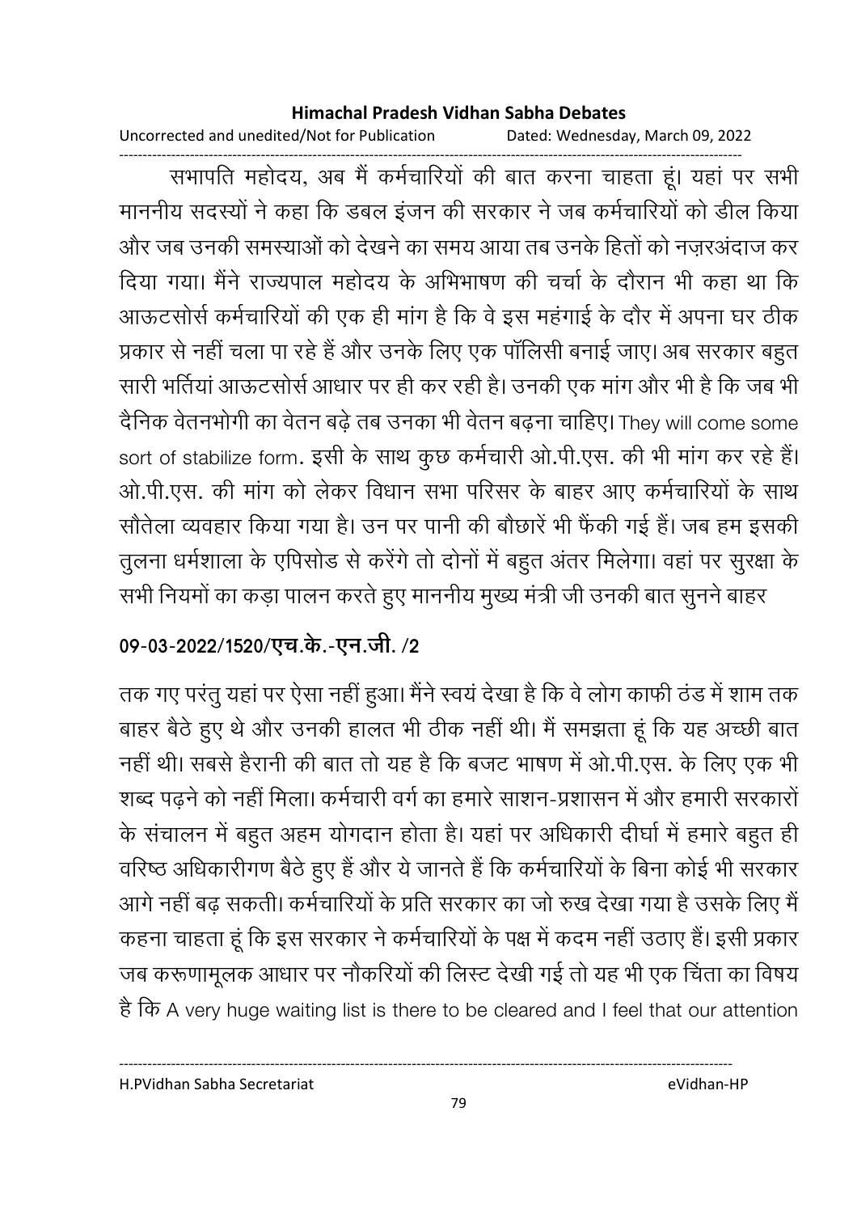सभापति महोदय, अब मैं कर्मचारियों की बात करना चाहता हूं। यहां पर सभी माननीय सदस्यों ने कहा कि डबल इंजन की सरकार ने जब कर्मचारियों को डील किया और जब उनकी समस्याओं को देखने का समय आया तब उनके हितों को नज़रअंदाज कर दिया गया। मैंने राज्यपाल महोदय के अभिभाषण की चर्चा के दौरान भी कहा था कि आऊटसोर्स कर्मचारियों की एक ही मांग है कि वे इस महंगाई के दौर में अपना घर ठीक प्रकार से नहीं चला पा रहे हैं और उनके लिए एक पॉलिसी बनाई जाए। अब सरकार बहुत सारी भर्तियां आऊटसोर्स आधार पर ही कर रही है। उनकी एक मांग और भी है कि जब भी दैनिक वेतनभोगी का वेतन बढ़े तब उनका भी वेतन बढ़ना चाहिए। They will come some sort of stabilize form. इसी के साथ कुछ कर्मचारी ओ.पी.एस. की भी मांग कर रहे हैं। ओ.पी.एस. की मांग को लेकर विधान सभा परिसर के बाहर आए कर्मचारियों के साथ सौतेला व्यवहार किया गया है। उन पर पानी की बौछारें भी फैंकी गई हैं। जब हम इसकी तुलना धर्मशाला के एपिसोड से करेंगे तो दोनों में बहुत अंतर मिलेगा। वहां पर सुरक्षा के सभी नियमों का कड़ा पालन करते हुए माननीय मुख्य मंत्री जी उनकी बात सुनने बाहर

**09-03-2022/1520/एच.के.-एन.जी. /2**

तक गए परंतु यहां पर ऐसा नहीं हुआ। मैंने स्वयं देखा है कि वे लोग काफी ठंड में शाम तक बाहर बैठे हुए थे और उनकी हालत भी ठीक नहीं थी। मैं समझता हूं कि यह अच्छी बात नहीं थी। सबसे हैरानी की बात तो यह है कि बजट भाषण में ओ.पी.एस. के लिए एक भी शब्द पढ़ने को नहीं मिला। कर्मचारी वर्ग का हमारे साशन-प्रशासन में और हमारी सरकारों के संचालन में बहुत अहम योगदान होता है। यहां पर अधिकारी दीर्घा में हमारे बहुत ही वरिष्ठ अधिकारीगण बैठे हुए हैं और ये जानते हैं कि कर्मचारियों के बिना कोई भी सरकार आगे नहीं बढ़ सकती। कर्मचारियों के प्रति सरकार का जो रुख देखा गया है उसके लिए मैं कहना चाहता हूं कि इस सरकार ने कर्मचारियों के पक्ष में कदम नहीं उठाए हैं। इसी प्रकार जब करूणामूलक आधार पर नौकरियों की लिस्ट देखी गई तो यह भी एक चिंता का विषय है कि A very huge waiting list is there to be cleared and I feel that our attention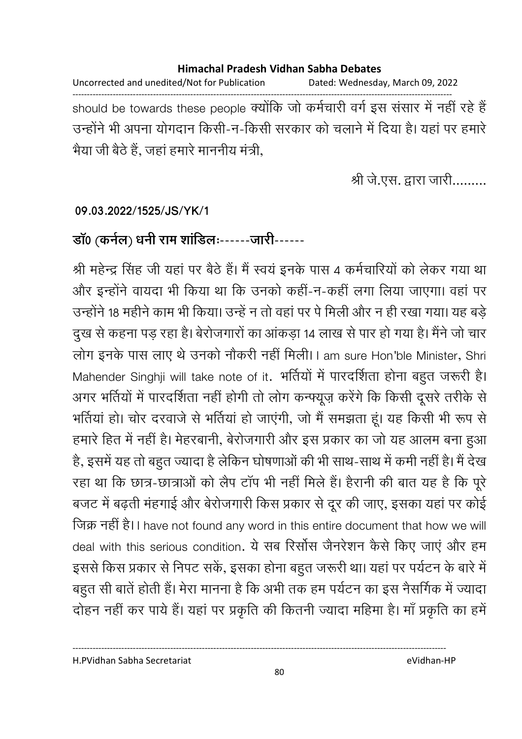should be towards these people क्योंकि जो कर्मचारी वर्ग इस संसार में नहीं रहे हैं उन्होंने भी अपना योगदान किसी-न-किसी सरकार को चलाने में दिया है। यहां पर हमारे भैया जी बैठे हैं, जहां हमारे माननीय मंत्री,

श्री जे.एस. द्वारा जारी.........

**09.03.2022/1525/JS/YK/1**

**डॉ० (कर्नल) धनी राम शांडिलः------जारी------**

श्री महेन्द्र सिंह जी यहां पर बैठे हैं। मैं स्वयं इनके पास 4 कर्मचारियों को लेकर गया था और इन्होंने वायदा भी किया था कि उनको कहीं-न-कहीं लगा लिया जाएगा। वहां पर उन्होंने 18 महीने काम भी किया। उन्हें न तो वहां पर पे मिली और न ही रखा गया। यह बड़े दुख से कहना पड़ रहा है। बेरोजगारों का आंकड़ा 14 लाख से पार हो गया है। मैंने जो चार लोग इनके पास लाए थे उनको नौकरी नहीं मिली। I am sure Hon'ble Minister, Shri Mahender Singhji will take note of it. भर्तियों में पारदर्शिता होना बहुत जरूरी है। अगर भर्तियों में पारदर्शिता नहीं होगी तो लोग कन्फ्यूज़ करेंगे कि किसी दूसरे तरीके से भर्तियां हो। चोर दरवाजे से भर्तियां हो जाएंगी, जो मैं समझता हूं। यह किसी भी रूप से हमारे हित में नहीं है। मेहरबानी, बेरोजगारी और इस प्रकार का जो यह आलम बना हुआ है, इसमें यह तो बहुत ज्यादा है लेकिन घोषणाओं की भी साथ-साथ में कमी नहीं है। मैं देख रहा था कि छात्र-छात्राओं को लैप टॉप भी नहीं मिले हैं। हैरानी की बात यह है कि पूरे बजट में बढ़ती मंहगाई और बेरोजगारी किस प्रकार से दूर की जाए, इसका यहां पर कोई जिक्र नहीं है। I have not found any word in this entire document that how we will deal with this serious condition. ये सब रिर्सोस जैनरेशन कैसे किए जाएं और हम इससे किस प्रकार से निपट सकें, इसका होना बहुत जरूरी था। यहां पर पर्यटन के बारे में बहुत सी बातें होती हैं। मेरा मानना है कि अभी तक हम पर्यटन का इस नैसर्गिक में ज्यादा दोहन नहीं कर पाये हैं। यहां पर प्रकृति की कितनी ज्यादा महिमा है। माँ प्रकृति का हमें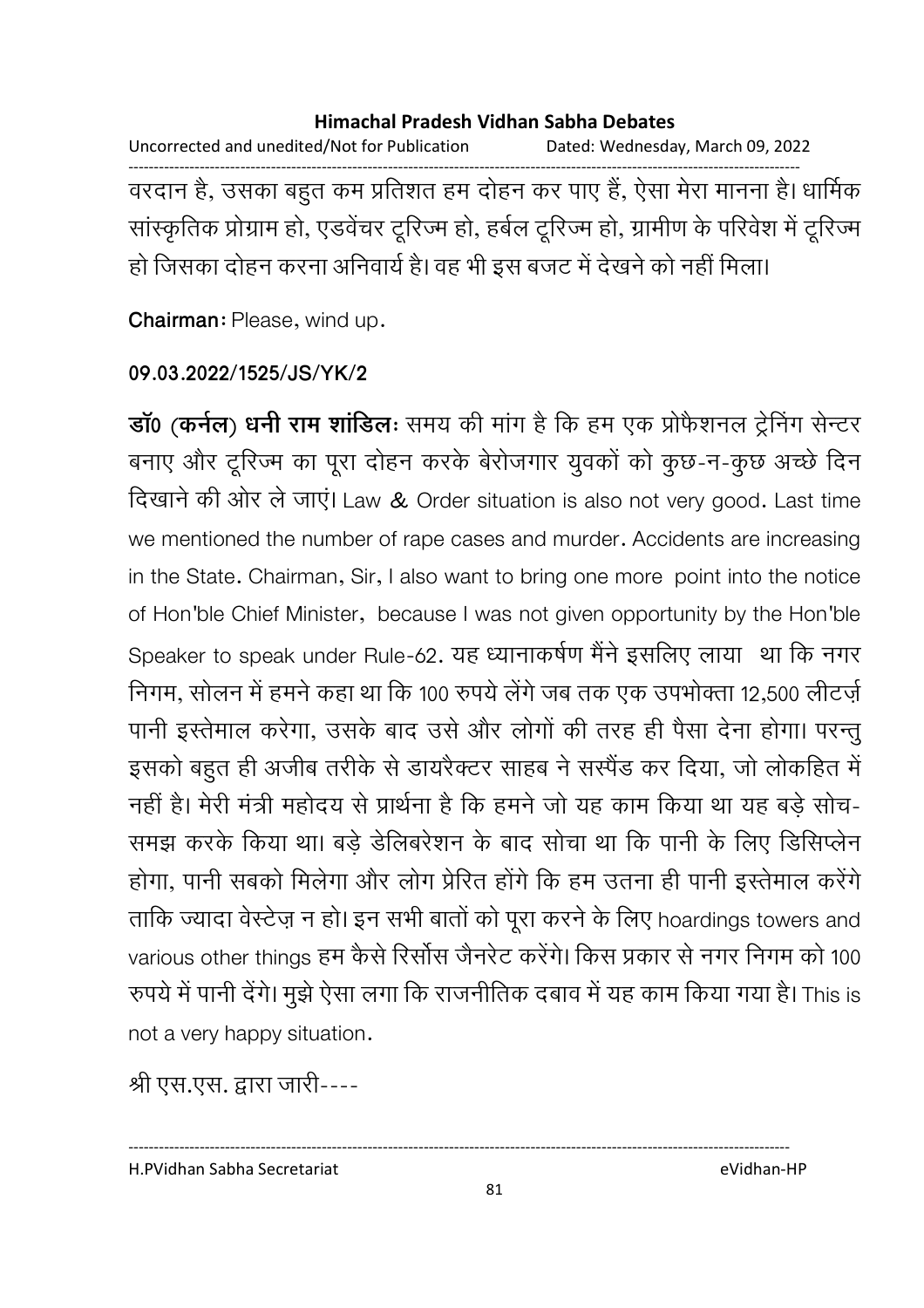वरदान है, उसका बहुत कम प्रतिशत हम दोहन कर पाए हैं, ऐसा मेरा मानना है। धार्मिक सांस्कृतिक प्रोग्राम हो, एडवेंचर टूरिज्म हो, हर्बल टूरिज्म हो, ग्रामीण के परिवेश में टूरिज्म हो जिसका दोहन करना अनिवार्य है। वह भी इस बजट में देखने को नहीं मिला।

**Chairman:** Please, wind up.

**09.03.2022/1525/JS/YK/2**

**डॉ0 (कर्नल) धनी राम शांडिल:** समय की मांग है कि हम एक प्रोफैशनल ट्रेनिंग सेन्टर बनाए और टूरिज्म का पूरा दोहन करके बेरोजगार युवकों को कुछ-न-कुछ अच्छे दिन दिखाने की ओर ले जाएं। Law & Order situation is also not very good. Last time we mentioned the number of rape cases and murder. Accidents are increasing in the State. Chairman, Sir, I also want to bring one more point into the notice of Hon'ble Chief Minister, because I was not given opportunity by the Hon'ble Speaker to speak under Rule-62. यह ध्यानाकर्षण मैंने इसलिए लाया था कि नगर निगम, सोलन में हमने कहा था कि 100 रुपये लेंगे जब तक एक उपभोक्ता 12,500 लीटर्ज़ पानी इस्तेमाल करेगा, उसके बाद उसे और लोगों की तरह ही पैसा देना होगा। परन्तु इसको बहुत ही अजीब तरीके से डायरैक्टर साहब ने सस्पैंड कर दिया, जो लोकहित में नहीं है। मेरी मंत्री महोदय से प्रार्थना है कि हमने जो यह काम किया था यह बड़े सोच-समझ करके किया था। बड़े डेलिबरेशन के बाद सोचा था कि पानी के लिए डिसिप्लेन होगा, पानी सबको मिलेगा और लोग प्रेरित होंगे कि हम उतना ही पानी इस्तेमाल करेंगे ताकि ज्यादा वेस्टेज़ न हो। इन सभी बातों को पूरा करने के लिए hoardings towers and various other things हम कैसे रिर्सोस जैनरेट करेंगे। किस प्रकार से नगर निगम को 100 रुपये में पानी देंगे। मुझे ऐसा लगा कि राजनीतिक दबाव में यह काम किया गया है। This is not a very happy situation.

श्री एस.एस. द्वारा जारी----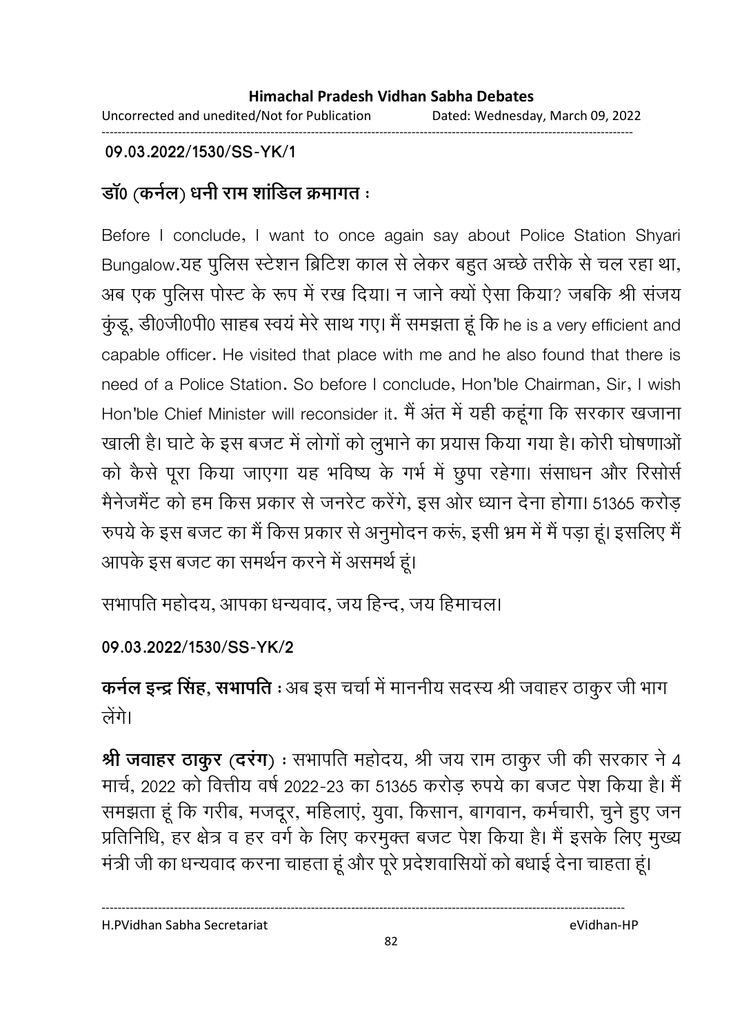**09.03.2022/1530/SS-YK/1**

**डॉ0 (कर्नल) धनी राम शांडिल क्रमागत :**

Before I conclude, I want to once again say about Police Station Shyari Bungalow.यह पुलिस स्टेशन ब्रिटिश काल से लेकर बहुत अच्छे तरीके से चल रहा था, अब एक पुलिस पोस्ट के रूप में रख दिया। न जाने क्यों ऐसा किया? जबकि श्री संजय कुंडू, डी0जी0पी0 साहब स्वयं मेरे साथ गए। मैं समझता हूं कि he is a very efficient and capable officer. He visited that place with me and he also found that there is need of a Police Station. So before I conclude, Hon'ble Chairman, Sir, I wish Hon'ble Chief Minister will reconsider it. मैं अंत में यही कहूंगा कि सरकार खजाना खाली है। घाटे के इस बजट में लोगों को लुभाने का प्रयास किया गया है। कोरी घोषणाओं को कैसे पूरा किया जाएगा यह भविष्य के गर्भ में छुपा रहेगा। संसाधन और रिसोर्स मैनेजमैंट को हम किस प्रकार से जनरेट करेंगे, इस ओर ध्यान देना होगा। 51365 करोड़ रुपये के इस बजट का मैं किस प्रकार से अनुमोदन करूं, इसी भ्रम में मैं पड़ा हूं। इसलिए मैं आपके इस बजट का समर्थन करने में असमर्थ हूं।

सभापति महोदय, आपका धन्यवाद, जय हिन्द, जय हिमाचल।

**09.03.2022/1530/SS-YK/2**

**कर्नल इन्द्र सिंह, सभापति :** अब इस चर्चा में माननीय सदस्य श्री जवाहर ठाकुर जी भाग लेंगे।

**श्री जवाहर ठाकुर (दरंग) :** सभापति महोदय, श्री जय राम ठाकुर जी की सरकार ने 4 मार्च, 2022 को वित्तीय वर्ष 2022-23 का 51365 करोड़ रुपये का बजट पेश किया है। मैं समझता हूं कि गरीब, मजदूर, महिलाएं, युवा, किसान, बागवान, कर्मचारी, चुने हुए जन प्रतिनिधि, हर क्षेत्र व हर वर्ग के लिए करमुक्त बजट पेश किया है। मैं इसके लिए मुख्य मंत्री जी का धन्यवाद करना चाहता हूं और पूरे प्रदेशवासियों को बधाई देना चाहता हूं।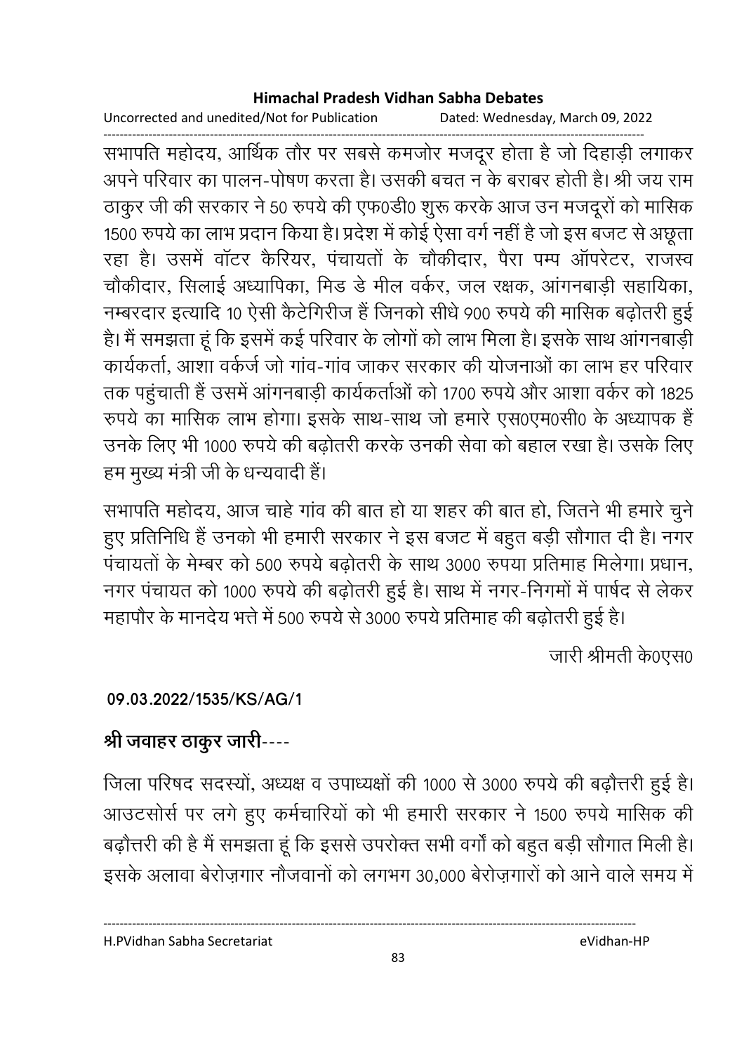सभापति महोदय, आर्थिक तौर पर सबसे कमजोर मजदूर होता है जो दिहाड़ी लगाकर अपने परिवार का पालन-पोषण करता है। उसकी बचत न के बराबर होती है। श्री जय राम ठाकुर जी की सरकार ने 50 रुपये की एफ0डी0 शुरू करके आज उन मजदूरों को मासिक 1500 रुपये का लाभ प्रदान किया है। प्रदेश में कोई ऐसा वर्ग नहीं है जो इस बजट से अछूता रहा है। उसमें वॉटर कैरियर, पंचायतों के चौकीदार, पैरा पम्प ऑपरेटर, राजस्व चौकीदार, सिलाई अध्यापिका, मिड डे मील वर्कर, जल रक्षक, आंगनबाड़ी सहायिका, नम्बरदार इत्यादि 10 ऐसी कैटेगिरीज हैं जिनको सीधे 900 रुपये की मासिक बढ़ोतरी हुई है। मैं समझता हूं कि इसमें कई परिवार के लोगों को लाभ मिला है। इसके साथ आंगनबाड़ी कार्यकर्ता, आशा वर्कर्ज जो गांव-गांव जाकर सरकार की योजनाओं का लाभ हर परिवार तक पहुंचाती हैं उसमें आंगनबाड़ी कार्यकर्ताओं को 1700 रुपये और आशा वर्कर को 1825 रुपये का मासिक लाभ होगा। इसके साथ-साथ जो हमारे एस0एम0सी0 के अध्यापक हैं उनके लिए भी 1000 रुपये की बढ़ोतरी करके उनकी सेवा को बहाल रखा है। उसके लिए हम मुख्य मंत्री जी के धन्यवादी हैं।

सभापति महोदय, आज चाहे गांव की बात हो या शहर की बात हो, जितने भी हमारे चुने हुए प्रतिनिधि हैं उनको भी हमारी सरकार ने इस बजट में बहुत बड़ी सौगात दी है। नगर पंचायतों के मेम्बर को 500 रुपये बढ़ोतरी के साथ 3000 रुपया प्रतिमाह मिलेगा। प्रधान, नगर पंचायत को 1000 रुपये की बढ़ोतरी हुई है। साथ में नगर-निगमों में पार्षद से लेकर महापौर के मानदेय भत्ते में 500 रुपये से 3000 रुपये प्रतिमाह की बढ़ोतरी हुई है।

जारी श्रीमती के0एस0

**09.03.2022/1535/KS/AG/1**

**श्री जवाहर ठाकुर जारी**----

जिला परिषद सदस्यों, अध्यक्ष व उपाध्यक्षों की 1000 से 3000 रुपये की बढ़ौत्तरी हुई है। आउटसोर्स पर लगे हुए कर्मचारियों को भी हमारी सरकार ने 1500 रुपये मासिक की बढ़ौत्तरी की है मैं समझता हूं कि इससे उपरोक्त सभी वर्गों को बहुत बड़ी सौगात मिली है। इसके अलावा बेरोज़गार नौजवानों को लगभग 30,000 बेरोज़गारों को आने वाले समय में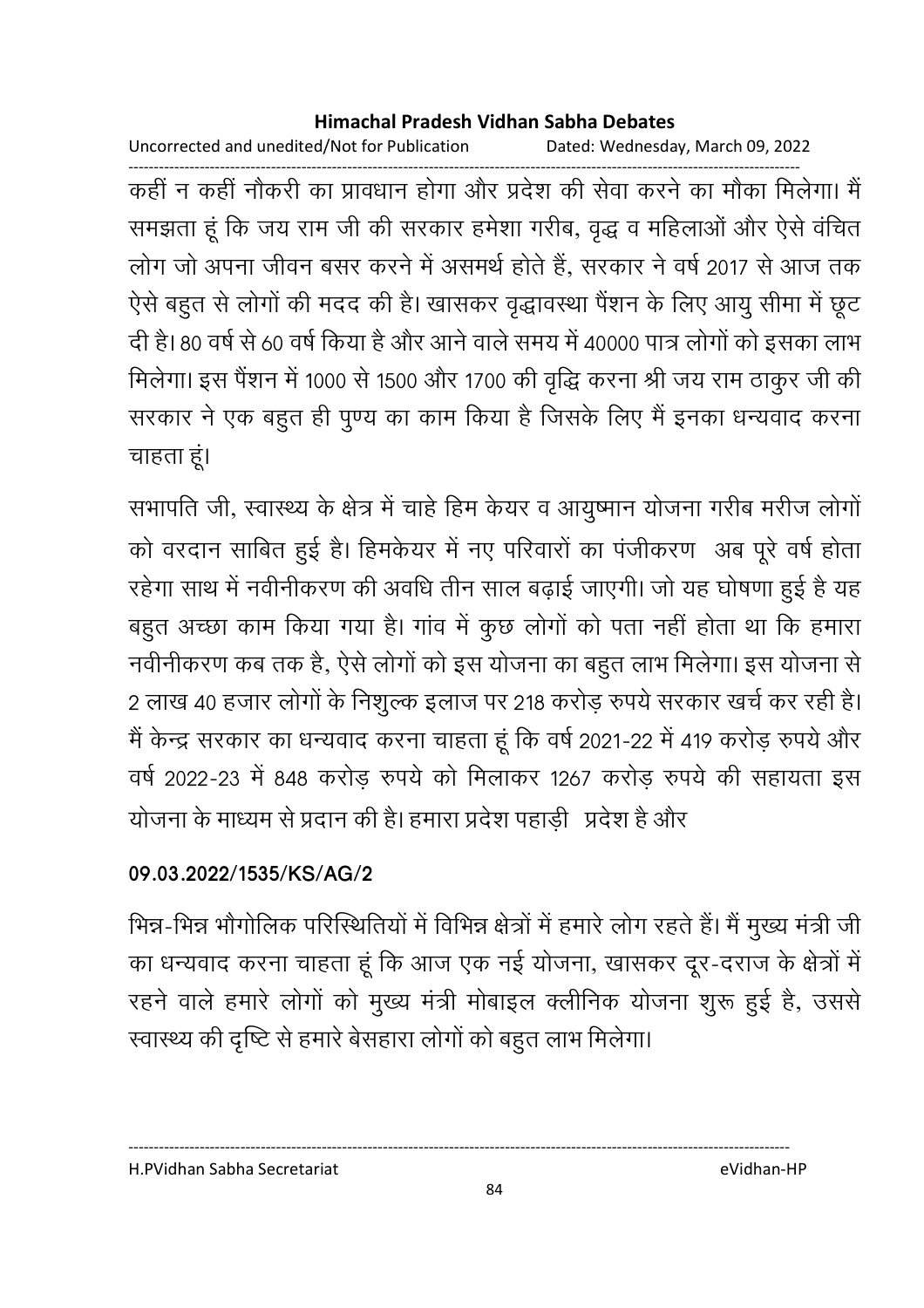कहीं न कहीं नौकरी का प्रावधान होगा और प्रदेश की सेवा करने का मौका मिलेगा। मैं समझता हूं कि जय राम जी की सरकार हमेशा गरीब, वृद्ध व महिलाओं और ऐसे वंचित लोग जो अपना जीवन बसर करने में असमर्थ होते हैं, सरकार ने वर्ष 2017 से आज तक ऐसे बहुत से लोगों की मदद की है। खासकर वृद्धावस्था पैंशन के लिए आयु सीमा में छूट दी है। 80 वर्ष से 60 वर्ष किया है और आने वाले समय में 40000 पात्र लोगों को इसका लाभ मिलेगा। इस पैंशन में 1000 से 1500 और 1700 की वृद्धि करना श्री जय राम ठाकुर जी की सरकार ने एक बहुत ही पुण्य का काम किया है जिसके लिए मैं इनका धन्यवाद करना चाहता हूं।

सभापति जी, स्वास्थ्य के क्षेत्र में चाहे हिम केयर व आयुष्मान योजना गरीब मरीज लोगों को वरदान साबित हुई है। हिमकेयर में नए परिवारों का पंजीकरण अब पूरे वर्ष होता रहेगा साथ में नवीनीकरण की अवधि तीन साल बढ़ाई जाएगी। जो यह घोषणा हुई है यह बहुत अच्छा काम किया गया है। गांव में कुछ लोगों को पता नहीं होता था कि हमारा नवीनीकरण कब तक है, ऐसे लोगों को इस योजना का बहुत लाभ मिलेगा। इस योजना से 2 लाख 40 हजार लोगों के निशुल्क इलाज पर 218 करोड़ रुपये सरकार खर्च कर रही है। मैं केन्द्र सरकार का धन्यवाद करना चाहता हूं कि वर्ष 2021-22 में 419 करोड़ रुपये और वर्ष 2022-23 में 848 करोड़ रुपये को मिलाकर 1267 करोड़ रुपये की सहायता इस योजना के माध्यम से प्रदान की है। हमारा प्रदेश पहाड़ी प्रदेश है और

**09.03.2022/1535/KS/AG/2**

भिन्न-भिन्न भौगोलिक परिस्थितियों में विभिन्न क्षेत्रों में हमारे लोग रहते हैं। मैं मुख्य मंत्री जी का धन्यवाद करना चाहता हूं कि आज एक नई योजना, खासकर दूर-दराज के क्षेत्रों में रहने वाले हमारे लोगों को मुख्य मंत्री मोबाइल क्लीनिक योजना शुरू हुई है, उससे स्वास्थ्य की दृष्टि से हमारे बेसहारा लोगों को बहुत लाभ मिलेगा।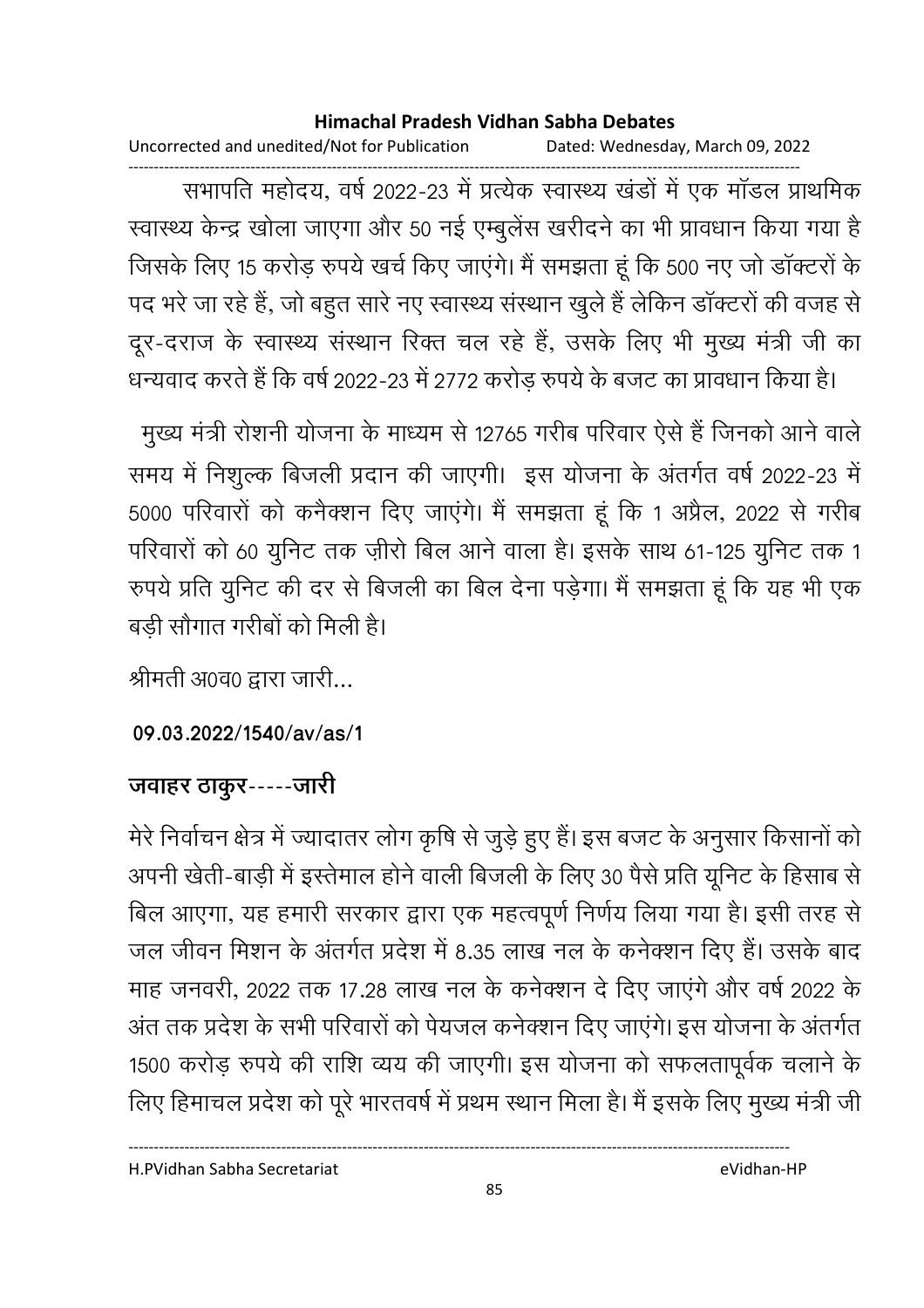सभापति महोदय, वर्ष 2022-23 में प्रत्येक स्वास्थ्य खंडों में एक मॉडल प्राथमिक स्वास्थ्य केन्द्र खोला जाएगा और 50 नई एम्बुलेंस खरीदने का भी प्रावधान किया गया है जिसके लिए 15 करोड़ रुपये खर्च किए जाएंगे। मैं समझता हूं कि 500 नए जो डॉक्टरों के पद भरे जा रहे हैं, जो बहुत सारे नए स्वास्थ्य संस्थान खुले हैं लेकिन डॉक्टरों की वजह से दूर-दराज के स्वास्थ्य संस्थान रिक्त चल रहे हैं, उसके लिए भी मुख्य मंत्री जी का धन्यवाद करते हैं कि वर्ष 2022-23 में 2772 करोड़ रुपये के बजट का प्रावधान किया है।

मुख्य मंत्री रोशनी योजना के माध्यम से 12765 गरीब परिवार ऐसे हैं जिनको आने वाले समय में निशुल्क बिजली प्रदान की जाएगी। इस योजना के अंतर्गत वर्ष 2022-23 में 5000 परिवारों को कनैक्शन दिए जाएंगे। मैं समझता हूं कि 1 अप्रैल, 2022 से गरीब परिवारों को 60 युनिट तक ज़ीरो बिल आने वाला है। इसके साथ 61-125 युनिट तक 1 रुपये प्रति युनिट की दर से बिजली का बिल देना पड़ेगा। मैं समझता हूं कि यह भी एक बड़ी सौगात गरीबों को मिली है।

श्रीमती अ0व0 द्वारा जारी...

**09.03.2022/1540/av/as/1**

**जवाहर ठाकुर-----जारी**

मेरे निर्वाचन क्षेत्र में ज्यादातर लोग कृषि से जुड़े हुए हैं। इस बजट के अनुसार किसानों को अपनी खेती-बाड़ी में इस्तेमाल होने वाली बिजली के लिए 30 पैसे प्रति यूनिट के हिसाब से बिल आएगा, यह हमारी सरकार द्वारा एक महत्वपूर्ण निर्णय लिया गया है। इसी तरह से जल जीवन मिशन के अंतर्गत प्रदेश में 8.35 लाख नल के कनेक्शन दिए हैं। उसके बाद माह जनवरी, 2022 तक 17.28 लाख नल के कनेक्शन दे दिए जाएंगे और वर्ष 2022 के अंत तक प्रदेश के सभी परिवारों को पेयजल कनेक्शन दिए जाएंगे। इस योजना के अंतर्गत 1500 करोड़ रुपये की राशि व्यय की जाएगी। इस योजना को सफलतापूर्वक चलाने के लिए हिमाचल प्रदेश को पूरे भारतवर्ष में प्रथम स्थान मिला है। मैं इसके लिए मुख्य मंत्री जी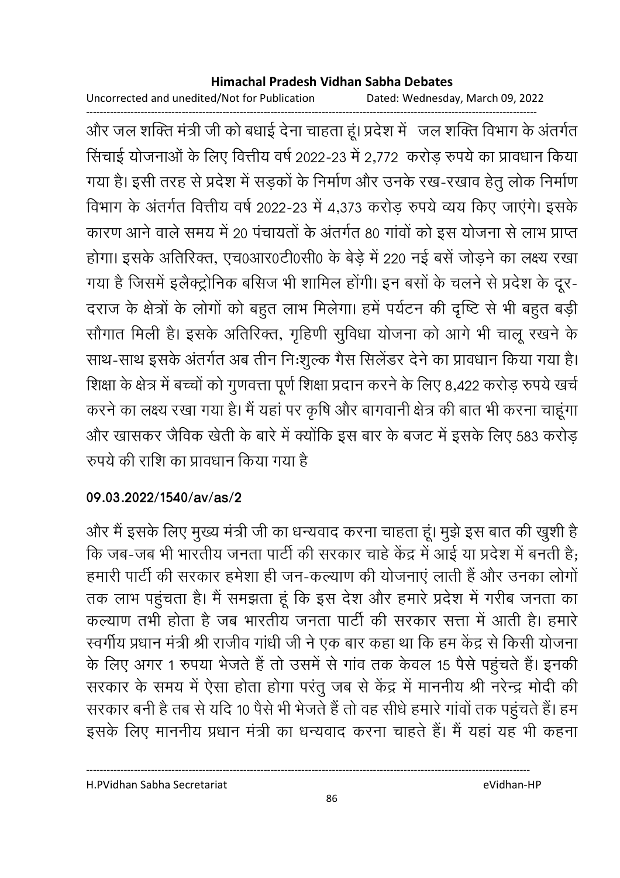और जल शक्ति मंत्री जी को बधाई देना चाहता हूं। प्रदेश में जल शक्ति विभाग के अंतर्गत सिंचाई योजनाओं के लिए वित्तीय वर्ष 2022-23 में 2,772 करोड़ रुपये का प्रावधान किया गया है। इसी तरह से प्रदेश में सड़कों के निर्माण और उनके रख-रखाव हेतु लोक निर्माण विभाग के अंतर्गत वित्तीय वर्ष 2022-23 में 4,373 करोड़ रुपये व्यय किए जाएंगे। इसके कारण आने वाले समय में 20 पंचायतों के अंतर्गत 80 गांवों को इस योजना से लाभ प्राप्त होगा। इसके अतिरिक्त, एच0आर0टी0सी0 के बेड़े में 220 नई बसें जोड़ने का लक्ष्य रखा गया है जिसमें इलैक्ट्रोनिक बसिज भी शामिल होंगी। इन बसों के चलने से प्रदेश के दूर-दराज के क्षेत्रों के लोगों को बहुत लाभ मिलेगा। हमें पर्यटन की दृष्टि से भी बहुत बड़ी सौगात मिली है। इसके अतिरिक्त, गृहिणी सुविधा योजना को आगे भी चालू रखने के साथ-साथ इसके अंतर्गत अब तीन निःशुल्क गैस सिलेंडर देने का प्रावधान किया गया है। शिक्षा के क्षेत्र में बच्चों को गुणवत्ता पूर्ण शिक्षा प्रदान करने के लिए 8,422 करोड़ रुपये खर्च करने का लक्ष्य रखा गया है। मैं यहां पर कृषि और बागवानी क्षेत्र की बात भी करना चाहूंगा और खासकर जैविक खेती के बारे में क्योंकि इस बार के बजट में इसके लिए 583 करोड़ रुपये की राशि का प्रावधान किया गया है

**09.03.2022/1540/av/as/2**

और मैं इसके लिए मुख्य मंत्री जी का धन्यवाद करना चाहता हूं। मुझे इस बात की खुशी है कि जब-जब भी भारतीय जनता पार्टी की सरकार चाहे केंद्र में आई या प्रदेश में बनती है; हमारी पार्टी की सरकार हमेशा ही जन-कल्याण की योजनाएं लाती हैं और उनका लोगों तक लाभ पहुंचता है। मैं समझता हूं कि इस देश और हमारे प्रदेश में गरीब जनता का कल्याण तभी होता है जब भारतीय जनता पार्टी की सरकार सत्ता में आती है। हमारे स्वर्गीय प्रधान मंत्री श्री राजीव गांधी जी ने एक बार कहा था कि हम केंद्र से किसी योजना के लिए अगर 1 रुपया भेजते हैं तो उसमें से गांव तक केवल 15 पैसे पहुंचते हैं। इनकी सरकार के समय में ऐसा होता होगा परंतु जब से केंद्र में माननीय श्री नरेन्द्र मोदी की सरकार बनी है तब से यदि 10 पैसे भी भेजते हैं तो वह सीधे हमारे गांवों तक पहुंचते हैं। हम इसके लिए माननीय प्रधान मंत्री का धन्यवाद करना चाहते हैं। मैं यहां यह भी कहना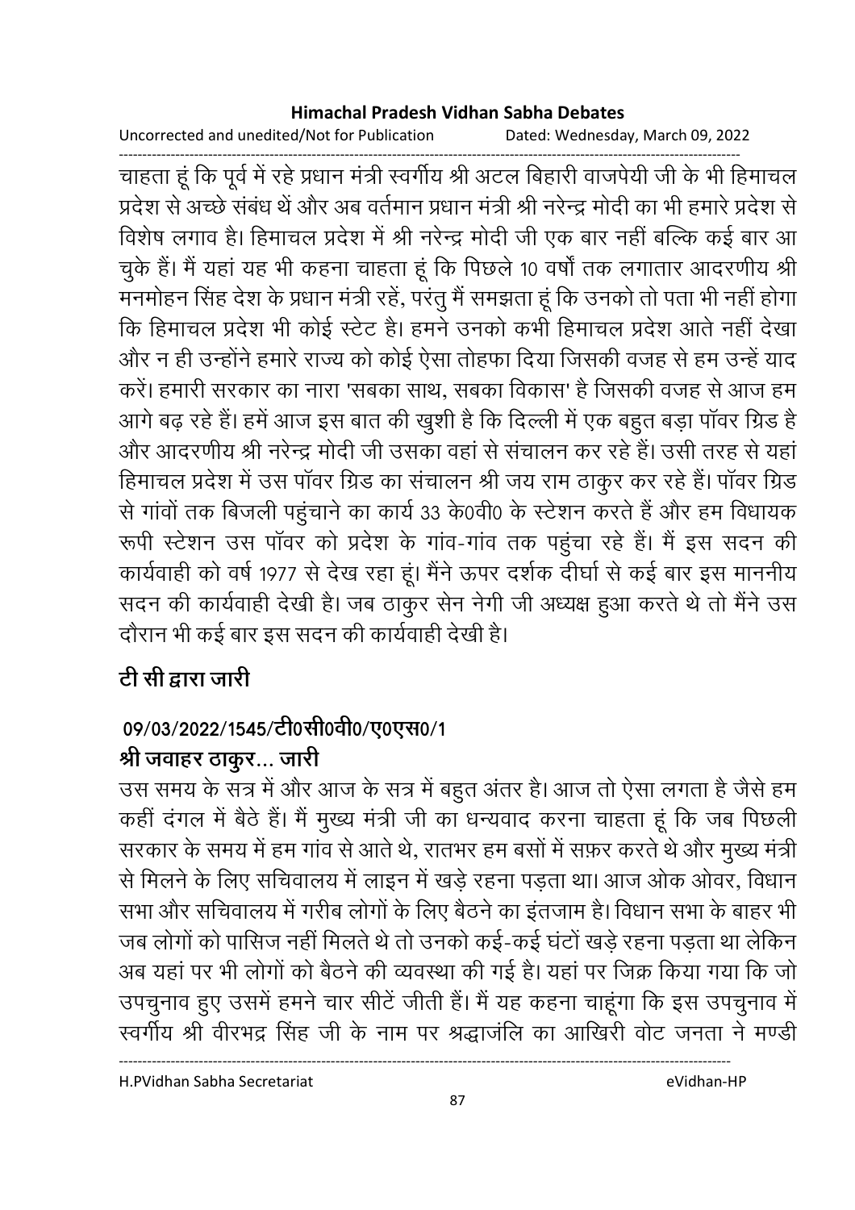चाहता हूं कि पूर्व में रहे प्रधान मंत्री स्वर्गीय श्री अटल बिहारी वाजपेयी जी के भी हिमाचल प्रदेश से अच्छे संबंध थें और अब वर्तमान प्रधान मंत्री श्री नरेन्द्र मोदी का भी हमारे प्रदेश से विशेष लगाव है। हिमाचल प्रदेश में श्री नरेन्द्र मोदी जी एक बार नहीं बल्कि कई बार आ चुके हैं। मैं यहां यह भी कहना चाहता हूं कि पिछले 10 वर्षों तक लगातार आदरणीय श्री मनमोहन सिंह देश के प्रधान मंत्री रहें, परंतु मैं समझता हूं कि उनको तो पता भी नहीं होगा कि हिमाचल प्रदेश भी कोई स्टेट है। हमने उनको कभी हिमाचल प्रदेश आते नहीं देखा और न ही उन्होंने हमारे राज्य को कोई ऐसा तोहफा दिया जिसकी वजह से हम उन्हें याद करें। हमारी सरकार का नारा 'सबका साथ, सबका विकास' है जिसकी वजह से आज हम आगे बढ़ रहे हैं। हमें आज इस बात की खुशी है कि दिल्ली में एक बहुत बड़ा पॉवर ग्रिड है और आदरणीय श्री नरेन्द्र मोदी जी उसका वहां से संचालन कर रहे हैं। उसी तरह से यहां हिमाचल प्रदेश में उस पॉवर ग्रिड का संचालन श्री जय राम ठाकुर कर रहे हैं। पॉवर ग्रिड से गांवों तक बिजली पहुंचाने का कार्य 33 के0वी0 के स्टेशन करते हैं और हम विधायक रूपी स्टेशन उस पॉवर को प्रदेश के गांव-गांव तक पहुंचा रहे हैं। मैं इस सदन की कार्यवाही को वर्ष 1977 से देख रहा हूं। मैंने ऊपर दर्शक दीर्घा से कई बार इस माननीय सदन की कार्यवाही देखी है। जब ठाकुर सेन नेगी जी अध्यक्ष हुआ करते थे तो मैंने उस दौरान भी कई बार इस सदन की कार्यवाही देखी है।

**टी सी द्वारा जारी**

**09/03/2022/1545/टी0सी0वी0/ए0एस0/1**

**श्री जवाहर ठाकुर... जारी**

उस समय के सत्र में और आज के सत्र में बहुत अंतर है। आज तो ऐसा लगता है जैसे हम कहीं दंगल में बैठे हैं। मैं मुख्य मंत्री जी का धन्यवाद करना चाहता हूं कि जब पिछली सरकार के समय में हम गांव से आते थे, रातभर हम बसों में सफ़र करते थे और मुख्य मंत्री से मिलने के लिए सचिवालय में लाइन में खड़े रहना पड़ता था। आज ओक ओवर, विधान सभा और सचिवालय में गरीब लोगों के लिए बैठने का इंतजाम है। विधान सभा के बाहर भी जब लोगों को पासिज नहीं मिलते थे तो उनको कई-कई घंटों खड़े रहना पड़ता था लेकिन अब यहां पर भी लोगों को बैठने की व्यवस्था की गई है। यहां पर जिक्र किया गया कि जो उपचुनाव हुए उसमें हमने चार सीटें जीती हैं। मैं यह कहना चाहूंगा कि इस उपचुनाव में स्वर्गीय श्री वीरभद्र सिंह जी के नाम पर श्रद्धांजलि का आखिरी वोट जनता ने मण्डी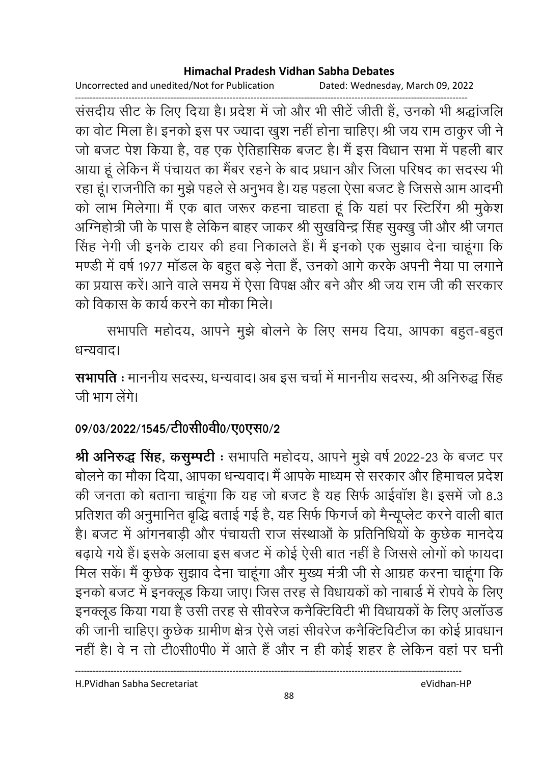संसदीय सीट के लिए दिया है। प्रदेश में जो और भी सीटें जीती हैं, उनको भी श्रद्धांजलि का वोट मिला है। इनको इस पर ज्यादा खुश नहीं होना चाहिए। श्री जय राम ठाकुर जी ने जो बजट पेश किया है, वह एक ऐतिहासिक बजट है। मैं इस विधान सभा में पहली बार आया हूं लेकिन मैं पंचायत का मैंबर रहने के बाद प्रधान और जिला परिषद का सदस्य भी रहा हूं। राजनीति का मुझे पहले से अनुभव है। यह पहला ऐसा बजट है जिससे आम आदमी को लाभ मिलेगा। मैं एक बात जरूर कहना चाहता हूं कि यहां पर स्टिरिंग श्री मुकेश अग्निहोत्री जी के पास है लेकिन बाहर जाकर श्री सुखविन्द्र सिंह सुक्खु जी और श्री जगत सिंह नेगी जी इनके टायर की हवा निकालते हैं। मैं इनको एक सुझाव देना चाहूंगा कि मण्डी में वर्ष 1977 मॉडल के बहुत बड़े नेता हैं, उनको आगे करके अपनी नैया पा लगाने का प्रयास करें। आने वाले समय में ऐसा विपक्ष और बने और श्री जय राम जी की सरकार को विकास के कार्य करने का मौका मिले।

सभापति महोदय, आपने मुझे बोलने के लिए समय दिया, आपका बहुत-बहुत धन्यवाद।

**सभापति** : माननीय सदस्य, धन्यवाद। अब इस चर्चा में माननीय सदस्य, श्री अनिरुद्ध सिंह जी भाग लेंगे।

**09/03/2022/1545/टी0सी0वी0/ए0एस0/2**

**श्री अनिरुद्ध सिंह, कसुम्पटी** : सभापति महोदय, आपने मुझे वर्ष 2022-23 के बजट पर बोलने का मौका दिया, आपका धन्यवाद। मैं आपके माध्यम से सरकार और हिमाचल प्रदेश की जनता को बताना चाहूंगा कि यह जो बजट है यह सिर्फ आईवॉश है। इसमें जो 8.3 प्रतिशत की अनुमानित बृद्धि बताई गई है, यह सिर्फ फिगर्ज को मैन्यूप्लेट करने वाली बात है। बजट में आंगनबाड़ी और पंचायती राज संस्थाओं के प्रतिनिधियों के कुछेक मानदेय बढ़ाये गये हैं। इसके अलावा इस बजट में कोई ऐसी बात नहीं है जिससे लोगों को फायदा मिल सकें। मैं कुछेक सुझाव देना चाहूंगा और मुख्य मंत्री जी से आग्रह करना चाहूंगा कि इनको बजट में इनक्लूड किया जाए। जिस तरह से विधायकों को नाबार्ड में रोपवे के लिए इनक्लूड किया गया है उसी तरह से सीवरेज कनैक्टिविटी भी विधायकों के लिए अलॉउड की जानी चाहिए। कुछेक ग्रामीण क्षेत्र ऐसे जहां सीवरेज कनैक्टिविटीज का कोई प्रावधान नहीं है। वे न तो टी0सी0पी0 में आते हैं और न ही कोई शहर है लेकिन वहां पर घनी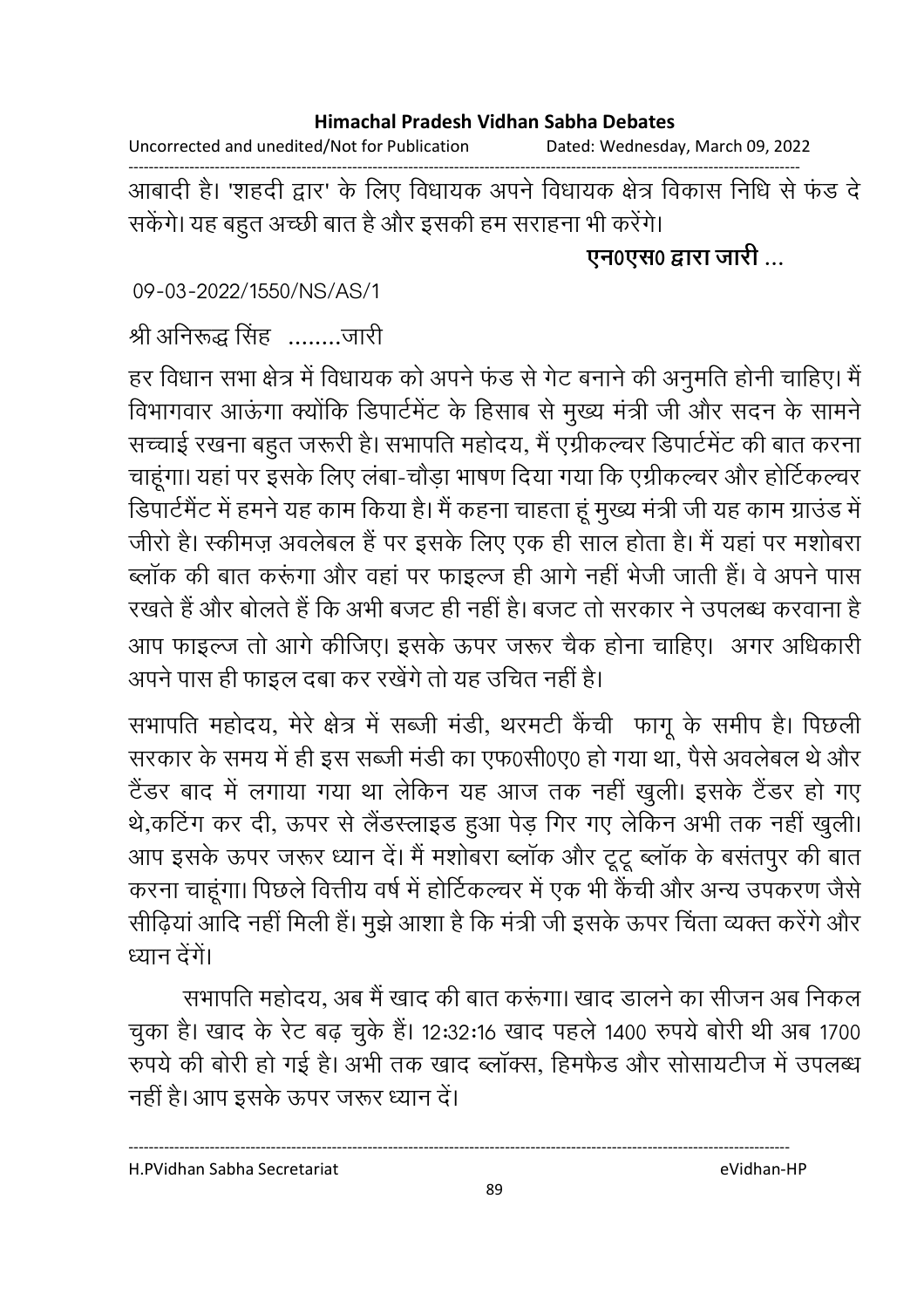आबादी है। 'शहदी द्वार' के लिए विधायक अपने विधायक क्षेत्र विकास निधि से फंड दे सकेंगे। यह बहुत अच्छी बात है और इसकी हम सराहना भी करेंगे।

**एन0एस0 द्वारा जारी ...**

09-03-2022/1550/NS/AS/1

श्री अनिरूद्ध सिंह ........जारी

हर विधान सभा क्षेत्र में विधायक को अपने फंड से गेट बनाने की अनुमति होनी चाहिए। मैं विभागवार आऊंगा क्योंकि डिपार्टमेंट के हिसाब से मुख्य मंत्री जी और सदन के सामने सच्चाई रखना बहुत जरूरी है। सभापति महोदय, मैं एग्रीकल्चर डिपार्टमेंट की बात करना चाहूंगा। यहां पर इसके लिए लंबा-चौड़ा भाषण दिया गया कि एग्रीकल्चर और होर्टिकल्चर डिपार्टमैंट में हमने यह काम किया है। मैं कहना चाहता हूं मुख्य मंत्री जी यह काम ग्राउंड में जीरो है। स्कीमज़ अवलेबल हैं पर इसके लिए एक ही साल होता है। मैं यहां पर मशोबरा ब्लॉक की बात करूंगा और वहां पर फाइल्ज ही आगे नहीं भेजी जाती हैं। वे अपने पास रखते हैं और बोलते हैं कि अभी बजट ही नहीं है। बजट तो सरकार ने उपलब्ध करवाना है आप फाइल्ज तो आगे कीजिए। इसके ऊपर जरूर चैक होना चाहिए। अगर अधिकारी अपने पास ही फाइल दबा कर रखेंगे तो यह उचित नहीं है।

सभापति महोदय, मेरे क्षेत्र में सब्जी मंडी, थरमटी कैंची फागू के समीप है। पिछली सरकार के समय में ही इस सब्जी मंडी का एफ0सी0ए0 हो गया था, पैसे अवलेबल थे और टैंडर बाद में लगाया गया था लेकिन यह आज तक नहीं खुली। इसके टैंडर हो गए थे,कटिंग कर दी, ऊपर से लैंडस्लाइड हुआ पेड़ गिर गए लेकिन अभी तक नहीं खुली। आप इसके ऊपर जरूर ध्यान दें। मैं मशोबरा ब्लॉक और टूटू ब्लॉक के बसंतपुर की बात करना चाहूंगा। पिछले वित्तीय वर्ष में होर्टिकल्चर में एक भी कैंची और अन्य उपकरण जैसे सीढ़ियां आदि नहीं मिली हैं। मुझे आशा है कि मंत्री जी इसके ऊपर चिंता व्यक्त करेंगे और ध्यान देंगें।

सभापति महोदय, अब मैं खाद की बात करूंगा। खाद डालने का सीजन अब निकल चुका है। खाद के रेट बढ़ चुके हैं। 12:32:16 खाद पहले 1400 रुपये बोरी थी अब 1700 रुपये की बोरी हो गई है। अभी तक खाद ब्लॉक्स, हिमफैड और सोसायटीज में उपलब्ध नहीं है। आप इसके ऊपर जरूर ध्यान दें।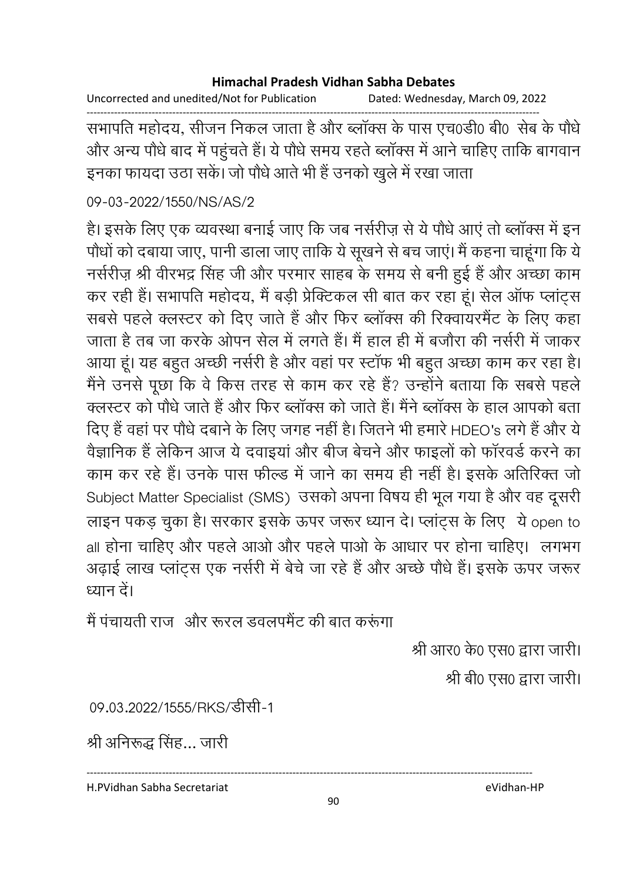सभापति महोदय, सीजन निकल जाता है और ब्लॉक्स के पास एच0डी0 बी0 सेब के पौधे और अन्य पौधे बाद में पहुंचते हैं। ये पौधे समय रहते ब्लॉक्स में आने चाहिए ताकि बागवान इनका फायदा उठा सकें। जो पौधे आते भी हैं उनको खुले में रखा जाता

09-03-2022/1550/NS/AS/2

है। इसके लिए एक व्यवस्था बनाई जाए कि जब नर्सरीज़ से ये पौधे आएं तो ब्लॉक्स में इन पौधों को दबाया जाए, पानी डाला जाए ताकि ये सूखने से बच जाएं। मैं कहना चाहूंगा कि ये नर्सरीज़ श्री वीरभद्र सिंह जी और परमार साहब के समय से बनी हुई हैं और अच्छा काम कर रही हैं। सभापति महोदय, मैं बड़ी प्रेक्टिकल सी बात कर रहा हूं। सेल ऑफ प्लांट्स सबसे पहले क्लस्टर को दिए जाते हैं और फिर ब्लॉक्स की रिक्वायरमैंट के लिए कहा जाता है तब जा करके ओपन सेल में लगते हैं। मैं हाल ही में बजौरा की नर्सरी में जाकर आया हूं। यह बहुत अच्छी नर्सरी है और वहां पर स्टॉफ भी बहुत अच्छा काम कर रहा है। मैंने उनसे पूछा कि वे किस तरह से काम कर रहे हैं? उन्होंने बताया कि सबसे पहले क्लस्टर को पौधे जाते हैं और फिर ब्लॉक्स को जाते हैं। मैंने ब्लॉक्स के हाल आपको बता दिए हैं वहां पर पौधे दबाने के लिए जगह नहीं है। जितने भी हमारे HDEO's लगे हैं और ये वैज्ञानिक हैं लेकिन आज ये दवाइयां और बीज बेचने और फाइलों को फॉरवर्ड करने का काम कर रहे हैं। उनके पास फील्ड में जाने का समय ही नहीं है। इसके अतिरिक्त जो Subject Matter Specialist (SMS) उसको अपना विषय ही भूल गया है और वह दूसरी लाइन पकड़ चुका है। सरकार इसके ऊपर जरूर ध्यान दे। प्लांट्स के लिए ये open to all होना चाहिए और पहले आओ और पहले पाओ के आधार पर होना चाहिए। लगभग अढ़ाई लाख प्लांट्स एक नर्सरी में बेचे जा रहे हैं और अच्छे पौधे हैं। इसके ऊपर जरूर ध्यान दें।

मैं पंचायती राज और रूरल डवलपमैंट की बात करूंगा

श्री आर0 के0 एस0 द्वारा जारी।

श्री बी0 एस0 द्वारा जारी।

09.03.2022/1555/RKS/डीसी-1

श्री अनिरूद्ध सिंह... जारी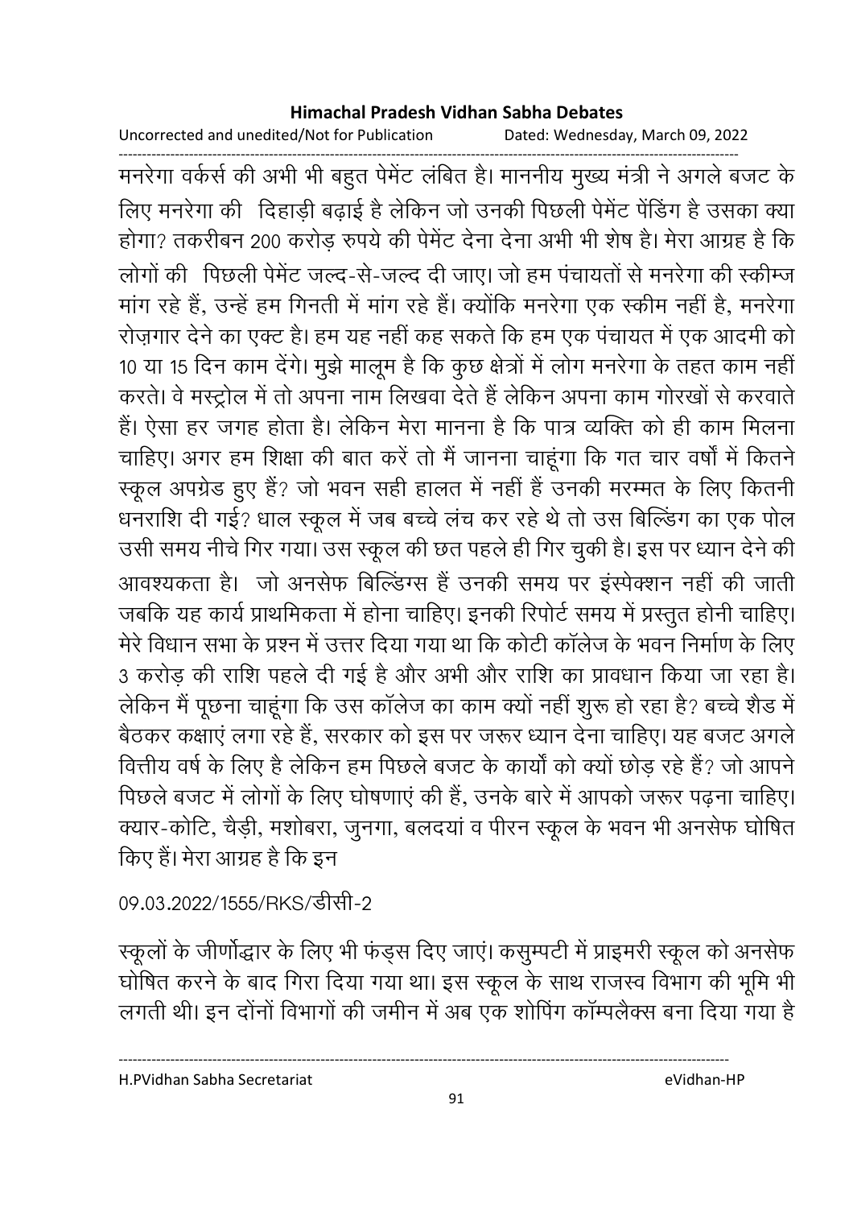मनरेगा वर्कर्स की अभी भी बहुत पेमेंट लंबित है। माननीय मुख्य मंत्री ने अगले बजट के लिए मनरेगा की दिहाड़ी बढ़ाई है लेकिन जो उनकी पिछली पेमेंट पेंडिंग है उसका क्या होगा? तकरीबन 200 करोड़ रुपये की पेमेंट देना देना अभी भी शेष है। मेरा आग्रह है कि लोगों की पिछली पेमेंट जल्द-से-जल्द दी जाए। जो हम पंचायतों से मनरेगा की स्कीम्ज मांग रहे हैं, उन्हें हम गिनती में मांग रहे हैं। क्योंकि मनरेगा एक स्कीम नहीं है, मनरेगा रोज़गार देने का एक्ट है। हम यह नहीं कह सकते कि हम एक पंचायत में एक आदमी को 10 या 15 दिन काम देंगे। मुझे मालूम है कि कुछ क्षेत्रों में लोग मनरेगा के तहत काम नहीं करते। वे मस्ट्रोल में तो अपना नाम लिखवा देते हैं लेकिन अपना काम गोरखों से करवाते हैं। ऐसा हर जगह होता है। लेकिन मेरा मानना है कि पात्र व्यक्ति को ही काम मिलना चाहिए। अगर हम शिक्षा की बात करें तो मैं जानना चाहूंगा कि गत चार वर्षों में कितने स्कूल अपग्रेड हुए हैं? जो भवन सही हालत में नहीं हैं उनकी मरम्मत के लिए कितनी धनराशि दी गई? धाल स्कूल में जब बच्चे लंच कर रहे थे तो उस बिल्डिंग का एक पोल उसी समय नीचे गिर गया। उस स्कूल की छत पहले ही गिर चुकी है। इस पर ध्यान देने की आवश्यकता है। जो अनसेफ बिल्डिंग्स हैं उनकी समय पर इंस्पेक्शन नहीं की जाती जबकि यह कार्य प्राथमिकता में होना चाहिए। इनकी रिपोर्ट समय में प्रस्तुत होनी चाहिए। मेरे विधान सभा के प्रश्न में उत्तर दिया गया था कि कोटी कॉलेज के भवन निर्माण के लिए 3 करोड़ की राशि पहले दी गई है और अभी और राशि का प्रावधान किया जा रहा है। लेकिन मैं पूछना चाहूंगा कि उस कॉलेज का काम क्यों नहीं शुरू हो रहा है? बच्चे शैड में बैठकर कक्षाएं लगा रहे हैं, सरकार को इस पर जरूर ध्यान देना चाहिए। यह बजट अगले वित्तीय वर्ष के लिए है लेकिन हम पिछले बजट के कार्यों को क्यों छोड़ रहे हैं? जो आपने पिछले बजट में लोगों के लिए घोषणाएं की हैं, उनके बारे में आपको जरूर पढ़ना चाहिए। क्यार-कोटि, चैड़ी, मशोबरा, जुनगा, बलदयां व पीरन स्कूल के भवन भी अनसेफ घोषित किए हैं। मेरा आग्रह है कि इन

09.03.2022/1555/RKS/डीसी-2

स्कूलों के जीर्णोद्धार के लिए भी फंड्स दिए जाएं। कसुम्पटी में प्राइमरी स्कूल को अनसेफ घोषित करने के बाद गिरा दिया गया था। इस स्कूल के साथ राजस्व विभाग की भूमि भी लगती थी। इन दोनों विभागों की जमीन में अब एक शोपिंग कॉम्पलैक्स बना दिया गया है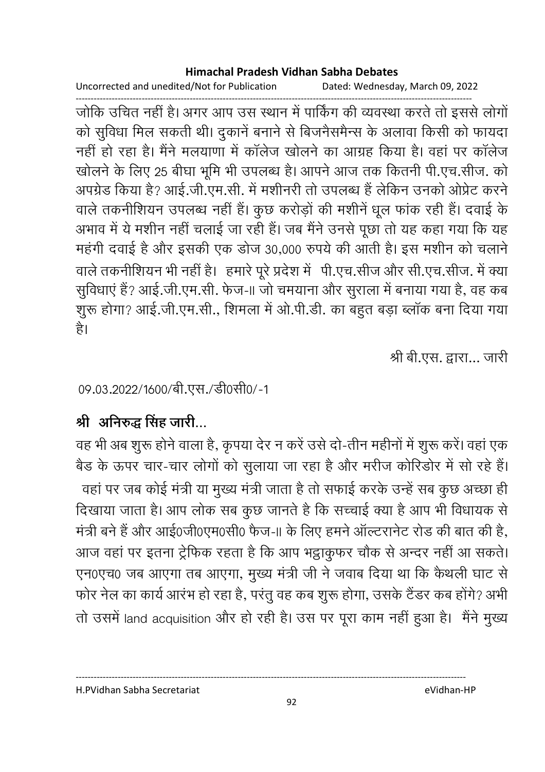जोकि उचित नहीं है। अगर आप उस स्थान में पार्किंग की व्यवस्था करते तो इससे लोगों को सुविधा मिल सकती थी। दुकानें बनाने से बिजनैसमैन्स के अलावा किसी को फायदा नहीं हो रहा है। मैंने मलयाणा में कॉलेज खोलने का आग्रह किया है। वहां पर कॉलेज खोलने के लिए 25 बीघा भूमि भी उपलब्ध है। आपने आज तक कितनी पी.एच.सीज. को अपग्रेड किया है? आई.जी.एम.सी. में मशीनरी तो उपलब्ध हैं लेकिन उनको ओप्रेट करने वाले तकनीशियन उपलब्ध नहीं हैं। कुछ करोड़ों की मशीनें धूल फांक रही हैं। दवाई के अभाव में ये मशीन नहीं चलाई जा रही हैं। जब मैंने उनसे पूछा तो यह कहा गया कि यह महंगी दवाई है और इसकी एक डोज 30,000 रुपये की आती है। इस मशीन को चलाने वाले तकनीशियन भी नहीं है। हमारे पूरे प्रदेश में पी.एच.सीज और सी.एच.सीज. में क्या सुविधाएं हैं? आई.जी.एम.सी. फेज-II जो चमयाना और सुराला में बनाया गया है, वह कब शुरू होगा? आई.जी.एम.सी., शिमला में ओ.पी.डी. का बहुत बड़ा ब्लॉक बना दिया गया है।

श्री बी.एस. द्वारा... जारी

09.03.2022/1600/बी.एस./डी0सी0/-1

**श्री अनिरुद्ध सिंह जारी...**

वह भी अब शुरू होने वाला है, कृपया देर न करें उसे दो-तीन महीनों में शुरू करें। वहां एक बैड के ऊपर चार-चार लोगों को सुलाया जा रहा है और मरीज कोरिडोर में सो रहे हैं। वहां पर जब कोई मंत्री या मुख्य मंत्री जाता है तो सफाई करके उन्हें सब कुछ अच्छा ही दिखाया जाता है। आप लोक सब कुछ जानते है कि सच्चाई क्या है आप भी विधायक से मंत्री बने हैं और आई0जी0एम0सी0 फैज-II के लिए हमने ऑल्टरानेट रोड की बात की है, आज वहां पर इतना ट्रेफिक रहता है कि आप भट्टाकुफर चौक से अन्दर नहीं आ सकते। एन0एच0 जब आएगा तब आएगा, मुख्य मंत्री जी ने जवाब दिया था कि कैथली घाट से फोर नेल का कार्य आरंभ हो रहा है, परंतु वह कब शुरू होगा, उसके टैंडर कब होंगे? अभी तो उसमें land acquisition और हो रही है। उस पर पूरा काम नहीं हुआ है। मैंने मुख्य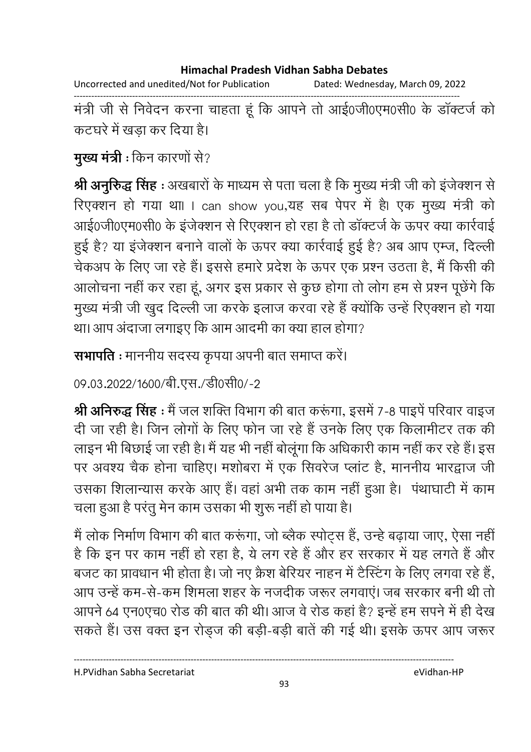मंत्री जी से निवेदन करना चाहता हूं कि आपने तो आई0जी0एम0सी0 के डॉक्टर्ज को कटघरे में खड़ा कर दिया है।

**मुख्य मंत्री** : किन कारणों से?

**श्री अनुरुद्ध सिंह** : अखबारों के माध्यम से पता चला है कि मुख्य मंत्री जी को इंजेक्शन से रिएक्शन हो गया था। I can show you,यह सब पेपर में है। एक मुख्य मंत्री को आई0जी0एम0सी0 के इंजेक्शन से रिएक्शन हो रहा है तो डॉक्टर्ज के ऊपर क्या कार्रवाई हुई है? या इंजेक्शन बनाने वालों के ऊपर क्या कार्रवाई हुई है? अब आप एम्ज, दिल्ली चेकअप के लिए जा रहे हैं। इससे हमारे प्रदेश के ऊपर एक प्रश्न उठता है, मैं किसी की आलोचना नहीं कर रहा हूं, अगर इस प्रकार से कुछ होगा तो लोग हम से प्रश्न पूछेंगे कि मुख्य मंत्री जी खुद दिल्ली जा करके इलाज करवा रहे हैं क्योंकि उन्हें रिएक्शन हो गया था। आप अंदाजा लगाइए कि आम आदमी का क्या हाल होगा?

**सभापति** : माननीय सदस्य कृपया अपनी बात समाप्त करें।

09.03.2022/1600/बी.एस./डी0सी0/-2

**श्री अनिरुद्ध सिंह** : मैं जल शक्ति विभाग की बात करूंगा, इसमें 7-8 पाइपें परिवार वाइज दी जा रही है। जिन लोगों के लिए फोन जा रहे हैं उनके लिए एक किलामीटर तक की लाइन भी बिछाई जा रही है। मैं यह भी नहीं बोलूंगा कि अधिकारी काम नहीं कर रहे हैं। इस पर अवश्य चैक होना चाहिए। मशोबरा में एक सिवरेज प्लांट है, माननीय भारद्वाज जी उसका शिलान्यास करके आए हैं। वहां अभी तक काम नहीं हुआ है। पंथाघाटी में काम चला हुआ है परंतु मेन काम उसका भी शुरू नहीं हो पाया है।

मैं लोक निर्माण विभाग की बात करूंगा, जो ब्लैक स्पोट्स हैं, उन्हे बढ़ाया जाए, ऐसा नहीं है कि इन पर काम नहीं हो रहा है, ये लग रहे हैं और हर सरकार में यह लगते हैं और बजट का प्रावधान भी होता है। जो नए क्रैश बेरियर नाहन में टैस्टिंग के लिए लगवा रहे हैं, आप उन्हें कम-से-कम शिमला शहर के नजदीक जरूर लगवाएं। जब सरकार बनी थी तो आपने 64 एन0एच0 रोड की बात की थी। आज वे रोड कहां है? इन्हें हम सपने में ही देख सकते हैं। उस वक्त इन रोड्ज की बड़ी-बड़ी बातें की गई थी। इसके ऊपर आप जरूर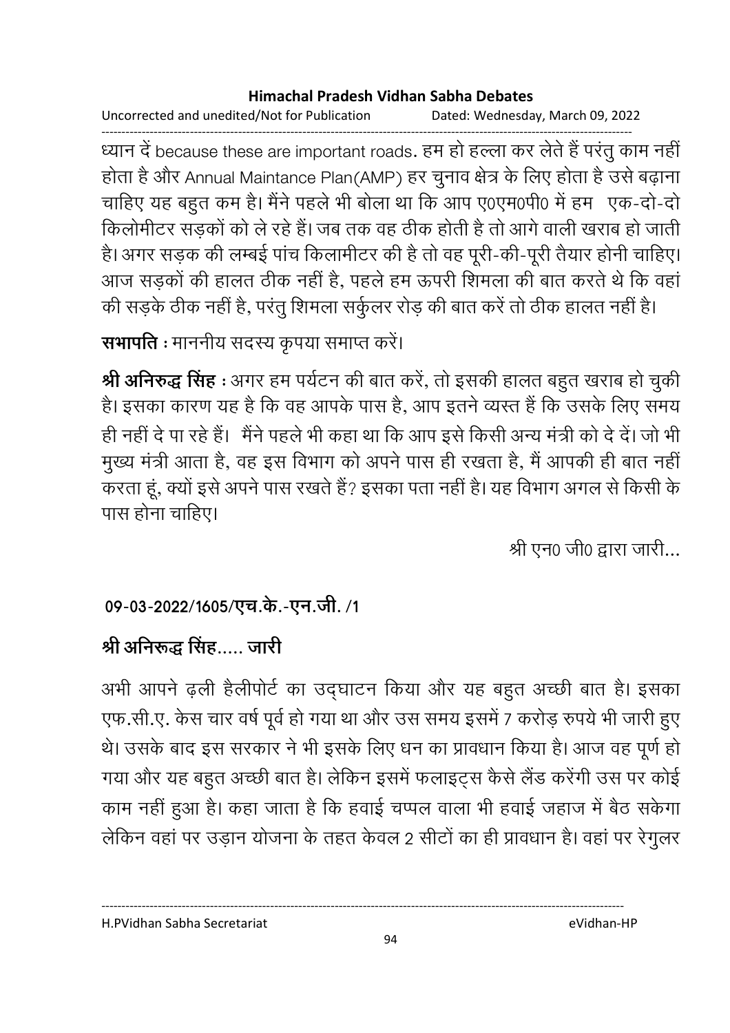ध्यान दें because these are important roads. हम हो हल्ला कर लेते हैं परंतु काम नहीं होता है और Annual Maintance Plan(AMP) हर चुनाव क्षेत्र के लिए होता है उसे बढ़ाना चाहिए यह बहुत कम है। मैंने पहले भी बोला था कि आप ए0एम0पी0 में हम एक-दो-दो किलोमीटर सड़कों को ले रहे हैं। जब तक वह ठीक होती है तो आगे वाली खराब हो जाती है। अगर सड़क की लम्बई पांच किलामीटर की है तो वह पूरी-की-पूरी तैयार होनी चाहिए। आज सड़कों की हालत ठीक नहीं है, पहले हम ऊपरी शिमला की बात करते थे कि वहां की सड़के ठीक नहीं है, परंतु शिमला सर्कुलर रोड़ की बात करें तो ठीक हालत नहीं है।

**सभापति :** माननीय सदस्य कृपया समाप्त करें।

**श्री अनिरुद्ध सिंह :** अगर हम पर्यटन की बात करें, तो इसकी हालत बहुत खराब हो चुकी है। इसका कारण यह है कि वह आपके पास है, आप इतने व्यस्त हैं कि उसके लिए समय ही नहीं दे पा रहे हैं। मैंने पहले भी कहा था कि आप इसे किसी अन्य मंत्री को दे दें। जो भी मुख्य मंत्री आता है, वह इस विभाग को अपने पास ही रखता है, मैं आपकी ही बात नहीं करता हूं, क्यों इसे अपने पास रखते हैं? इसका पता नहीं है। यह विभाग अगल से किसी के पास होना चाहिए।

श्री एन0 जी0 द्वारा जारी...

**09-03-2022/1605/एच.के.-एन.जी. /1**

**श्री अनिरूद्ध सिंह..... जारी**

अभी आपने ढ़ली हैलीपोर्ट का उद्‌घाटन किया और यह बहुत अच्छी बात है। इसका एफ.सी.ए. केस चार वर्ष पूर्व हो गया था और उस समय इसमें 7 करोड़ रुपये भी जारी हुए थे। उसके बाद इस सरकार ने भी इसके लिए धन का प्रावधान किया है। आज वह पूर्ण हो गया और यह बहुत अच्छी बात है। लेकिन इसमें फलाइट्स कैसे लैंड करेंगी उस पर कोई काम नहीं हुआ है। कहा जाता है कि हवाई चप्पल वाला भी हवाई जहाज में बैठ सकेगा लेकिन वहां पर उड़ान योजना के तहत केवल 2 सीटों का ही प्रावधान है। वहां पर रेगुलर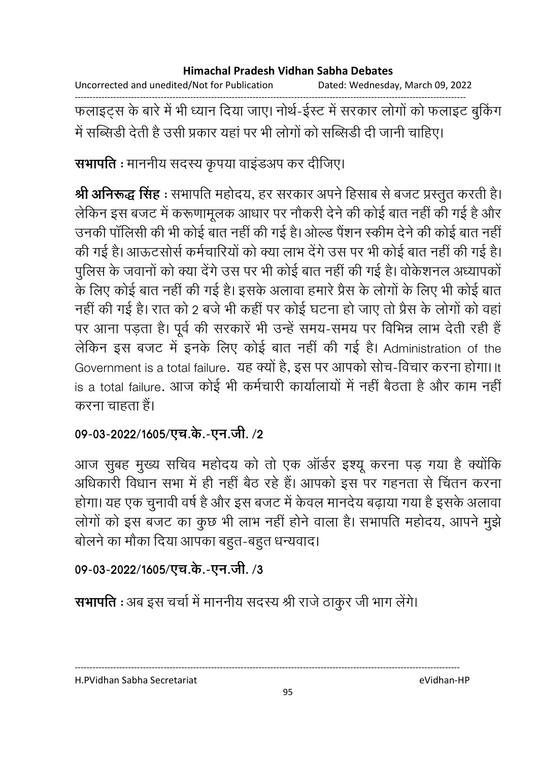फलाइट्स के बारे में भी ध्यान दिया जाए। नोर्थ-ईस्ट में सरकार लोगों को फलाइट बुकिंग में सब्सिडी देती है उसी प्रकार यहां पर भी लोगों को सब्सिडी दी जानी चाहिए।

**सभापति** : माननीय सदस्य कृपया वाइंडअप कर दीजिए।

**श्री अनिरूद्ध सिंह** : सभापति महोदय, हर सरकार अपने हिसाब से बजट प्रस्तुत करती है। लेकिन इस बजट में करूणामूलक आधार पर नौकरी देने की कोई बात नहीं की गई है और उनकी पॉलिसी की भी कोई बात नहीं की गई है। ओल्ड पैंशन स्कीम देने की कोई बात नहीं की गई है। आऊटसोर्स कर्मचारियों को क्या लाभ देंगे उस पर भी कोई बात नहीं की गई है। पुलिस के जवानों को क्या देंगे उस पर भी कोई बात नहीं की गई है। वोकेशनल अध्यापकों के लिए कोई बात नहीं की गई है। इसके अलावा हमारे प्रैस के लोगों के लिए भी कोई बात नहीं की गई है। रात को 2 बजे भी कहीं पर कोई घटना हो जाए तो प्रैस के लोगों को वहां पर आना पड़ता है। पूर्व की सरकारें भी उन्हें समय-समय पर विभिन्न लाभ देती रही हैं लेकिन इस बजट में इनके लिए कोई बात नहीं की गई है। Administration of the Government is a total failure. यह क्यों है, इस पर आपको सोच-विचार करना होगा। It is a total failure. आज कोई भी कर्मचारी कार्यालायों में नहीं बैठता है और काम नहीं करना चाहता हैं।

**09-03-2022/1605/एच.के.-एन.जी. /2**

आज सुबह मुख्य सचिव महोदय को तो एक ऑर्डर इश्यू करना पड़ गया है क्योंकि अधिकारी विधान सभा में ही नहीं बैठ रहे हैं। आपको इस पर गहनता से चिंतन करना होगा। यह एक चुनावी वर्ष है और इस बजट में केवल मानदेय बढ़ाया गया है इसके अलावा लोगों को इस बजट का कुछ भी लाभ नहीं होने वाला है। सभापति महोदय, आपने मुझे बोलने का मौका दिया आपका बहुत-बहुत धन्यवाद।

**09-03-2022/1605/एच.के.-एन.जी. /3**

**सभापति** : अब इस चर्चा में माननीय सदस्य श्री राजे ठाकुर जी भाग लेंगे।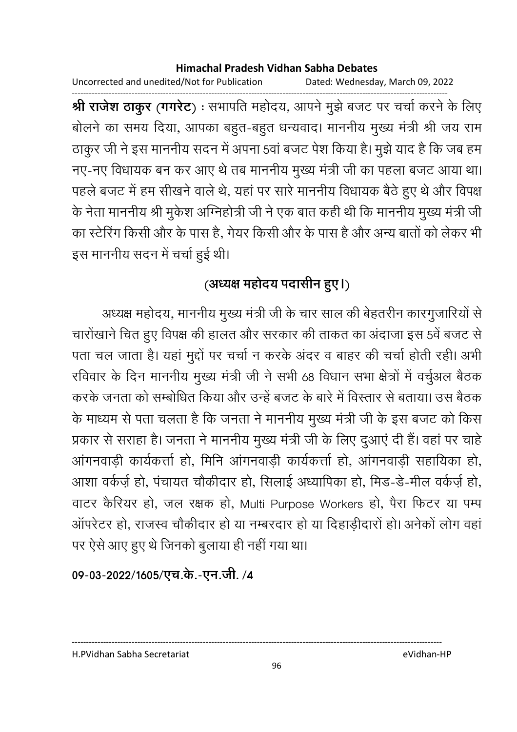**श्री राजेश ठाकुर (गगरेट)** : सभापति महोदय, आपने मुझे बजट पर चर्चा करने के लिए बोलने का समय दिया, आपका बहुत-बहुत धन्यवाद। माननीय मुख्य मंत्री श्री जय राम ठाकुर जी ने इस माननीय सदन में अपना 5वां बजट पेश किया है। मुझे याद है कि जब हम नए-नए विधायक बन कर आए थे तब माननीय मुख्य मंत्री जी का पहला बजट आया था। पहले बजट में हम सीखने वाले थे, यहां पर सारे माननीय विधायक बैठे हुए थे और विपक्ष के नेता माननीय श्री मुकेश अग्निहोत्री जी ने एक बात कही थी कि माननीय मुख्य मंत्री जी का स्टेरिंग किसी और के पास है, गेयर किसी और के पास है और अन्य बातों को लेकर भी इस माननीय सदन में चर्चा हुई थी।

**(अध्यक्ष महोदय पदासीन हुए।)**

अध्यक्ष महोदय, माननीय मुख्य मंत्री जी के चार साल की बेहतरीन कारगुजारियों से चारोंखाने चित हुए विपक्ष की हालत और सरकार की ताकत का अंदाजा इस 5वें बजट से पता चल जाता है। यहां मुद्दों पर चर्चा न करके अंदर व बाहर की चर्चा होती रही। अभी रविवार के दिन माननीय मुख्य मंत्री जी ने सभी 68 विधान सभा क्षेत्रों में वर्चुअल बैठक करके जनता को सम्बोधित किया और उन्हें बजट के बारे में विस्तार से बताया। उस बैठक के माध्यम से पता चलता है कि जनता ने माननीय मुख्य मंत्री जी के इस बजट को किस प्रकार से सराहा है। जनता ने माननीय मुख्य मंत्री जी के लिए दुआएं दी हैं। वहां पर चाहे आंगनवाड़ी कार्यकर्त्ता हो, मिनि आंगनवाड़ी कार्यकर्त्ता हो, आंगनवाड़ी सहायिका हो, आशा वर्कर्ज़ हो, पंचायत चौकीदार हो, सिलाई अध्यापिका हो, मिड-डे-मील वर्कर्ज़ हो, वाटर कैरियर हो, जल रक्षक हो, Multi Purpose Workers हो, पैरा फिटर या पम्प ऑपरेटर हो, राजस्व चौकीदार हो या नम्बरदार हो या दिहाड़ीदारों हो। अनेकों लोग वहां पर ऐसे आए हुए थे जिनको बुलाया ही नहीं गया था।

**09-03-2022/1605/एच.के.-एन.जी. /4**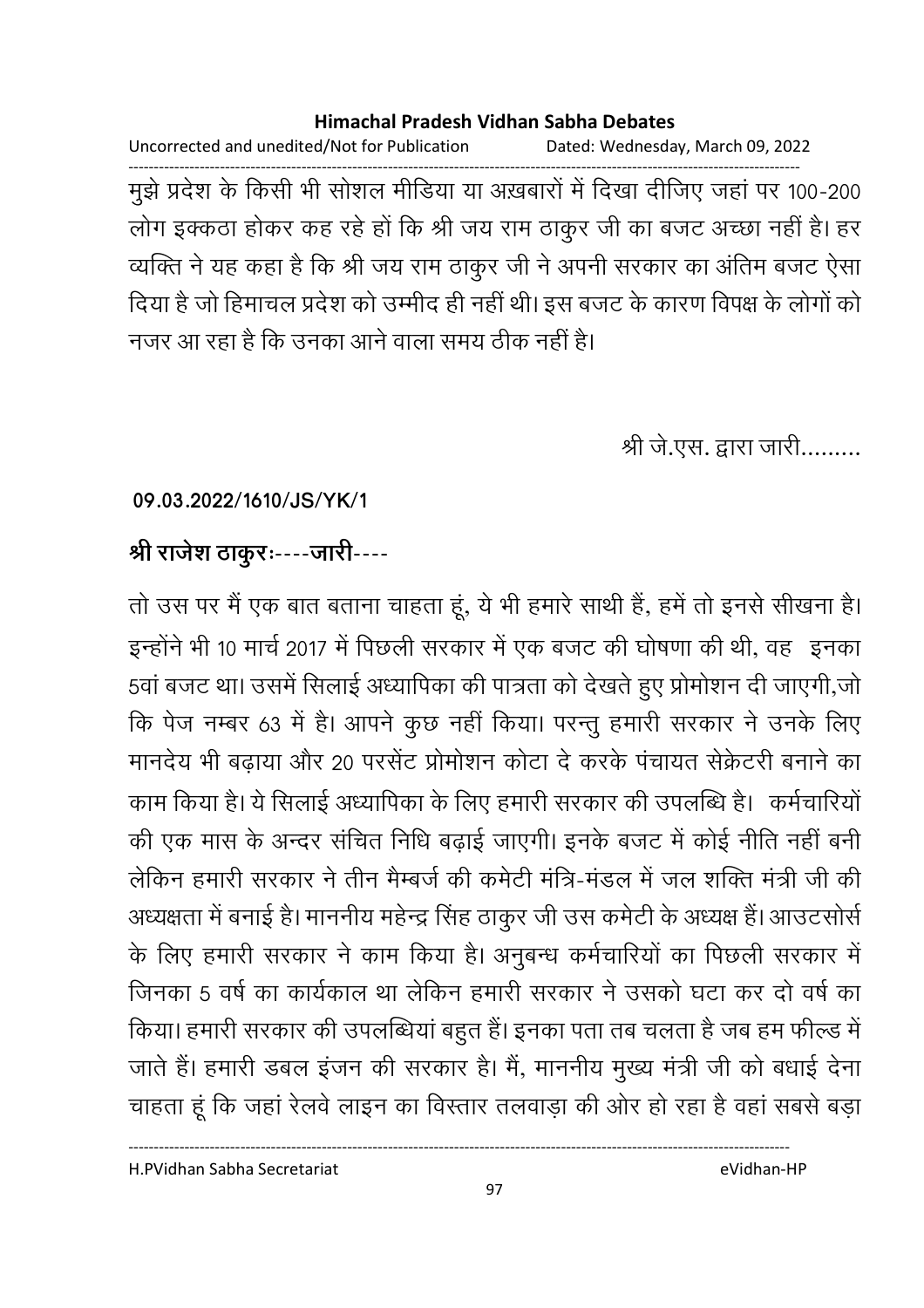मुझे प्रदेश के किसी भी सोशल मीडिया या अख़बारों में दिखा दीजिए जहां पर 100-200 लोग इक्कठा होकर कह रहे हों कि श्री जय राम ठाकुर जी का बजट अच्छा नहीं है। हर व्यक्ति ने यह कहा है कि श्री जय राम ठाकुर जी ने अपनी सरकार का अंतिम बजट ऐसा दिया है जो हिमाचल प्रदेश को उम्मीद ही नहीं थी। इस बजट के कारण विपक्ष के लोगों को नजर आ रहा है कि उनका आने वाला समय ठीक नहीं है।

श्री जे.एस. द्वारा जारी.........

**09.03.2022/1610/JS/YK/1**

**श्री राजेश ठाकुरः----जारी----**

तो उस पर मैं एक बात बताना चाहता हूं, ये भी हमारे साथी हैं, हमें तो इनसे सीखना है। इन्होंने भी 10 मार्च 2017 में पिछली सरकार में एक बजट की घोषणा की थी, वह इनका 5वां बजट था। उसमें सिलाई अध्यापिका की पात्रता को देखते हुए प्रोमोशन दी जाएगी,जो कि पेज नम्बर 63 में है। आपने कुछ नहीं किया। परन्तु हमारी सरकार ने उनके लिए मानदेय भी बढ़ाया और 20 परसेंट प्रोमोशन कोटा दे करके पंचायत सेक्रेटरी बनाने का काम किया है। ये सिलाई अध्यापिका के लिए हमारी सरकार की उपलब्धि है। कर्मचारियों की एक मास के अन्दर संचित निधि बढ़ाई जाएगी। इनके बजट में कोई नीति नहीं बनी लेकिन हमारी सरकार ने तीन मैम्बर्ज की कमेटी मंत्रि-मंडल में जल शक्ति मंत्री जी की अध्यक्षता में बनाई है। माननीय महेन्द्र सिंह ठाकुर जी उस कमेटी के अध्यक्ष हैं। आउटसोर्स के लिए हमारी सरकार ने काम किया है। अनुबन्ध कर्मचारियों का पिछली सरकार में जिनका 5 वर्ष का कार्यकाल था लेकिन हमारी सरकार ने उसको घटा कर दो वर्ष का किया। हमारी सरकार की उपलब्धियां बहुत हैं। इनका पता तब चलता है जब हम फील्ड में जाते हैं। हमारी डबल इंजन की सरकार है। मैं, माननीय मुख्य मंत्री जी को बधाई देना चाहता हूं कि जहां रेलवे लाइन का विस्तार तलवाड़ा की ओर हो रहा है वहां सबसे बड़ा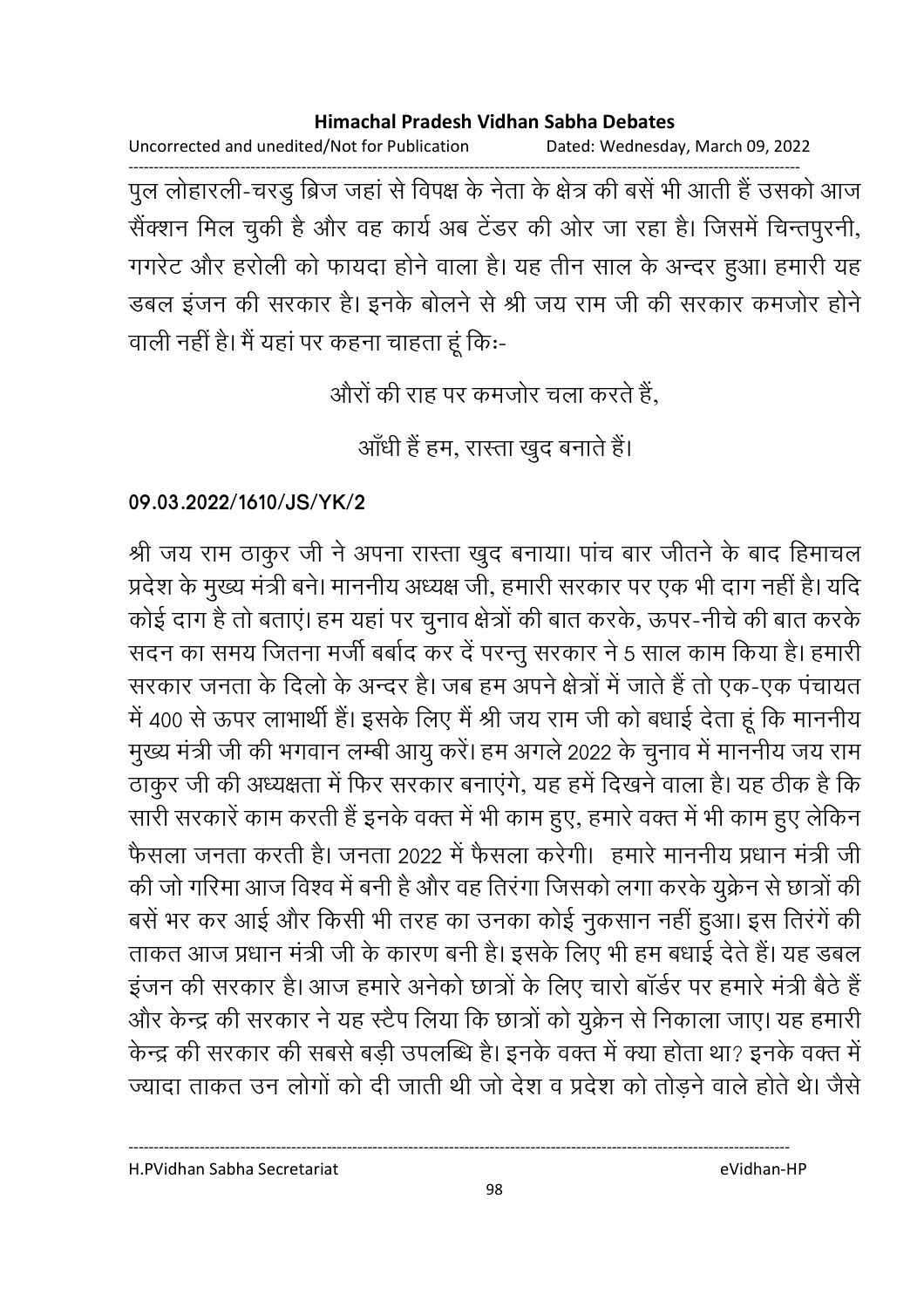पुल लोहारली-चरडु ब्रिज जहां से विपक्ष के नेता के क्षेत्र की बसें भी आती हैं उसको आज सैंक्शन मिल चुकी है और वह कार्य अब टेंडर की ओर जा रहा है। जिसमें चिन्तपुरनी, गगरेट और हरोली को फायदा होने वाला है। यह तीन साल के अन्दर हुआ। हमारी यह डबल इंजन की सरकार है। इनके बोलने से श्री जय राम जी की सरकार कमजोर होने वाली नहीं है। मैं यहां पर कहना चाहता हूं किः-

औरों की राह पर कमजोर चला करते हैं,

आँधी हैं हम, रास्ता खुद बनाते हैं।

**09.03.2022/1610/JS/YK/2**

श्री जय राम ठाकुर जी ने अपना रास्ता खुद बनाया। पांच बार जीतने के बाद हिमाचल प्रदेश के मुख्य मंत्री बने। माननीय अध्यक्ष जी, हमारी सरकार पर एक भी दाग नहीं है। यदि कोई दाग है तो बताएं। हम यहां पर चुनाव क्षेत्रों की बात करके, ऊपर-नीचे की बात करके सदन का समय जितना मर्जी बर्बाद कर दें परन्तु सरकार ने 5 साल काम किया है। हमारी सरकार जनता के दिलो के अन्दर है। जब हम अपने क्षेत्रों में जाते हैं तो एक-एक पंचायत में 400 से ऊपर लाभार्थी हैं। इसके लिए मैं श्री जय राम जी को बधाई देता हूं कि माननीय मुख्य मंत्री जी की भगवान लम्बी आयु करें। हम अगले 2022 के चुनाव में माननीय जय राम ठाकुर जी की अध्यक्षता में फिर सरकार बनाएंगे, यह हमें दिखने वाला है। यह ठीक है कि सारी सरकारें काम करती हैं इनके वक्त में भी काम हुए, हमारे वक्त में भी काम हुए लेकिन फैसला जनता करती है। जनता 2022 में फैसला करेगी। हमारे माननीय प्रधान मंत्री जी की जो गरिमा आज विश्व में बनी है और वह तिरंगा जिसको लगा करके युक्रेन से छात्रों की बसें भर कर आई और किसी भी तरह का उनका कोई नुकसान नहीं हुआ। इस तिरंगे की ताकत आज प्रधान मंत्री जी के कारण बनी है। इसके लिए भी हम बधाई देते हैं। यह डबल इंजन की सरकार है। आज हमारे अनेको छात्रों के लिए चारो बॉर्डर पर हमारे मंत्री बैठे हैं और केन्द्र की सरकार ने यह स्टैप लिया कि छात्रों को युक्रेन से निकाला जाए। यह हमारी केन्द्र की सरकार की सबसे बड़ी उपलब्धि है। इनके वक्त में क्या होता था? इनके वक्त में ज्यादा ताकत उन लोगों को दी जाती थी जो देश व प्रदेश को तोड़ने वाले होते थे। जैसे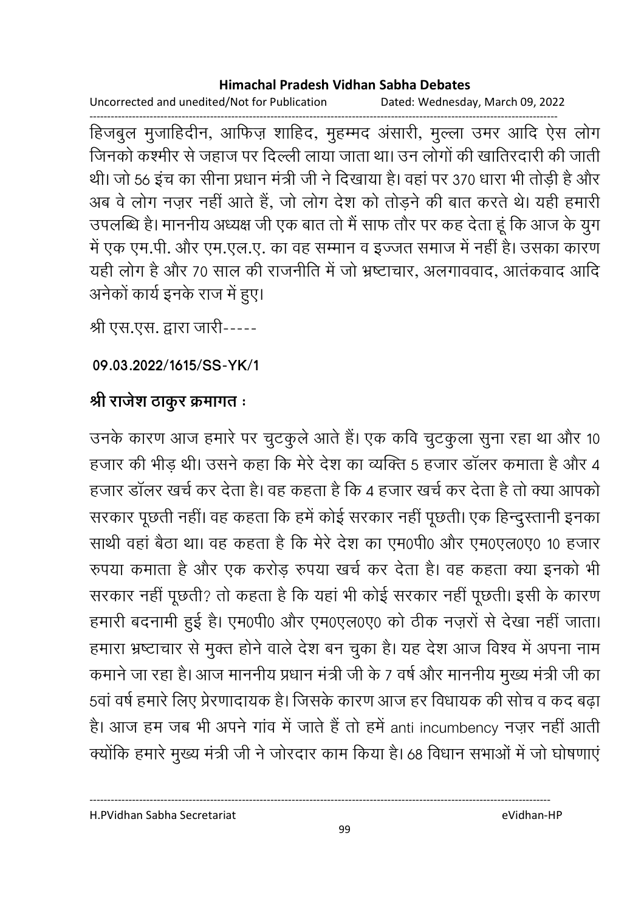हिजबुल मुजाहिदीन, आफिज़ शाहिद, मुहम्मद अंसारी, मुल्ला उमर आदि ऐस लोग जिनको कश्मीर से जहाज पर दिल्ली लाया जाता था। उन लोगों की खातिरदारी की जाती थी। जो 56 इंच का सीना प्रधान मंत्री जी ने दिखाया है। वहां पर 370 धारा भी तोड़ी है और अब वे लोग नज़र नहीं आते हैं, जो लोग देश को तोड़ने की बात करते थे। यही हमारी उपलब्धि है। माननीय अध्यक्ष जी एक बात तो मैं साफ तौर पर कह देता हूं कि आज के युग में एक एम.पी. और एम.एल.ए. का वह सम्मान व इज्जत समाज में नहीं है। उसका कारण यही लोग है और 70 साल की राजनीति में जो भ्रष्टाचार, अलगाववाद, आतंकवाद आदि अनेकों कार्य इनके राज में हुए।

श्री एस.एस. द्वारा जारी-----

**09.03.2022/1615/SS-YK/1**

**श्री राजेश ठाकुर क्रमागत :**

उनके कारण आज हमारे पर चुटकुले आते हैं। एक कवि चुटकुला सुना रहा था और 10 हजार की भीड़ थी। उसने कहा कि मेरे देश का व्यक्ति 5 हजार डॉलर कमाता है और 4 हजार डॉलर खर्च कर देता है। वह कहता है कि 4 हजार खर्च कर देता है तो क्या आपको सरकार पूछती नहीं। वह कहता कि हमें कोई सरकार नहीं पूछती। एक हिन्दुस्तानी इनका साथी वहां बैठा था। वह कहता है कि मेरे देश का एम0पी0 और एम0एल0ए0 10 हजार रुपया कमाता है और एक करोड़ रुपया खर्च कर देता है। वह कहता क्या इनको भी सरकार नहीं पूछती? तो कहता है कि यहां भी कोई सरकार नहीं पूछती। इसी के कारण हमारी बदनामी हुई है। एम0पी0 और एम0एल0ए0 को ठीक नज़रों से देखा नहीं जाता। हमारा भ्रष्टाचार से मुक्त होने वाले देश बन चुका है। यह देश आज विश्व में अपना नाम कमाने जा रहा है। आज माननीय प्रधान मंत्री जी के 7 वर्ष और माननीय मुख्य मंत्री जी का 5वां वर्ष हमारे लिए प्रेरणादायक है। जिसके कारण आज हर विधायक की सोच व कद बढ़ा है। आज हम जब भी अपने गांव में जाते हैं तो हमें anti incumbency नज़र नहीं आती क्योंकि हमारे मुख्य मंत्री जी ने जोरदार काम किया है। 68 विधान सभाओं में जो घोषणाएं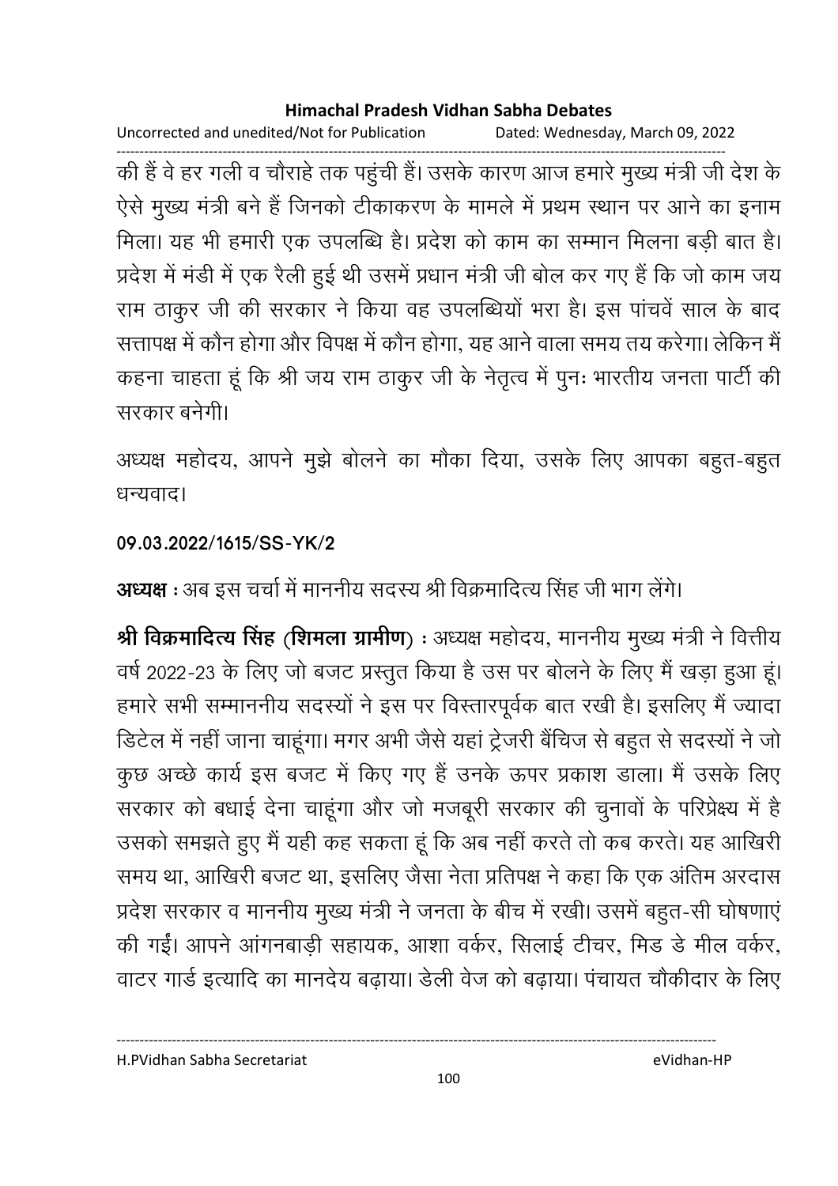की हैं वे हर गली व चौराहे तक पहुंची हैं। उसके कारण आज हमारे मुख्य मंत्री जी देश के ऐसे मुख्य मंत्री बने हैं जिनको टीकाकरण के मामले में प्रथम स्थान पर आने का इनाम मिला। यह भी हमारी एक उपलब्धि है। प्रदेश को काम का सम्मान मिलना बड़ी बात है। प्रदेश में मंडी में एक रैली हुई थी उसमें प्रधान मंत्री जी बोल कर गए हैं कि जो काम जय राम ठाकुर जी की सरकार ने किया वह उपलब्धियों भरा है। इस पांचवें साल के बाद सत्तापक्ष में कौन होगा और विपक्ष में कौन होगा, यह आने वाला समय तय करेगा। लेकिन मैं कहना चाहता हूं कि श्री जय राम ठाकुर जी के नेतृत्व में पुनः भारतीय जनता पार्टी की सरकार बनेगी।

अध्यक्ष महोदय, आपने मुझे बोलने का मौका दिया, उसके लिए आपका बहुत-बहुत धन्यवाद।

**09.03.2022/1615/SS-YK/2**

**अध्यक्ष** : अब इस चर्चा में माननीय सदस्य श्री विक्रमादित्य सिंह जी भाग लेंगे।

**श्री विक्रमादित्य सिंह (शिमला ग्रामीण)** : अध्यक्ष महोदय, माननीय मुख्य मंत्री ने वित्तीय वर्ष 2022-23 के लिए जो बजट प्रस्तुत किया है उस पर बोलने के लिए मैं खड़ा हुआ हूं। हमारे सभी सम्माननीय सदस्यों ने इस पर विस्तारपूर्वक बात रखी है। इसलिए मैं ज्यादा डिटेल में नहीं जाना चाहूंगा। मगर अभी जैसे यहां ट्रेजरी बैंचिज से बहुत से सदस्यों ने जो कुछ अच्छे कार्य इस बजट में किए गए हैं उनके ऊपर प्रकाश डाला। मैं उसके लिए सरकार को बधाई देना चाहूंगा और जो मजबूरी सरकार की चुनावों के परिप्रेक्ष्य में है उसको समझते हुए मैं यही कह सकता हूं कि अब नहीं करते तो कब करते। यह आखिरी समय था, आखिरी बजट था, इसलिए जैसा नेता प्रतिपक्ष ने कहा कि एक अंतिम अरदास प्रदेश सरकार व माननीय मुख्य मंत्री ने जनता के बीच में रखी। उसमें बहुत-सी घोषणाएं की गईं। आपने आंगनबाड़ी सहायक, आशा वर्कर, सिलाई टीचर, मिड डे मील वर्कर, वाटर गार्ड इत्यादि का मानदेय बढ़ाया। डेली वेज को बढ़ाया। पंचायत चौकीदार के लिए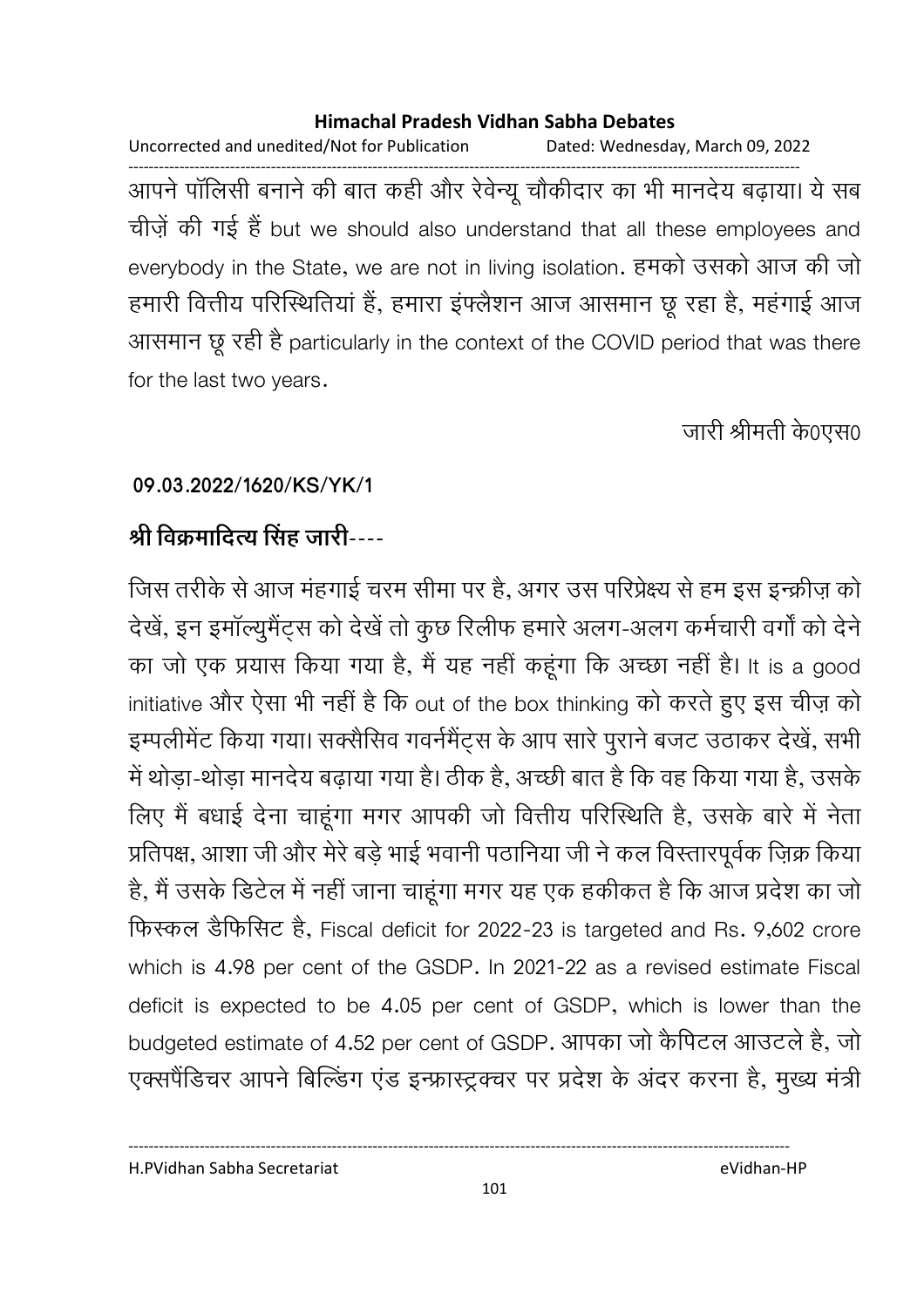आपने पॉलिसी बनाने की बात कही और रेवेन्यू चौकीदार का भी मानदेय बढ़ाया। ये सब चीज़ें की गई हैं but we should also understand that all these employees and everybody in the State, we are not in living isolation. हमको उसको आज की जो हमारी वित्तीय परिस्थितियां हैं, हमारा इंफ्लैशन आज आसमान छू रहा है, महंगाई आज आसमान छू रही है particularly in the context of the COVID period that was there for the last two years.

जारी श्रीमती के0एस0

**09.03.2022/1620/KS/YK/1**

**श्री विक्रमादित्य सिंह जारी----**

जिस तरीके से आज मंहगाई चरम सीमा पर है, अगर उस परिप्रेक्ष्य से हम इस इन्क्रीज़ को देखें, इन इमॉल्युमैंट्स को देखें तो कुछ रिलीफ हमारे अलग-अलग कर्मचारी वर्गों को देने का जो एक प्रयास किया गया है, मैं यह नहीं कहूंगा कि अच्छा नहीं है। It is a good initiative और ऐसा भी नहीं है कि out of the box thinking को करते हुए इस चीज़ को इम्पलीमेंट किया गया। सक्सैसिव गवर्नमैंट्स के आप सारे पुराने बजट उठाकर देखें, सभी में थोड़ा-थोड़ा मानदेय बढ़ाया गया है। ठीक है, अच्छी बात है कि वह किया गया है, उसके लिए मैं बधाई देना चाहूंगा मगर आपकी जो वित्तीय परिस्थिति है, उसके बारे में नेता प्रतिपक्ष, आशा जी और मेरे बड़े भाई भवानी पठानिया जी ने कल विस्तारपूर्वक ज़िक्र किया है, मैं उसके डिटेल में नहीं जाना चाहूंगा मगर यह एक हकीकत है कि आज प्रदेश का जो फिस्कल डैफिसिट है, Fiscal deficit for 2022-23 is targeted and Rs. 9,602 crore which is 4.98 per cent of the GSDP. In 2021-22 as a revised estimate Fiscal deficit is expected to be 4.05 per cent of GSDP, which is lower than the budgeted estimate of 4.52 per cent of GSDP. आपका जो कैपिटल आउटले है, जो एक्सपैंडिचर आपने बिल्डिंग एंड इन्फ्रास्ट्रक्चर पर प्रदेश के अंदर करना है, मुख्य मंत्री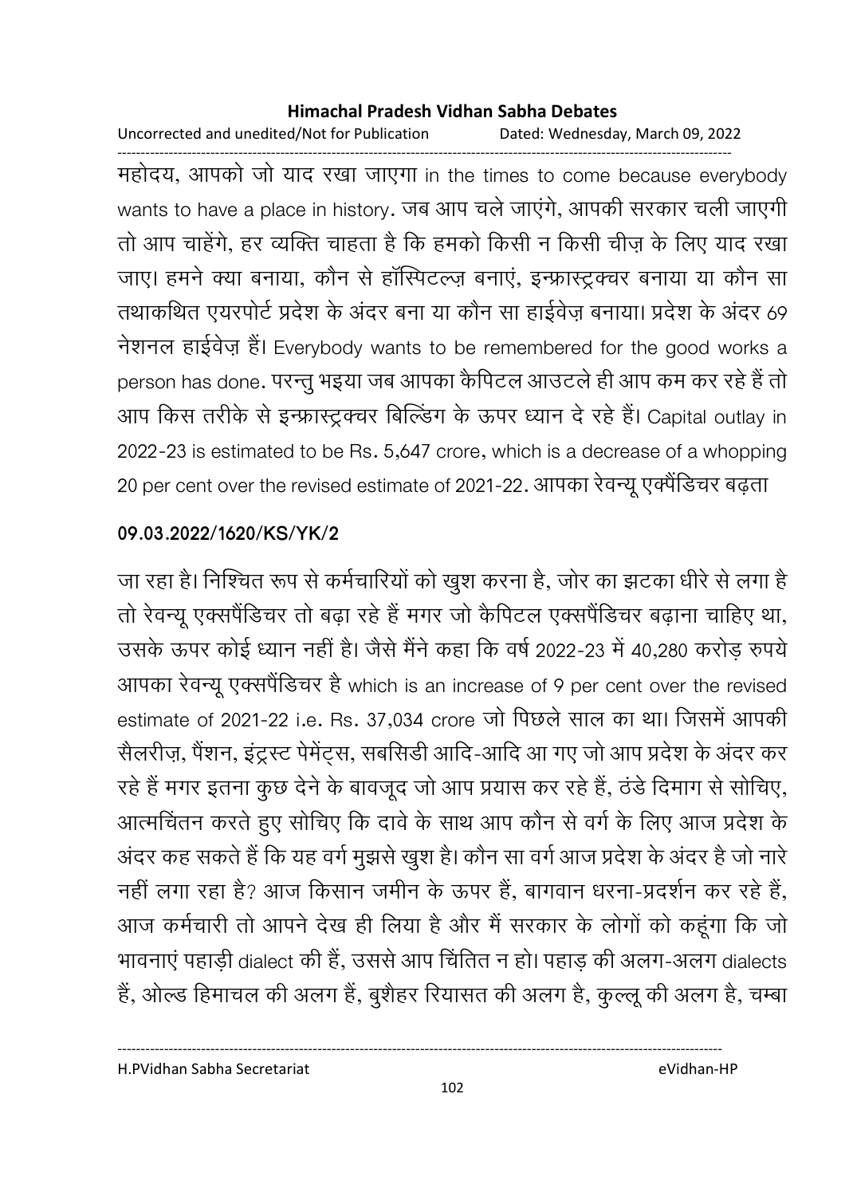महोदय, आपको जो याद रखा जाएगा in the times to come because everybody wants to have a place in history. जब आप चले जाएंगे, आपकी सरकार चली जाएगी तो आप चाहेंगे, हर व्यक्ति चाहता है कि हमको किसी न किसी चीज़ के लिए याद रखा जाए। हमने क्या बनाया, कौन से हॉस्पिटल्ज़ बनाएं, इन्फ्रास्ट्रक्चर बनाया या कौन सा तथाकथित एयरपोर्ट प्रदेश के अंदर बना या कौन सा हाईवेज़ बनाया। प्रदेश के अंदर 69 नेशनल हाईवेज़ हैं। Everybody wants to be remembered for the good works a person has done. परन्तु भइया जब आपका कैपिटल आउटले ही आप कम कर रहे हैं तो आप किस तरीके से इन्फ्रास्ट्रक्चर बिल्डिंग के ऊपर ध्यान दे रहे हैं। Capital outlay in 2022-23 is estimated to be Rs. 5,647 crore, which is a decrease of a whopping 20 per cent over the revised estimate of 2021-22. आपका रेवन्यू एक्पैंडिचर बढ़ता

**09.03.2022/1620/KS/YK/2**

जा रहा है। निश्चित रूप से कर्मचारियों को खुश करना है, जोर का झटका धीरे से लगा है तो रेवन्यू एक्सपैंडिचर तो बढ़ा रहे हैं मगर जो कैपिटल एक्सपैंडिचर बढ़ाना चाहिए था, उसके ऊपर कोई ध्यान नहीं है। जैसे मैंने कहा कि वर्ष 2022-23 में 40,280 करोड़ रुपये आपका रेवन्यू एक्सपैंडिचर है which is an increase of 9 per cent over the revised estimate of 2021-22 i.e. Rs. 37,034 crore जो पिछले साल का था। जिसमें आपकी सैलरीज़, पैंशन, इंट्रस्ट पेमेंट्स, सबसिडी आदि-आदि आ गए जो आप प्रदेश के अंदर कर रहे हैं मगर इतना कुछ देने के बावजूद जो आप प्रयास कर रहे हैं, ठंडे दिमाग से सोचिए, आत्मचिंतन करते हुए सोचिए कि दावे के साथ आप कौन से वर्ग के लिए आज प्रदेश के अंदर कह सकते हैं कि यह वर्ग मुझसे खुश है। कौन सा वर्ग आज प्रदेश के अंदर है जो नारे नहीं लगा रहा है? आज किसान जमीन के ऊपर हैं, बागवान धरना-प्रदर्शन कर रहे हैं, आज कर्मचारी तो आपने देख ही लिया है और मैं सरकार के लोगों को कहूंगा कि जो भावनाएं पहाड़ी dialect की हैं, उससे आप चिंतित न हो। पहाड़ की अलग-अलग dialects हैं, ओल्ड हिमाचल की अलग हैं, बुशैहर रियासत की अलग है, कुल्लू की अलग है, चम्बा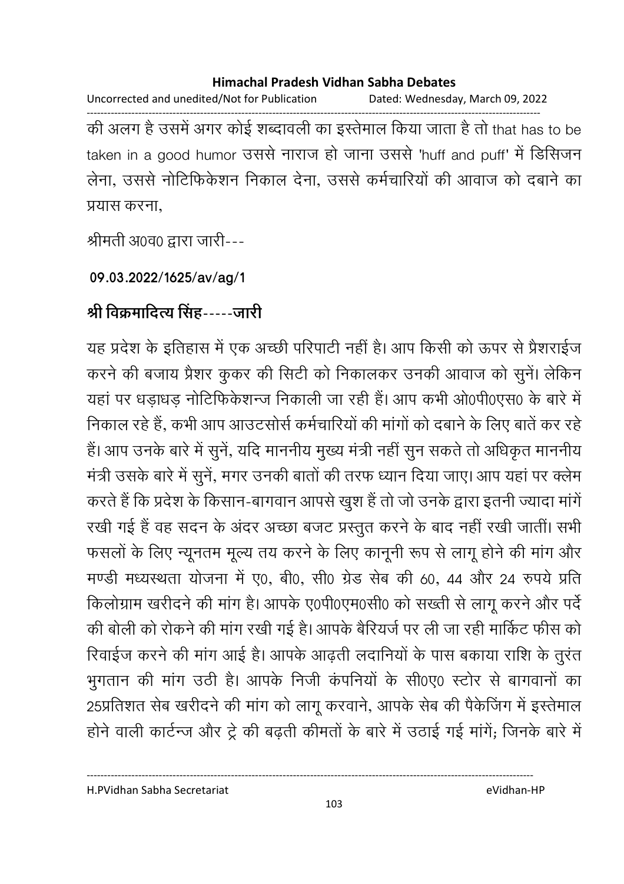की अलग है उसमें अगर कोई शब्दावली का इस्तेमाल किया जाता है तो that has to be taken in a good humor उससे नाराज हो जाना उससे 'huff and puff' में डिसिजन लेना, उससे नोटिफिकेशन निकाल देना, उससे कर्मचारियों की आवाज को दबाने का प्रयास करना,

श्रीमती अ0व0 द्वारा जारी---

**09.03.2022/1625/av/ag/1**

## श्री विक्रमादित्य सिंह-----जारी

यह प्रदेश के इतिहास में एक अच्छी परिपाटी नहीं है। आप किसी को ऊपर से प्रैशराईज करने की बजाय प्रैशर कुकर की सिटी को निकालकर उनकी आवाज को सुनें। लेकिन यहां पर धड़ाधड़ नोटिफिकेशन्ज निकाली जा रही हैं। आप कभी ओ0पी0एस0 के बारे में निकाल रहे हैं, कभी आप आउटसोर्स कर्मचारियों की मांगों को दबाने के लिए बातें कर रहे हैं। आप उनके बारे में सुनें, यदि माननीय मुख्य मंत्री नहीं सुन सकते तो अधिकृत माननीय मंत्री उसके बारे में सुनें, मगर उनकी बातों की तरफ ध्यान दिया जाए। आप यहां पर क्लेम करते हैं कि प्रदेश के किसान-बागवान आपसे खुश हैं तो जो उनके द्वारा इतनी ज्यादा मांगें रखी गई हैं वह सदन के अंदर अच्छा बजट प्रस्तुत करने के बाद नहीं रखी जातीं। सभी फसलों के लिए न्यूनतम मूल्य तय करने के लिए कानूनी रूप से लागू होने की मांग और मण्डी मध्यस्थता योजना में ए0, बी0, सी0 ग्रेड सेब की 60, 44 और 24 रुपये प्रति किलोग्राम खरीदने की मांग है। आपके ए0पी0एम0सी0 को सख्ती से लागू करने और पर्दे की बोली को रोकने की मांग रखी गई है। आपके बैरियर्ज पर ली जा रही मार्किट फीस को रिवाईज करने की मांग आई है। आपके आढ़ती लदानियों के पास बकाया राशि के तुरंत भुगतान की मांग उठी है। आपके निजी कंपनियों के सी0ए0 स्टोर से बागवानों का 25प्रतिशत सेब खरीदने की मांग को लागू करवाने, आपके सेब की पैकेजिंग में इस्तेमाल होने वाली कार्टन्ज और ट्रे की बढ़ती कीमतों के बारे में उठाई गई मांगें; जिनके बारे में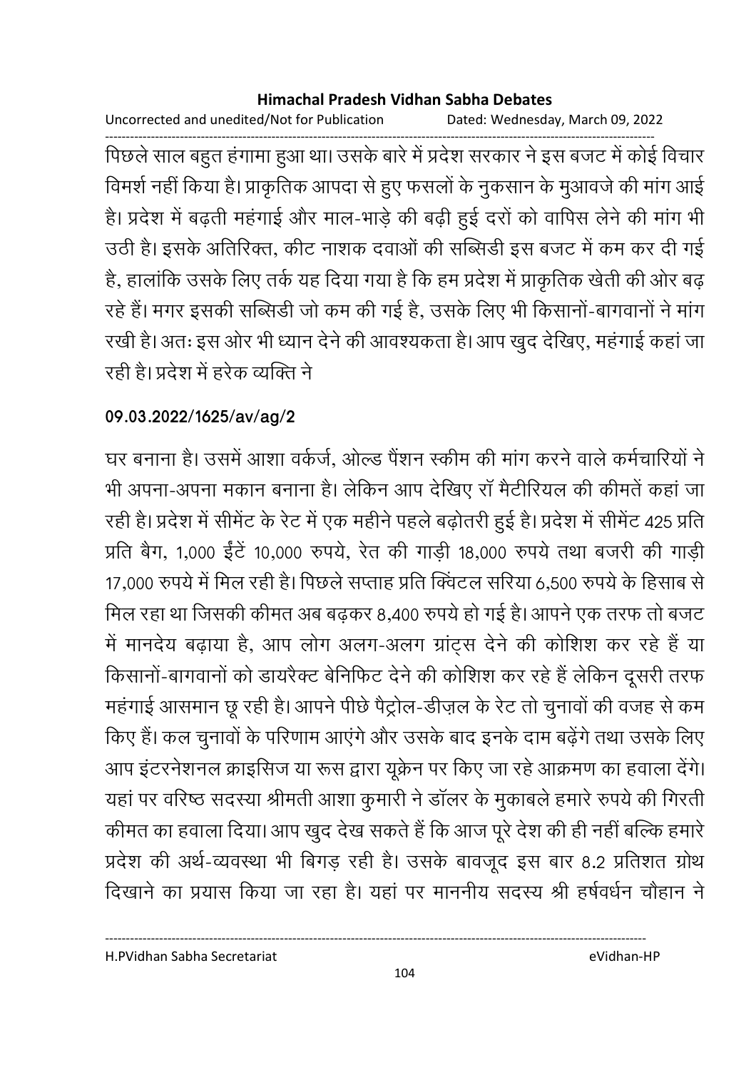पिछले साल बहुत हंगामा हुआ था। उसके बारे में प्रदेश सरकार ने इस बजट में कोई विचार विमर्श नहीं किया है। प्राकृतिक आपदा से हुए फसलों के नुकसान के मुआवजे की मांग आई है। प्रदेश में बढ़ती महंगाई और माल-भाड़े की बढ़ी हुई दरों को वापिस लेने की मांग भी उठी है। इसके अतिरिक्त, कीट नाशक दवाओं की सब्सिडी इस बजट में कम कर दी गई है, हालांकि उसके लिए तर्क यह दिया गया है कि हम प्रदेश में प्राकृतिक खेती की ओर बढ़ रहे हैं। मगर इसकी सब्सिडी जो कम की गई है, उसके लिए भी किसानों-बागवानों ने मांग रखी है। अतः इस ओर भी ध्यान देने की आवश्यकता है। आप खुद देखिए, महंगाई कहां जा रही है। प्रदेश में हरेक व्यक्ति ने

**09.03.2022/1625/av/ag/2**

घर बनाना है। उसमें आशा वर्कर्ज, ओल्ड पैंशन स्कीम की मांग करने वाले कर्मचारियों ने भी अपना-अपना मकान बनाना है। लेकिन आप देखिए रॉ मैटीरियल की कीमतें कहां जा रही है। प्रदेश में सीमेंट के रेट में एक महीने पहले बढ़ोतरी हुई है। प्रदेश में सीमेंट 425 प्रति प्रति बैग, 1,000 ईंटें 10,000 रुपये, रेत की गाड़ी 18,000 रुपये तथा बजरी की गाड़ी 17,000 रुपये में मिल रही है। पिछले सप्ताह प्रति क्विंटल सरिया 6,500 रुपये के हिसाब से मिल रहा था जिसकी कीमत अब बढ़कर 8,400 रुपये हो गई है। आपने एक तरफ तो बजट में मानदेय बढ़ाया है, आप लोग अलग-अलग ग्रांट्स देने की कोशिश कर रहे हैं या किसानों-बागवानों को डायरैक्ट बेनिफिट देने की कोशिश कर रहे हैं लेकिन दूसरी तरफ महंगाई आसमान छू रही है। आपने पीछे पैट्रोल-डीज़ल के रेट तो चुनावों की वजह से कम किए हैं। कल चुनावों के परिणाम आएंगे और उसके बाद इनके दाम बढ़ेंगे तथा उसके लिए आप इंटरनेशनल क्राइसिज या रूस द्वारा यूक्रेन पर किए जा रहे आक्रमण का हवाला देंगे। यहां पर वरिष्ठ सदस्या श्रीमती आशा कुमारी ने डॉलर के मुकाबले हमारे रुपये की गिरती कीमत का हवाला दिया। आप खुद देख सकते हैं कि आज पूरे देश की ही नहीं बल्कि हमारे प्रदेश की अर्थ-व्यवस्था भी बिगड़ रही है। उसके बावजूद इस बार 8.2 प्रतिशत ग्रोथ दिखाने का प्रयास किया जा रहा है। यहां पर माननीय सदस्य श्री हर्षवर्धन चौहान ने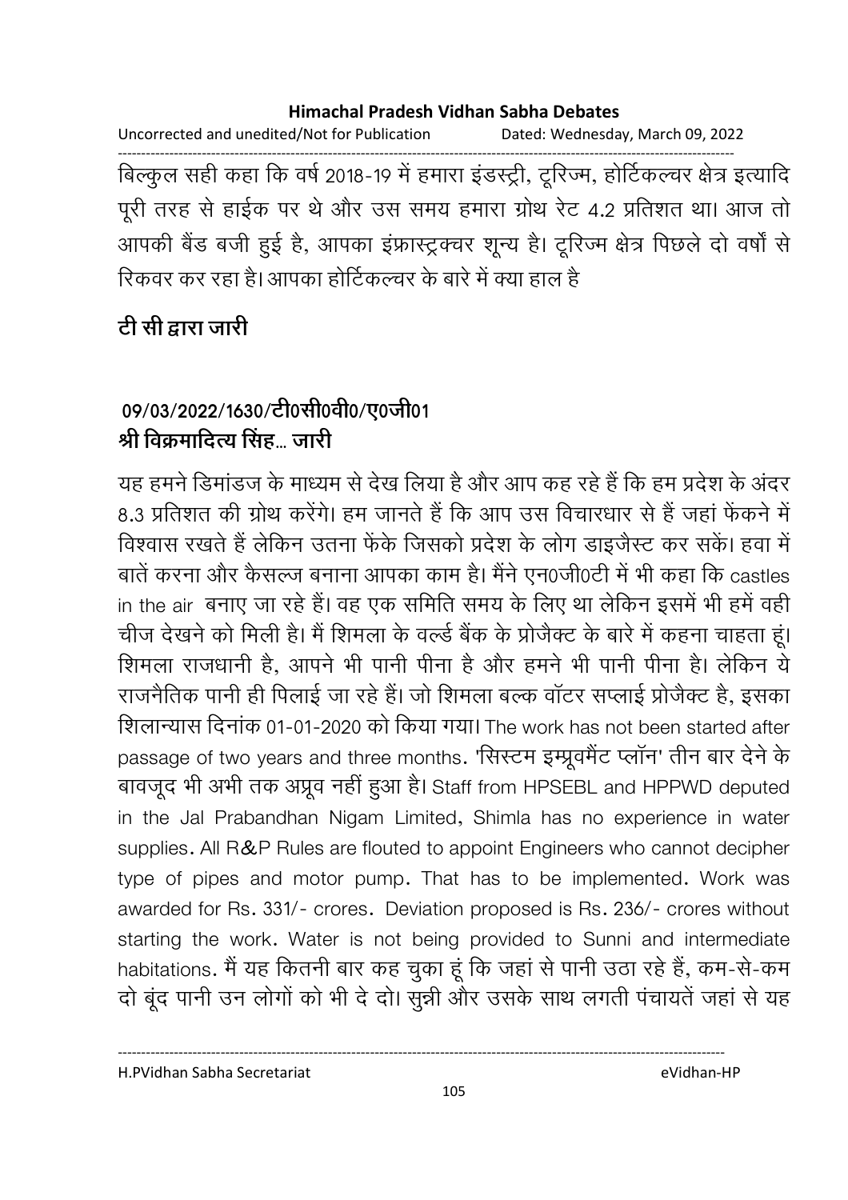बिल्कुल सही कहा कि वर्ष 2018-19 में हमारा इंडस्ट्री, टूरिज्म, होर्टिकल्चर क्षेत्र इत्यादि पूरी तरह से हाईक पर थे और उस समय हमारा ग्रोथ रेट 4.2 प्रतिशत था। आज तो आपकी बैंड बजी हुई है, आपका इंफ्रास्ट्रक्चर शून्य है। टूरिज्म क्षेत्र पिछले दो वर्षों से रिकवर कर रहा है। आपका होर्टिकल्चर के बारे में क्या हाल है

**टी सी द्वारा जारी**

**09/03/2022/1630/टी0सी0वी0/ए0जी01**
**श्री विक्रमादित्य सिंह... जारी**

यह हमने डिमांडज के माध्यम से देख लिया है और आप कह रहे हैं कि हम प्रदेश के अंदर 8.3 प्रतिशत की ग्रोथ करेंगे। हम जानते हैं कि आप उस विचारधार से हैं जहां फेंकने में विश्वास रखते हैं लेकिन उतना फेंके जिसको प्रदेश के लोग डाइजैस्ट कर सकें। हवा में बातें करना और कैसल्ज बनाना आपका काम है। मैंने एन0जी0टी में भी कहा कि castles in the air बनाए जा रहे हैं। वह एक समिति समय के लिए था लेकिन इसमें भी हमें वही चीज देखने को मिली है। मैं शिमला के वर्ल्ड बैंक के प्रोजैक्ट के बारे में कहना चाहता हूं। शिमला राजधानी है, आपने भी पानी पीना है और हमने भी पानी पीना है। लेकिन ये राजनैतिक पानी ही पिलाई जा रहे हैं। जो शिमला बल्क वॉटर सप्लाई प्रोजैक्ट है, इसका शिलान्यास दिनांक 01-01-2020 को किया गया। The work has not been started after passage of two years and three months. 'सिस्टम इम्प्रूवमैंट प्लॉन' तीन बार देने के बावजूद भी अभी तक अप्रूव नहीं हुआ है। Staff from HPSEBL and HPPWD deputed in the Jal Prabandhan Nigam Limited, Shimla has no experience in water supplies. All R&P Rules are flouted to appoint Engineers who cannot decipher type of pipes and motor pump. That has to be implemented. Work was awarded for Rs. 331/- crores. Deviation proposed is Rs. 236/- crores without starting the work. Water is not being provided to Sunni and intermediate habitations. मैं यह कितनी बार कह चुका हूं कि जहां से पानी उठा रहे हैं, कम-से-कम दो बूंद पानी उन लोगों को भी दे दो। सुन्नी और उसके साथ लगती पंचायतें जहां से यह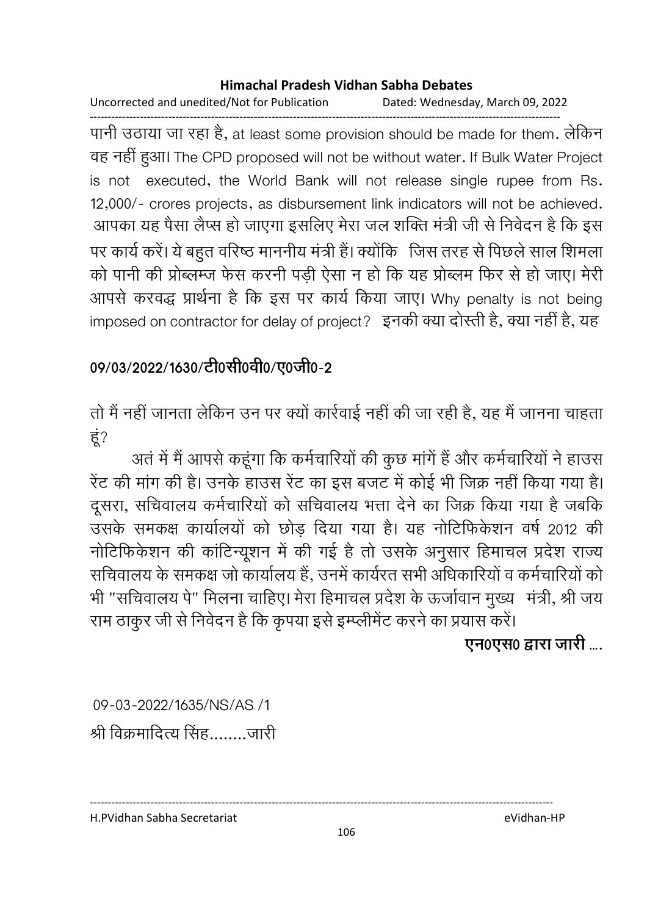पानी उठाया जा रहा है, at least some provision should be made for them. लेकिन वह नहीं हुआ। The CPD proposed will not be without water. If Bulk Water Project is not executed, the World Bank will not release single rupee from Rs. 12,000/- crores projects, as disbursement link indicators will not be achieved. आपका यह पैसा लैप्स हो जाएगा इसलिए मेरा जल शक्ति मंत्री जी से निवेदन है कि इस पर कार्य करें। ये बहुत वरिष्ठ माननीय मंत्री हैं। क्योंकि जिस तरह से पिछले साल शिमला को पानी की प्रोब्लम्ज फेस करनी पड़ी ऐसा न हो कि यह प्रोब्लम फिर से हो जाए। मेरी आपसे करवद्ध प्रार्थना है कि इस पर कार्य किया जाए। Why penalty is not being imposed on contractor for delay of project? इनकी क्या दोस्ती है, क्या नहीं है, यह

**09/03/2022/1630/टी0सी0वी0/ए0जी0-2**

तो मैं नहीं जानता लेकिन उन पर क्यों कार्रवाई नहीं की जा रही है, यह मैं जानना चाहता हूं?

अतं में मैं आपसे कहूंगा कि कर्मचारियों की कुछ मांगें हैं और कर्मचारियों ने हाउस रेंट की मांग की है। उनके हाउस रेंट का इस बजट में कोई भी जिक्र नहीं किया गया है। दूसरा, सचिवालय कर्मचारियों को सचिवालय भत्ता देने का जिक्र किया गया है जबकि उसके समकक्ष कार्यालयों को छोड़ दिया गया है। यह नोटिफिकेशन वर्ष 2012 की नोटिफिकेशन की कांटिन्यूशन में की गई है तो उसके अनुसार हिमाचल प्रदेश राज्य सचिवालय के समकक्ष जो कार्यालय हैं, उनमें कार्यरत सभी अधिकारियों व कर्मचारियों को भी "सचिवालय पे" मिलना चाहिए। मेरा हिमाचल प्रदेश के ऊर्जावान मुख्य मंत्री, श्री जय राम ठाकुर जी से निवेदन है कि कृपया इसे इम्प्लीमेंट करने का प्रयास करें।

**एन0एस0 द्वारा जारी ....**

09-03-2022/1635/NS/AS /1

श्री विक्रमादित्य सिंह........जारी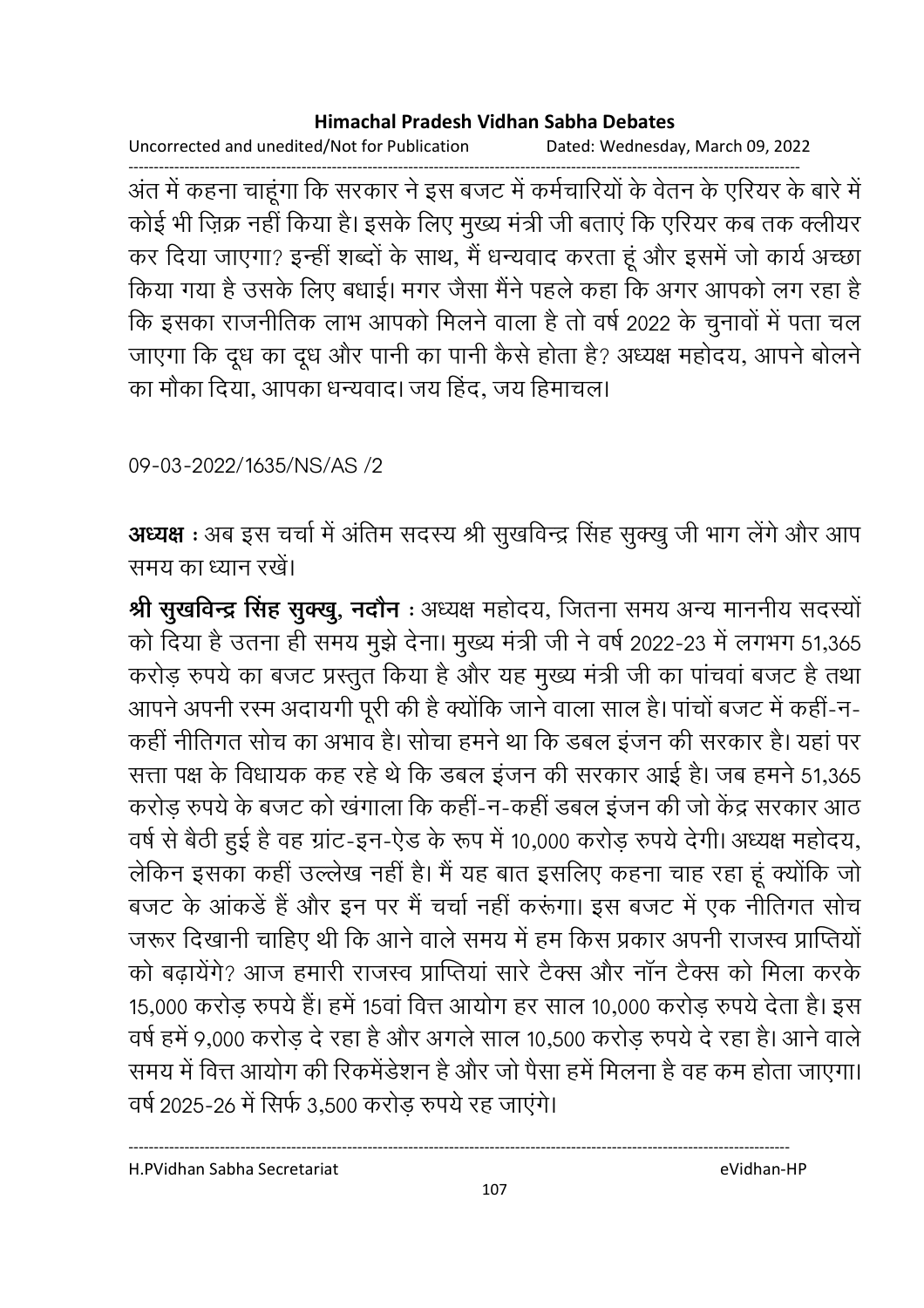अंत में कहना चाहूंगा कि सरकार ने इस बजट में कर्मचारियों के वेतन के एरियर के बारे में कोई भी ज़िक्र नहीं किया है। इसके लिए मुख्य मंत्री जी बताएं कि एरियर कब तक क्लीयर कर दिया जाएगा? इन्हीं शब्दों के साथ, मैं धन्यवाद करता हूं और इसमें जो कार्य अच्छा किया गया है उसके लिए बधाई। मगर जैसा मैंने पहले कहा कि अगर आपको लग रहा है कि इसका राजनीतिक लाभ आपको मिलने वाला है तो वर्ष 2022 के चुनावों में पता चल जाएगा कि दूध का दूध और पानी का पानी कैसे होता है? अध्यक्ष महोदय, आपने बोलने का मौका दिया, आपका धन्यवाद। जय हिंद, जय हिमाचल।

09-03-2022/1635/NS/AS /2

**अध्यक्ष** : अब इस चर्चा में अंतिम सदस्य श्री सुखविन्द्र सिंह सुक्खु जी भाग लेंगे और आप समय का ध्यान रखें।

**श्री सुखविन्द्र सिंह सुक्खु, नदौन** : अध्यक्ष महोदय, जितना समय अन्य माननीय सदस्यों को दिया है उतना ही समय मुझे देना। मुख्य मंत्री जी ने वर्ष 2022-23 में लगभग 51,365 करोड़ रुपये का बजट प्रस्तुत किया है और यह मुख्य मंत्री जी का पांचवां बजट है तथा आपने अपनी रस्म अदायगी पूरी की है क्योंकि जाने वाला साल है। पांचों बजट में कहीं-न-कहीं नीतिगत सोच का अभाव है। सोचा हमने था कि डबल इंजन की सरकार है। यहां पर सत्ता पक्ष के विधायक कह रहे थे कि डबल इंजन की सरकार आई है। जब हमने 51,365 करोड़ रुपये के बजट को खंगाला कि कहीं-न-कहीं डबल इंजन की जो केंद्र सरकार आठ वर्ष से बैठी हुई है वह ग्रांट-इन-ऐड के रूप में 10,000 करोड़ रुपये देगी। अध्यक्ष महोदय, लेकिन इसका कहीं उल्लेख नहीं है। मैं यह बात इसलिए कहना चाह रहा हूं क्योंकि जो बजट के आंकडें हैं और इन पर मैं चर्चा नहीं करूंगा। इस बजट में एक नीतिगत सोच जरूर दिखानी चाहिए थी कि आने वाले समय में हम किस प्रकार अपनी राजस्व प्राप्तियों को बढ़ायेंगे? आज हमारी राजस्व प्राप्तियां सारे टैक्स और नॉन टैक्स को मिला करके 15,000 करोड़ रुपये हैं। हमें 15वां वित्त आयोग हर साल 10,000 करोड़ रुपये देता है। इस वर्ष हमें 9,000 करोड़ दे रहा है और अगले साल 10,500 करोड़ रुपये दे रहा है। आने वाले समय में वित्त आयोग की रिकमेंडेशन है और जो पैसा हमें मिलना है वह कम होता जाएगा। वर्ष 2025-26 में सिर्फ 3,500 करोड़ रुपये रह जाएंगे।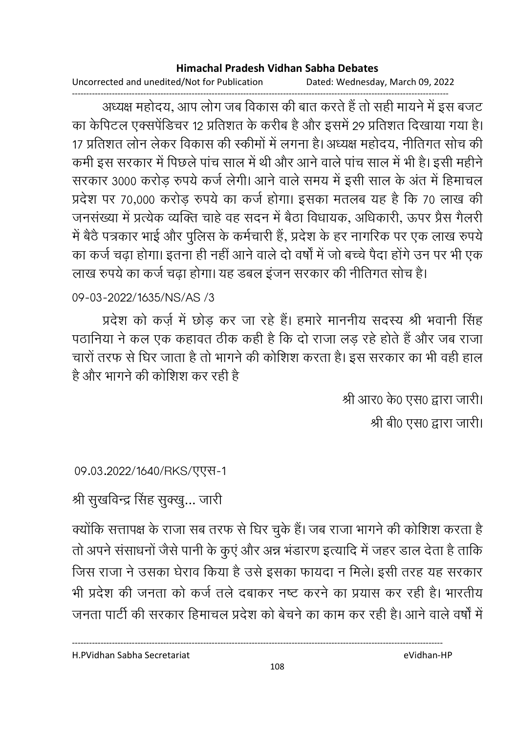अध्यक्ष महोदय, आप लोग जब विकास की बात करते हैं तो सही मायने में इस बजट का केपिटल एक्सपेंडिचर 12 प्रतिशत के करीब है और इसमें 29 प्रतिशत दिखाया गया है। 17 प्रतिशत लोन लेकर विकास की स्कीमों में लगना है। अध्यक्ष महोदय, नीतिगत सोच की कमी इस सरकार में पिछले पांच साल में थी और आने वाले पांच साल में भी है। इसी महीने सरकार 3000 करोड़ रुपये कर्ज लेगी। आने वाले समय में इसी साल के अंत में हिमाचल प्रदेश पर 70,000 करोड़ रुपये का कर्ज होगा। इसका मतलब यह है कि 70 लाख की जनसंख्या में प्रत्येक व्यक्ति चाहे वह सदन में बैठा विधायक, अधिकारी, ऊपर प्रैस गैलरी में बैठे पत्रकार भाई और पुलिस के कर्मचारी हैं, प्रदेश के हर नागरिक पर एक लाख रुपये का कर्ज चढ़ा होगा। इतना ही नहीं आने वाले दो वर्षों में जो बच्चे पैदा होंगे उन पर भी एक लाख रुपये का कर्ज चढ़ा होगा। यह डबल इंजन सरकार की नीतिगत सोच है।

09-03-2022/1635/NS/AS /3

प्रदेश को कर्ज़ में छोड़ कर जा रहे हैं। हमारे माननीय सदस्य श्री भवानी सिंह पठानिया ने कल एक कहावत ठीक कही है कि दो राजा लड़ रहे होते हैं और जब राजा चारों तरफ से घिर जाता है तो भागने की कोशिश करता है। इस सरकार का भी वही हाल है और भागने की कोशिश कर रही है

श्री आर0 के0 एस0 द्वारा जारी।

श्री बी0 एस0 द्वारा जारी।

09.03.2022/1640/RKS/एएस-1

श्री सुखविन्द्र सिंह सुक्खु... जारी

क्योंकि सत्तापक्ष के राजा सब तरफ से घिर चुके हैं। जब राजा भागने की कोशिश करता है तो अपने संसाधनों जैसे पानी के कुएं और अन्न भंडारण इत्यादि में जहर डाल देता है ताकि जिस राजा ने उसका घेराव किया है उसे इसका फायदा न मिले। इसी तरह यह सरकार भी प्रदेश की जनता को कर्ज तले दबाकर नष्ट करने का प्रयास कर रही है। भारतीय जनता पार्टी की सरकार हिमाचल प्रदेश को बेचने का काम कर रही है। आने वाले वर्षों में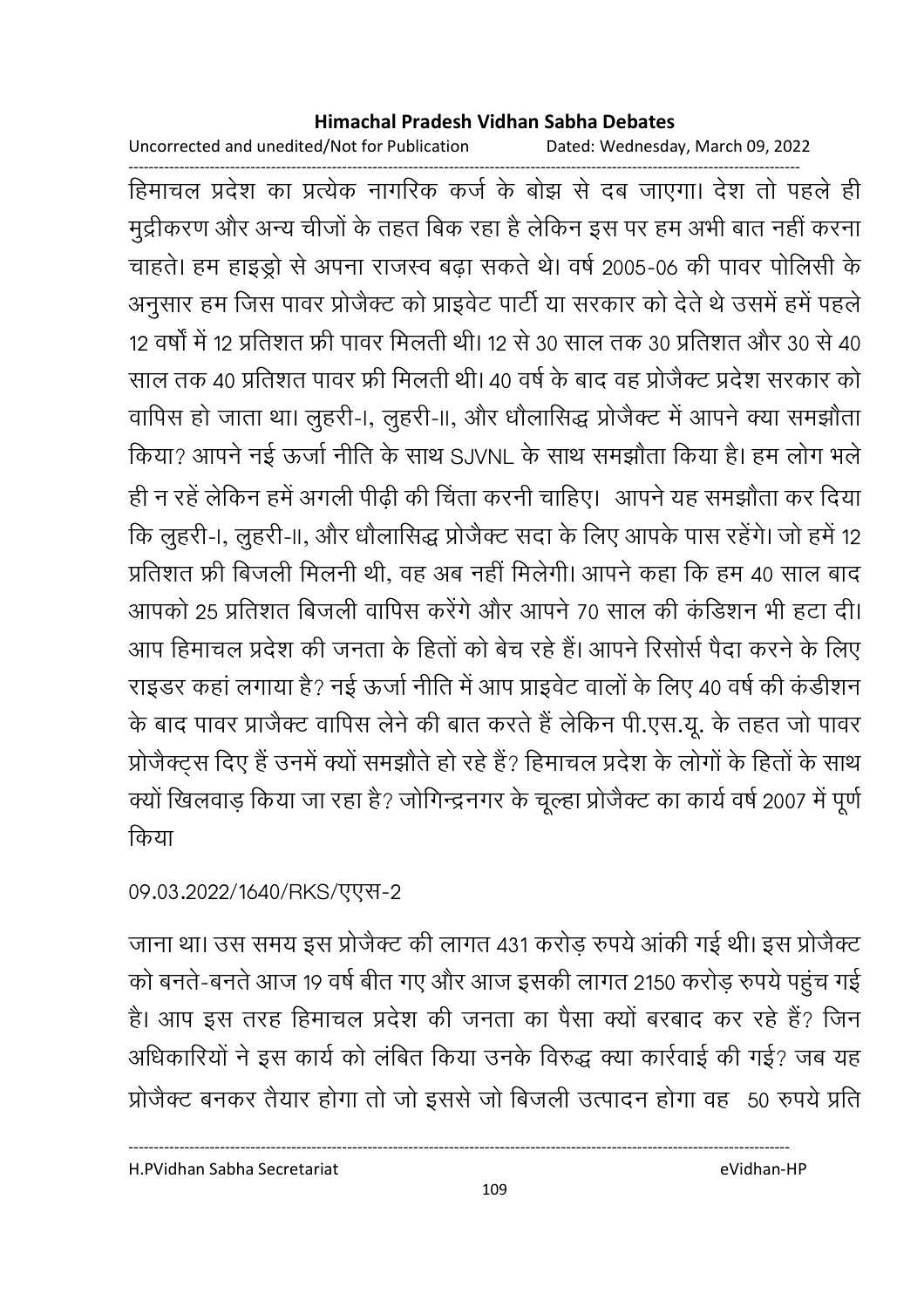हिमाचल प्रदेश का प्रत्येक नागरिक कर्ज के बोझ से दब जाएगा। देश तो पहले ही मुद्रीकरण और अन्य चीजों के तहत बिक रहा है लेकिन इस पर हम अभी बात नहीं करना चाहते। हम हाइड्रो से अपना राजस्व बढ़ा सकते थे। वर्ष 2005-06 की पावर पोलिसी के अनुसार हम जिस पावर प्रोजैक्ट को प्राइवेट पार्टी या सरकार को देते थे उसमें हमें पहले 12 वर्षों में 12 प्रतिशत फ्री पावर मिलती थी। 12 से 30 साल तक 30 प्रतिशत और 30 से 40 साल तक 40 प्रतिशत पावर फ्री मिलती थी। 40 वर्ष के बाद वह प्रोजैक्ट प्रदेश सरकार को वापिस हो जाता था। लुहरी-I, लुहरी-II, और धौलासिद्ध प्रोजैक्ट में आपने क्या समझौता किया? आपने नई ऊर्जा नीति के साथ SJVNL के साथ समझौता किया है। हम लोग भले ही न रहें लेकिन हमें अगली पीढ़ी की चिंता करनी चाहिए। आपने यह समझौता कर दिया कि लुहरी-I, लुहरी-II, और धौलासिद्ध प्रोजैक्ट सदा के लिए आपके पास रहेंगे। जो हमें 12 प्रतिशत फ्री बिजली मिलनी थी, वह अब नहीं मिलेगी। आपने कहा कि हम 40 साल बाद आपको 25 प्रतिशत बिजली वापिस करेंगे और आपने 70 साल की कंडिशन भी हटा दी। आप हिमाचल प्रदेश की जनता के हितों को बेच रहे हैं। आपने रिसोर्स पैदा करने के लिए राइडर कहां लगाया है? नई ऊर्जा नीति में आप प्राइवेट वालों के लिए 40 वर्ष की कंडीशन के बाद पावर प्राजैक्ट वापिस लेने की बात करते हैं लेकिन पी.एस.यू. के तहत जो पावर प्रोजैक्ट्स दिए हैं उनमें क्यों समझौते हो रहे हैं? हिमाचल प्रदेश के लोगों के हितों के साथ क्यों खिलवाड़ किया जा रहा है? जोगिन्द्रनगर के चूल्हा प्रोजैक्ट का कार्य वर्ष 2007 में पूर्ण किया

09.03.2022/1640/RKS/एएस-2

जाना था। उस समय इस प्रोजैक्ट की लागत 431 करोड़ रुपये आंकी गई थी। इस प्रोजैक्ट को बनते-बनते आज 19 वर्ष बीत गए और आज इसकी लागत 2150 करोड़ रुपये पहुंच गई है। आप इस तरह हिमाचल प्रदेश की जनता का पैसा क्यों बरबाद कर रहे हैं? जिन अधिकारियों ने इस कार्य को लंबित किया उनके विरुद्ध क्या कार्रवाई की गई? जब यह प्रोजैक्ट बनकर तैयार होगा तो जो इससे जो बिजली उत्पादन होगा वह 50 रुपये प्रति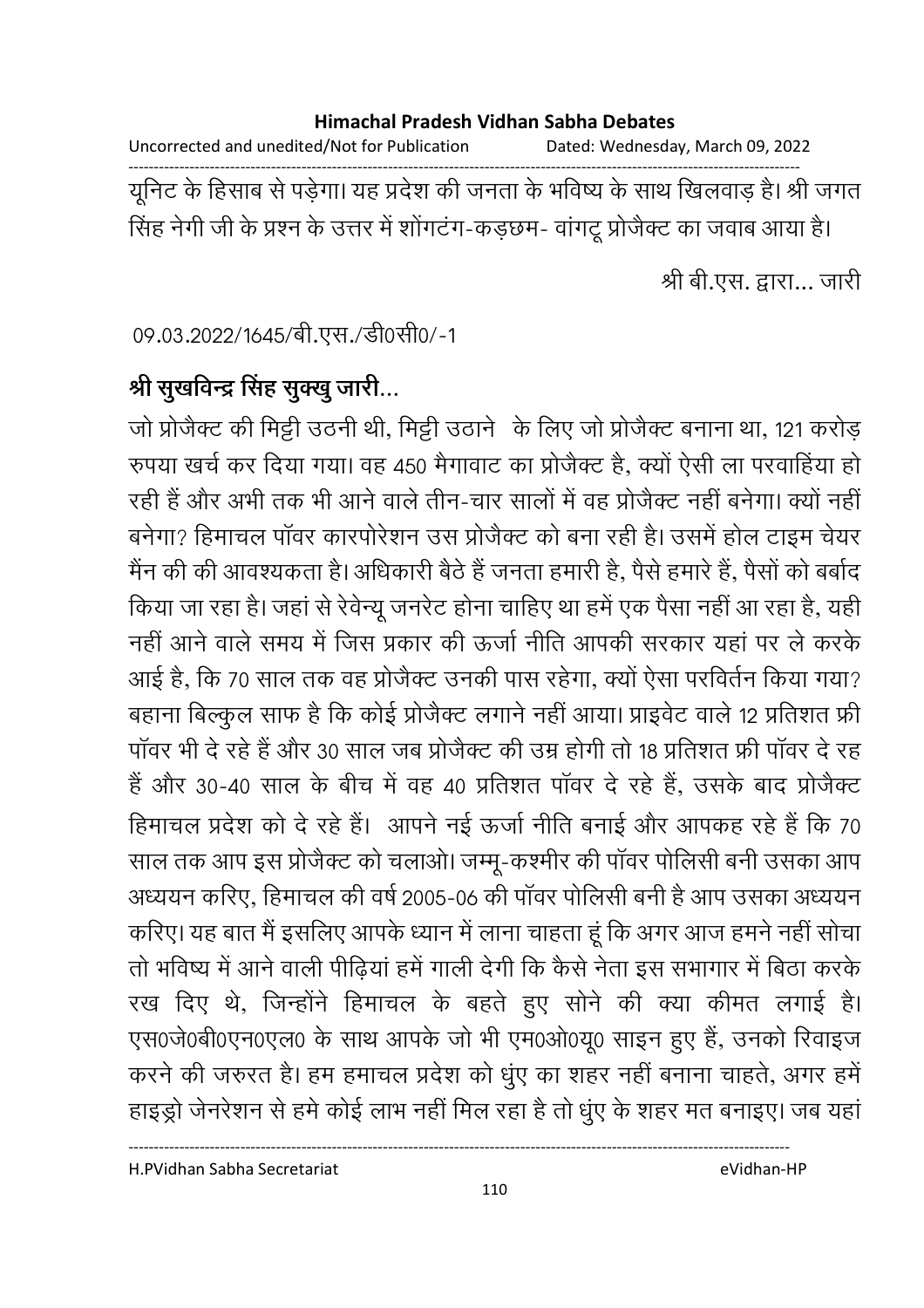यूनिट के हिसाब से पड़ेगा। यह प्रदेश की जनता के भविष्य के साथ खिलवाड़ है। श्री जगत सिंह नेगी जी के प्रश्न के उत्तर में शोंगटंग-कड़छम- वांगटू प्रोजैक्ट का जवाब आया है।

श्री बी.एस. द्वारा... जारी

09.03.2022/1645/बी.एस./डी0सी0/-1

**श्री सुखविन्द्र सिंह सुक्खु जारी...**

जो प्रोजैक्ट की मिट्टी उठनी थी, मिट्टी उठाने के लिए जो प्रोजैक्ट बनाना था, 121 करोड़ रुपया खर्च कर दिया गया। वह 450 मैगावाट का प्रोजैक्ट है, क्यों ऐसी ला परवाहिंया हो रही हैं और अभी तक भी आने वाले तीन-चार सालों में वह प्रोजैक्ट नहीं बनेगा। क्यों नहीं बनेगा? हिमाचल पॉवर कारपोरेशन उस प्रोजैक्ट को बना रही है। उसमें होल टाइम चेयर मैंन की की आवश्यकता है। अधिकारी बैठे हैं जनता हमारी है, पैसे हमारे हैं, पैसों को बर्बाद किया जा रहा है। जहां से रेवेन्यू जनरेट होना चाहिए था हमें एक पैसा नहीं आ रहा है, यही नहीं आने वाले समय में जिस प्रकार की ऊर्जा नीति आपकी सरकार यहां पर ले करके आई है, कि 70 साल तक वह प्रोजैक्ट उनकी पास रहेगा, क्यों ऐसा परविर्तन किया गया? बहाना बिल्कुल साफ है कि कोई प्रोजैक्ट लगाने नहीं आया। प्राइवेट वाले 12 प्रतिशत फ्री पॉवर भी दे रहे हैं और 30 साल जब प्रोजैक्ट की उम्र होगी तो 18 प्रतिशत फ्री पॉवर दे रह हैं और 30-40 साल के बीच में वह 40 प्रतिशत पॉवर दे रहे हैं, उसके बाद प्रोजैक्ट हिमाचल प्रदेश को दे रहे हैं। आपने नई ऊर्जा नीति बनाई और आपकह रहे हैं कि 70 साल तक आप इस प्रोजैक्ट को चलाओ। जम्मू-कश्मीर की पॉवर पोलिसी बनी उसका आप अध्ययन करिए, हिमाचल की वर्ष 2005-06 की पॉवर पोलिसी बनी है आप उसका अध्ययन करिए। यह बात मैं इसलिए आपके ध्यान में लाना चाहता हूं कि अगर आज हमने नहीं सोचा तो भविष्य में आने वाली पीढ़ियां हमें गाली देगी कि कैसे नेता इस सभागार में बिठा करके रख दिए थे, जिन्होंने हिमाचल के बहते हुए सोने की क्या कीमत लगाई है। एस0जे0बी0एन0एल0 के साथ आपके जो भी एम0ओ0यू0 साइन हुए हैं, उनको रिवाइज करने की जरुरत है। हम हमाचल प्रदेश को धुंए का शहर नहीं बनाना चाहते, अगर हमें हाइड्रो जेनरेशन से हमे कोई लाभ नहीं मिल रहा है तो धुंए के शहर मत बनाइए। जब यहां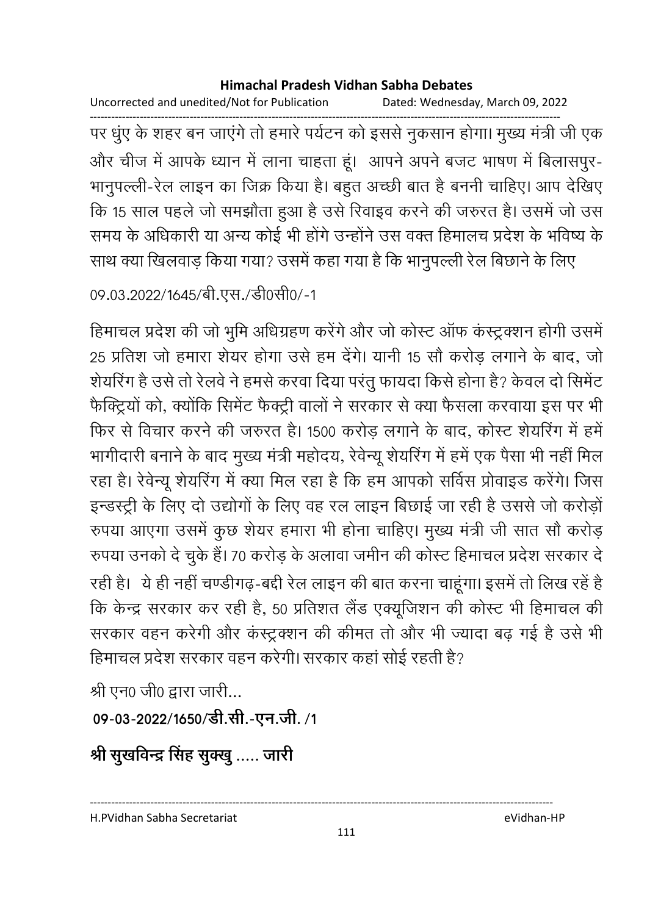पर धुंए के शहर बन जाएंगे तो हमारे पर्यटन को इससे नुकसान होगा। मुख्य मंत्री जी एक और चीज में आपके ध्यान में लाना चाहता हूं। आपने अपने बजट भाषण में बिलासपुर-भानुपल्ली-रेल लाइन का जिक्र किया है। बहुत अच्छी बात है बननी चाहिए। आप देखिए कि 15 साल पहले जो समझौता हुआ है उसे रिवाइव करने की जरुरत है। उसमें जो उस समय के अधिकारी या अन्य कोई भी होंगे उन्होंने उस वक्त हिमालच प्रदेश के भविष्य के साथ क्या खिलवाड़ किया गया? उसमें कहा गया है कि भानुपल्ली रेल बिछाने के लिए

09.03.2022/1645/बी.एस./डी0सी0/-1

हिमाचल प्रदेश की जो भुमि अधिग्रहण करेंगे और जो कोस्ट ऑफ कंस्ट्रक्शन होगी उसमें 25 प्रतिशत जो हमारा शेयर होगा उसे हम देंगे। यानी 15 सौ करोड़ लगाने के बाद, जो शेयरिंग है उसे तो रेलवे ने हमसे करवा दिया परंतु फायदा किसे होना है? केवल दो सिमेंट फैक्ट्रियों को, क्योंकि सिमेंट फैक्ट्री वालों ने सरकार से क्या फैसला करवाया इस पर भी फिर से विचार करने की जरुरत है। 1500 करोड़ लगाने के बाद, कोस्ट शेयरिंग में हमें भागीदारी बनाने के बाद मुख्य मंत्री महोदय, रेवेन्यू शेयरिंग में हमें एक पैसा भी नहीं मिल रहा है। रेवेन्यू शेयरिंग में क्या मिल रहा है कि हम आपको सर्विस प्रोवाइड करेंगे। जिस इन्डस्ट्री के लिए दो उद्योगों के लिए वह रल लाइन बिछाई जा रही है उससे जो करोड़ों रुपया आएगा उसमें कुछ शेयर हमारा भी होना चाहिए। मुख्य मंत्री जी सात सौ करोड़ रुपया उनको दे चुके हैं। 70 करोड़ के अलावा जमीन की कोस्ट हिमाचल प्रदेश सरकार दे रही है। ये ही नहीं चण्डीगढ़-बद्दी रेल लाइन की बात करना चाहूंगा। इसमें तो लिख रहें है कि केन्द्र सरकार कर रही है, 50 प्रतिशत लैंड एक्यूजिशन की कोस्ट भी हिमाचल की सरकार वहन करेगी और कंस्ट्रक्शन की कीमत तो और भी ज्यादा बढ़ गई है उसे भी हिमाचल प्रदेश सरकार वहन करेगी। सरकार कहां सोई रहती है?

श्री एन0 जी0 द्वारा जारी...

**09-03-2022/1650/डी.सी.-एन.जी. /1**

**श्री सुखविन्द्र सिंह सुक्खु ..... जारी**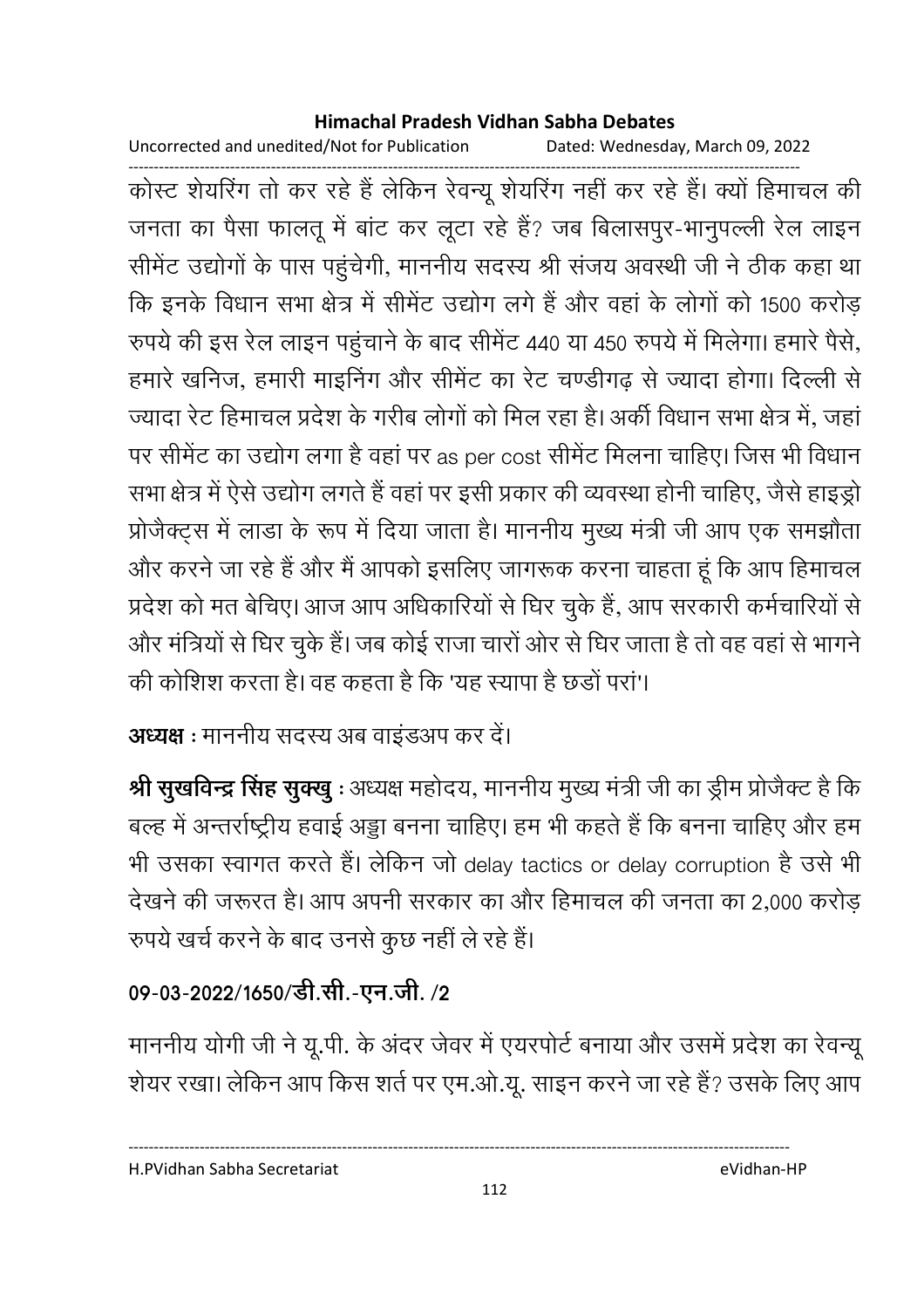कोस्ट शेयरिंग तो कर रहे हैं लेकिन रेवन्यू शेयरिंग नहीं कर रहे हैं। क्यों हिमाचल की जनता का पैसा फालतू में बांट कर लूटा रहे हैं? जब बिलासपुर-भानुपल्ली रेल लाइन सीमेंट उद्योगों के पास पहुंचेगी, माननीय सदस्य श्री संजय अवस्थी जी ने ठीक कहा था कि इनके विधान सभा क्षेत्र में सीमेंट उद्योग लगे हैं और वहां के लोगों को 1500 करोड़ रुपये की इस रेल लाइन पहुंचाने के बाद सीमेंट 440 या 450 रुपये में मिलेगा। हमारे पैसे, हमारे खनिज, हमारी माइनिंग और सीमेंट का रेट चण्डीगढ़ से ज्यादा होगा। दिल्ली से ज्यादा रेट हिमाचल प्रदेश के गरीब लोगों को मिल रहा है। अर्की विधान सभा क्षेत्र में, जहां पर सीमेंट का उद्योग लगा है वहां पर as per cost सीमेंट मिलना चाहिए। जिस भी विधान सभा क्षेत्र में ऐसे उद्योग लगते हैं वहां पर इसी प्रकार की व्यवस्था होनी चाहिए, जैसे हाइड्रो प्रोजैक्ट्स में लाडा के रूप में दिया जाता है। माननीय मुख्य मंत्री जी आप एक समझौता और करने जा रहे हैं और मैं आपको इसलिए जागरूक करना चाहता हूं कि आप हिमाचल प्रदेश को मत बेचिए। आज आप अधिकारियों से घिर चुके हैं, आप सरकारी कर्मचारियों से और मंत्रियों से घिर चुके हैं। जब कोई राजा चारों ओर से घिर जाता है तो वह वहां से भागने की कोशिश करता है। वह कहता है कि 'यह स्यापा है छडों परां'।

**अध्यक्ष** : माननीय सदस्य अब वाइंडअप कर दें।

**श्री सुखविन्द्र सिंह सुक्खु** : अध्यक्ष महोदय, माननीय मुख्य मंत्री जी का ड्रीम प्रोजैक्ट है कि बल्ह में अन्तर्राष्ट्रीय हवाई अड्डा बनना चाहिए। हम भी कहते हैं कि बनना चाहिए और हम भी उसका स्वागत करते हैं। लेकिन जो delay tactics or delay corruption है उसे भी देखने की जरूरत है। आप अपनी सरकार का और हिमाचल की जनता का 2,000 करोड़ रुपये खर्च करने के बाद उनसे कुछ नहीं ले रहे हैं।

**09-03-2022/1650/डी.सी.-एन.जी. /2**

माननीय योगी जी ने यू.पी. के अंदर जेवर में एयरपोर्ट बनाया और उसमें प्रदेश का रेवन्यू शेयर रखा। लेकिन आप किस शर्त पर एम.ओ.यू. साइन करने जा रहे हैं? उसके लिए आप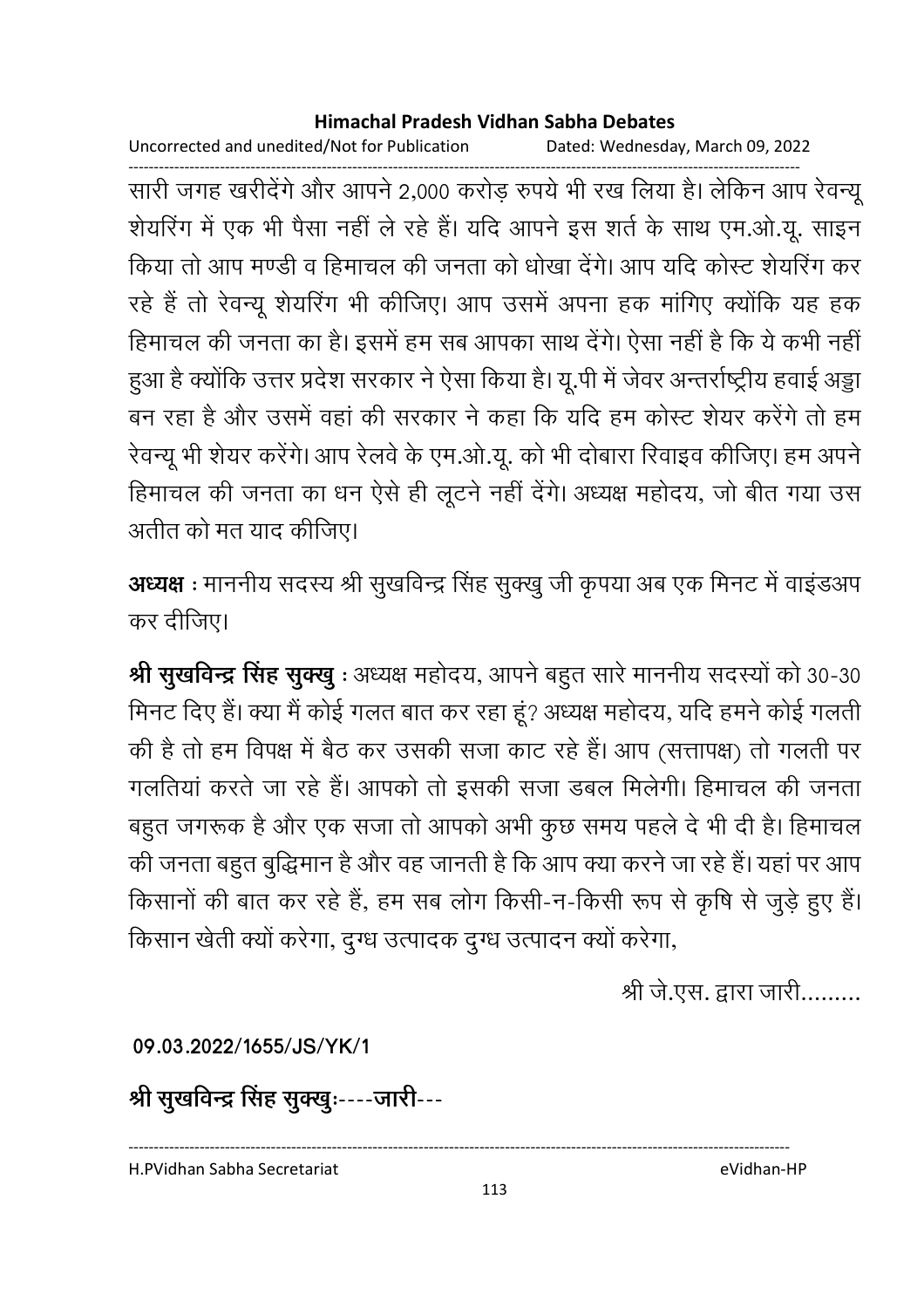सारी जगह खरीदेंगे और आपने 2,000 करोड़ रुपये भी रख लिया है। लेकिन आप रेवन्यू शेयरिंग में एक भी पैसा नहीं ले रहे हैं। यदि आपने इस शर्त के साथ एम.ओ.यू. साइन किया तो आप मण्डी व हिमाचल की जनता को धोखा देंगे। आप यदि कोस्ट शेयरिंग कर रहे हैं तो रेवन्यू शेयरिंग भी कीजिए। आप उसमें अपना हक मांगिए क्योंकि यह हक हिमाचल की जनता का है। इसमें हम सब आपका साथ देंगे। ऐसा नहीं है कि ये कभी नहीं हुआ है क्योंकि उत्तर प्रदेश सरकार ने ऐसा किया है। यू.पी में जेवर अन्तर्राष्ट्रीय हवाई अड्डा बन रहा है और उसमें वहां की सरकार ने कहा कि यदि हम कोस्ट शेयर करेंगे तो हम रेवन्यू भी शेयर करेंगे। आप रेलवे के एम.ओ.यू. को भी दोबारा रिवाइव कीजिए। हम अपने हिमाचल की जनता का धन ऐसे ही लूटने नहीं देंगे। अध्यक्ष महोदय, जो बीत गया उस अतीत को मत याद कीजिए।

**अध्यक्ष** : माननीय सदस्य श्री सुखविन्द्र सिंह सुक्खु जी कृपया अब एक मिनट में वाइंडअप कर दीजिए।

**श्री सुखविन्द्र सिंह सुक्खु** : अध्यक्ष महोदय, आपने बहुत सारे माननीय सदस्यों को 30-30 मिनट दिए हैं। क्या मैं कोई गलत बात कर रहा हूं? अध्यक्ष महोदय, यदि हमने कोई गलती की है तो हम विपक्ष में बैठ कर उसकी सजा काट रहे हैं। आप (सत्तापक्ष) तो गलती पर गलतियां करते जा रहे हैं। आपको तो इसकी सजा डबल मिलेगी। हिमाचल की जनता बहुत जगरूक है और एक सजा तो आपको अभी कुछ समय पहले दे भी दी है। हिमाचल की जनता बहुत बुद्धिमान है और वह जानती है कि आप क्या करने जा रहे हैं। यहां पर आप किसानों की बात कर रहे हैं, हम सब लोग किसी-न-किसी रूप से कृषि से जुड़े हुए हैं। किसान खेती क्यों करेगा, दुग्ध उत्पादक दुग्ध उत्पादन क्यों करेगा,

श्री जे.एस. द्वारा जारी.........

**09.03.2022/1655/JS/YK/1**

**श्री सुखविन्द्र सिंह सुक्खुः----जारी---**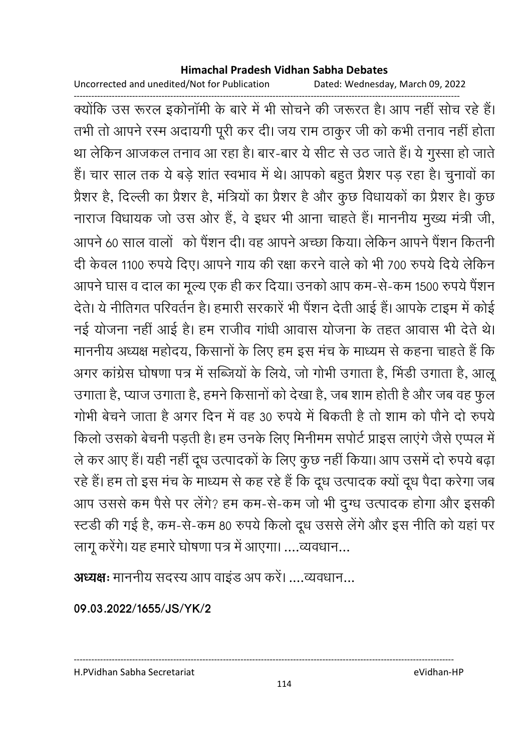क्योंकि उस रूरल इकोनॉमी के बारे में भी सोचने की जरूरत है। आप नहीं सोच रहे हैं। तभी तो आपने रस्म अदायगी पूरी कर दी। जय राम ठाकुर जी को कभी तनाव नहीं होता था लेकिन आजकल तनाव आ रहा है। बार-बार ये सीट से उठ जाते हैं। ये गुस्सा हो जाते हैं। चार साल तक ये बड़े शांत स्वभाव में थे। आपको बहुत प्रैशर पड़ रहा है। चुनावों का प्रैशर है, दिल्ली का प्रैशर है, मंत्रियों का प्रैशर है और कुछ विधायकों का प्रैशर है। कुछ नाराज विधायक जो उस ओर हैं, वे इधर भी आना चाहते हैं। माननीय मुख्य मंत्री जी, आपने 60 साल वालों को पैंशन दी। वह आपने अच्छा किया। लेकिन आपने पैंशन कितनी दी केवल 1100 रुपये दिए। आपने गाय की रक्षा करने वाले को भी 700 रुपये दिये लेकिन आपने घास व दाल का मूल्य एक ही कर दिया। उनको आप कम-से-कम 1500 रुपये पैंशन देते। ये नीतिगत परिवर्तन है। हमारी सरकारें भी पैंशन देती आई हैं। आपके टाइम में कोई नई योजना नहीं आई है। हम राजीव गांधी आवास योजना के तहत आवास भी देते थे। माननीय अध्यक्ष महोदय, किसानों के लिए हम इस मंच के माध्यम से कहना चाहते हैं कि अगर कांग्रेस घोषणा पत्र में सब्जियों के लिये, जो गोभी उगाता है, भिंडी उगाता है, आलू उगाता है, प्याज उगाता है, हमने किसानों को देखा है, जब शाम होती है और जब वह फुल गोभी बेचने जाता है अगर दिन में वह 30 रुपये में बिकती है तो शाम को पौने दो रुपये किलो उसको बेचनी पड़ती है। हम उनके लिए मिनीमम सपोर्ट प्राइस लाएंगे जैसे एप्पल में ले कर आए हैं। यही नहीं दूध उत्पादकों के लिए कुछ नहीं किया। आप उसमें दो रुपये बढ़ा रहे हैं। हम तो इस मंच के माध्यम से कह रहे हैं कि दूध उत्पादक क्यों दूध पैदा करेगा जब आप उससे कम पैसे पर लेंगे? हम कम-से-कम जो भी दुग्ध उत्पादक होगा और इसकी स्टडी की गई है, कम-से-कम 80 रुपये किलो दूध उससे लेंगे और इस नीति को यहां पर लागू करेंगे। यह हमारे घोषणा पत्र में आएगा। ....व्यवधान...

**अध्यक्षः** माननीय सदस्य आप वाइंड अप करें। ....व्यवधान...

**09.03.2022/1655/JS/YK/2**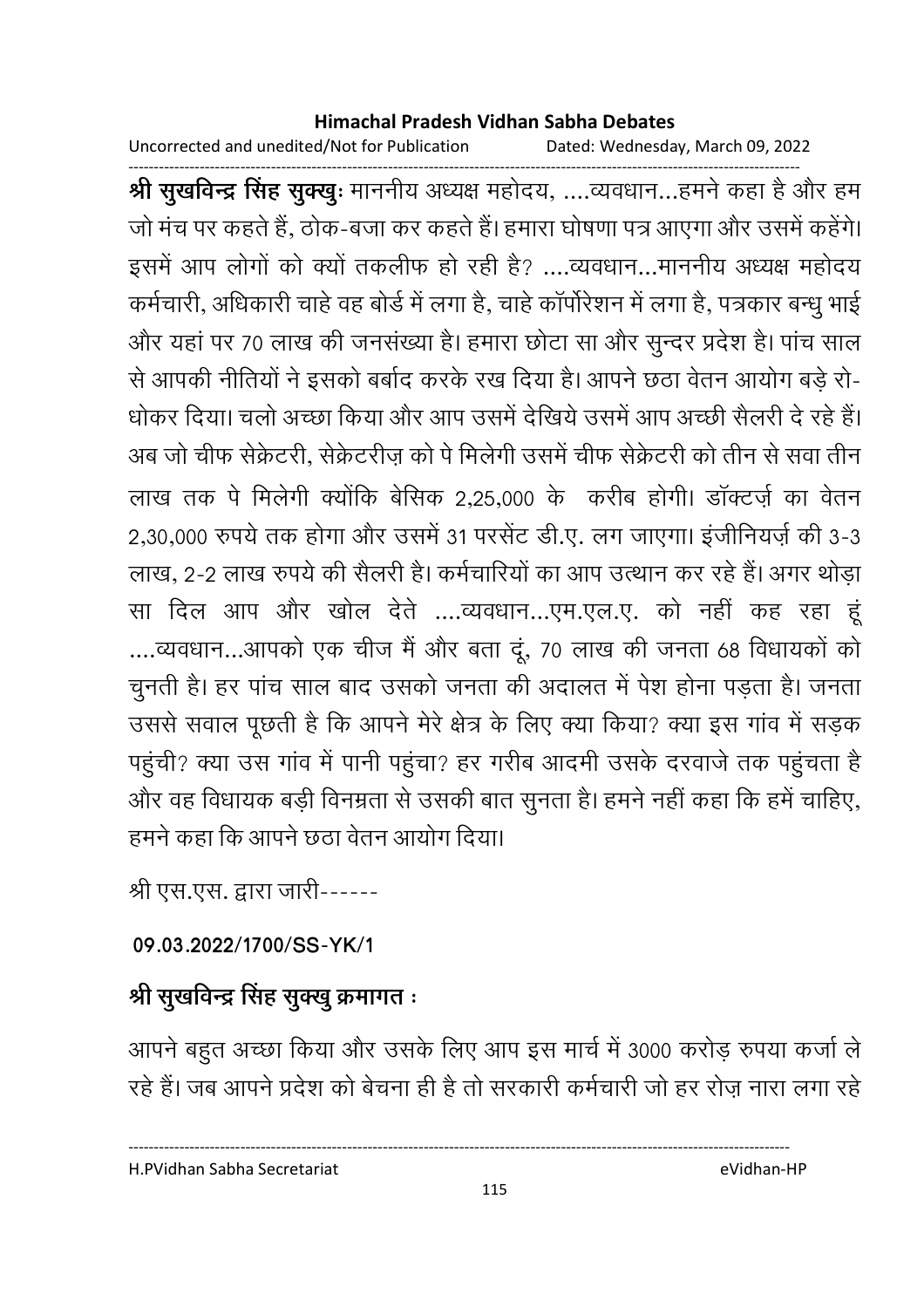**श्री सुखविन्द्र सिंह सुक्खुः** माननीय अध्यक्ष महोदय, ....व्यवधान...हमने कहा है और हम जो मंच पर कहते हैं, ठोक-बजा कर कहते हैं। हमारा घोषणा पत्र आएगा और उसमें कहेंगे। इसमें आप लोगों को क्यों तकलीफ हो रही है? ....व्यवधान...माननीय अध्यक्ष महोदय कर्मचारी, अधिकारी चाहे वह बोर्ड में लगा है, चाहे कॉर्पोरेशन में लगा है, पत्रकार बन्धु भाई और यहां पर 70 लाख की जनसंख्या है। हमारा छोटा सा और सुन्दर प्रदेश है। पांच साल से आपकी नीतियों ने इसको बर्बाद करके रख दिया है। आपने छठा वेतन आयोग बड़े रो-धोकर दिया। चलो अच्छा किया और आप उसमें देखिये उसमें आप अच्छी सैलरी दे रहे हैं। अब जो चीफ सेक्रेटरी, सेक्रेटरीज़ को पे मिलेगी उसमें चीफ सेक्रेटरी को तीन से सवा तीन लाख तक पे मिलेगी क्योंकि बेसिक 2,25,000 के करीब होगी। डॉक्टर्ज़ का वेतन 2,30,000 रुपये तक होगा और उसमें 31 परसेंट डी.ए. लग जाएगा। इंजीनियर्ज़ की 3-3 लाख, 2-2 लाख रुपये की सैलरी है। कर्मचारियों का आप उत्थान कर रहे हैं। अगर थोड़ा सा दिल आप और खोल देते ....व्यवधान...एम.एल.ए. को नहीं कह रहा हूं ....व्यवधान...आपको एक चीज मैं और बता दूं, 70 लाख की जनता 68 विधायकों को चुनती है। हर पांच साल बाद उसको जनता की अदालत में पेश होना पड़ता है। जनता उससे सवाल पूछती है कि आपने मेरे क्षेत्र के लिए क्या किया? क्या इस गांव में सड़क पहुंची? क्या उस गांव में पानी पहुंचा? हर गरीब आदमी उसके दरवाजे तक पहुंचता है और वह विधायक बड़ी विनम्रता से उसकी बात सुनता है। हमने नहीं कहा कि हमें चाहिए, हमने कहा कि आपने छठा वेतन आयोग दिया।

श्री एस.एस. द्वारा जारी------

**09.03.2022/1700/SS-YK/1**

**श्री सुखविन्द्र सिंह सुक्खु क्रमागत :**

आपने बहुत अच्छा किया और उसके लिए आप इस मार्च में 3000 करोड़ रुपया कर्जा ले रहे हैं। जब आपने प्रदेश को बेचना ही है तो सरकारी कर्मचारी जो हर रोज़ नारा लगा रहे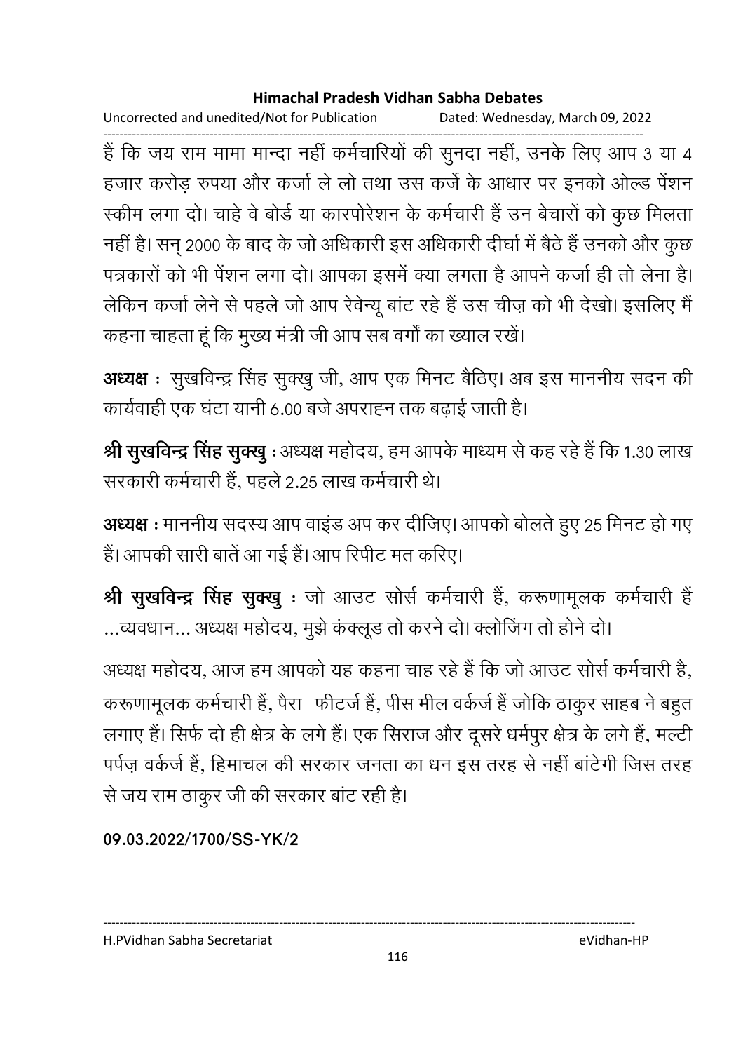हैं कि जय राम मामा मान्दा नहीं कर्मचारियों की सुनदा नहीं, उनके लिए आप 3 या 4 हजार करोड़ रुपया और कर्जा ले लो तथा उस कर्जे के आधार पर इनको ओल्ड पेंशन स्कीम लगा दो। चाहे वे बोर्ड या कारपोरेशन के कर्मचारी हैं उन बेचारों को कुछ मिलता नहीं है। सन् 2000 के बाद के जो अधिकारी इस अधिकारी दीर्घा में बैठे हैं उनको और कुछ पत्रकारों को भी पेंशन लगा दो। आपका इसमें क्या लगता है आपने कर्जा ही तो लेना है। लेकिन कर्जा लेने से पहले जो आप रेवेन्यू बांट रहे हैं उस चीज़ को भी देखो। इसलिए मैं कहना चाहता हूं कि मुख्य मंत्री जी आप सब वर्गों का ख्याल रखें।

**अध्यक्ष :** सुखविन्द्र सिंह सुक्खु जी, आप एक मिनट बैठिए। अब इस माननीय सदन की कार्यवाही एक घंटा यानी 6.00 बजे अपराह्न तक बढ़ाई जाती है।

**श्री सुखविन्द्र सिंह सुक्खु :** अध्यक्ष महोदय, हम आपके माध्यम से कह रहे हैं कि 1.30 लाख सरकारी कर्मचारी हैं, पहले 2.25 लाख कर्मचारी थे।

**अध्यक्ष :** माननीय सदस्य आप वाइंड अप कर दीजिए। आपको बोलते हुए 25 मिनट हो गए हैं। आपकी सारी बातें आ गई हैं। आप रिपीट मत करिए।

**श्री सुखविन्द्र सिंह सुक्खु :** जो आउट सोर्स कर्मचारी हैं, करूणामूलक कर्मचारी हैं ...व्यवधान... अध्यक्ष महोदय, मुझे कंक्लूड तो करने दो। क्लोजिंग तो होने दो।

अध्यक्ष महोदय, आज हम आपको यह कहना चाह रहे हैं कि जो आउट सोर्स कर्मचारी है, करूणामूलक कर्मचारी हैं, पैरा फीटर्ज हैं, पीस मील वर्कर्ज हैं जोकि ठाकुर साहब ने बहुत लगाए हैं। सिर्फ दो ही क्षेत्र के लगे हैं। एक सिराज और दूसरे धर्मपुर क्षेत्र के लगे हैं, मल्टी पर्पज़ वर्कर्ज हैं, हिमाचल की सरकार जनता का धन इस तरह से नहीं बांटेगी जिस तरह से जय राम ठाकुर जी की सरकार बांट रही है।

**09.03.2022/1700/SS-YK/2**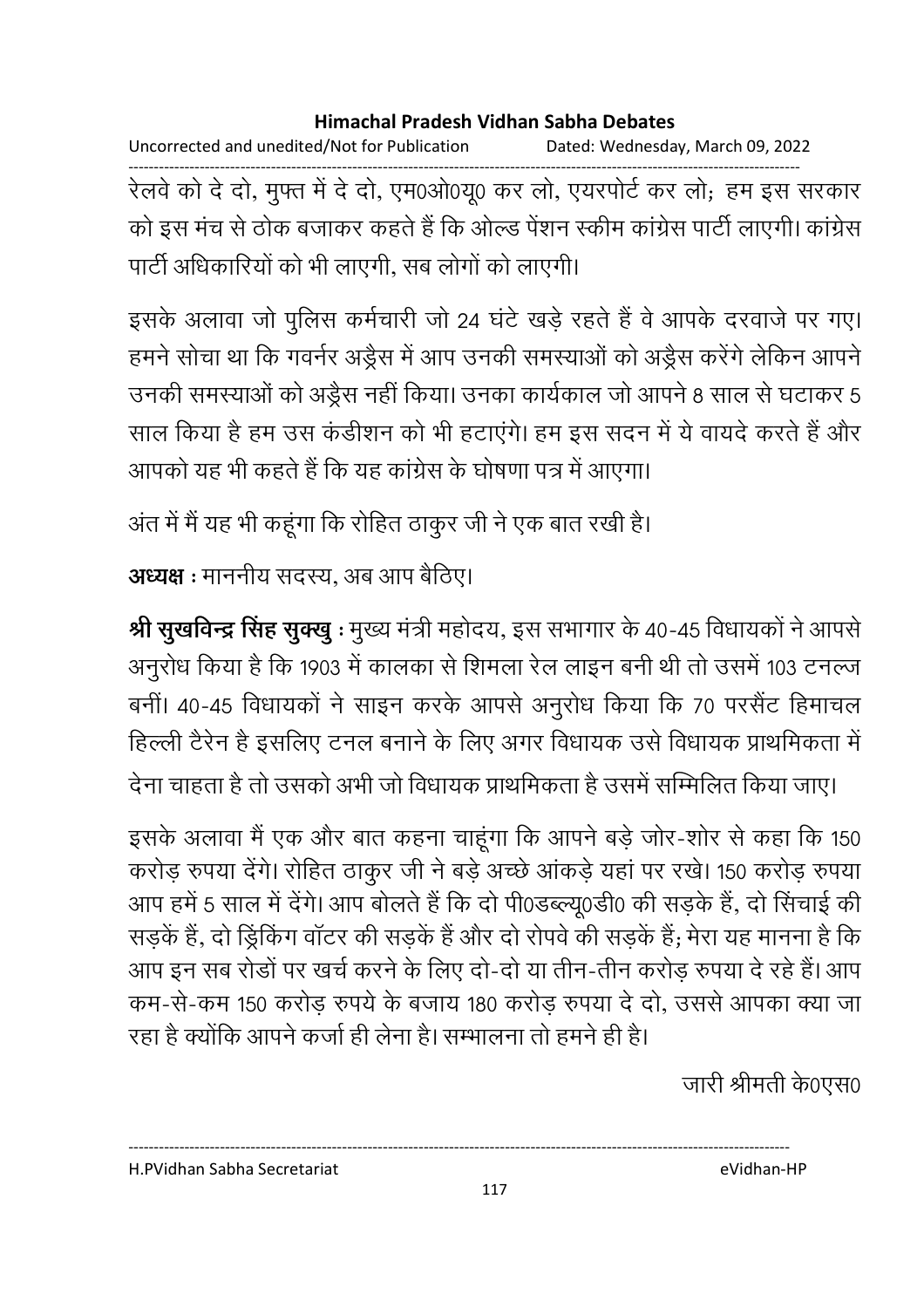रेलवे को दे दो, मुफ्त में दे दो, एम0ओ0यू0 कर लो, एयरपोर्ट कर लो; हम इस सरकार को इस मंच से ठोक बजाकर कहते हैं कि ओल्ड पेंशन स्कीम कांग्रेस पार्टी लाएगी। कांग्रेस पार्टी अधिकारियों को भी लाएगी, सब लोगों को लाएगी।

इसके अलावा जो पुलिस कर्मचारी जो 24 घंटे खड़े रहते हैं वे आपके दरवाजे पर गए। हमने सोचा था कि गवर्नर अड्रैस में आप उनकी समस्याओं को अड्रैस करेंगे लेकिन आपने उनकी समस्याओं को अड्रैस नहीं किया। उनका कार्यकाल जो आपने 8 साल से घटाकर 5 साल किया है हम उस कंडीशन को भी हटाएंगे। हम इस सदन में ये वायदे करते हैं और आपको यह भी कहते हैं कि यह कांग्रेस के घोषणा पत्र में आएगा।

अंत में मैं यह भी कहूंगा कि रोहित ठाकुर जी ने एक बात रखी है।

**अध्यक्ष :** माननीय सदस्य, अब आप बैठिए।

**श्री सुखविन्द्र सिंह सुक्खु :** मुख्य मंत्री महोदय, इस सभागार के 40-45 विधायकों ने आपसे अनुरोध किया है कि 1903 में कालका से शिमला रेल लाइन बनी थी तो उसमें 103 टनल्ज बनीं। 40-45 विधायकों ने साइन करके आपसे अनुरोध किया कि 70 परसैंट हिमाचल हिल्ली टैरेन है इसलिए टनल बनाने के लिए अगर विधायक उसे विधायक प्राथमिकता में देना चाहता है तो उसको अभी जो विधायक प्राथमिकता है उसमें सम्मिलित किया जाए।

इसके अलावा मैं एक और बात कहना चाहूंगा कि आपने बड़े जोर-शोर से कहा कि 150 करोड़ रुपया देंगे। रोहित ठाकुर जी ने बड़े अच्छे आंकड़े यहां पर रखे। 150 करोड़ रुपया आप हमें 5 साल में देंगे। आप बोलते हैं कि दो पी0डब्ल्यू0डी0 की सड़के हैं, दो सिंचाई की सड़कें हैं, दो ड्रिंकिंग वॉटर की सड़कें हैं और दो रोपवे की सड़कें हैं; मेरा यह मानना है कि आप इन सब रोडों पर खर्च करने के लिए दो-दो या तीन-तीन करोड़ रुपया दे रहे हैं। आप कम-से-कम 150 करोड़ रुपये के बजाय 180 करोड़ रुपया दे दो, उससे आपका क्या जा रहा है क्योंकि आपने कर्जा ही लेना है। सम्भालना तो हमने ही है।

जारी श्रीमती के0एस0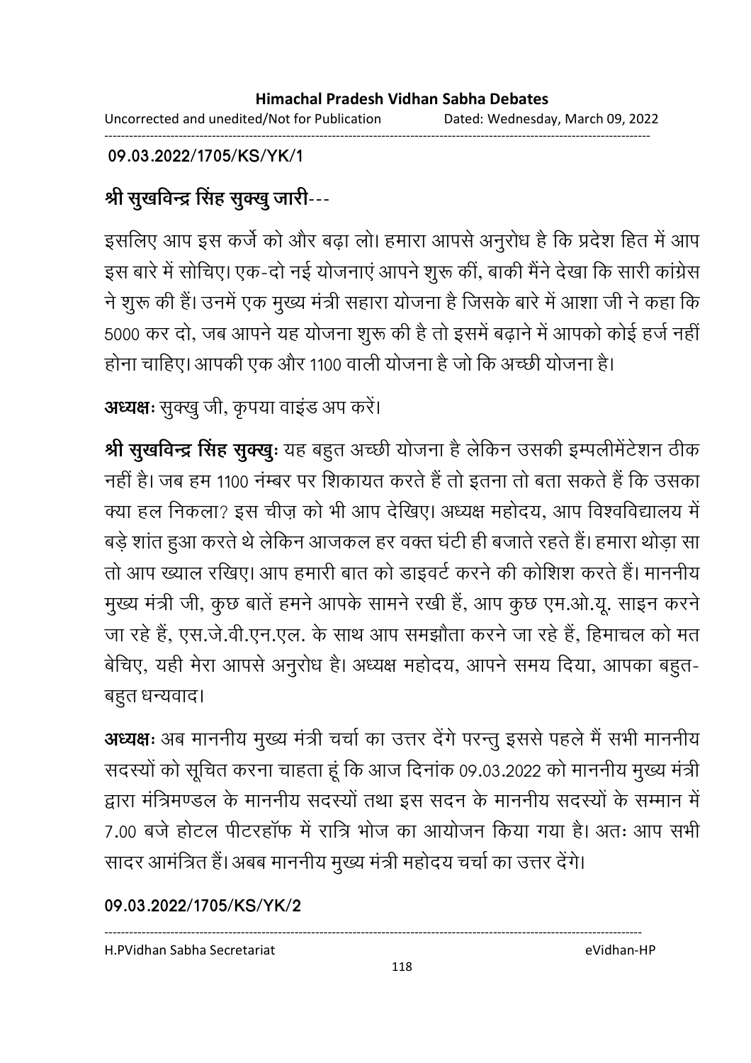**09.03.2022/1705/KS/YK/1**

**श्री सुखविन्द्र सिंह सुक्खु जारी---**

इसलिए आप इस कर्जे को और बढ़ा लो। हमारा आपसे अनुरोध है कि प्रदेश हित में आप इस बारे में सोचिए। एक-दो नई योजनाएं आपने शुरू कीं, बाकी मैंने देखा कि सारी कांग्रेस ने शुरू की हैं। उनमें एक मुख्य मंत्री सहारा योजना है जिसके बारे में आशा जी ने कहा कि 5000 कर दो, जब आपने यह योजना शुरू की है तो इसमें बढ़ाने में आपको कोई हर्ज नहीं होना चाहिए। आपकी एक और 1100 वाली योजना है जो कि अच्छी योजना है।

**अध्यक्षः** सुक्खु जी, कृपया वाइंड अप करें।

**श्री सुखविन्द्र सिंह सुक्खुः** यह बहुत अच्छी योजना है लेकिन उसकी इम्पलीमेंटेशन ठीक नहीं है। जब हम 1100 नंम्बर पर शिकायत करते हैं तो इतना तो बता सकते हैं कि उसका क्या हल निकला? इस चीज़ को भी आप देखिए। अध्यक्ष महोदय, आप विश्वविद्यालय में बड़े शांत हुआ करते थे लेकिन आजकल हर वक्त घंटी ही बजाते रहते हैं। हमारा थोड़ा सा तो आप ख्याल रखिए। आप हमारी बात को डाइवर्ट करने की कोशिश करते हैं। माननीय मुख्य मंत्री जी, कुछ बातें हमने आपके सामने रखी हैं, आप कुछ एम.ओ.यू. साइन करने जा रहे हैं, एस.जे.वी.एन.एल. के साथ आप समझौता करने जा रहे हैं, हिमाचल को मत बेचिए, यही मेरा आपसे अनुरोध है। अध्यक्ष महोदय, आपने समय दिया, आपका बहुत-बहुत धन्यवाद।

**अध्यक्षः** अब माननीय मुख्य मंत्री चर्चा का उत्तर देंगे परन्तु इससे पहले मैं सभी माननीय सदस्यों को सूचित करना चाहता हूं कि आज दिनांक 09.03.2022 को माननीय मुख्य मंत्री द्वारा मंत्रिमण्डल के माननीय सदस्यों तथा इस सदन के माननीय सदस्यों के सम्मान में 7.00 बजे होटल पीटरहॉफ में रात्रि भोज का आयोजन किया गया है। अतः आप सभी सादर आमंत्रित हैं। अबब माननीय मुख्य मंत्री महोदय चर्चा का उत्तर देंगे।

**09.03.2022/1705/KS/YK/2**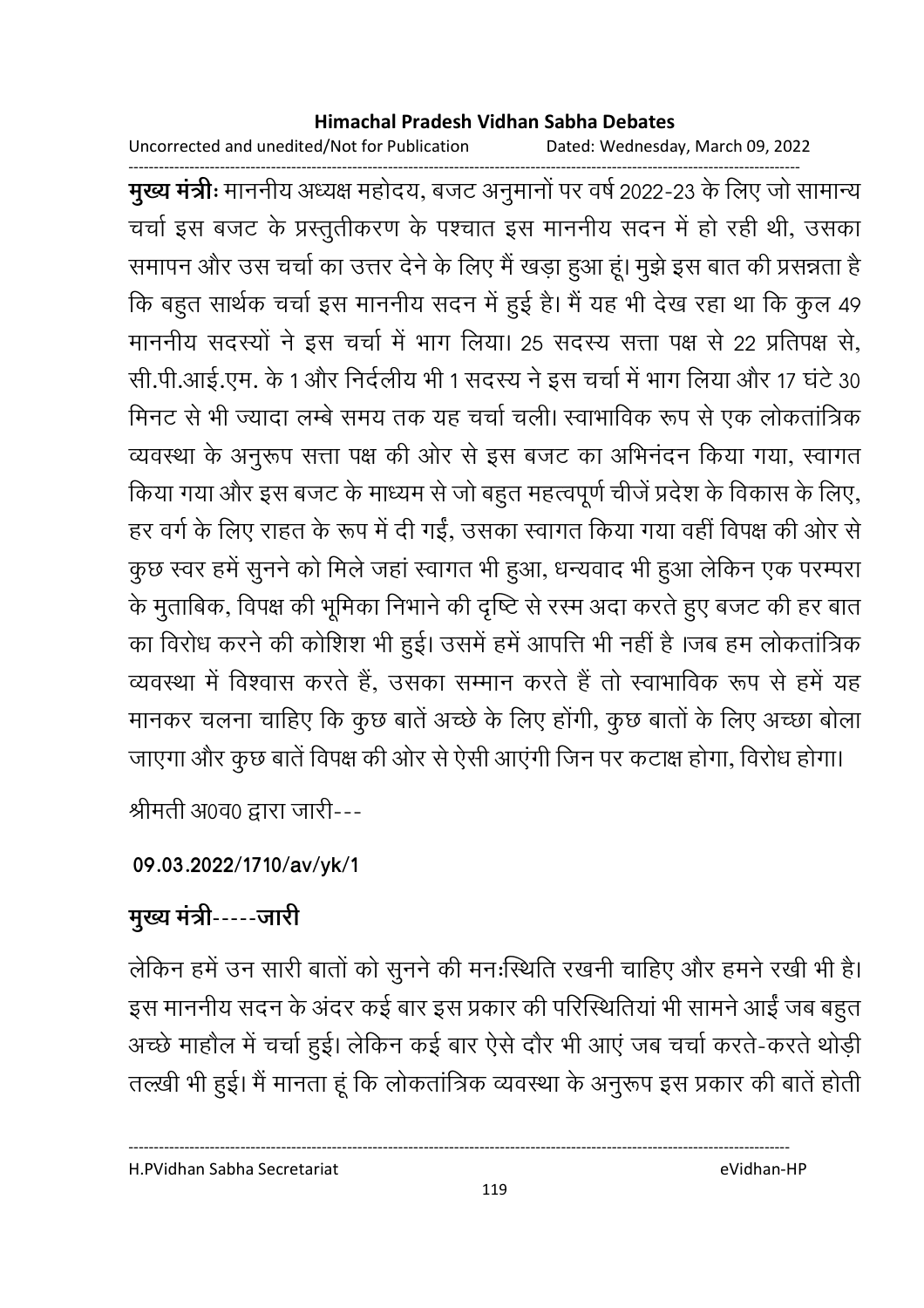**मुख्य मंत्री**: माननीय अध्यक्ष महोदय, बजट अनुमानों पर वर्ष 2022-23 के लिए जो सामान्य चर्चा इस बजट के प्रस्तुतीकरण के पश्चात इस माननीय सदन में हो रही थी, उसका समापन और उस चर्चा का उत्तर देने के लिए मैं खड़ा हुआ हूं। मुझे इस बात की प्रसन्नता है कि बहुत सार्थक चर्चा इस माननीय सदन में हुई है। मैं यह भी देख रहा था कि कुल 49 माननीय सदस्यों ने इस चर्चा में भाग लिया। 25 सदस्य सत्ता पक्ष से 22 प्रतिपक्ष से, सी.पी.आई.एम. के 1 और निर्दलीय भी 1 सदस्य ने इस चर्चा में भाग लिया और 17 घंटे 30 मिनट से भी ज्यादा लम्बे समय तक यह चर्चा चली। स्वाभाविक रूप से एक लोकतांत्रिक व्यवस्था के अनुरूप सत्ता पक्ष की ओर से इस बजट का अभिनंदन किया गया, स्वागत किया गया और इस बजट के माध्यम से जो बहुत महत्वपूर्ण चीजें प्रदेश के विकास के लिए, हर वर्ग के लिए राहत के रूप में दी गईं, उसका स्वागत किया गया वहीं विपक्ष की ओर से कुछ स्वर हमें सुनने को मिले जहां स्वागत भी हुआ, धन्यवाद भी हुआ लेकिन एक परम्परा के मुताबिक, विपक्ष की भूमिका निभाने की दृष्टि से रस्म अदा करते हुए बजट की हर बात का विरोध करने की कोशिश भी हुई। उसमें हमें आपत्ति भी नहीं है ।जब हम लोकतांत्रिक व्यवस्था में विश्वास करते हैं, उसका सम्मान करते हैं तो स्वाभाविक रूप से हमें यह मानकर चलना चाहिए कि कुछ बातें अच्छे के लिए होंगी, कुछ बातों के लिए अच्छा बोला जाएगा और कुछ बातें विपक्ष की ओर से ऐसी आएंगी जिन पर कटाक्ष होगा, विरोध होगा।

श्रीमती अ0व0 द्वारा जारी---

**09.03.2022/1710/av/yk/1**

**मुख्य मंत्री-----जारी**

लेकिन हमें उन सारी बातों को सुनने की मनःस्थिति रखनी चाहिए और हमने रखी भी है। इस माननीय सदन के अंदर कई बार इस प्रकार की परिस्थितियां भी सामने आईं जब बहुत अच्छे माहौल में चर्चा हुई। लेकिन कई बार ऐसे दौर भी आएं जब चर्चा करते-करते थोड़ी तल्ख़ी भी हुई। मैं मानता हूं कि लोकतांत्रिक व्यवस्था के अनुरूप इस प्रकार की बातें होती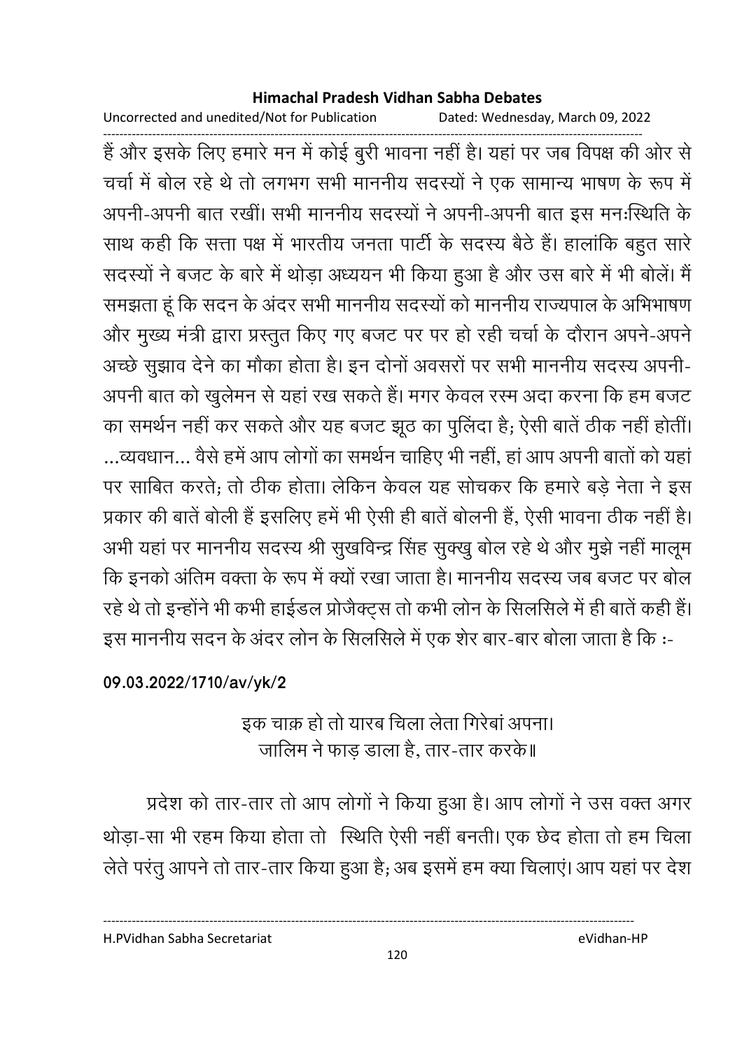हैं और इसके लिए हमारे मन में कोई बुरी भावना नहीं है। यहां पर जब विपक्ष की ओर से चर्चा में बोल रहे थे तो लगभग सभी माननीय सदस्यों ने एक सामान्य भाषण के रूप में अपनी-अपनी बात रखीं। सभी माननीय सदस्यों ने अपनी-अपनी बात इस मनःस्थिति के साथ कही कि सत्ता पक्ष में भारतीय जनता पार्टी के सदस्य बैठे हैं। हालांकि बहुत सारे सदस्यों ने बजट के बारे में थोड़ा अध्ययन भी किया हुआ है और उस बारे में भी बोलें। मैं समझता हूं कि सदन के अंदर सभी माननीय सदस्यों को माननीय राज्यपाल के अभिभाषण और मुख्य मंत्री द्वारा प्रस्तुत किए गए बजट पर पर हो रही चर्चा के दौरान अपने-अपने अच्छे सुझाव देने का मौका होता है। इन दोनों अवसरों पर सभी माननीय सदस्य अपनी-अपनी बात को खुलेमन से यहां रख सकते हैं। मगर केवल रस्म अदा करना कि हम बजट का समर्थन नहीं कर सकते और यह बजट झूठ का पुलिंदा है; ऐसी बातें ठीक नहीं होतीं। ...व्यवधान... वैसे हमें आप लोगों का समर्थन चाहिए भी नहीं, हां आप अपनी बातों को यहां पर साबित करते; तो ठीक होता। लेकिन केवल यह सोचकर कि हमारे बड़े नेता ने इस प्रकार की बातें बोली हैं इसलिए हमें भी ऐसी ही बातें बोलनी हैं, ऐसी भावना ठीक नहीं है। अभी यहां पर माननीय सदस्य श्री सुखविन्द्र सिंह सुक्खु बोल रहे थे और मुझे नहीं मालूम कि इनको अंतिम वक्ता के रूप में क्यों रखा जाता है। माननीय सदस्य जब बजट पर बोल रहे थे तो इन्होंने भी कभी हाईडल प्रोजैक्ट्स तो कभी लोन के सिलसिले में ही बातें कही हैं। इस माननीय सदन के अंदर लोन के सिलसिले में एक शेर बार-बार बोला जाता है कि :-

**09.03.2022/1710/av/yk/2**

इक चाक़ हो तो यारब चिला लेता गिरेबां अपना।
जालिम ने फाड़ डाला है, तार-तार करके॥

प्रदेश को तार-तार तो आप लोगों ने किया हुआ है। आप लोगों ने उस वक्त अगर थोड़ा-सा भी रहम किया होता तो स्थिति ऐसी नहीं बनती। एक छेद होता तो हम चिला लेते परंतु आपने तो तार-तार किया हुआ है; अब इसमें हम क्या चिलाएं। आप यहां पर देश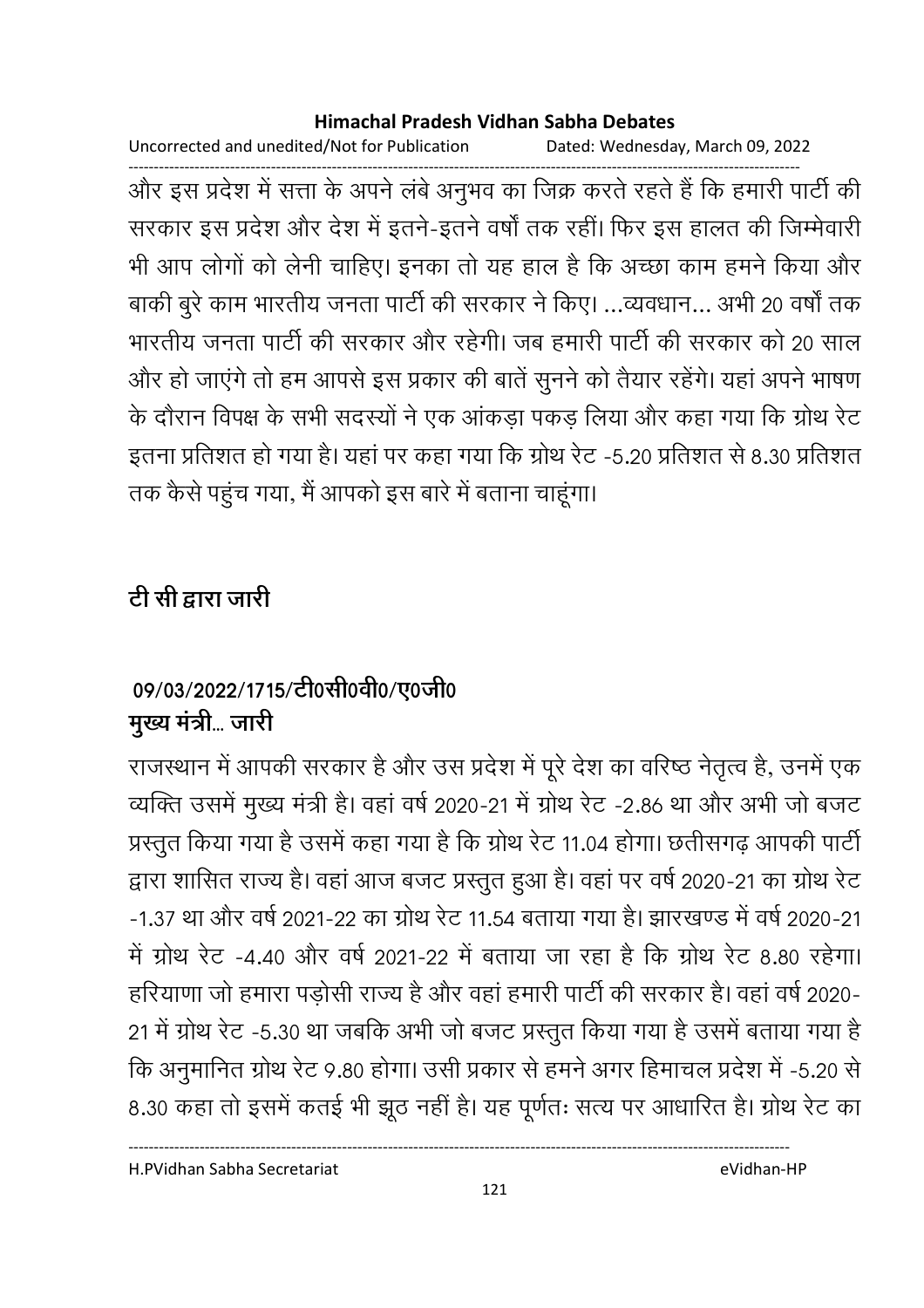और इस प्रदेश में सत्ता के अपने लंबे अनुभव का जिक्र करते रहते हैं कि हमारी पार्टी की सरकार इस प्रदेश और देश में इतने-इतने वर्षों तक रहीं। फिर इस हालत की जिम्मेवारी भी आप लोगों को लेनी चाहिए। इनका तो यह हाल है कि अच्छा काम हमने किया और बाकी बुरे काम भारतीय जनता पार्टी की सरकार ने किए। ...व्यवधान... अभी 20 वर्षों तक भारतीय जनता पार्टी की सरकार और रहेगी। जब हमारी पार्टी की सरकार को 20 साल और हो जाएंगे तो हम आपसे इस प्रकार की बातें सुनने को तैयार रहेंगे। यहां अपने भाषण के दौरान विपक्ष के सभी सदस्यों ने एक आंकड़ा पकड़ लिया और कहा गया कि ग्रोथ रेट इतना प्रतिशत हो गया है। यहां पर कहा गया कि ग्रोथ रेट -5.20 प्रतिशत से 8.30 प्रतिशत तक कैसे पहुंच गया, मैं आपको इस बारे में बताना चाहूंगा।

**टी सी द्वारा जारी**

**09/03/2022/1715/टी0सी0वी0/ए0जी0**

**मुख्य मंत्री... जारी**

राजस्थान में आपकी सरकार है और उस प्रदेश में पूरे देश का वरिष्ठ नेतृत्व है, उनमें एक व्यक्ति उसमें मुख्य मंत्री है। वहां वर्ष 2020-21 में ग्रोथ रेट -2.86 था और अभी जो बजट प्रस्तुत किया गया है उसमें कहा गया है कि ग्रोथ रेट 11.04 होगा। छतीसगढ़ आपकी पार्टी द्वारा शासित राज्य है। वहां आज बजट प्रस्तुत हुआ है। वहां पर वर्ष 2020-21 का ग्रोथ रेट -1.37 था और वर्ष 2021-22 का ग्रोथ रेट 11.54 बताया गया है। झारखण्ड में वर्ष 2020-21 में ग्रोथ रेट -4.40 और वर्ष 2021-22 में बताया जा रहा है कि ग्रोथ रेट 8.80 रहेगा। हरियाणा जो हमारा पड़ोसी राज्य है और वहां हमारी पार्टी की सरकार है। वहां वर्ष 2020-21 में ग्रोथ रेट -5.30 था जबकि अभी जो बजट प्रस्तुत किया गया है उसमें बताया गया है कि अनुमानित ग्रोथ रेट 9.80 होगा। उसी प्रकार से हमने अगर हिमाचल प्रदेश में -5.20 से 8.30 कहा तो इसमें कतई भी झूठ नहीं है। यह पूर्णतः सत्य पर आधारित है। ग्रोथ रेट का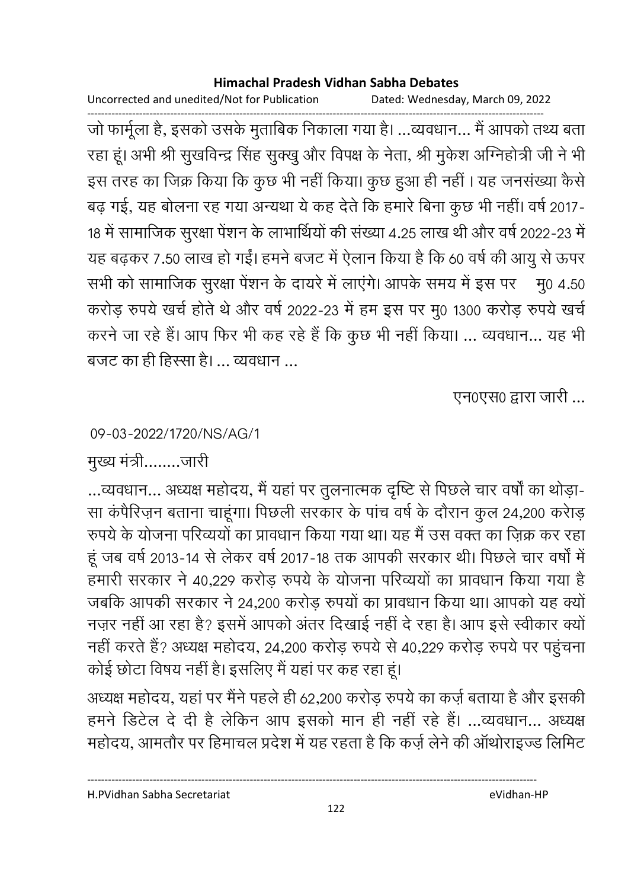जो फार्मूला है, इसको उसके मुताबिक निकाला गया है। ...व्यवधान... मैं आपको तथ्य बता रहा हूं। अभी श्री सुखविन्द्र सिंह सुक्खु और विपक्ष के नेता, श्री मुकेश अग्निहोत्री जी ने भी इस तरह का जिक्र किया कि कुछ भी नहीं किया। कुछ हुआ ही नहीं । यह जनसंख्या कैसे बढ़ गई, यह बोलना रह गया अन्यथा ये कह देते कि हमारे बिना कुछ भी नहीं। वर्ष 2017-18 में सामाजिक सुरक्षा पेंशन के लाभार्थियों की संख्या 4.25 लाख थी और वर्ष 2022-23 में यह बढ़कर 7.50 लाख हो गईं। हमने बजट में ऐलान किया है कि 60 वर्ष की आयु से ऊपर सभी को सामाजिक सुरक्षा पेंशन के दायरे में लाएंगे। आपके समय में इस पर मु0 4.50 करोड़ रुपये खर्च होते थे और वर्ष 2022-23 में हम इस पर मु0 1300 करोड़ रुपये खर्च करने जा रहे हैं। आप फिर भी कह रहे हैं कि कुछ भी नहीं किया। ... व्यवधान... यह भी बजट का ही हिस्सा है। ... व्यवधान ...

एन0एस0 द्वारा जारी ...

09-03-2022/1720/NS/AG/1

मुख्य मंत्री........जारी

...व्यवधान... अध्यक्ष महोदय, मैं यहां पर तुलनात्मक दृष्टि से पिछले चार वर्षों का थोड़ा-सा कंपैरिज़न बताना चाहूंगा। पिछली सरकार के पांच वर्ष के दौरान कुल 24,200 करोड़ रुपये के योजना परिव्ययों का प्रावधान किया गया था। यह मैं उस वक्त का ज़िक्र कर रहा हूं जब वर्ष 2013-14 से लेकर वर्ष 2017-18 तक आपकी सरकार थी। पिछले चार वर्षों में हमारी सरकार ने 40,229 करोड़ रुपये के योजना परिव्ययों का प्रावधान किया गया है जबकि आपकी सरकार ने 24,200 करोड़ रुपयों का प्रावधान किया था। आपको यह क्यों नज़र नहीं आ रहा है? इसमें आपको अंतर दिखाई नहीं दे रहा है। आप इसे स्वीकार क्यों नहीं करते हैं? अध्यक्ष महोदय, 24,200 करोड़ रुपये से 40,229 करोड़ रुपये पर पहुंचना कोई छोटा विषय नहीं है। इसलिए मैं यहां पर कह रहा हूं।

अध्यक्ष महोदय, यहां पर मैंने पहले ही 62,200 करोड़ रुपये का कर्ज़ बताया है और इसकी हमने डिटेल दे दी है लेकिन आप इसको मान ही नहीं रहे हैं। ...व्यवधान... अध्यक्ष महोदय, आमतौर पर हिमाचल प्रदेश में यह रहता है कि कर्ज़ लेने की ऑथोराइज्ड लिमिट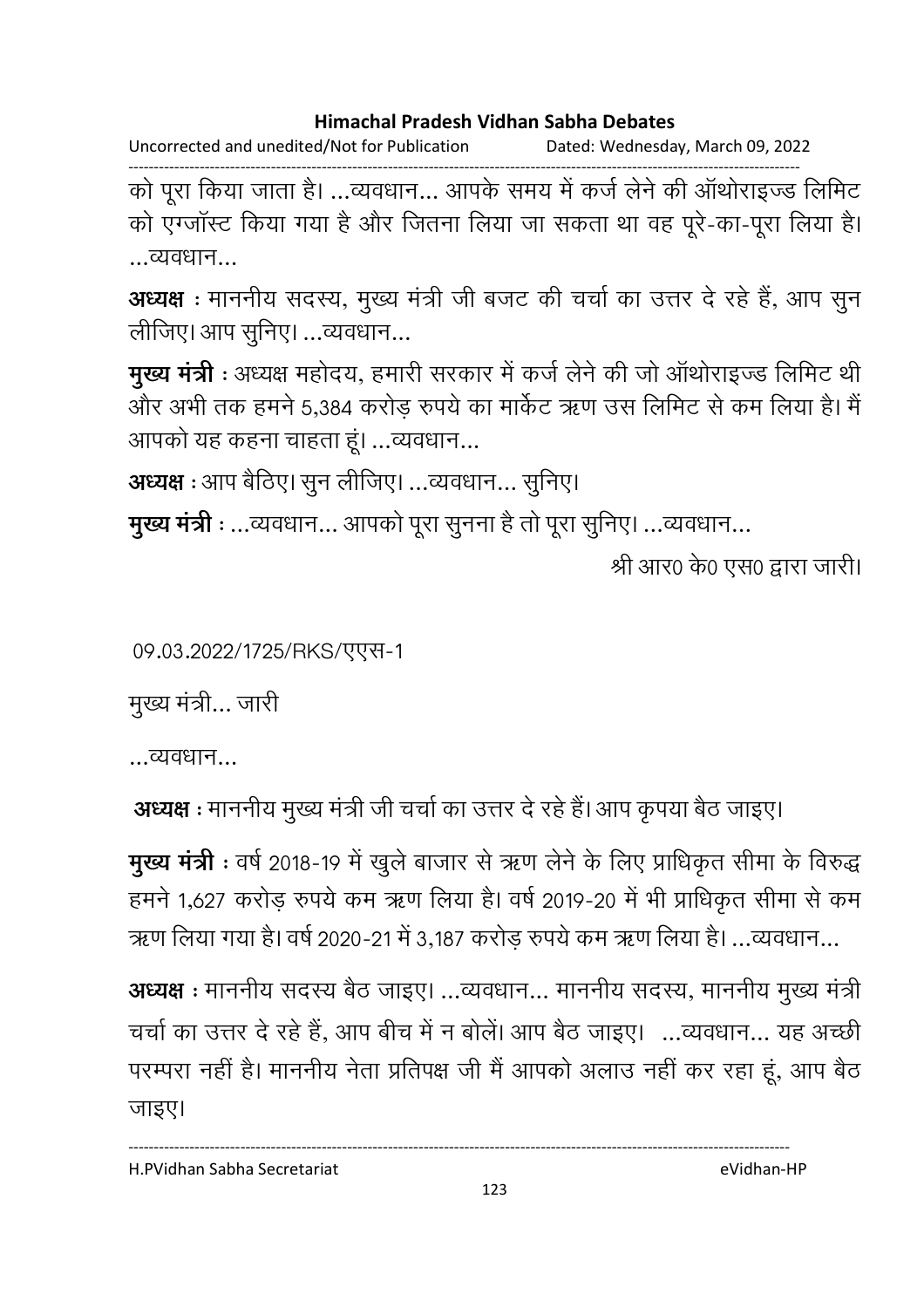को पूरा किया जाता है। ...व्यवधान... आपके समय में कर्ज लेने की ऑथोराइज्ड लिमिट को एग्जॉस्ट किया गया है और जितना लिया जा सकता था वह पूरे-का-पूरा लिया है। ...व्यवधान...

**अध्यक्ष** : माननीय सदस्य, मुख्य मंत्री जी बजट की चर्चा का उत्तर दे रहे हैं, आप सुन लीजिए। आप सुनिए। ...व्यवधान...

**मुख्य मंत्री** : अध्यक्ष महोदय, हमारी सरकार में कर्ज लेने की जो ऑथोराइज्ड लिमिट थी और अभी तक हमने 5,384 करोड़ रुपये का मार्केट ऋण उस लिमिट से कम लिया है। मैं आपको यह कहना चाहता हूं। ...व्यवधान...

**अध्यक्ष** : आप बैठिए। सुन लीजिए। ...व्यवधान... सुनिए।

**मुख्य मंत्री** : ...व्यवधान... आपको पूरा सुनना है तो पूरा सुनिए। ...व्यवधान...

श्री आर0 के0 एस0 द्वारा जारी।

09.03.2022/1725/RKS/एएस-1

मुख्य मंत्री... जारी

...व्यवधान...

**अध्यक्ष** : माननीय मुख्य मंत्री जी चर्चा का उत्तर दे रहे हैं। आप कृपया बैठ जाइए।

**मुख्य मंत्री** : वर्ष 2018-19 में खुले बाजार से ऋण लेने के लिए प्राधिकृत सीमा के विरुद्ध हमने 1,627 करोड़ रुपये कम ऋण लिया है। वर्ष 2019-20 में भी प्राधिकृत सीमा से कम ऋण लिया गया है। वर्ष 2020-21 में 3,187 करोड़ रुपये कम ऋण लिया है। ...व्यवधान...

**अध्यक्ष** : माननीय सदस्य बैठ जाइए। ...व्यवधान... माननीय सदस्य, माननीय मुख्य मंत्री चर्चा का उत्तर दे रहे हैं, आप बीच में न बोलें। आप बैठ जाइए। ...व्यवधान... यह अच्छी परम्परा नहीं है। माननीय नेता प्रतिपक्ष जी मैं आपको अलाउ नहीं कर रहा हूं, आप बैठ जाइए।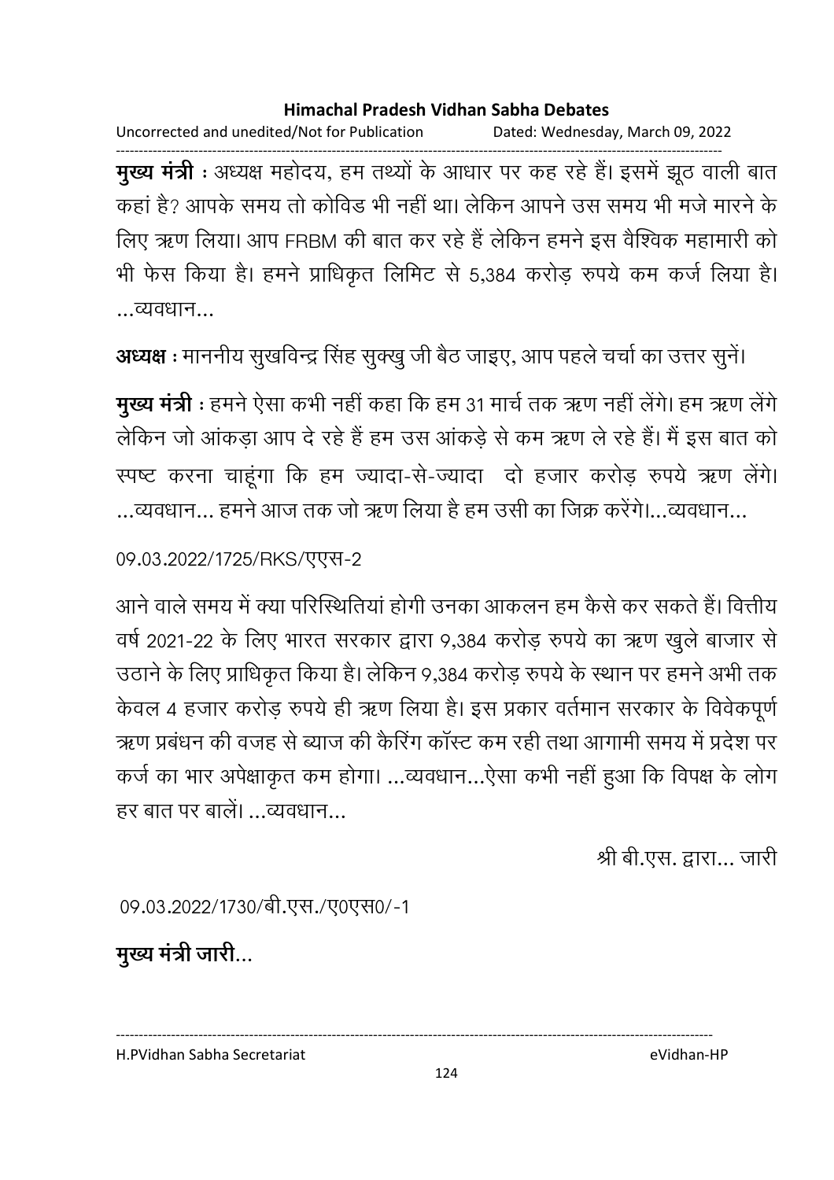**मुख्य मंत्री** : अध्यक्ष महोदय, हम तथ्यों के आधार पर कह रहे हैं। इसमें झूठ वाली बात कहां है? आपके समय तो कोविड भी नहीं था। लेकिन आपने उस समय भी मजे मारने के लिए ऋण लिया। आप FRBM की बात कर रहे हैं लेकिन हमने इस वैश्विक महामारी को भी फेस किया है। हमने प्राधिकृत लिमिट से 5,384 करोड़ रुपये कम कर्ज लिया है। ...व्यवधान...

**अध्यक्ष** : माननीय सुखविन्द्र सिंह सुक्खु जी बैठ जाइए, आप पहले चर्चा का उत्तर सुनें।

**मुख्य मंत्री** : हमने ऐसा कभी नहीं कहा कि हम 31 मार्च तक ऋण नहीं लेंगे। हम ऋण लेंगे लेकिन जो आंकड़ा आप दे रहे हैं हम उस आंकड़े से कम ऋण ले रहे हैं। मैं इस बात को स्पष्ट करना चाहूंगा कि हम ज्यादा-से-ज्यादा दो हजार करोड़ रुपये ऋण लेंगे। ...व्यवधान... हमने आज तक जो ऋण लिया है हम उसी का जिक्र करेंगे।...व्यवधान...

09.03.2022/1725/RKS/एएस-2

आने वाले समय में क्या परिस्थितियां होगी उनका आकलन हम कैसे कर सकते हैं। वित्तीय वर्ष 2021-22 के लिए भारत सरकार द्वारा 9,384 करोड़ रुपये का ऋण खुले बाजार से उठाने के लिए प्राधिकृत किया है। लेकिन 9,384 करोड़ रुपये के स्थान पर हमने अभी तक केवल 4 हजार करोड़ रुपये ही ऋण लिया है। इस प्रकार वर्तमान सरकार के विवेकपूर्ण ऋण प्रबंधन की वजह से ब्याज की कैरिंग कॉस्ट कम रही तथा आगामी समय में प्रदेश पर कर्ज का भार अपेक्षाकृत कम होगा। ...व्यवधान...ऐसा कभी नहीं हुआ कि विपक्ष के लोग हर बात पर बालें। ...व्यवधान...

श्री बी.एस. द्वारा... जारी

09.03.2022/1730/बी.एस./ए0एस0/-1

**मुख्य मंत्री जारी...**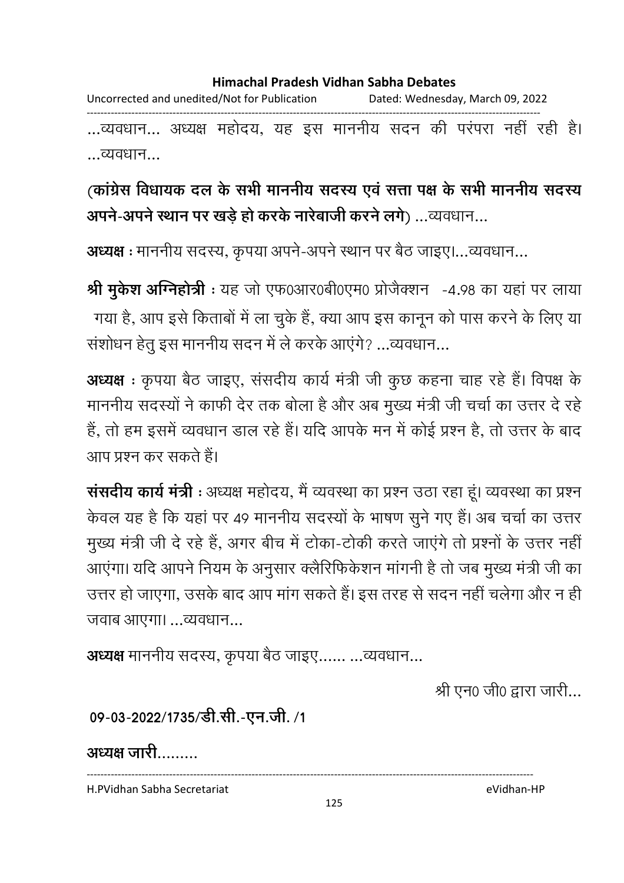...व्यवधान... अध्यक्ष महोदय, यह इस माननीय सदन की परंपरा नहीं रही है। ...व्यवधान...

**(कांग्रेस विधायक दल के सभी माननीय सदस्य एवं सत्ता पक्ष के सभी माननीय सदस्य अपने-अपने स्थान पर खड़े हो करके नारेबाजी करने लगे)** ...व्यवधान...

**अध्यक्ष :** माननीय सदस्य, कृपया अपने-अपने स्थान पर बैठ जाइए।...व्यवधान...

**श्री मुकेश अग्निहोत्री :** यह जो एफ0आर0बी0एम0 प्रोजैक्शन -4.98 का यहां पर लाया गया है, आप इसे किताबों में ला चुके हैं, क्या आप इस कानून को पास करने के लिए या संशोधन हेतु इस माननीय सदन में ले करके आएंगे? ...व्यवधान...

**अध्यक्ष :** कृपया बैठ जाइए, संसदीय कार्य मंत्री जी कुछ कहना चाह रहे हैं। विपक्ष के माननीय सदस्यों ने काफी देर तक बोला है और अब मुख्य मंत्री जी चर्चा का उत्तर दे रहे हैं, तो हम इसमें व्यवधान डाल रहे हैं। यदि आपके मन में कोई प्रश्न है, तो उत्तर के बाद आप प्रश्न कर सकते हैं।

**संसदीय कार्य मंत्री :** अध्यक्ष महोदय, मैं व्यवस्था का प्रश्न उठा रहा हूं। व्यवस्था का प्रश्न केवल यह है कि यहां पर 49 माननीय सदस्यों के भाषण सुने गए हैं। अब चर्चा का उत्तर मुख्य मंत्री जी दे रहे हैं, अगर बीच में टोका-टोकी करते जाएंगे तो प्रश्नों के उत्तर नहीं आएंगा। यदि आपने नियम के अनुसार क्लैरिफिकेशन मांगनी है तो जब मुख्य मंत्री जी का उत्तर हो जाएगा, उसके बाद आप मांग सकते हैं। इस तरह से सदन नहीं चलेगा और न ही जवाब आएगा। ...व्यवधान...

**अध्यक्ष** माननीय सदस्य, कृपया बैठ जाइए...... ...व्यवधान...

श्री एन0 जी0 द्वारा जारी...

**09-03-2022/1735/डी.सी.-एन.जी. /1**

**अध्यक्ष जारी.........**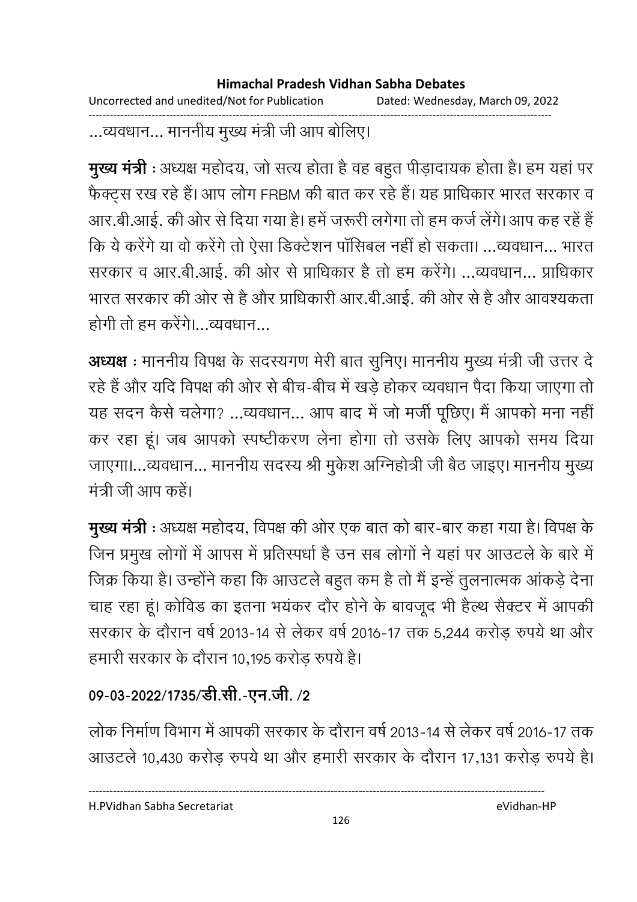...व्यवधान... माननीय मुख्य मंत्री जी आप बोलिए।

**मुख्य मंत्री** : अध्यक्ष महोदय, जो सत्य होता है वह बहुत पीड़ादायक होता है। हम यहां पर फैक्ट्स रख रहे हैं। आप लोग FRBM की बात कर रहे हैं। यह प्राधिकार भारत सरकार व आर.बी.आई. की ओर से दिया गया है। हमें जरूरी लगेगा तो हम कर्ज लेंगे। आप कह रहें हैं कि ये करेंगे या वो करेंगे तो ऐसा डिक्टेशन पॉसिबल नहीं हो सकता। ...व्यवधान... भारत सरकार व आर.बी.आई. की ओर से प्राधिकार है तो हम करेंगे। ...व्यवधान... प्राधिकार भारत सरकार की ओर से है और प्राधिकारी आर.बी.आई. की ओर से है और आवश्यकता होगी तो हम करेंगे।...व्यवधान...

**अध्यक्ष** : माननीय विपक्ष के सदस्यगण मेरी बात सुनिए। माननीय मुख्य मंत्री जी उत्तर दे रहे हैं और यदि विपक्ष की ओर से बीच-बीच में खड़े होकर व्यवधान पैदा किया जाएगा तो यह सदन कैसे चलेगा? ...व्यवधान... आप बाद में जो मर्जी पूछिए। मैं आपको मना नहीं कर रहा हूं। जब आपको स्पष्टीकरण लेना होगा तो उसके लिए आपको समय दिया जाएगा।...व्यवधान... माननीय सदस्य श्री मुकेश अग्निहोत्री जी बैठ जाइए। माननीय मुख्य मंत्री जी आप कहें।

**मुख्य मंत्री** : अध्यक्ष महोदय, विपक्ष की ओर एक बात को बार-बार कहा गया है। विपक्ष के जिन प्रमुख लोगों में आपस में प्रतिस्पर्धा है उन सब लोगों ने यहां पर आउटले के बारे में जिक्र किया है। उन्होंने कहा कि आउटले बहुत कम है तो मैं इन्हें तुलनात्मक आंकड़े देना चाह रहा हूं। कोविड का इतना भयंकर दौर होने के बावजूद भी हैल्थ सैक्टर में आपकी सरकार के दौरान वर्ष 2013-14 से लेकर वर्ष 2016-17 तक 5,244 करोड़ रुपये था और हमारी सरकार के दौरान 10,195 करोड़ रुपये है।

**09-03-2022/1735/डी.सी.-एन.जी. /2**

लोक निर्माण विभाग में आपकी सरकार के दौरान वर्ष 2013-14 से लेकर वर्ष 2016-17 तक आउटले 10,430 करोड़ रुपये था और हमारी सरकार के दौरान 17,131 करोड़ रुपये है।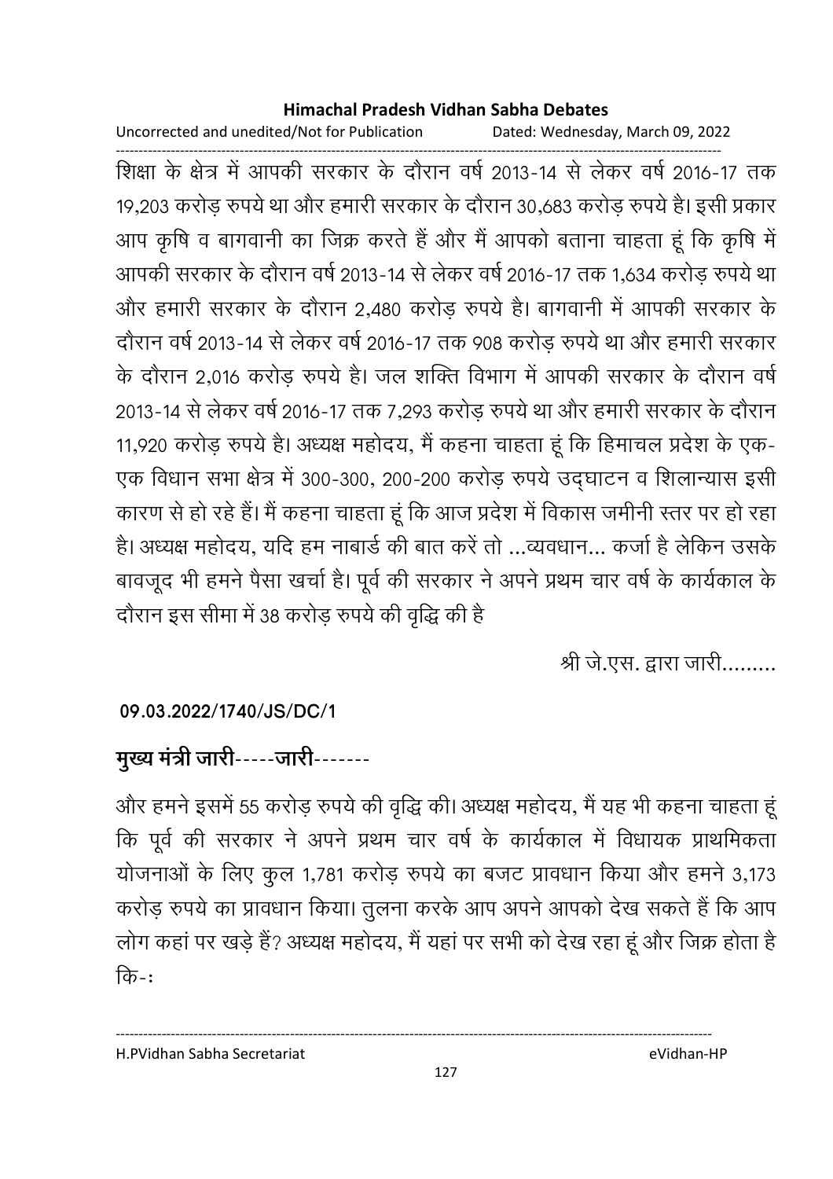शिक्षा के क्षेत्र में आपकी सरकार के दौरान वर्ष 2013-14 से लेकर वर्ष 2016-17 तक 19,203 करोड़ रुपये था और हमारी सरकार के दौरान 30,683 करोड़ रुपये है। इसी प्रकार आप कृषि व बागवानी का जिक्र करते हैं और मैं आपको बताना चाहता हूं कि कृषि में आपकी सरकार के दौरान वर्ष 2013-14 से लेकर वर्ष 2016-17 तक 1,634 करोड़ रुपये था और हमारी सरकार के दौरान 2,480 करोड़ रुपये है। बागवानी में आपकी सरकार के दौरान वर्ष 2013-14 से लेकर वर्ष 2016-17 तक 908 करोड़ रुपये था और हमारी सरकार के दौरान 2,016 करोड़ रुपये है। जल शक्ति विभाग में आपकी सरकार के दौरान वर्ष 2013-14 से लेकर वर्ष 2016-17 तक 7,293 करोड़ रुपये था और हमारी सरकार के दौरान 11,920 करोड़ रुपये है। अध्यक्ष महोदय, मैं कहना चाहता हूं कि हिमाचल प्रदेश के एक-एक विधान सभा क्षेत्र में 300-300, 200-200 करोड़ रुपये उद्घाटन व शिलान्यास इसी कारण से हो रहे हैं। मैं कहना चाहता हूं कि आज प्रदेश में विकास जमीनी स्तर पर हो रहा है। अध्यक्ष महोदय, यदि हम नाबार्ड की बात करें तो ...व्यवधान... कर्जा है लेकिन उसके बावजूद भी हमने पैसा खर्चा है। पूर्व की सरकार ने अपने प्रथम चार वर्ष के कार्यकाल के दौरान इस सीमा में 38 करोड़ रुपये की वृद्धि की है

श्री जे.एस. द्वारा जारी.........

**09.03.2022/1740/JS/DC/1**

**मुख्य मंत्री जारी-----जारी-------**

और हमने इसमें 55 करोड़ रुपये की वृद्धि की। अध्यक्ष महोदय, मैं यह भी कहना चाहता हूं कि पूर्व की सरकार ने अपने प्रथम चार वर्ष के कार्यकाल में विधायक प्राथमिकता योजनाओं के लिए कुल 1,781 करोड़ रुपये का बजट प्रावधान किया और हमने 3,173 करोड़ रुपये का प्रावधान किया। तुलना करके आप अपने आपको देख सकते हैं कि आप लोग कहां पर खड़े हैं? अध्यक्ष महोदय, मैं यहां पर सभी को देख रहा हूं और जिक्र होता है कि-: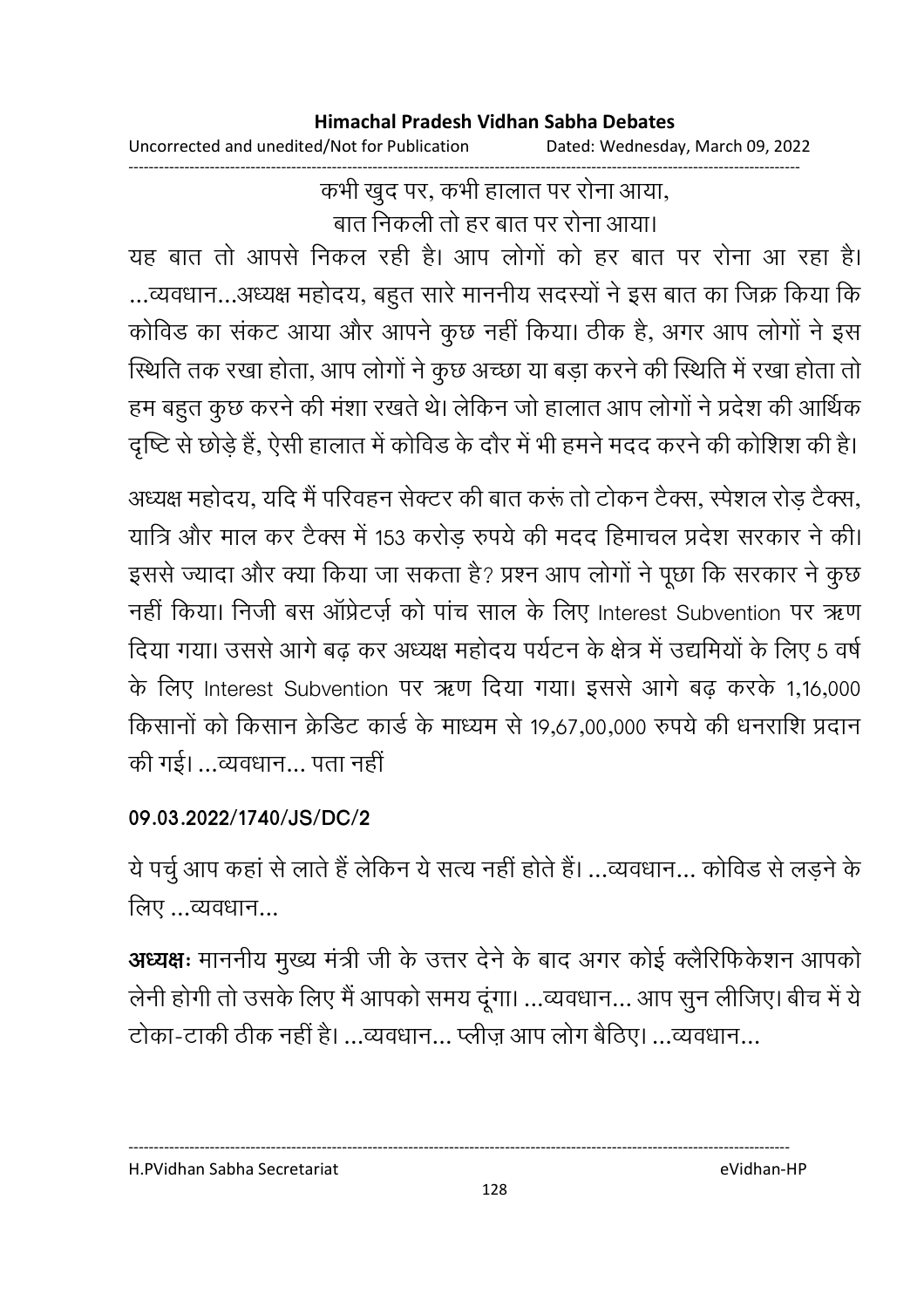कभी खुद पर, कभी हालात पर रोना आया,
बात निकली तो हर बात पर रोना आया।

यह बात तो आपसे निकल रही है। आप लोगों को हर बात पर रोना आ रहा है। ...व्यवधान...अध्यक्ष महोदय, बहुत सारे माननीय सदस्यों ने इस बात का जिक्र किया कि कोविड का संकट आया और आपने कुछ नहीं किया। ठीक है, अगर आप लोगों ने इस स्थिति तक रखा होता, आप लोगों ने कुछ अच्छा या बड़ा करने की स्थिति में रखा होता तो हम बहुत कुछ करने की मंशा रखते थे। लेकिन जो हालात आप लोगों ने प्रदेश की आर्थिक दृष्टि से छोड़े हैं, ऐसी हालात में कोविड के दौर में भी हमने मदद करने की कोशिश की है।

अध्यक्ष महोदय, यदि मैं परिवहन सेक्टर की बात करूं तो टोकन टैक्स, स्पेशल रोड़ टैक्स, यात्रि और माल कर टैक्स में 153 करोड़ रुपये की मदद हिमाचल प्रदेश सरकार ने की। इससे ज्यादा और क्या किया जा सकता है? प्रश्न आप लोगों ने पूछा कि सरकार ने कुछ नहीं किया। निजी बस ऑप्रेटर्ज़ को पांच साल के लिए Interest Subvention पर ऋण दिया गया। उससे आगे बढ़ कर अध्यक्ष महोदय पर्यटन के क्षेत्र में उद्यमियों के लिए 5 वर्ष के लिए Interest Subvention पर ऋण दिया गया। इससे आगे बढ़ करके 1,16,000 किसानों को किसान क्रेडिट कार्ड के माध्यम से 19,67,00,000 रुपये की धनराशि प्रदान की गई। ...व्यवधान... पता नहीं

**09.03.2022/1740/JS/DC/2**

ये पर्चु आप कहां से लाते हैं लेकिन ये सत्य नहीं होते हैं। ...व्यवधान... कोविड से लड़ने के लिए ...व्यवधान...

**अध्यक्षः** माननीय मुख्य मंत्री जी के उत्तर देने के बाद अगर कोई क्लैरिफिकेशन आपको लेनी होगी तो उसके लिए मैं आपको समय दूंगा। ...व्यवधान... आप सुन लीजिए। बीच में ये टोका-टाकी ठीक नहीं है। ...व्यवधान... प्लीज़ आप लोग बैठिए। ...व्यवधान...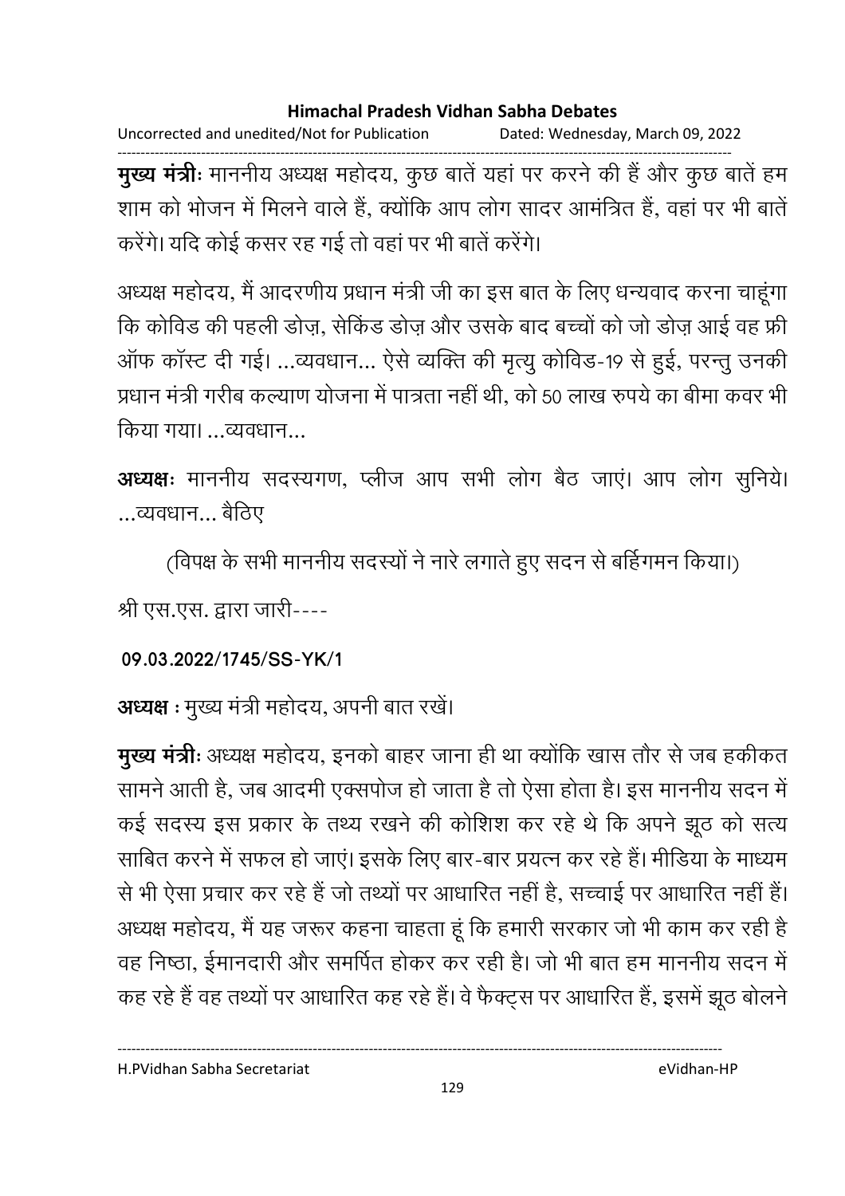**मुख्य मंत्रीः** माननीय अध्यक्ष महोदय, कुछ बातें यहां पर करने की हैं और कुछ बातें हम शाम को भोजन में मिलने वाले हैं, क्योंकि आप लोग सादर आमंत्रित हैं, वहां पर भी बातें करेंगे। यदि कोई कसर रह गई तो वहां पर भी बातें करेंगे।

अध्यक्ष महोदय, मैं आदरणीय प्रधान मंत्री जी का इस बात के लिए धन्यवाद करना चाहूंगा कि कोविड की पहली डोज़, सेकिंड डोज़ और उसके बाद बच्चों को जो डोज़ आई वह फ्री ऑफ कॉस्ट दी गई। ...व्यवधान... ऐसे व्यक्ति की मृत्यु कोविड-19 से हुई, परन्तु उनकी प्रधान मंत्री गरीब कल्याण योजना में पात्रता नहीं थी, को 50 लाख रुपये का बीमा कवर भी किया गया। ...व्यवधान...

**अध्यक्षः** माननीय सदस्यगण, प्लीज आप सभी लोग बैठ जाएं। आप लोग सुनिये। ...व्यवधान... बैठिए

(विपक्ष के सभी माननीय सदस्यों ने नारे लगाते हुए सदन से बर्हिगमन किया।)

श्री एस.एस. द्वारा जारी----

**09.03.2022/1745/SS-YK/1**

**अध्यक्ष :** मुख्य मंत्री महोदय, अपनी बात रखें।

**मुख्य मंत्रीः** अध्यक्ष महोदय, इनको बाहर जाना ही था क्योंकि खास तौर से जब हकीकत सामने आती है, जब आदमी एक्सपोज हो जाता है तो ऐसा होता है। इस माननीय सदन में कई सदस्य इस प्रकार के तथ्य रखने की कोशिश कर रहे थे कि अपने झूठ को सत्य साबित करने में सफल हो जाएं। इसके लिए बार-बार प्रयत्न कर रहे हैं। मीडिया के माध्यम से भी ऐसा प्रचार कर रहे हैं जो तथ्यों पर आधारित नहीं है, सच्चाई पर आधारित नहीं हैं। अध्यक्ष महोदय, मैं यह जरूर कहना चाहता हूं कि हमारी सरकार जो भी काम कर रही है वह निष्ठा, ईमानदारी और समर्पित होकर कर रही है। जो भी बात हम माननीय सदन में कह रहे हैं वह तथ्यों पर आधारित कह रहे हैं। वे फैक्ट्स पर आधारित हैं, इसमें झूठ बोलने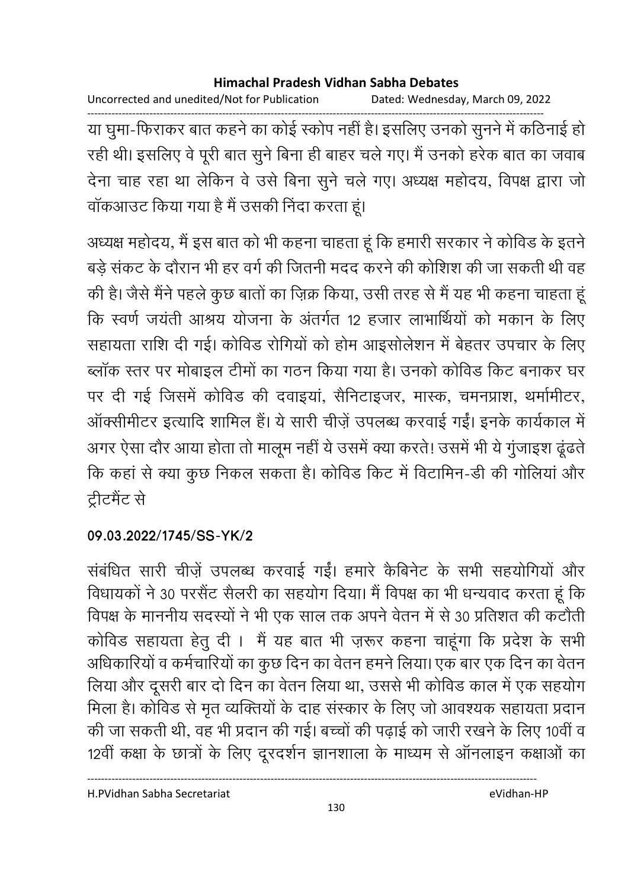या घुमा-फिराकर बात कहने का कोई स्कोप नहीं है। इसलिए उनको सुनने में कठिनाई हो रही थी। इसलिए वे पूरी बात सुने बिना ही बाहर चले गए। मैं उनको हरेक बात का जवाब देना चाह रहा था लेकिन वे उसे बिना सुने चले गए। अध्यक्ष महोदय, विपक्ष द्वारा जो वॉकआउट किया गया है मैं उसकी निंदा करता हूं।

अध्यक्ष महोदय, मैं इस बात को भी कहना चाहता हूं कि हमारी सरकार ने कोविड के इतने बड़े संकट के दौरान भी हर वर्ग की जितनी मदद करने की कोशिश की जा सकती थी वह की है। जैसे मैंने पहले कुछ बातों का ज़िक्र किया, उसी तरह से मैं यह भी कहना चाहता हूं कि स्वर्ण जयंती आश्रय योजना के अंतर्गत 12 हजार लाभार्थियों को मकान के लिए सहायता राशि दी गई। कोविड रोगियों को होम आइसोलेशन में बेहतर उपचार के लिए ब्लॉक स्तर पर मोबाइल टीमों का गठन किया गया है। उनको कोविड किट बनाकर घर पर दी गई जिसमें कोविड की दवाइयां, सैनिटाइजर, मास्क, चमनप्राश, थर्मामीटर, ऑक्सीमीटर इत्यादि शामिल हैं। ये सारी चीज़ें उपलब्ध करवाई गईं। इनके कार्यकाल में अगर ऐसा दौर आया होता तो मालूम नहीं ये उसमें क्या करते! उसमें भी ये गुंजाइश ढूंढते कि कहां से क्या कुछ निकल सकता है। कोविड किट में विटामिन-डी की गोलियां और ट्रीटमैंट से

**09.03.2022/1745/SS-YK/2**

संबंधित सारी चीज़ें उपलब्ध करवाई गईं। हमारे कैबिनेट के सभी सहयोगियों और विधायकों ने 30 परसैंट सैलरी का सहयोग दिया। मैं विपक्ष का भी धन्यवाद करता हूं कि विपक्ष के माननीय सदस्यों ने भी एक साल तक अपने वेतन में से 30 प्रतिशत की कटौती कोविड सहायता हेतु दी । मैं यह बात भी ज़रूर कहना चाहूंगा कि प्रदेश के सभी अधिकारियों व कर्मचारियों का कुछ दिन का वेतन हमने लिया। एक बार एक दिन का वेतन लिया और दूसरी बार दो दिन का वेतन लिया था, उससे भी कोविड काल में एक सहयोग मिला है। कोविड से मृत व्यक्तियों के दाह संस्कार के लिए जो आवश्यक सहायता प्रदान की जा सकती थी, वह भी प्रदान की गई। बच्चों की पढ़ाई को जारी रखने के लिए 10वीं व 12वीं कक्षा के छात्रों के लिए दूरदर्शन ज्ञानशाला के माध्यम से ऑनलाइन कक्षाओं का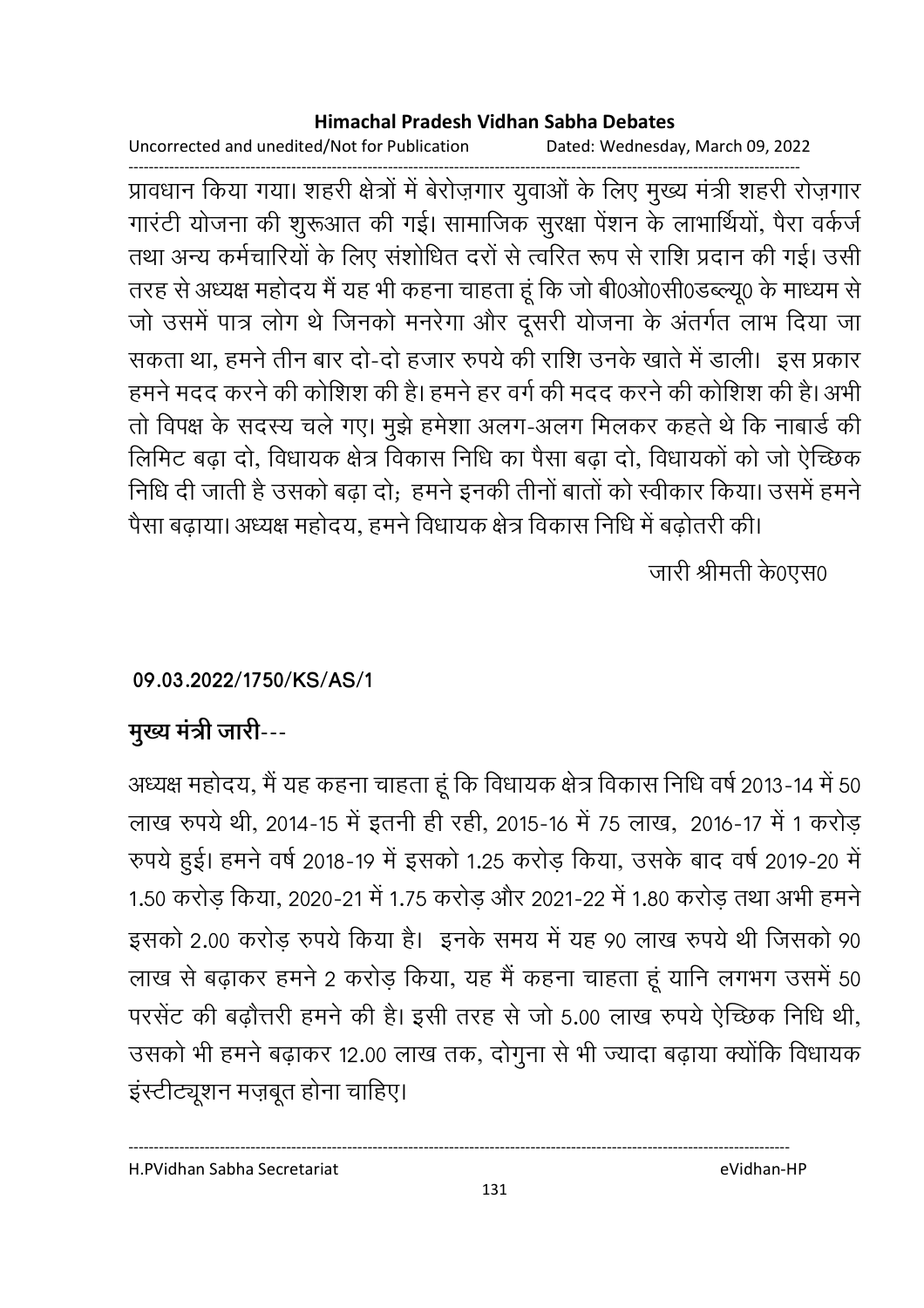प्रावधान किया गया। शहरी क्षेत्रों में बेरोज़गार युवाओं के लिए मुख्य मंत्री शहरी रोज़गार गारंटी योजना की शुरूआत की गई। सामाजिक सुरक्षा पेंशन के लाभार्थियों, पैरा वर्कर्ज तथा अन्य कर्मचारियों के लिए संशोधित दरों से त्वरित रूप से राशि प्रदान की गई। उसी तरह से अध्यक्ष महोदय मैं यह भी कहना चाहता हूं कि जो बी0ओ0सी0डब्ल्यू0 के माध्यम से जो उसमें पात्र लोग थे जिनको मनरेगा और दूसरी योजना के अंतर्गत लाभ दिया जा सकता था, हमने तीन बार दो-दो हजार रुपये की राशि उनके खाते में डाली। इस प्रकार हमने मदद करने की कोशिश की है। हमने हर वर्ग की मदद करने की कोशिश की है। अभी तो विपक्ष के सदस्य चले गए। मुझे हमेशा अलग-अलग मिलकर कहते थे कि नाबार्ड की लिमिट बढ़ा दो, विधायक क्षेत्र विकास निधि का पैसा बढ़ा दो, विधायकों को जो ऐच्छिक निधि दी जाती है उसको बढ़ा दो; हमने इनकी तीनों बातों को स्वीकार किया। उसमें हमने पैसा बढ़ाया। अध्यक्ष महोदय, हमने विधायक क्षेत्र विकास निधि में बढ़ोतरी की।

जारी श्रीमती के0एस0

**09.03.2022/1750/KS/AS/1**

## मुख्य मंत्री जारी---

अध्यक्ष महोदय, मैं यह कहना चाहता हूं कि विधायक क्षेत्र विकास निधि वर्ष 2013-14 में 50 लाख रुपये थी, 2014-15 में इतनी ही रही, 2015-16 में 75 लाख, 2016-17 में 1 करोड़ रुपये हुई। हमने वर्ष 2018-19 में इसको 1.25 करोड़ किया, उसके बाद वर्ष 2019-20 में 1.50 करोड़ किया, 2020-21 में 1.75 करोड़ और 2021-22 में 1.80 करोड़ तथा अभी हमने इसको 2.00 करोड़ रुपये किया है। इनके समय में यह 90 लाख रुपये थी जिसको 90 लाख से बढ़ाकर हमने 2 करोड़ किया, यह मैं कहना चाहता हूं यानि लगभग उसमें 50 परसेंट की बढ़ौत्तरी हमने की है। इसी तरह से जो 5.00 लाख रुपये ऐच्छिक निधि थी, उसको भी हमने बढ़ाकर 12.00 लाख तक, दोगुना से भी ज्यादा बढ़ाया क्योंकि विधायक इंस्टीट्यूशन मज़बूत होना चाहिए।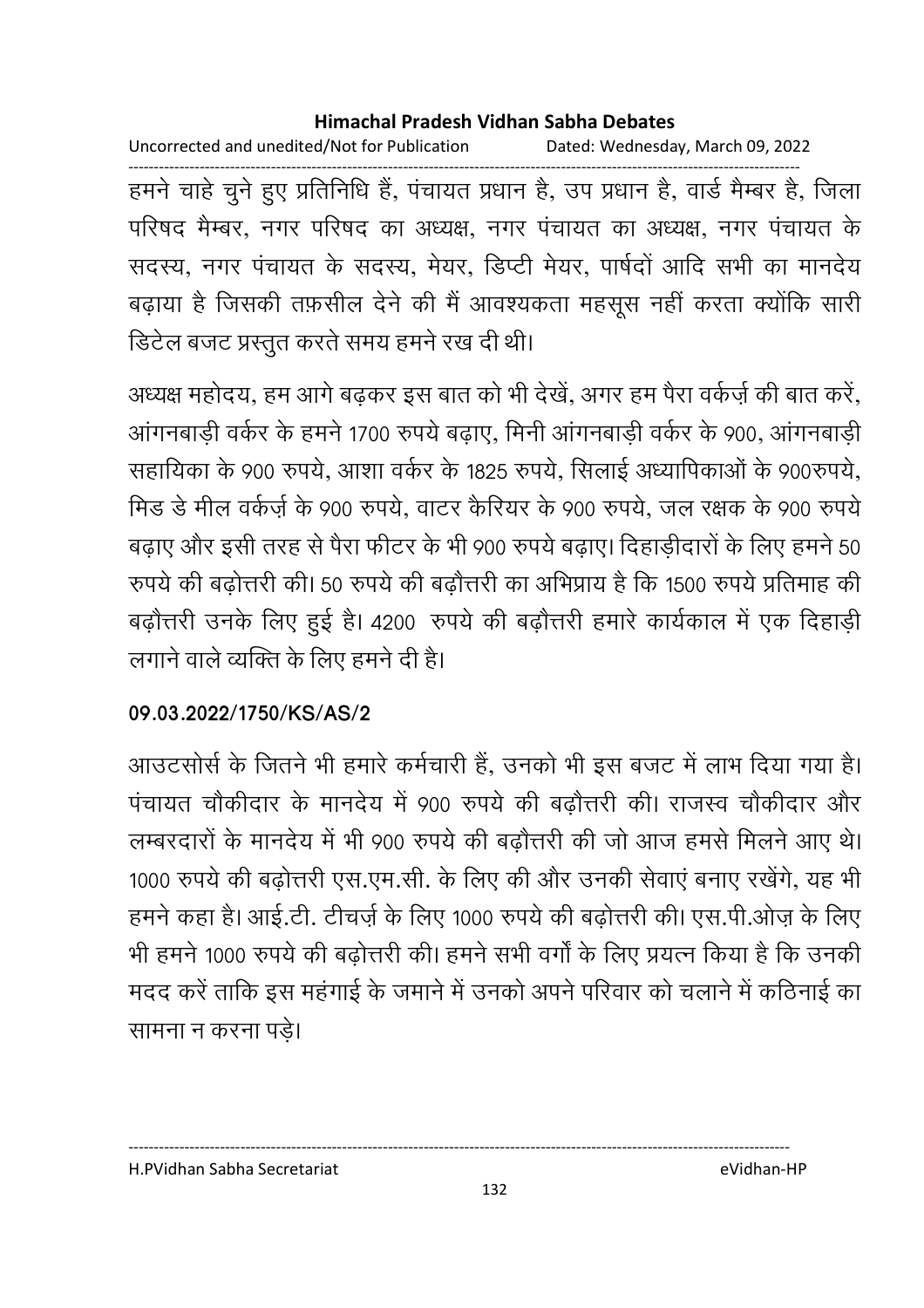हमने चाहे चुने हुए प्रतिनिधि हैं, पंचायत प्रधान है, उप प्रधान है, वार्ड मैम्बर है, जिला परिषद मैम्बर, नगर परिषद का अध्यक्ष, नगर पंचायत का अध्यक्ष, नगर पंचायत के सदस्य, नगर पंचायत के सदस्य, मेयर, डिप्टी मेयर, पार्षदों आदि सभी का मानदेय बढ़ाया है जिसकी तफ़सील देने की मैं आवश्यकता महसूस नहीं करता क्योंकि सारी डिटेल बजट प्रस्तुत करते समय हमने रख दी थी।

अध्यक्ष महोदय, हम आगे बढ़कर इस बात को भी देखें, अगर हम पैरा वर्कर्ज़ की बात करें, आंगनबाड़ी वर्कर के हमने 1700 रुपये बढ़ाए, मिनी आंगनबाड़ी वर्कर के 900, आंगनबाड़ी सहायिका के 900 रुपये, आशा वर्कर के 1825 रुपये, सिलाई अध्यापिकाओं के 900रुपये, मिड डे मील वर्कर्ज़ के 900 रुपये, वाटर कैरियर के 900 रुपये, जल रक्षक के 900 रुपये बढ़ाए और इसी तरह से पैरा फीटर के भी 900 रुपये बढ़ाए। दिहाड़ीदारों के लिए हमने 50 रुपये की बढ़ोत्तरी की। 50 रुपये की बढ़ौत्तरी का अभिप्राय है कि 1500 रुपये प्रतिमाह की बढ़ौत्तरी उनके लिए हुई है। 4200 रुपये की बढ़ौत्तरी हमारे कार्यकाल में एक दिहाड़ी लगाने वाले व्यक्ति के लिए हमने दी है।

**09.03.2022/1750/KS/AS/2**

आउटसोर्स के जितने भी हमारे कर्मचारी हैं, उनको भी इस बजट में लाभ दिया गया है। पंचायत चौकीदार के मानदेय में 900 रुपये की बढ़ौत्तरी की। राजस्व चौकीदार और लम्बरदारों के मानदेय में भी 900 रुपये की बढ़ौत्तरी की जो आज हमसे मिलने आए थे। 1000 रुपये की बढ़ोत्तरी एस.एम.सी. के लिए की और उनकी सेवाएं बनाए रखेंगे, यह भी हमने कहा है। आई.टी. टीचर्ज़ के लिए 1000 रुपये की बढ़ोत्तरी की। एस.पी.ओज़ के लिए भी हमने 1000 रुपये की बढ़ोत्तरी की। हमने सभी वर्गों के लिए प्रयत्न किया है कि उनकी मदद करें ताकि इस महंगाई के जमाने में उनको अपने परिवार को चलाने में कठिनाई का सामना न करना पड़े।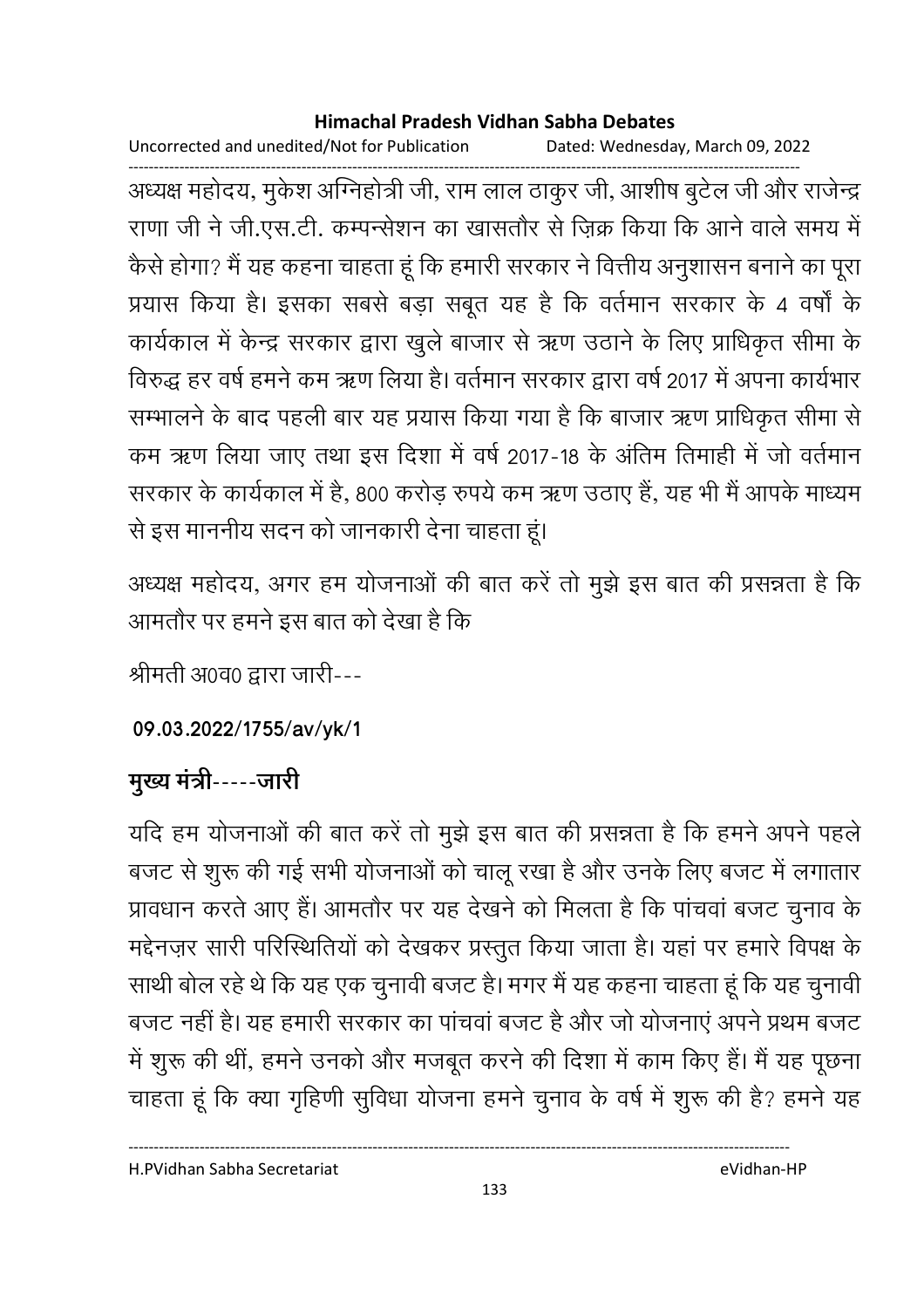अध्यक्ष महोदय, मुकेश अग्निहोत्री जी, राम लाल ठाकुर जी, आशीष बुटेल जी और राजेन्द्र राणा जी ने जी.एस.टी. कम्पन्सेशन का खासतौर से ज़िक्र किया कि आने वाले समय में कैसे होगा? मैं यह कहना चाहता हूं कि हमारी सरकार ने वित्तीय अनुशासन बनाने का पूरा प्रयास किया है। इसका सबसे बड़ा सबूत यह है कि वर्तमान सरकार के 4 वर्षों के कार्यकाल में केन्द्र सरकार द्वारा खुले बाजार से ऋण उठाने के लिए प्राधिकृत सीमा के विरुद्ध हर वर्ष हमने कम ऋण लिया है। वर्तमान सरकार द्वारा वर्ष 2017 में अपना कार्यभार सम्भालने के बाद पहली बार यह प्रयास किया गया है कि बाजार ऋण प्राधिकृत सीमा से कम ऋण लिया जाए तथा इस दिशा में वर्ष 2017-18 के अंतिम तिमाही में जो वर्तमान सरकार के कार्यकाल में है, 800 करोड़ रुपये कम ऋण उठाए हैं, यह भी मैं आपके माध्यम से इस माननीय सदन को जानकारी देना चाहता हूं।

अध्यक्ष महोदय, अगर हम योजनाओं की बात करें तो मुझे इस बात की प्रसन्नता है कि आमतौर पर हमने इस बात को देखा है कि

श्रीमती अ0व0 द्वारा जारी---

**09.03.2022/1755/av/yk/1**

## मुख्य मंत्री-----जारी

यदि हम योजनाओं की बात करें तो मुझे इस बात की प्रसन्नता है कि हमने अपने पहले बजट से शुरू की गई सभी योजनाओं को चालू रखा है और उनके लिए बजट में लगातार प्रावधान करते आए हैं। आमतौर पर यह देखने को मिलता है कि पांचवां बजट चुनाव के मद्देनज़र सारी परिस्थितियों को देखकर प्रस्तुत किया जाता है। यहां पर हमारे विपक्ष के साथी बोल रहे थे कि यह एक चुनावी बजट है। मगर मैं यह कहना चाहता हूं कि यह चुनावी बजट नहीं है। यह हमारी सरकार का पांचवां बजट है और जो योजनाएं अपने प्रथम बजट में शुरू की थीं, हमने उनको और मजबूत करने की दिशा में काम किए हैं। मैं यह पूछना चाहता हूं कि क्या गृहिणी सुविधा योजना हमने चुनाव के वर्ष में शुरू की है? हमने यह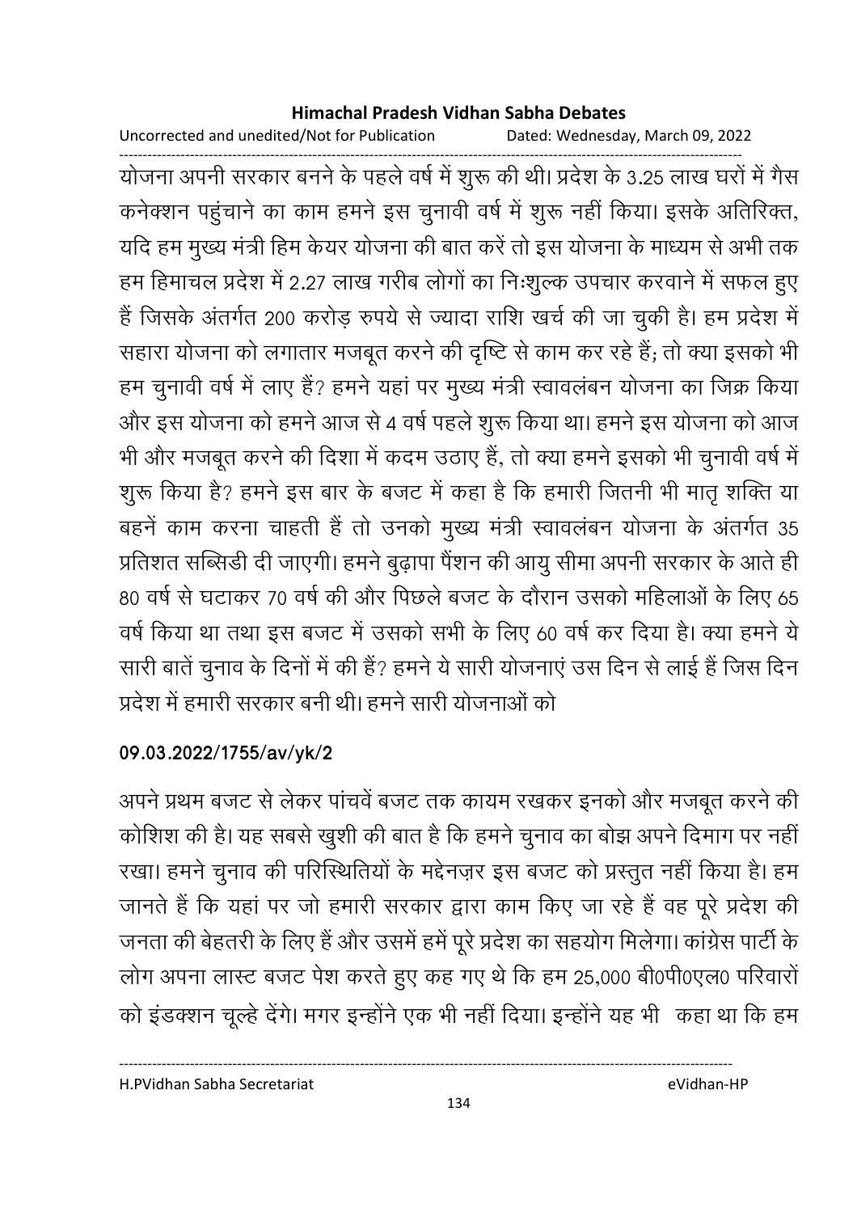योजना अपनी सरकार बनने के पहले वर्ष में शुरू की थी। प्रदेश के 3.25 लाख घरों में गैस कनेक्शन पहुंचाने का काम हमने इस चुनावी वर्ष में शुरू नहीं किया। इसके अतिरिक्त, यदि हम मुख्य मंत्री हिम केयर योजना की बात करें तो इस योजना के माध्यम से अभी तक हम हिमाचल प्रदेश में 2.27 लाख गरीब लोगों का निःशुल्क उपचार करवाने में सफल हुए हैं जिसके अंतर्गत 200 करोड़ रुपये से ज्यादा राशि खर्च की जा चुकी है। हम प्रदेश में सहारा योजना को लगातार मजबूत करने की दृष्टि से काम कर रहे हैं; तो क्या इसको भी हम चुनावी वर्ष में लाए हैं? हमने यहां पर मुख्य मंत्री स्वावलंबन योजना का जिक्र किया और इस योजना को हमने आज से 4 वर्ष पहले शुरू किया था। हमने इस योजना को आज भी और मजबूत करने की दिशा में कदम उठाए हैं, तो क्या हमने इसको भी चुनावी वर्ष में शुरू किया है? हमने इस बार के बजट में कहा है कि हमारी जितनी भी मातृ शक्ति या बहनें काम करना चाहती हैं तो उनको मुख्य मंत्री स्वावलंबन योजना के अंतर्गत 35 प्रतिशत सब्सिडी दी जाएगी। हमने बुढ़ापा पैंशन की आयु सीमा अपनी सरकार के आते ही 80 वर्ष से घटाकर 70 वर्ष की और पिछले बजट के दौरान उसको महिलाओं के लिए 65 वर्ष किया था तथा इस बजट में उसको सभी के लिए 60 वर्ष कर दिया है। क्या हमने ये सारी बातें चुनाव के दिनों में की हैं? हमने ये सारी योजनाएं उस दिन से लाई हैं जिस दिन प्रदेश में हमारी सरकार बनी थी। हमने सारी योजनाओं को

**09.03.2022/1755/av/yk/2**

अपने प्रथम बजट से लेकर पांचवें बजट तक कायम रखकर इनको और मजबूत करने की कोशिश की है। यह सबसे खुशी की बात है कि हमने चुनाव का बोझ अपने दिमाग पर नहीं रखा। हमने चुनाव की परिस्थितियों के मद्देनज़र इस बजट को प्रस्तुत नहीं किया है। हम जानते हैं कि यहां पर जो हमारी सरकार द्वारा काम किए जा रहे हैं वह पूरे प्रदेश की जनता की बेहतरी के लिए हैं और उसमें हमें पूरे प्रदेश का सहयोग मिलेगा। कांग्रेस पार्टी के लोग अपना लास्ट बजट पेश करते हुए कह गए थे कि हम 25,000 बी0पी0एल0 परिवारों को इंडक्शन चूल्हे देंगे। मगर इन्होंने एक भी नहीं दिया। इन्होंने यह भी कहा था कि हम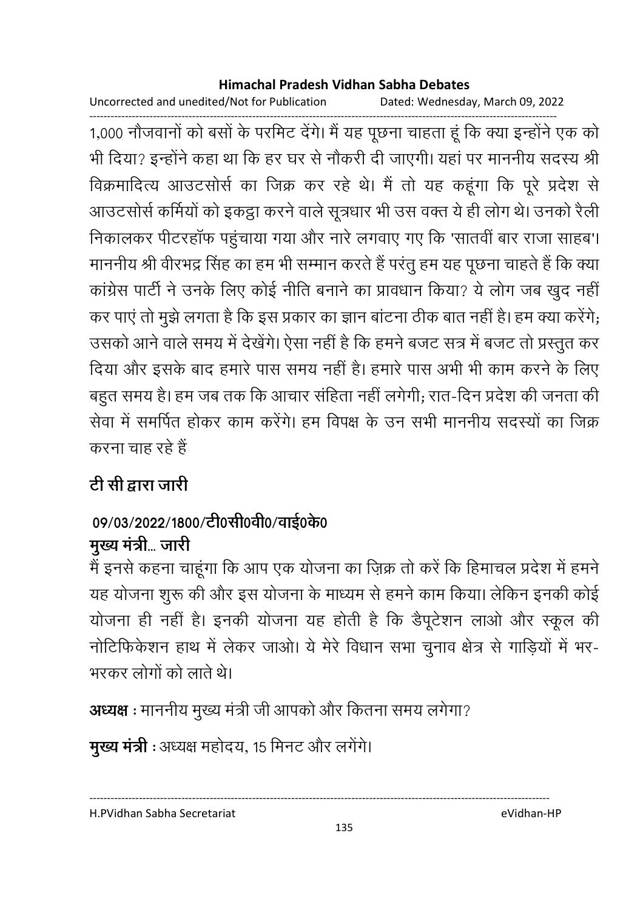1,000 नौजवानों को बसों के परमिट देंगे। मैं यह पूछना चाहता हूं कि क्या इन्होंने एक को भी दिया? इन्होंने कहा था कि हर घर से नौकरी दी जाएगी। यहां पर माननीय सदस्य श्री विक्रमादित्य आउटसोर्स का जिक्र कर रहे थे। मैं तो यह कहूंगा कि पूरे प्रदेश से आउटसोर्स कर्मियों को इकट्ठा करने वाले सूत्रधार भी उस वक्त ये ही लोग थे। उनको रैली निकालकर पीटरहॉफ पहुंचाया गया और नारे लगवाए गए कि 'सातवीं बार राजा साहब'। माननीय श्री वीरभद्र सिंह का हम भी सम्मान करते हैं परंतु हम यह पूछना चाहते हैं कि क्या कांग्रेस पार्टी ने उनके लिए कोई नीति बनाने का प्रावधान किया? ये लोग जब खुद नहीं कर पाएं तो मुझे लगता है कि इस प्रकार का ज्ञान बांटना ठीक बात नहीं है। हम क्या करेंगे; उसको आने वाले समय में देखेंगे। ऐसा नहीं है कि हमने बजट सत्र में बजट तो प्रस्तुत कर दिया और इसके बाद हमारे पास समय नहीं है। हमारे पास अभी भी काम करने के लिए बहुत समय है। हम जब तक कि आचार संहिता नहीं लगेगी; रात-दिन प्रदेश की जनता की सेवा में समर्पित होकर काम करेंगे। हम विपक्ष के उन सभी माननीय सदस्यों का जिक्र करना चाह रहे हैं

**टी सी द्वारा जारी**

**09/03/2022/1800/टी0सी0वी0/वाई0के0**

**मुख्य मंत्री... जारी**

मैं इनसे कहना चाहूंगा कि आप एक योजना का ज़िक्र तो करें कि हिमाचल प्रदेश में हमने यह योजना शुरू की और इस योजना के माध्यम से हमने काम किया। लेकिन इनकी कोई योजना ही नहीं है। इनकी योजना यह होती है कि डैपूटेशन लाओ और स्कूल की नोटिफिकेशन हाथ में लेकर जाओ। ये मेरे विधान सभा चुनाव क्षेत्र से गाड़ियों में भर-भरकर लोगों को लाते थे।

**अध्यक्ष** : माननीय मुख्य मंत्री जी आपको और कितना समय लगेगा?

**मुख्य मंत्री** : अध्यक्ष महोदय, 15 मिनट और लगेंगे।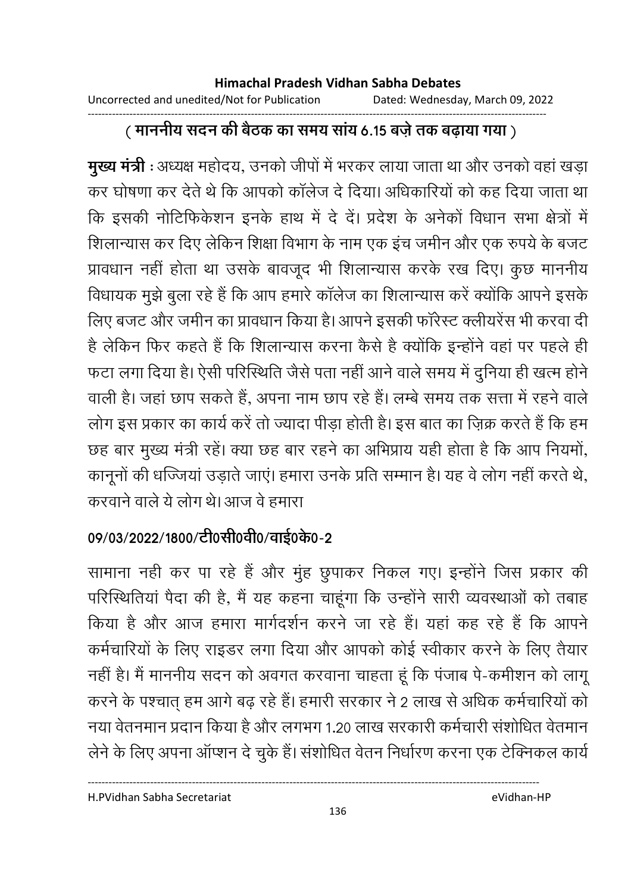( माननीय सदन की बैठक का समय सांय 6.15 बज़े तक बढ़ाया गया )

**मुख्य मंत्री** : अध्यक्ष महोदय, उनको जीपों में भरकर लाया जाता था और उनको वहां खड़ा कर घोषणा कर देते थे कि आपको कॉलेज दे दिया। अधिकारियों को कह दिया जाता था कि इसकी नोटिफिकेशन इनके हाथ में दे दें। प्रदेश के अनेकों विधान सभा क्षेत्रों में शिलान्यास कर दिए लेकिन शिक्षा विभाग के नाम एक इंच जमीन और एक रुपये के बजट प्रावधान नहीं होता था उसके बावजूद भी शिलान्यास करके रख दिए। कुछ माननीय विधायक मुझे बुला रहे हैं कि आप हमारे कॉलेज का शिलान्यास करें क्योंकि आपने इसके लिए बजट और जमीन का प्रावधान किया है। आपने इसकी फॉरेस्ट क्लीयरेंस भी करवा दी है लेकिन फिर कहते हैं कि शिलान्यास करना कैसे है क्योंकि इन्होंने वहां पर पहले ही फटा लगा दिया है। ऐसी परिस्थिति जैसे पता नहीं आने वाले समय में दुनिया ही खत्म होने वाली है। जहां छाप सकते हैं, अपना नाम छाप रहे हैं। लम्बे समय तक सत्ता में रहने वाले लोग इस प्रकार का कार्य करें तो ज्यादा पीड़ा होती है। इस बात का ज़िक्र करते हैं कि हम छह बार मुख्य मंत्री रहें। क्या छह बार रहने का अभिप्राय यही होता है कि आप नियमों, कानूनों की धज्जियां उड़ाते जाएं। हमारा उनके प्रति सम्मान है। यह वे लोग नहीं करते थे, करवाने वाले ये लोग थे। आज वे हमारा

**09/03/2022/1800/टी0सी0वी0/वाई0के0-2**

सामाना नही कर पा रहे हैं और मुंह छुपाकर निकल गए। इन्होंने जिस प्रकार की परिस्थितियां पैदा की है, मैं यह कहना चाहूंगा कि उन्होंने सारी व्यवस्थाओं को तबाह किया है और आज हमारा मार्गदर्शन करने जा रहे हैं। यहां कह रहे हैं कि आपने कर्मचारियों के लिए राइडर लगा दिया और आपको कोई स्वीकार करने के लिए तैयार नहीं है। मैं माननीय सदन को अवगत करवाना चाहता हूं कि पंजाब पे-कमीशन को लागू करने के पश्चात् हम आगे बढ़ रहे हैं। हमारी सरकार ने 2 लाख से अधिक कर्मचारियों को नया वेतनमान प्रदान किया है और लगभग 1.20 लाख सरकारी कर्मचारी संशोधित वेतमान लेने के लिए अपना ऑप्शन दे चुके हैं। संशोधित वेतन निर्धारण करना एक टेक्निकल कार्य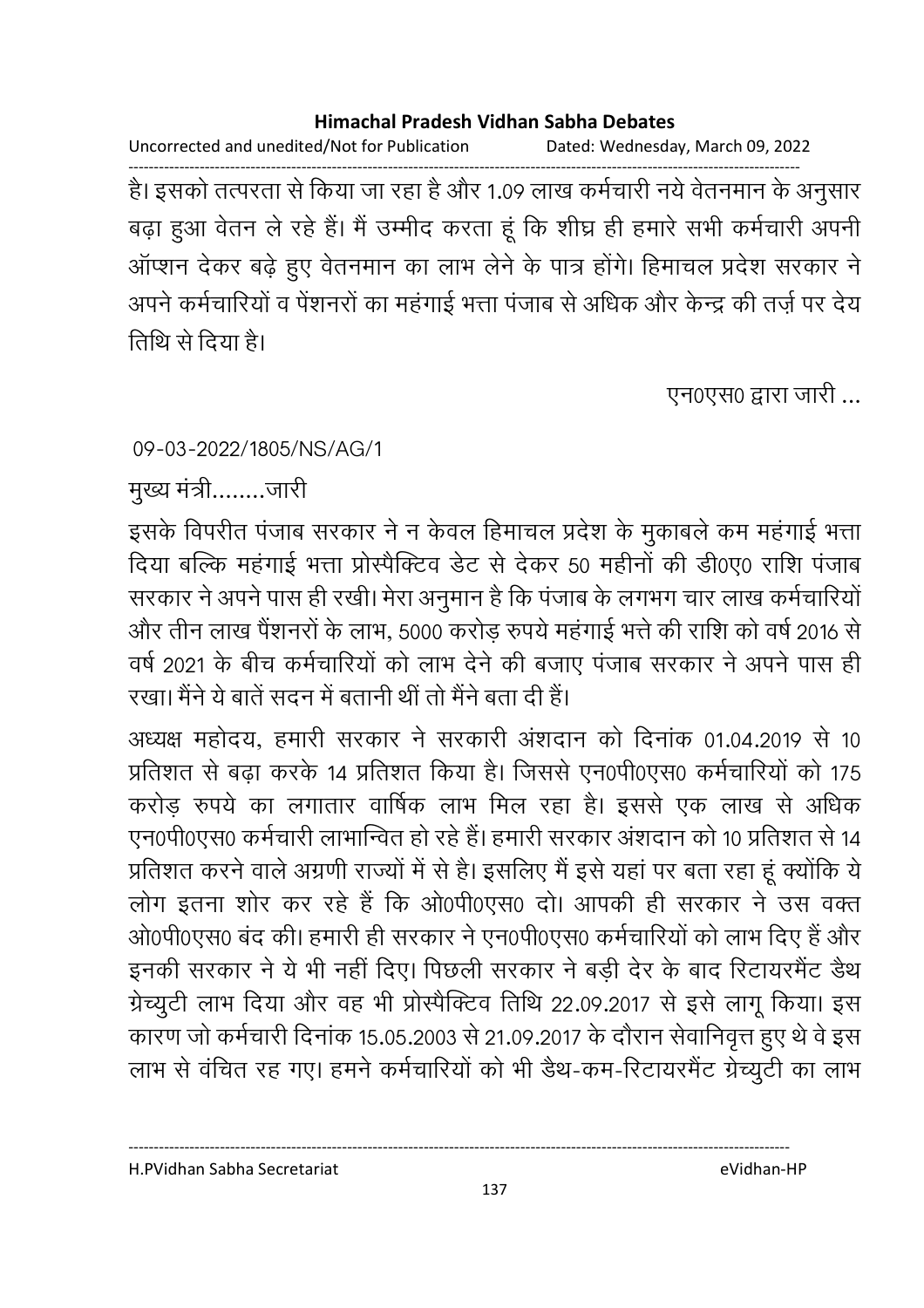है। इसको तत्परता से किया जा रहा है और 1.09 लाख कर्मचारी नये वेतनमान के अनुसार बढ़ा हुआ वेतन ले रहे हैं। मैं उम्मीद करता हूं कि शीघ्र ही हमारे सभी कर्मचारी अपनी ऑप्शन देकर बढ़े हुए वेतनमान का लाभ लेने के पात्र होंगे। हिमाचल प्रदेश सरकार ने अपने कर्मचारियों व पेंशनरों का महंगाई भत्ता पंजाब से अधिक और केन्द्र की तर्ज़ पर देय तिथि से दिया है।

एन0एस0 द्वारा जारी ...

09-03-2022/1805/NS/AG/1

मुख्य मंत्री........जारी

इसके विपरीत पंजाब सरकार ने न केवल हिमाचल प्रदेश के मुकाबले कम महंगाई भत्ता दिया बल्कि महंगाई भत्ता प्रोस्पैक्टिव डेट से देकर 50 महीनों की डी0ए0 राशि पंजाब सरकार ने अपने पास ही रखी। मेरा अनुमान है कि पंजाब के लगभग चार लाख कर्मचारियों और तीन लाख पैंशनरों के लाभ, 5000 करोड़ रुपये महंगाई भत्ते की राशि को वर्ष 2016 से वर्ष 2021 के बीच कर्मचारियों को लाभ देने की बजाए पंजाब सरकार ने अपने पास ही रखा। मैंने ये बातें सदन में बतानी थीं तो मैंने बता दी हैं।

अध्यक्ष महोदय, हमारी सरकार ने सरकारी अंशदान को दिनांक 01.04.2019 से 10 प्रतिशत से बढ़ा करके 14 प्रतिशत किया है। जिससे एन0पी0एस0 कर्मचारियों को 175 करोड़ रुपये का लगातार वार्षिक लाभ मिल रहा है। इससे एक लाख से अधिक एन0पी0एस0 कर्मचारी लाभान्वित हो रहे हैं। हमारी सरकार अंशदान को 10 प्रतिशत से 14 प्रतिशत करने वाले अग्रणी राज्यों में से है। इसलिए मैं इसे यहां पर बता रहा हूं क्योंकि ये लोग इतना शोर कर रहे हैं कि ओ0पी0एस0 दो। आपकी ही सरकार ने उस वक्त ओ0पी0एस0 बंद की। हमारी ही सरकार ने एन0पी0एस0 कर्मचारियों को लाभ दिए हैं और इनकी सरकार ने ये भी नहीं दिए। पिछली सरकार ने बड़ी देर के बाद रिटायरमैंट डैथ ग्रेच्युटी लाभ दिया और वह भी प्रोस्पैक्टिव तिथि 22.09.2017 से इसे लागू किया। इस कारण जो कर्मचारी दिनांक 15.05.2003 से 21.09.2017 के दौरान सेवानिवृत्त हुए थे वे इस लाभ से वंचित रह गए। हमने कर्मचारियों को भी डैथ-कम-रिटायरमैंट ग्रेच्युटी का लाभ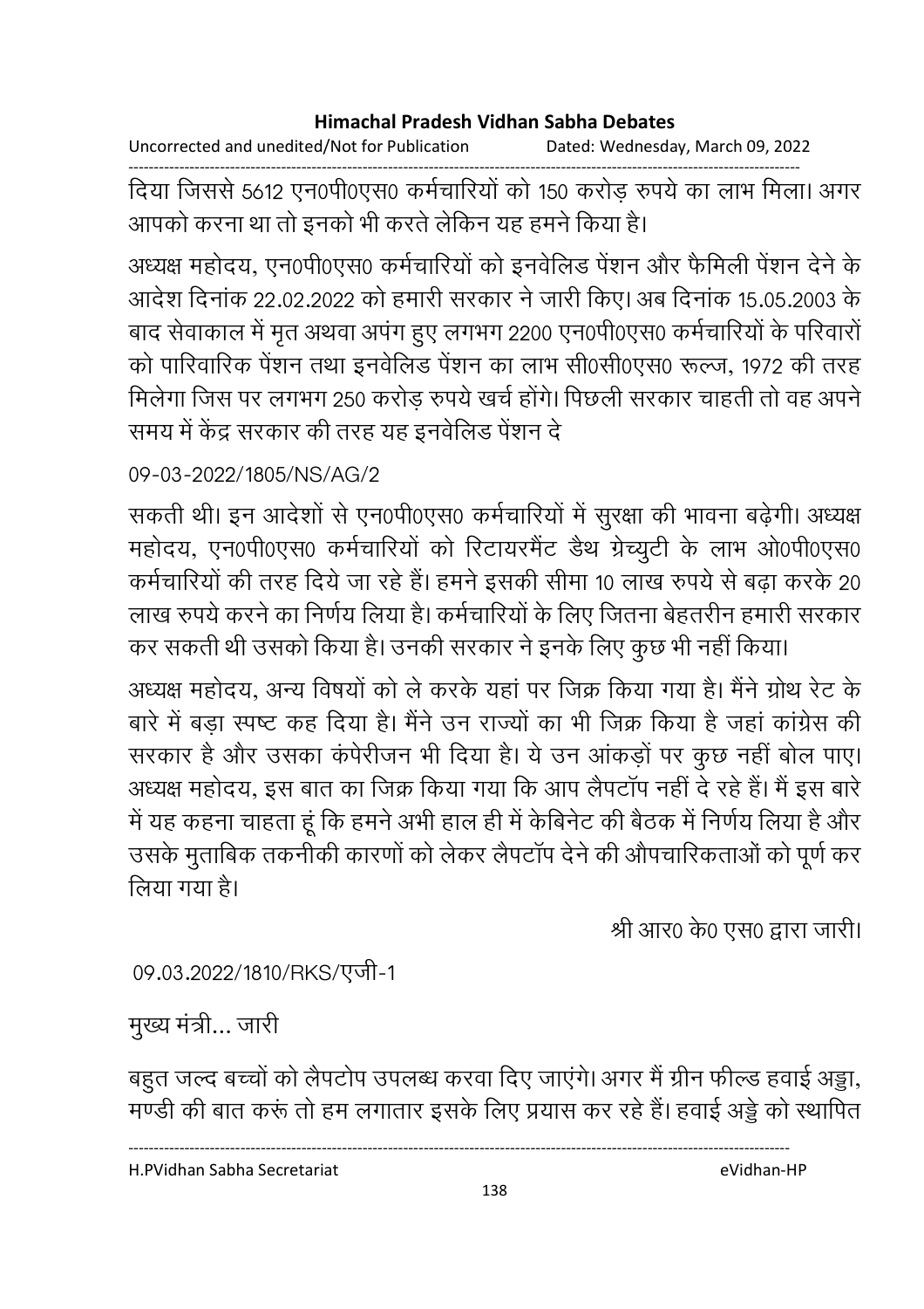दिया जिससे 5612 एन0पी0एस0 कर्मचारियों को 150 करोड़ रुपये का लाभ मिला। अगर आपको करना था तो इनको भी करते लेकिन यह हमने किया है।

अध्यक्ष महोदय, एन0पी0एस0 कर्मचारियों को इनवेलिड पेंशन और फैमिली पेंशन देने के आदेश दिनांक 22.02.2022 को हमारी सरकार ने जारी किए। अब दिनांक 15.05.2003 के बाद सेवाकाल में मृत अथवा अपंग हुए लगभग 2200 एन0पी0एस0 कर्मचारियों के परिवारों को पारिवारिक पेंशन तथा इनवेलिड पेंशन का लाभ सी0सी0एस0 रूल्ज, 1972 की तरह मिलेगा जिस पर लगभग 250 करोड़ रुपये खर्च होंगे। पिछली सरकार चाहती तो वह अपने समय में केंद्र सरकार की तरह यह इनवेलिड पेंशन दे

09-03-2022/1805/NS/AG/2

सकती थी। इन आदेशों से एन0पी0एस0 कर्मचारियों में सुरक्षा की भावना बढ़ेगी। अध्यक्ष महोदय, एन0पी0एस0 कर्मचारियों को रिटायरमैंट डैथ ग्रेच्युटी के लाभ ओ0पी0एस0 कर्मचारियों की तरह दिये जा रहे हैं। हमने इसकी सीमा 10 लाख रुपये से बढ़ा करके 20 लाख रुपये करने का निर्णय लिया है। कर्मचारियों के लिए जितना बेहतरीन हमारी सरकार कर सकती थी उसको किया है। उनकी सरकार ने इनके लिए कुछ भी नहीं किया।

अध्यक्ष महोदय, अन्य विषयों को ले करके यहां पर जिक्र किया गया है। मैंने ग्रोथ रेट के बारे में बड़ा स्पष्ट कह दिया है। मैंने उन राज्यों का भी जिक्र किया है जहां कांग्रेस की सरकार है और उसका कंपेरीजन भी दिया है। ये उन आंकड़ों पर कुछ नहीं बोल पाए। अध्यक्ष महोदय, इस बात का जिक्र किया गया कि आप लैपटॉप नहीं दे रहे हैं। मैं इस बारे में यह कहना चाहता हूं कि हमने अभी हाल ही में केबिनेट की बैठक में निर्णय लिया है और उसके मुताबिक तकनीकी कारणों को लेकर लैपटॉप देने की औपचारिकताओं को पूर्ण कर लिया गया है।

श्री आर0 के0 एस0 द्वारा जारी।

09.03.2022/1810/RKS/एजी-1

मुख्य मंत्री... जारी

बहुत जल्द बच्चों को लैपटोप उपलब्ध करवा दिए जाएंगे। अगर मैं ग्रीन फील्ड हवाई अड्डा, मण्डी की बात करूं तो हम लगातार इसके लिए प्रयास कर रहे हैं। हवाई अड्डे को स्थापित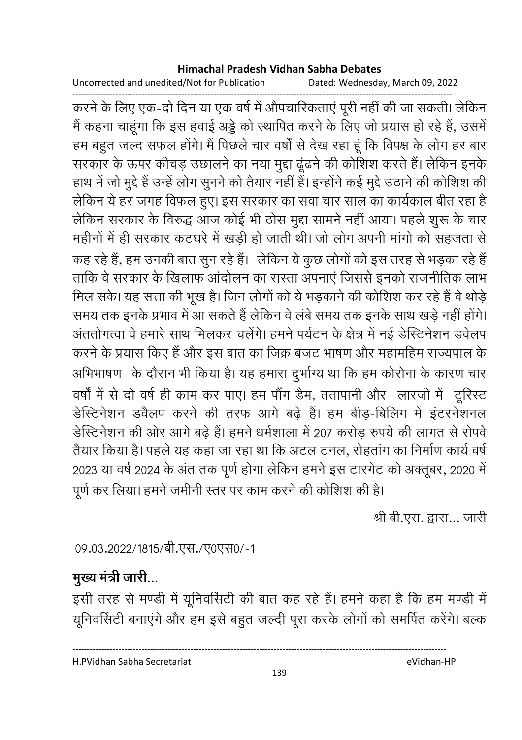करने के लिए एक-दो दिन या एक वर्ष में औपचारिकताएं पूरी नहीं की जा सकती। लेकिन मैं कहना चाहूंगा कि इस हवाई अड्डे को स्थापित करने के लिए जो प्रयास हो रहे हैं, उसमें हम बहुत जल्द सफल होंगे। मैं पिछले चार वर्षों से देख रहा हूं कि विपक्ष के लोग हर बार सरकार के ऊपर कीचड़ उछालने का नया मुद्दा ढूंढने की कोशिश करते हैं। लेकिन इनके हाथ में जो मुद्दे हैं उन्हें लोग सुनने को तैयार नहीं हैं। इन्होंने कई मुद्दे उठाने की कोशिश की लेकिन ये हर जगह विफल हुए। इस सरकार का सवा चार साल का कार्यकाल बीत रहा है लेकिन सरकार के विरुद्ध आज कोई भी ठोस मुद्दा सामने नहीं आया। पहले शुरू के चार महीनों में ही सरकार कटघरे में खड़ी हो जाती थी। जो लोग अपनी मांगो को सहजता से कह रहे हैं, हम उनकी बात सुन रहे हैं। लेकिन ये कुछ लोगों को इस तरह से भड़का रहे हैं ताकि वे सरकार के खिलाफ आंदोलन का रास्ता अपनाएं जिससे इनको राजनीतिक लाभ मिल सके। यह सत्ता की भूख है। जिन लोगों को ये भड़काने की कोशिश कर रहे हैं वे थोड़े समय तक इनके प्रभाव में आ सकते हैं लेकिन वे लंबे समय तक इनके साथ खड़े नहीं होंगे। अंततोगत्वा वे हमारे साथ मिलकर चलेंगे। हमने पर्यटन के क्षेत्र में नई डेस्टिनेशन डवेलप करने के प्रयास किए हैं और इस बात का जिक्र बजट भाषण और महामहिम राज्यपाल के अभिभाषण के दौरान भी किया है। यह हमारा दुर्भाग्य था कि हम कोरोना के कारण चार वर्षों में से दो वर्ष ही काम कर पाए। हम पौंग डैम, ततापानी और लारजी में टूरिस्ट डेस्टिनेशन डवैलप करने की तरफ आगे बढ़े हैं। हम बीड़-बिलिंग में इंटरनेशनल डेस्टिनेशन की ओर आगे बढ़े हैं। हमने धर्मशाला में 207 करोड़ रुपये की लागत से रोपवे तैयार किया है। पहले यह कहा जा रहा था कि अटल टनल, रोहतांग का निर्माण कार्य वर्ष 2023 या वर्ष 2024 के अंत तक पूर्ण होगा लेकिन हमने इस टारगेट को अक्तूबर, 2020 में पूर्ण कर लिया। हमने जमीनी स्तर पर काम करने की कोशिश की है।

श्री बी.एस. द्वारा... जारी

09.03.2022/1815/बी.एस./ए0एस0/-1

**मुख्य मंत्री जारी...**

इसी तरह से मण्डी में यूनिवर्सिटी की बात कह रहे हैं। हमने कहा है कि हम मण्डी में यूनिवर्सिटी बनाएंगे और हम इसे बहुत जल्दी पूरा करके लोगों को समर्पित करेंगे। बल्क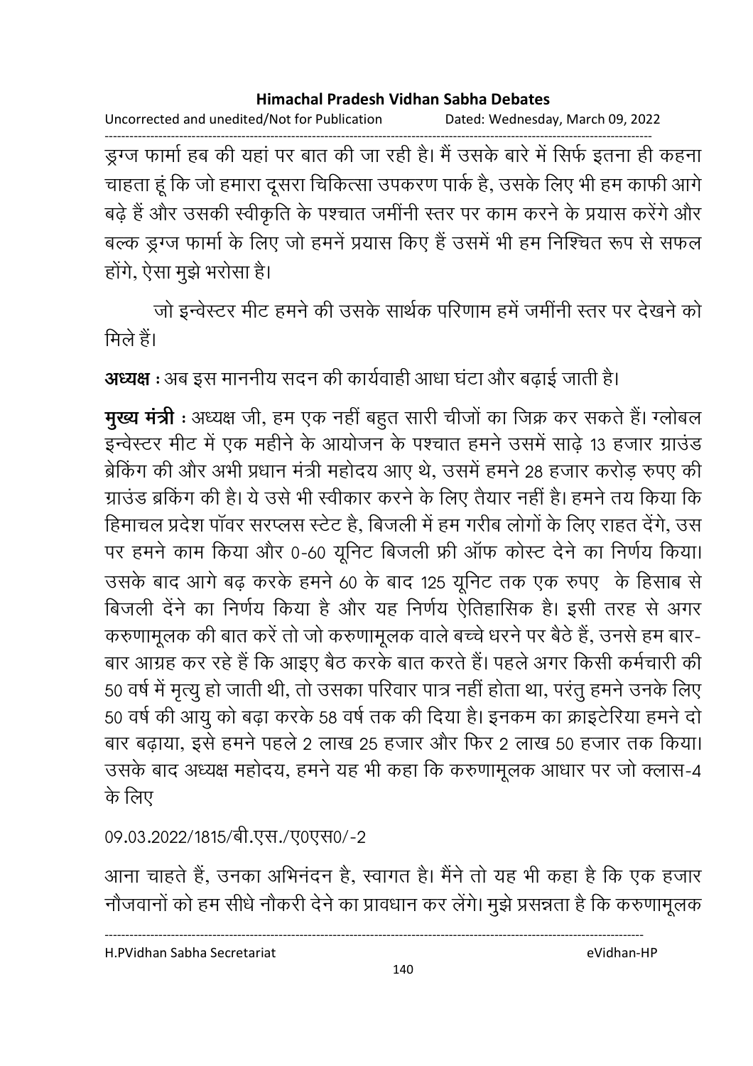ड्रग्ज फार्मा हब की यहां पर बात की जा रही है। मैं उसके बारे में सिर्फ इतना ही कहना चाहता हूं कि जो हमारा दूसरा चिकित्सा उपकरण पार्क है, उसके लिए भी हम काफी आगे बढ़े हैं और उसकी स्वीकृति के पश्चात जमींनी स्तर पर काम करने के प्रयास करेंगे और बल्क ड्रग्ज फार्मा के लिए जो हमनें प्रयास किए हैं उसमें भी हम निश्चित रूप से सफल होंगे, ऐसा मुझे भरोसा है।

जो इन्वेस्टर मीट हमने की उसके सार्थक परिणाम हमें जमींनी स्तर पर देखने को मिले हैं।

**अध्यक्ष :** अब इस माननीय सदन की कार्यवाही आधा घंटा और बढ़ाई जाती है।

**मुख्य मंत्री :** अध्यक्ष जी, हम एक नहीं बहुत सारी चीजों का जिक्र कर सकते हैं। ग्लोबल इन्वेस्टर मीट में एक महीने के आयोजन के पश्चात हमने उसमें साढ़े 13 हजार ग्राउंड ब्रेकिंग की और अभी प्रधान मंत्री महोदय आए थे, उसमें हमने 28 हजार करोड़ रुपए की ग्राउंड ब्रकिंग की है। ये उसे भी स्वीकार करने के लिए तैयार नहीं है। हमने तय किया कि हिमाचल प्रदेश पॉवर सरप्लस स्टेट है, बिजली में हम गरीब लोगों के लिए राहत देंगे, उस पर हमने काम किया और 0-60 यूनिट बिजली फ्री ऑफ कोस्ट देने का निर्णय किया। उसके बाद आगे बढ़ करके हमने 60 के बाद 125 यूनिट तक एक रुपए के हिसाब से बिजली देंने का निर्णय किया है और यह निर्णय ऐतिहासिक है। इसी तरह से अगर करुणामूलक की बात करें तो जो करुणामूलक वाले बच्चे धरने पर बैठे हैं, उनसे हम बार-बार आग्रह कर रहे हैं कि आइए बैठ करके बात करते हैं। पहले अगर किसी कर्मचारी की 50 वर्ष में मृत्यु हो जाती थी, तो उसका परिवार पात्र नहीं होता था, परंतु हमने उनके लिए 50 वर्ष की आयु को बढ़ा करके 58 वर्ष तक की दिया है। इनकम का क्राइटेरिया हमने दो बार बढ़ाया, इसे हमने पहले 2 लाख 25 हजार और फिर 2 लाख 50 हजार तक किया। उसके बाद अध्यक्ष महोदय, हमने यह भी कहा कि करुणामूलक आधार पर जो क्लास-4 के लिए

09.03.2022/1815/बी.एस./ए0एस0/-2

आना चाहते हैं, उनका अभिनंदन है, स्वागत है। मैंने तो यह भी कहा है कि एक हजार नौजवानों को हम सीधे नौकरी देने का प्रावधान कर लेंगे। मुझे प्रसन्नता है कि करुणामूलक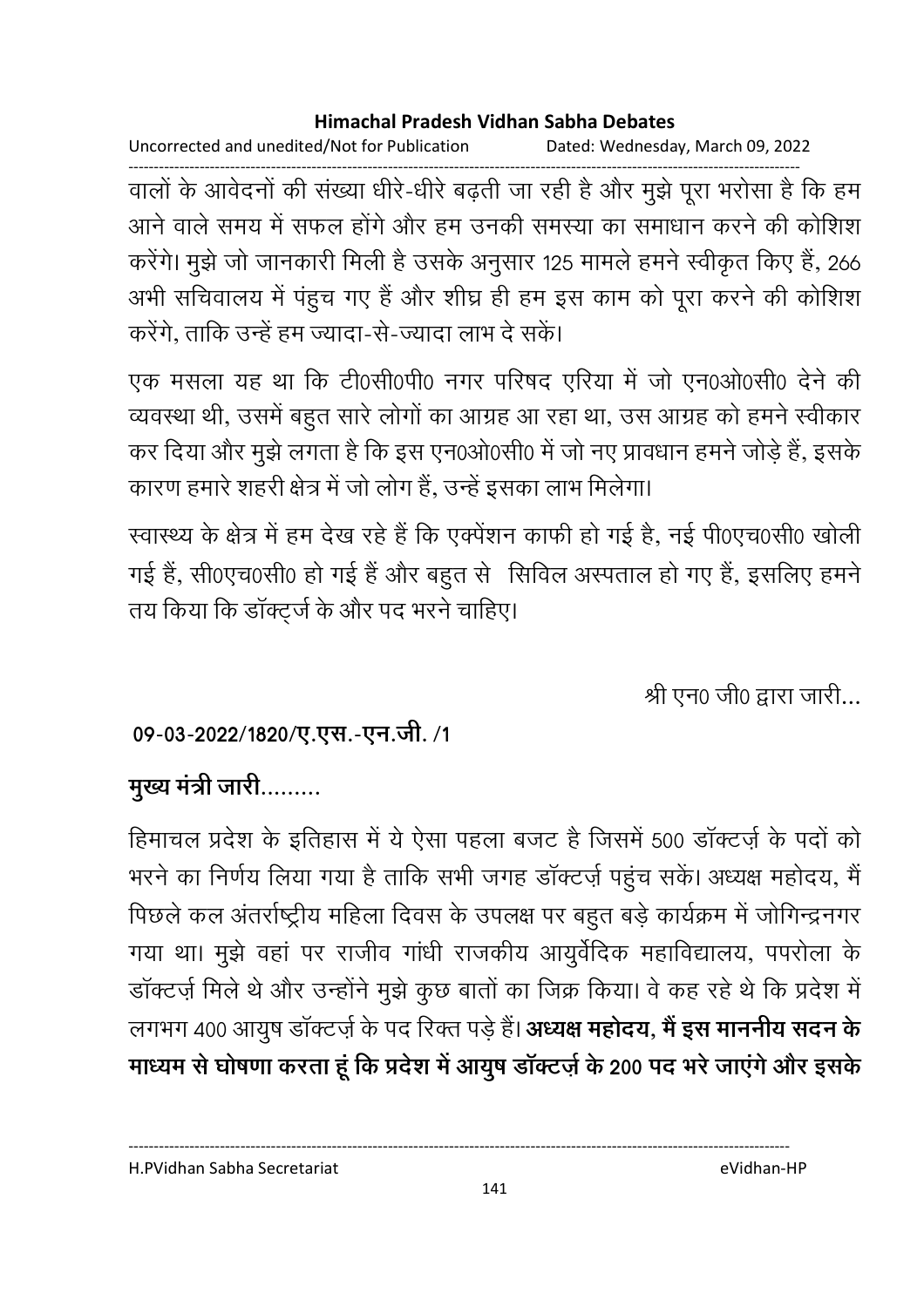वालों के आवेदनों की संख्या धीरे-धीरे बढ़ती जा रही है और मुझे पूरा भरोसा है कि हम आने वाले समय में सफल होंगे और हम उनकी समस्या का समाधान करने की कोशिश करेंगे। मुझे जो जानकारी मिली है उसके अनुसार 125 मामले हमने स्वीकृत किए हैं, 266 अभी सचिवालय में पंहुच गए हैं और शीघ्र ही हम इस काम को पूरा करने की कोशिश करेंगे, ताकि उन्हें हम ज्यादा-से-ज्यादा लाभ दे सकें।

एक मसला यह था कि टी0सी0पी0 नगर परिषद एरिया में जो एन0ओ0सी0 देने की व्यवस्था थी, उसमें बहुत सारे लोगों का आग्रह आ रहा था, उस आग्रह को हमने स्वीकार कर दिया और मुझे लगता है कि इस एन0ओ0सी0 में जो नए प्रावधान हमने जोड़े हैं, इसके कारण हमारे शहरी क्षेत्र में जो लोग हैं, उन्हें इसका लाभ मिलेगा।

स्वास्थ्य के क्षेत्र में हम देख रहे हैं कि एक्पेंशन काफी हो गई है, नई पी0एच0सी0 खोली गई हैं, सी0एच0सी0 हो गई हैं और बहुत से सिविल अस्पताल हो गए हैं, इसलिए हमने तय किया कि डॉक्ट्र्ज के और पद भरने चाहिए।

श्री एन0 जी0 द्वारा जारी...

**09-03-2022/1820/ए.एस.-एन.जी. /1**

**मुख्य मंत्री जारी.........**

हिमाचल प्रदेश के इतिहास में ये ऐसा पहला बजट है जिसमें 500 डॉक्टर्ज़ के पदों को भरने का निर्णय लिया गया है ताकि सभी जगह डॉक्टर्ज़ पहुंच सकें। अध्यक्ष महोदय, मैं पिछले कल अंतर्राष्ट्रीय महिला दिवस के उपलक्ष पर बहुत बड़े कार्यक्रम में जोगिन्द्रनगर गया था। मुझे वहां पर राजीव गांधी राजकीय आयुर्वेदिक महाविद्यालय, पपरोला के डॉक्टर्ज़ मिले थे और उन्होंने मुझे कुछ बातों का जिक्र किया। वे कह रहे थे कि प्रदेश में लगभग 400 आयुष डॉक्टर्ज़ के पद रिक्त पड़े हैं। **अध्यक्ष महोदय, मैं इस माननीय सदन के माध्यम से घोषणा करता हूं कि प्रदेश में आयुष डॉक्टर्ज़ के 200 पद भरे जाएंगे और इसके**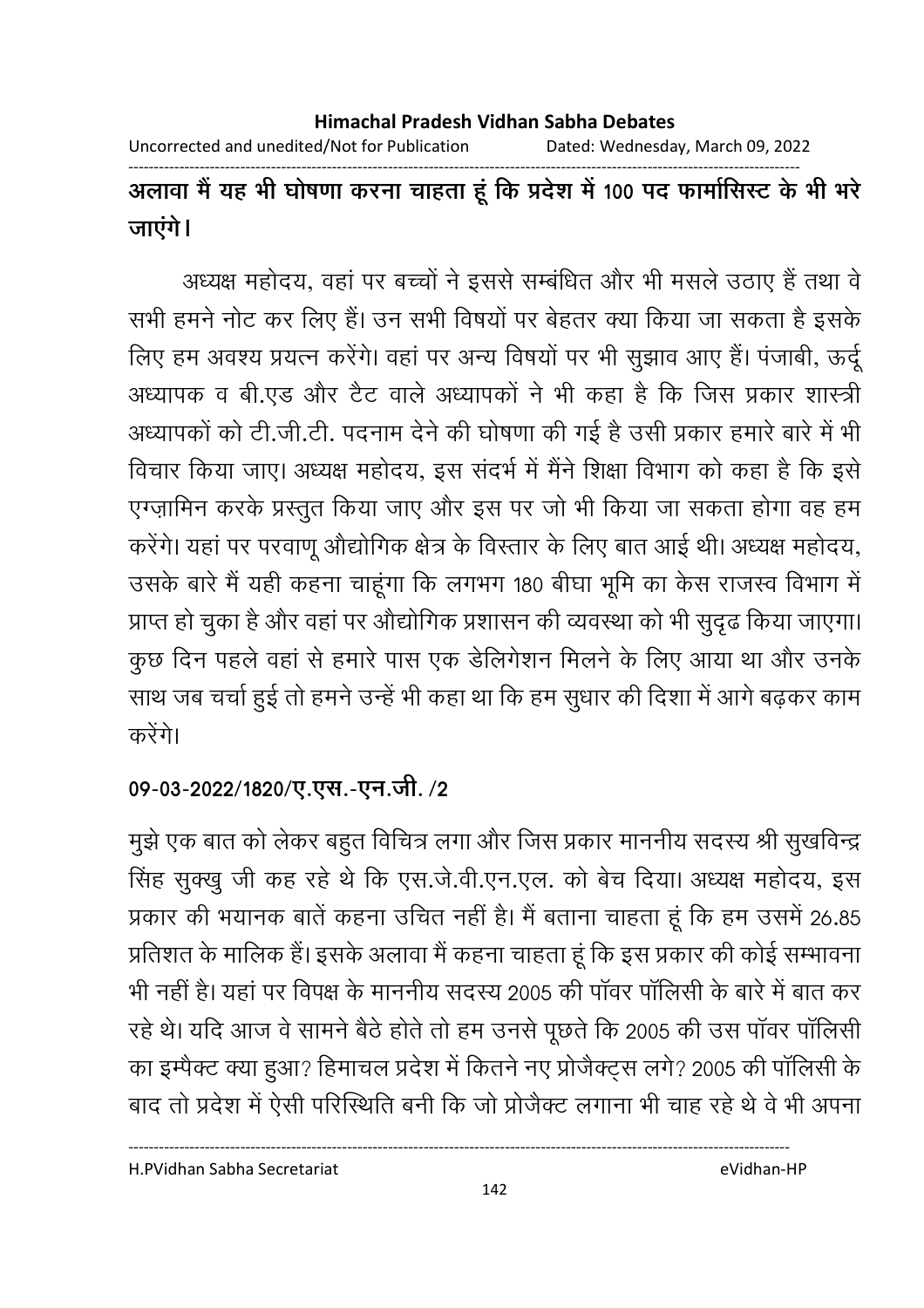**अलावा मैं यह भी घोषणा करना चाहता हूं कि प्रदेश में 100 पद फार्मासिस्ट के भी भरे जाएंगे।**

अध्यक्ष महोदय, वहां पर बच्चों ने इससे सम्बंधित और भी मसले उठाए हैं तथा वे सभी हमने नोट कर लिए हैं। उन सभी विषयों पर बेहतर क्या किया जा सकता है इसके लिए हम अवश्य प्रयत्न करेंगे। वहां पर अन्य विषयों पर भी सुझाव आए हैं। पंजाबी, ऊर्दू अध्यापक व बी.एड और टैट वाले अध्यापकों ने भी कहा है कि जिस प्रकार शास्त्री अध्यापकों को टी.जी.टी. पदनाम देने की घोषणा की गई है उसी प्रकार हमारे बारे में भी विचार किया जाए। अध्यक्ष महोदय, इस संदर्भ में मैंने शिक्षा विभाग को कहा है कि इसे एग्ज़ामिन करके प्रस्तुत किया जाए और इस पर जो भी किया जा सकता होगा वह हम करेंगे। यहां पर परवाणू औद्योगिक क्षेत्र के विस्तार के लिए बात आई थी। अध्यक्ष महोदय, उसके बारे में यही कहना चाहूंगा कि लगभग 180 बीघा भूमि का केस राजस्व विभाग में प्राप्त हो चुका है और वहां पर औद्योगिक प्रशासन की व्यवस्था को भी सुदृढ किया जाएगा। कुछ दिन पहले वहां से हमारे पास एक डेलिगेशन मिलने के लिए आया था और उनके साथ जब चर्चा हुई तो हमने उन्हें भी कहा था कि हम सुधार की दिशा में आगे बढ़कर काम करेंगे।

**09-03-2022/1820/ए.एस.-एन.जी. /2**

मुझे एक बात को लेकर बहुत विचित्र लगा और जिस प्रकार माननीय सदस्य श्री सुखविन्द्र सिंह सुक्खु जी कह रहे थे कि एस.जे.वी.एन.एल. को बेच दिया। अध्यक्ष महोदय, इस प्रकार की भयानक बातें कहना उचित नहीं है। मैं बताना चाहता हूं कि हम उसमें 26.85 प्रतिशत के मालिक हैं। इसके अलावा मैं कहना चाहता हूं कि इस प्रकार की कोई सम्भावना भी नहीं है। यहां पर विपक्ष के माननीय सदस्य 2005 की पॉवर पॉलिसी के बारे में बात कर रहे थे। यदि आज वे सामने बैठे होते तो हम उनसे पूछते कि 2005 की उस पॉवर पॉलिसी का इम्पैक्ट क्या हुआ? हिमाचल प्रदेश में कितने नए प्रोजैक्ट्स लगे? 2005 की पॉलिसी के बाद तो प्रदेश में ऐसी परिस्थिति बनी कि जो प्रोजैक्ट लगाना भी चाह रहे थे वे भी अपना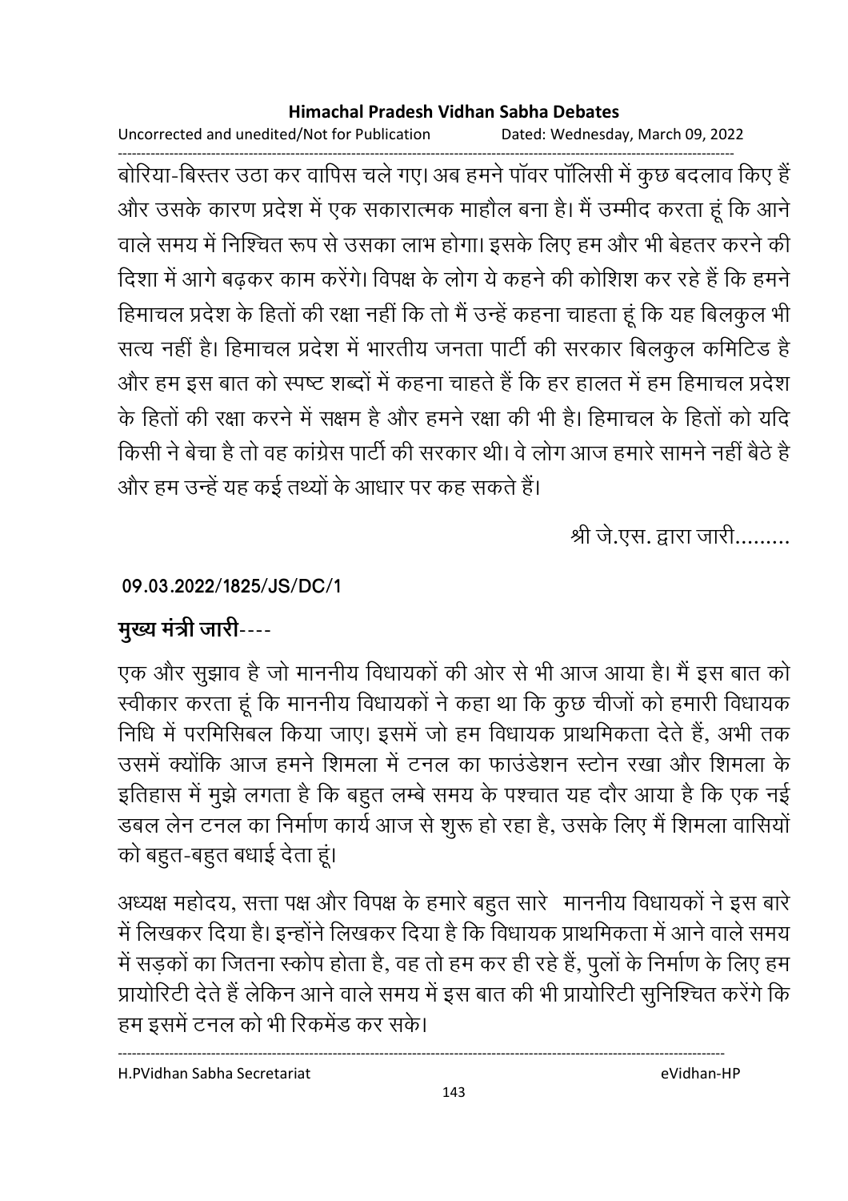बोरिया-बिस्तर उठा कर वापिस चले गए। अब हमने पॉवर पॉलिसी में कुछ बदलाव किए हैं और उसके कारण प्रदेश में एक सकारात्मक माहौल बना है। मैं उम्मीद करता हूं कि आने वाले समय में निश्चित रूप से उसका लाभ होगा। इसके लिए हम और भी बेहतर करने की दिशा में आगे बढ़कर काम करेंगे। विपक्ष के लोग ये कहने की कोशिश कर रहे हैं कि हमने हिमाचल प्रदेश के हितों की रक्षा नहीं कि तो मैं उन्हें कहना चाहता हूं कि यह बिलकुल भी सत्य नहीं है। हिमाचल प्रदेश में भारतीय जनता पार्टी की सरकार बिलकुल कमिटिड है और हम इस बात को स्पष्ट शब्दों में कहना चाहते हैं कि हर हालत में हम हिमाचल प्रदेश के हितों की रक्षा करने में सक्षम है और हमने रक्षा की भी है। हिमाचल के हितों को यदि किसी ने बेचा है तो वह कांग्रेस पार्टी की सरकार थी। वे लोग आज हमारे सामने नहीं बैठे है और हम उन्हें यह कई तथ्यों के आधार पर कह सकते हैं।

श्री जे.एस. द्वारा जारी.........

**09.03.2022/1825/JS/DC/1**

**मुख्य मंत्री जारी**----

एक और सुझाव है जो माननीय विधायकों की ओर से भी आज आया है। मैं इस बात को स्वीकार करता हूं कि माननीय विधायकों ने कहा था कि कुछ चीजों को हमारी विधायक निधि में परमिसिबल किया जाए। इसमें जो हम विधायक प्राथमिकता देते हैं, अभी तक उसमें क्योंकि आज हमने शिमला में टनल का फाउंडेशन स्टोन रखा और शिमला के इतिहास में मुझे लगता है कि बहुत लम्बे समय के पश्चात यह दौर आया है कि एक नई डबल लेन टनल का निर्माण कार्य आज से शुरू हो रहा है, उसके लिए मैं शिमला वासियों को बहुत-बहुत बधाई देता हूं।

अध्यक्ष महोदय, सत्ता पक्ष और विपक्ष के हमारे बहुत सारे माननीय विधायकों ने इस बारे में लिखकर दिया है। इन्होंने लिखकर दिया है कि विधायक प्राथमिकता में आने वाले समय में सड़कों का जितना स्कोप होता है, वह तो हम कर ही रहे हैं, पुलों के निर्माण के लिए हम प्रायोरिटी देते हैं लेकिन आने वाले समय में इस बात की भी प्रायोरिटी सुनिश्चित करेंगे कि हम इसमें टनल को भी रिकमेंड कर सके।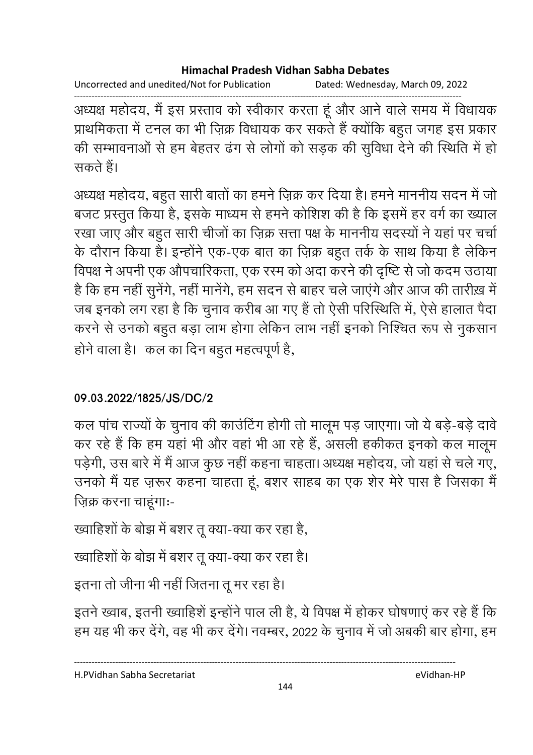अध्यक्ष महोदय, मैं इस प्रस्ताव को स्वीकार करता हूं और आने वाले समय में विधायक प्राथमिकता में टनल का भी ज़िक्र विधायक कर सकते हैं क्योंकि बहुत जगह इस प्रकार की सम्भावनाओं से हम बेहतर ढंग से लोगों को सड़क की सुविधा देने की स्थिति में हो सकते हैं।

अध्यक्ष महोदय, बहुत सारी बातों का हमने ज़िक्र कर दिया है। हमने माननीय सदन में जो बजट प्रस्तुत किया है, इसके माध्यम से हमने कोशिश की है कि इसमें हर वर्ग का ख्याल रखा जाए और बहुत सारी चीजों का ज़िक्र सत्ता पक्ष के माननीय सदस्यों ने यहां पर चर्चा के दौरान किया है। इन्होंने एक-एक बात का ज़िक्र बहुत तर्क के साथ किया है लेकिन विपक्ष ने अपनी एक औपचारिकता, एक रस्म को अदा करने की दृष्टि से जो कदम उठाया है कि हम नहीं सुनेंगे, नहीं मानेंगे, हम सदन से बाहर चले जाएंगे और आज की तारीख़ में जब इनको लग रहा है कि चुनाव करीब आ गए हैं तो ऐसी परिस्थिति में, ऐसे हालात पैदा करने से उनको बहुत बड़ा लाभ होगा लेकिन लाभ नहीं इनको निश्चित रूप से नुकसान होने वाला है। कल का दिन बहुत महत्वपूर्ण है,

**09.03.2022/1825/JS/DC/2**

कल पांच राज्यों के चुनाव की काउंटिंग होगी तो मालूम पड़ जाएगा। जो ये बड़े-बड़े दावे कर रहे हैं कि हम यहां भी और वहां भी आ रहे हैं, असली हकीकत इनको कल मालूम पड़ेगी, उस बारे में मैं आज कुछ नहीं कहना चाहता। अध्यक्ष महोदय, जो यहां से चले गए, उनको मैं यह ज़रूर कहना चाहता हूं, बशर साहब का एक शेर मेरे पास है जिसका मैं ज़िक्र करना चाहूंगाः-

ख्वाहिशों के बोझ में बशर तू क्या-क्या कर रहा है,

ख्वाहिशों के बोझ में बशर तू क्या-क्या कर रहा है।

इतना तो जीना भी नहीं जितना तू मर रहा है।

इतने ख्वाब, इतनी ख्वाहिशें इन्होंने पाल ली है, ये विपक्ष में होकर घोषणाएं कर रहे हैं कि हम यह भी कर देंगे, वह भी कर देंगे। नवम्बर, 2022 के चुनाव में जो अबकी बार होगा, हम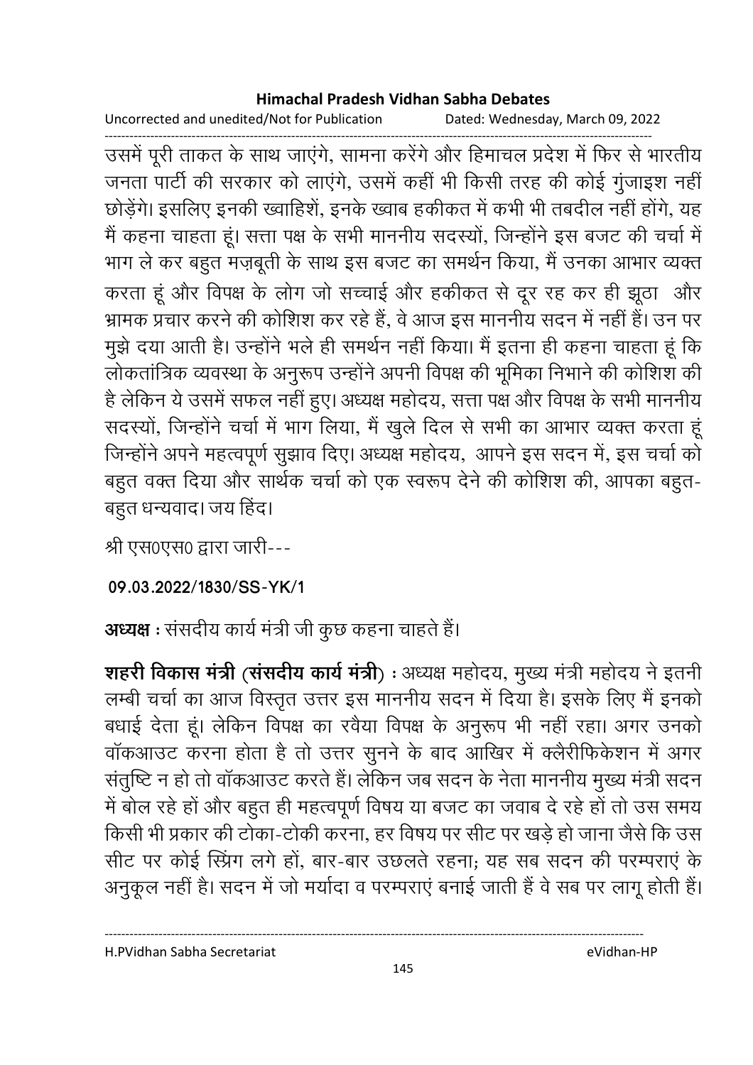उसमें पूरी ताकत के साथ जाएंगे, सामना करेंगे और हिमाचल प्रदेश में फिर से भारतीय जनता पार्टी की सरकार को लाएंगे, उसमें कहीं भी किसी तरह की कोई गुंजाइश नहीं छोड़ेंगे। इसलिए इनकी ख्वाहिशें, इनके ख्वाब हकीकत में कभी भी तबदील नहीं होंगे, यह मैं कहना चाहता हूं। सत्ता पक्ष के सभी माननीय सदस्यों, जिन्होंने इस बजट की चर्चा में भाग ले कर बहुत मज़बूती के साथ इस बजट का समर्थन किया, मैं उनका आभार व्यक्त करता हूं और विपक्ष के लोग जो सच्चाई और हकीकत से दूर रह कर ही झूठा और भ्रामक प्रचार करने की कोशिश कर रहे हैं, वे आज इस माननीय सदन में नहीं हैं। उन पर मुझे दया आती है। उन्होंने भले ही समर्थन नहीं किया। मैं इतना ही कहना चाहता हूं कि लोकतांत्रिक व्यवस्था के अनुरूप उन्होंने अपनी विपक्ष की भूमिका निभाने की कोशिश की है लेकिन ये उसमें सफल नहीं हुए। अध्यक्ष महोदय, सत्ता पक्ष और विपक्ष के सभी माननीय सदस्यों, जिन्होंने चर्चा में भाग लिया, मैं खुले दिल से सभी का आभार व्यक्त करता हूं जिन्होंने अपने महत्वपूर्ण सुझाव दिए। अध्यक्ष महोदय, आपने इस सदन में, इस चर्चा को बहुत वक्त दिया और सार्थक चर्चा को एक स्वरूप देने की कोशिश की, आपका बहुत-बहुत धन्यवाद। जय हिंद।

श्री एस0एस0 द्वारा जारी---

**09.03.2022/1830/SS-YK/1**

**अध्यक्ष** : संसदीय कार्य मंत्री जी कुछ कहना चाहते हैं।

**शहरी विकास मंत्री (संसदीय कार्य मंत्री)** : अध्यक्ष महोदय, मुख्य मंत्री महोदय ने इतनी लम्बी चर्चा का आज विस्तृत उत्तर इस माननीय सदन में दिया है। इसके लिए मैं इनको बधाई देता हूं। लेकिन विपक्ष का रवैया विपक्ष के अनुरूप भी नहीं रहा। अगर उनको वॉकआउट करना होता है तो उत्तर सुनने के बाद आखिर में क्लैरीफिकेशन में अगर संतुष्टि न हो तो वॉकआउट करते हैं। लेकिन जब सदन के नेता माननीय मुख्य मंत्री सदन में बोल रहे हों और बहुत ही महत्वपूर्ण विषय या बजट का जवाब दे रहे हों तो उस समय किसी भी प्रकार की टोका-टोकी करना, हर विषय पर सीट पर खड़े हो जाना जैसे कि उस सीट पर कोई स्प्रिंग लगे हों, बार-बार उछलते रहना; यह सब सदन की परम्पराएं के अनुकूल नहीं है। सदन में जो मर्यादा व परम्पराएं बनाई जाती हैं वे सब पर लागू होती हैं।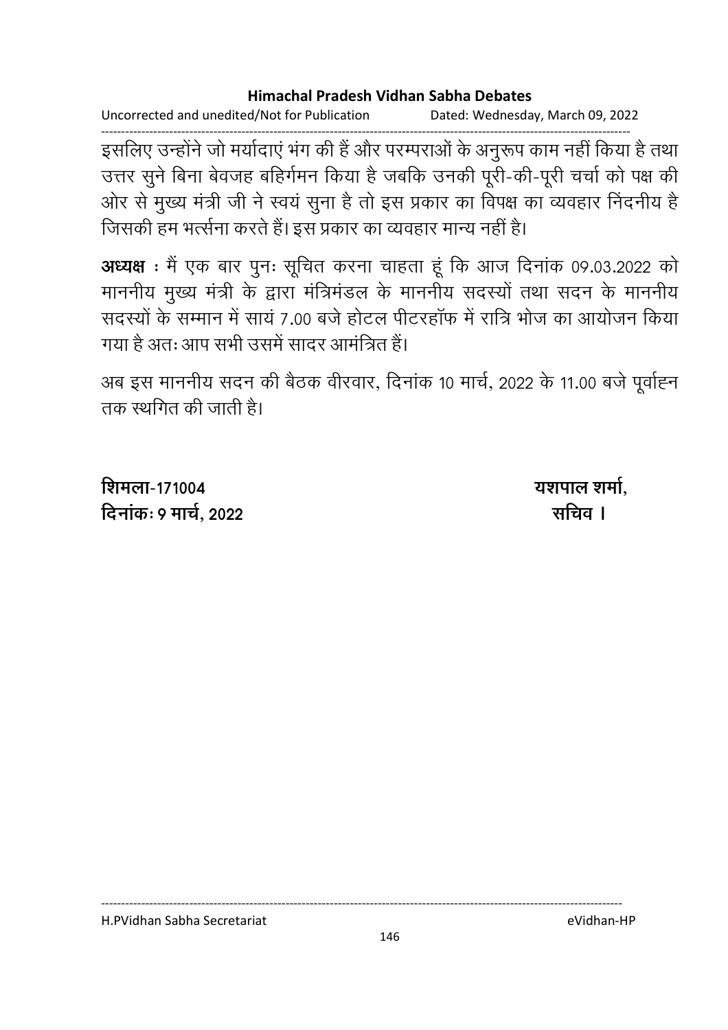इसलिए उन्होंने जो मर्यादाएं भंग की हैं और परम्पराओं के अनुरूप काम नहीं किया है तथा उत्तर सुने बिना बेवजह बहिर्गमन किया है जबकि उनकी पूरी-की-पूरी चर्चा को पक्ष की ओर से मुख्य मंत्री जी ने स्वयं सुना है तो इस प्रकार का विपक्ष का व्यवहार निंदनीय है जिसकी हम भर्त्सना करते हैं। इस प्रकार का व्यवहार मान्य नहीं है।

**अध्यक्ष** : मैं एक बार पुनः सूचित करना चाहता हूं कि आज दिनांक 09.03.2022 को माननीय मुख्य मंत्री के द्वारा मंत्रिमंडल के माननीय सदस्यों तथा सदन के माननीय सदस्यों के सम्मान में सायं 7.00 बजे होटल पीटरहॉफ में रात्रि भोज का आयोजन किया गया है अतः आप सभी उसमें सादर आमंत्रित हैं।

अब इस माननीय सदन की बैठक वीरवार, दिनांक 10 मार्च, 2022 के 11.00 बजे पूर्वाह्न तक स्थगित की जाती है।

**शिमला-171004** **यशपाल शर्मा,**
**दिनांकः 9 मार्च, 2022** **सचिव ।**